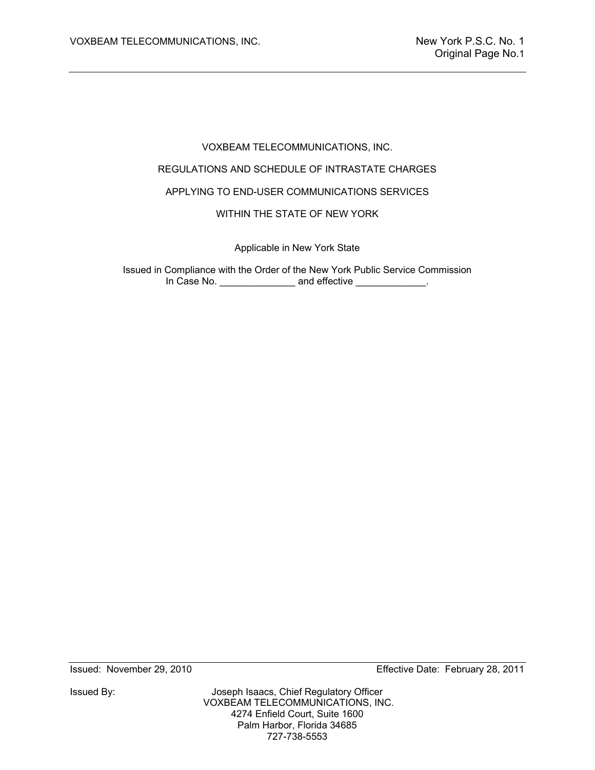# VOXBEAM TELECOMMUNICATIONS, INC.

## REGULATIONS AND SCHEDULE OF INTRASTATE CHARGES

## APPLYING TO END-USER COMMUNICATIONS SERVICES

## WITHIN THE STATE OF NEW YORK

Applicable in New York State

Issued in Compliance with the Order of the New York Public Service Commission
In Case No. ______________ and effective _____________.

Issued: November 29, 2010

Effective Date: February 28, 2011

Issued By:

Joseph Isaacs, Chief Regulatory Officer
VOXBEAM TELECOMMUNICATIONS, INC.
4274 Enfield Court, Suite 1600
Palm Harbor, Florida 34685
727-738-5553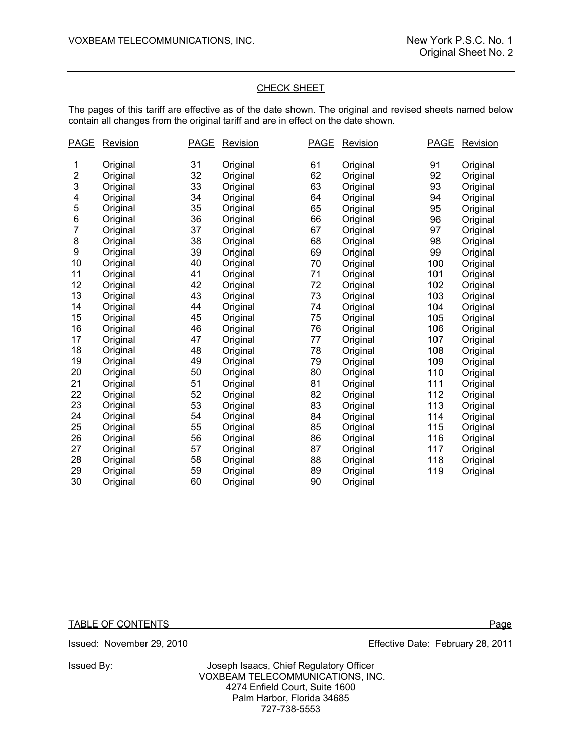## CHECK SHEET

The pages of this tariff are effective as of the date shown. The original and revised sheets named below contain all changes from the original tariff and are in effect on the date shown.

| PAGE | Revision | PAGE | Revision | PAGE | Revision | PAGE | Revision |
|---|---|---|---|---|---|---|---|
| 1 | Original | 31 | Original | 61 | Original | 91 | Original |
| 2 | Original | 32 | Original | 62 | Original | 92 | Original |
| 3 | Original | 33 | Original | 63 | Original | 93 | Original |
| 4 | Original | 34 | Original | 64 | Original | 94 | Original |
| 5 | Original | 35 | Original | 65 | Original | 95 | Original |
| 6 | Original | 36 | Original | 66 | Original | 96 | Original |
| 7 | Original | 37 | Original | 67 | Original | 97 | Original |
| 8 | Original | 38 | Original | 68 | Original | 98 | Original |
| 9 | Original | 39 | Original | 69 | Original | 99 | Original |
| 10 | Original | 40 | Original | 70 | Original | 100 | Original |
| 11 | Original | 41 | Original | 71 | Original | 101 | Original |
| 12 | Original | 42 | Original | 72 | Original | 102 | Original |
| 13 | Original | 43 | Original | 73 | Original | 103 | Original |
| 14 | Original | 44 | Original | 74 | Original | 104 | Original |
| 15 | Original | 45 | Original | 75 | Original | 105 | Original |
| 16 | Original | 46 | Original | 76 | Original | 106 | Original |
| 17 | Original | 47 | Original | 77 | Original | 107 | Original |
| 18 | Original | 48 | Original | 78 | Original | 108 | Original |
| 19 | Original | 49 | Original | 79 | Original | 109 | Original |
| 20 | Original | 50 | Original | 80 | Original | 110 | Original |
| 21 | Original | 51 | Original | 81 | Original | 111 | Original |
| 22 | Original | 52 | Original | 82 | Original | 112 | Original |
| 23 | Original | 53 | Original | 83 | Original | 113 | Original |
| 24 | Original | 54 | Original | 84 | Original | 114 | Original |
| 25 | Original | 55 | Original | 85 | Original | 115 | Original |
| 26 | Original | 56 | Original | 86 | Original | 116 | Original |
| 27 | Original | 57 | Original | 87 | Original | 117 | Original |
| 28 | Original | 58 | Original | 88 | Original | 118 | Original |
| 29 | Original | 59 | Original | 89 | Original | 119 | Original |
| 30 | Original | 60 | Original | 90 | Original | | |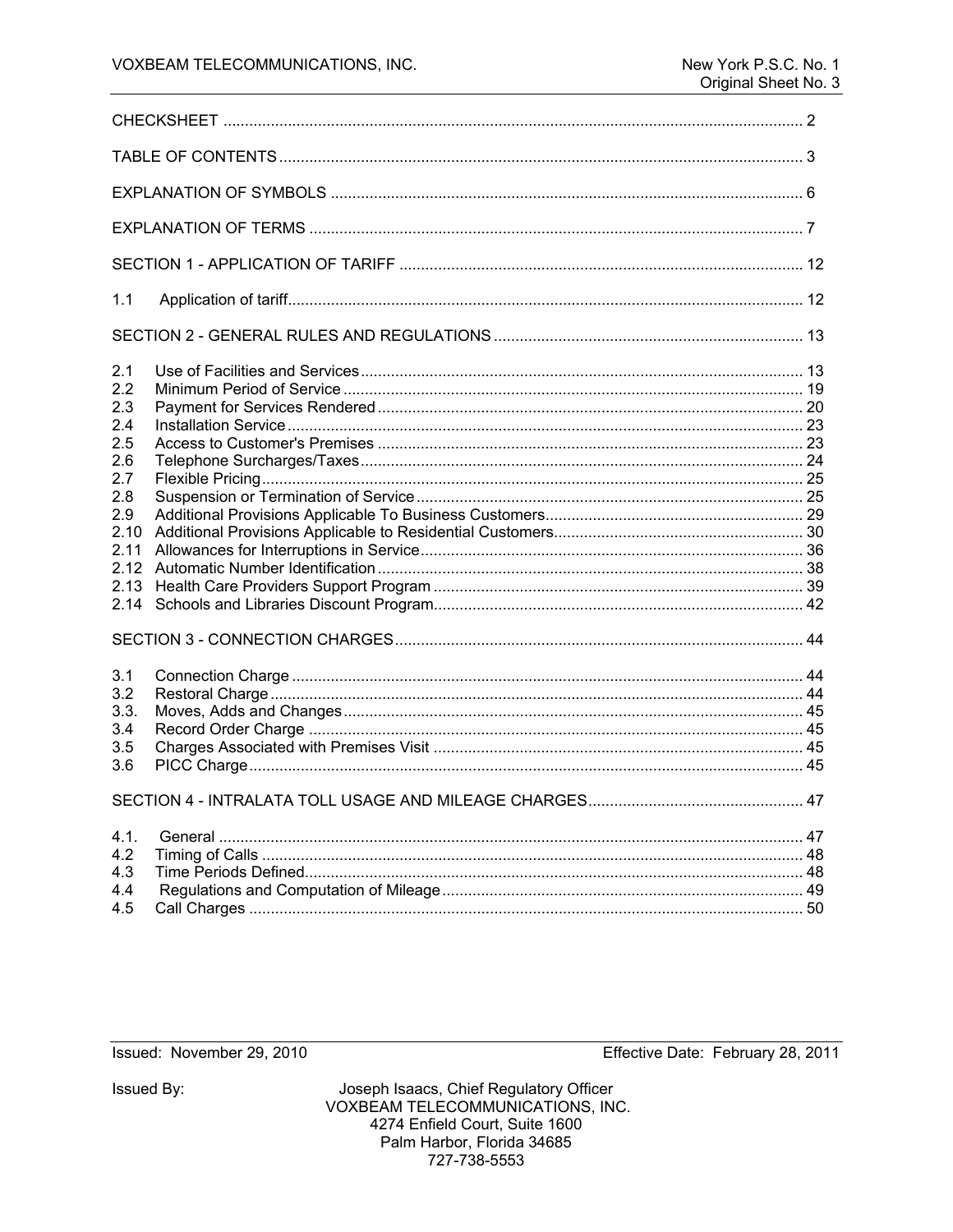| | |
|---|---|
| CHECKSHEET | 2 |
| TABLE OF CONTENTS | 3 |
| EXPLANATION OF SYMBOLS | 6 |
| EXPLANATION OF TERMS | 7 |
| SECTION 1 - APPLICATION OF TARIFF | 12 |
| 1.1 Application of tariff | 12 |
| SECTION 2 - GENERAL RULES AND REGULATIONS | 13 |
| 2.1 Use of Facilities and Services | 13 |
| 2.2 Minimum Period of Service | 19 |
| 2.3 Payment for Services Rendered | 20 |
| 2.4 Installation Service | 23 |
| 2.5 Access to Customer's Premises | 23 |
| 2.6 Telephone Surcharges/Taxes | 24 |
| 2.7 Flexible Pricing | 25 |
| 2.8 Suspension or Termination of Service | 25 |
| 2.9 Additional Provisions Applicable To Business Customers | 29 |
| 2.10 Additional Provisions Applicable to Residential Customers | 30 |
| 2.11 Allowances for Interruptions in Service | 36 |
| 2.12 Automatic Number Identification | 38 |
| 2.13 Health Care Providers Support Program | 39 |
| 2.14 Schools and Libraries Discount Program | 42 |
| SECTION 3 - CONNECTION CHARGES | 44 |
| 3.1 Connection Charge | 44 |
| 3.2 Restoral Charge | 44 |
| 3.3. Moves, Adds and Changes | 45 |
| 3.4 Record Order Charge | 45 |
| 3.5 Charges Associated with Premises Visit | 45 |
| 3.6 PICC Charge | 45 |
| SECTION 4 - INTRALATA TOLL USAGE AND MILEAGE CHARGES | 47 |
| 4.1. General | 47 |
| 4.2 Timing of Calls | 48 |
| 4.3 Time Periods Defined | 48 |
| 4.4 Regulations and Computation of Mileage | 49 |
| 4.5 Call Charges | 50 |

Issued: November 29, 2010

Effective Date: February 28, 2011

Issued By:

Joseph Isaacs, Chief Regulatory Officer
VOXBEAM TELECOMMUNICATIONS, INC.
4274 Enfield Court, Suite 1600
Palm Harbor, Florida 34685
727-738-5553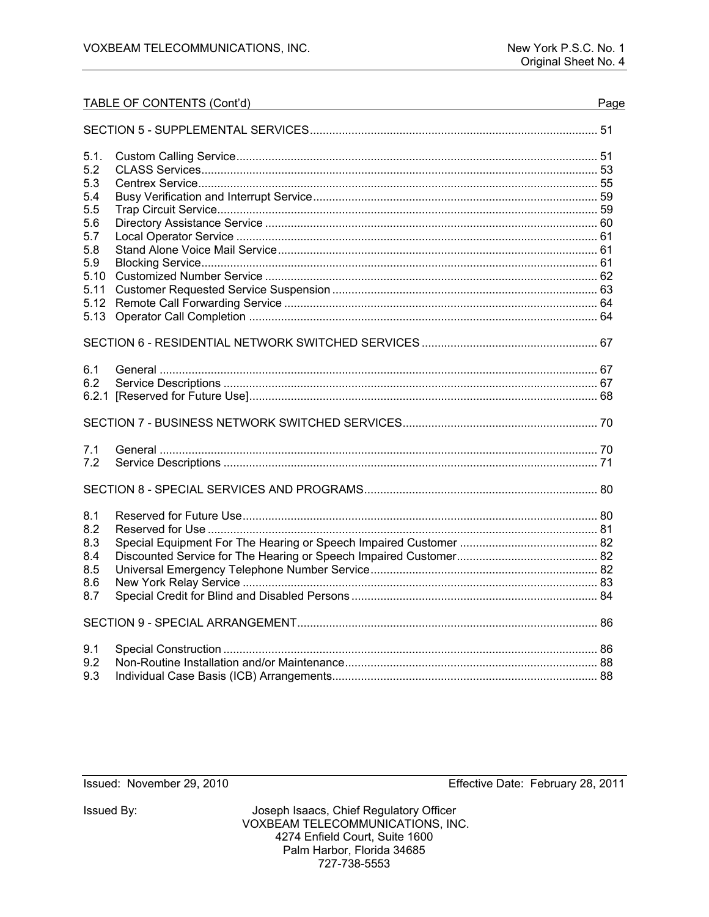TABLE OF CONTENTS (Cont'd)

| | | Page |
|---|---|---|
| SECTION 5 - SUPPLEMENTAL SERVICES | | 51 |
| 5.1. | Custom Calling Service | 51 |
| 5.2 | CLASS Services | 53 |
| 5.3 | Centrex Service | 55 |
| 5.4 | Busy Verification and Interrupt Service | 59 |
| 5.5 | Trap Circuit Service | 59 |
| 5.6 | Directory Assistance Service | 60 |
| 5.7 | Local Operator Service | 61 |
| 5.8 | Stand Alone Voice Mail Service | 61 |
| 5.9 | Blocking Service | 61 |
| 5.10 | Customized Number Service | 62 |
| 5.11 | Customer Requested Service Suspension | 63 |
| 5.12 | Remote Call Forwarding Service | 64 |
| 5.13 | Operator Call Completion | 64 |
| SECTION 6 - RESIDENTIAL NETWORK SWITCHED SERVICES | | 67 |
| 6.1 | General | 67 |
| 6.2 | Service Descriptions | 67 |
| 6.2.1 | [Reserved for Future Use] | 68 |
| SECTION 7 - BUSINESS NETWORK SWITCHED SERVICES | | 70 |
| 7.1 | General | 70 |
| 7.2 | Service Descriptions | 71 |
| SECTION 8 - SPECIAL SERVICES AND PROGRAMS | | 80 |
| 8.1 | Reserved for Future Use | 80 |
| 8.2 | Reserved for Use | 81 |
| 8.3 | Special Equipment For The Hearing or Speech Impaired Customer | 82 |
| 8.4 | Discounted Service for The Hearing or Speech Impaired Customer | 82 |
| 8.5 | Universal Emergency Telephone Number Service | 82 |
| 8.6 | New York Relay Service | 83 |
| 8.7 | Special Credit for Blind and Disabled Persons | 84 |
| SECTION 9 - SPECIAL ARRANGEMENT | | 86 |
| 9.1 | Special Construction | 86 |
| 9.2 | Non-Routine Installation and/or Maintenance | 88 |
| 9.3 | Individual Case Basis (ICB) Arrangements | 88 |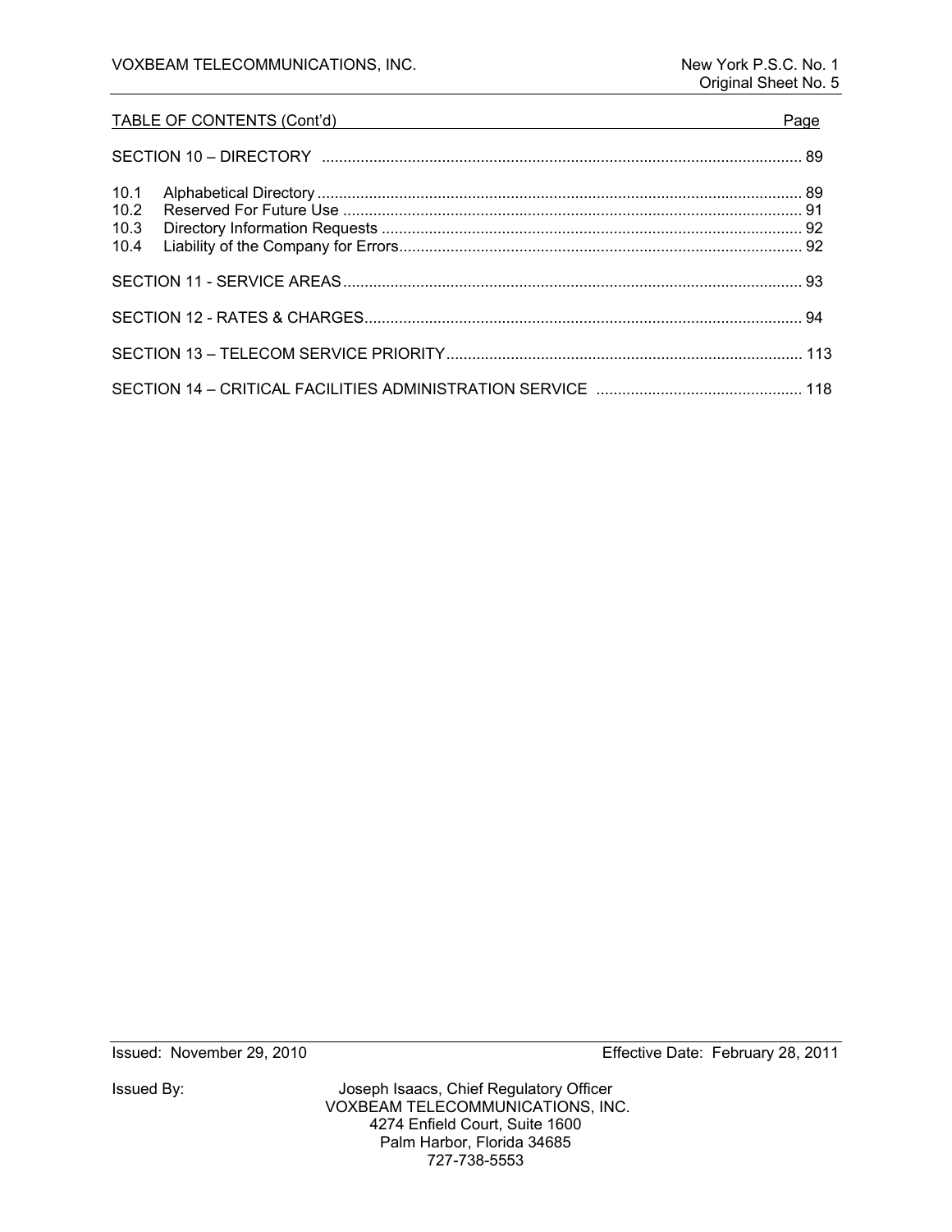TABLE OF CONTENTS (Cont'd) Page

SECTION 10 – DIRECTORY .............................................................. 89

10.1 Alphabetical Directory ............................................................ 89
10.2 Reserved For Future Use ......................................................... 91
10.3 Directory Information Requests ................................................ 92
10.4 Liability of the Company for Errors............................................. 92

SECTION 11 - SERVICE AREAS.......................................................... 93

SECTION 12 - RATES & CHARGES...................................................... 94

SECTION 13 – TELECOM SERVICE PRIORITY.......................................... 113

SECTION 14 – CRITICAL FACILITIES ADMINISTRATION SERVICE ................... 118

Issued: November 29, 2010 Effective Date: February 28, 2011

Issued By: Joseph Isaacs, Chief Regulatory Officer
VOXBEAM TELECOMMUNICATIONS, INC.
4274 Enfield Court, Suite 1600
Palm Harbor, Florida 34685
727-738-5553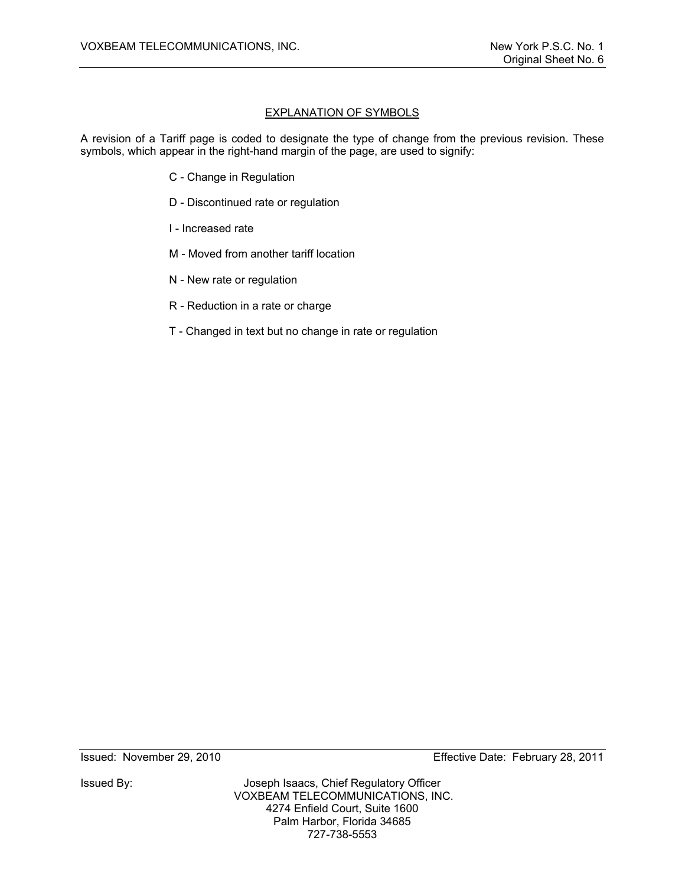## EXPLANATION OF SYMBOLS

A revision of a Tariff page is coded to designate the type of change from the previous revision. These symbols, which appear in the right-hand margin of the page, are used to signify:

C - Change in Regulation

D - Discontinued rate or regulation

I - Increased rate

M - Moved from another tariff location

N - New rate or regulation

R - Reduction in a rate or charge

T - Changed in text but no change in rate or regulation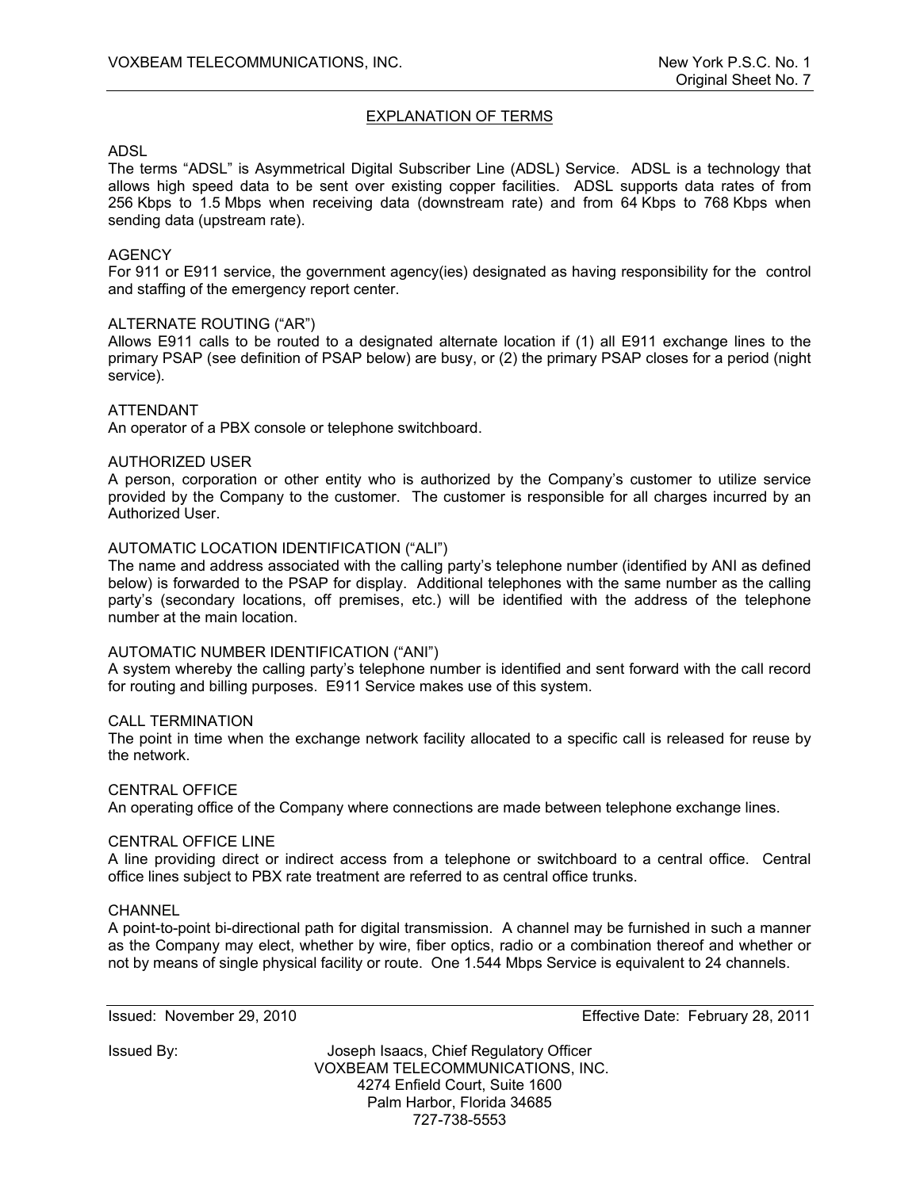## EXPLANATION OF TERMS

ADSL
The terms “ADSL” is Asymmetrical Digital Subscriber Line (ADSL) Service. ADSL is a technology that allows high speed data to be sent over existing copper facilities. ADSL supports data rates of from 256 Kbps to 1.5 Mbps when receiving data (downstream rate) and from 64 Kbps to 768 Kbps when sending data (upstream rate).

AGENCY
For 911 or E911 service, the government agency(ies) designated as having responsibility for the control and staffing of the emergency report center.

ALTERNATE ROUTING (“AR”)
Allows E911 calls to be routed to a designated alternate location if (1) all E911 exchange lines to the primary PSAP (see definition of PSAP below) are busy, or (2) the primary PSAP closes for a period (night service).

ATTENDANT
An operator of a PBX console or telephone switchboard.

AUTHORIZED USER
A person, corporation or other entity who is authorized by the Company’s customer to utilize service provided by the Company to the customer. The customer is responsible for all charges incurred by an Authorized User.

AUTOMATIC LOCATION IDENTIFICATION (“ALI”)
The name and address associated with the calling party’s telephone number (identified by ANI as defined below) is forwarded to the PSAP for display. Additional telephones with the same number as the calling party’s (secondary locations, off premises, etc.) will be identified with the address of the telephone number at the main location.

AUTOMATIC NUMBER IDENTIFICATION (“ANI”)
A system whereby the calling party’s telephone number is identified and sent forward with the call record for routing and billing purposes. E911 Service makes use of this system.

CALL TERMINATION
The point in time when the exchange network facility allocated to a specific call is released for reuse by the network.

CENTRAL OFFICE
An operating office of the Company where connections are made between telephone exchange lines.

CENTRAL OFFICE LINE
A line providing direct or indirect access from a telephone or switchboard to a central office. Central office lines subject to PBX rate treatment are referred to as central office trunks.

CHANNEL
A point-to-point bi-directional path for digital transmission. A channel may be furnished in such a manner as the Company may elect, whether by wire, fiber optics, radio or a combination thereof and whether or not by means of single physical facility or route. One 1.544 Mbps Service is equivalent to 24 channels.

Issued: November 29, 2010 Effective Date: February 28, 2011

Issued By: Joseph Isaacs, Chief Regulatory Officer
VOXBEAM TELECOMMUNICATIONS, INC.
4274 Enfield Court, Suite 1600
Palm Harbor, Florida 34685
727-738-5553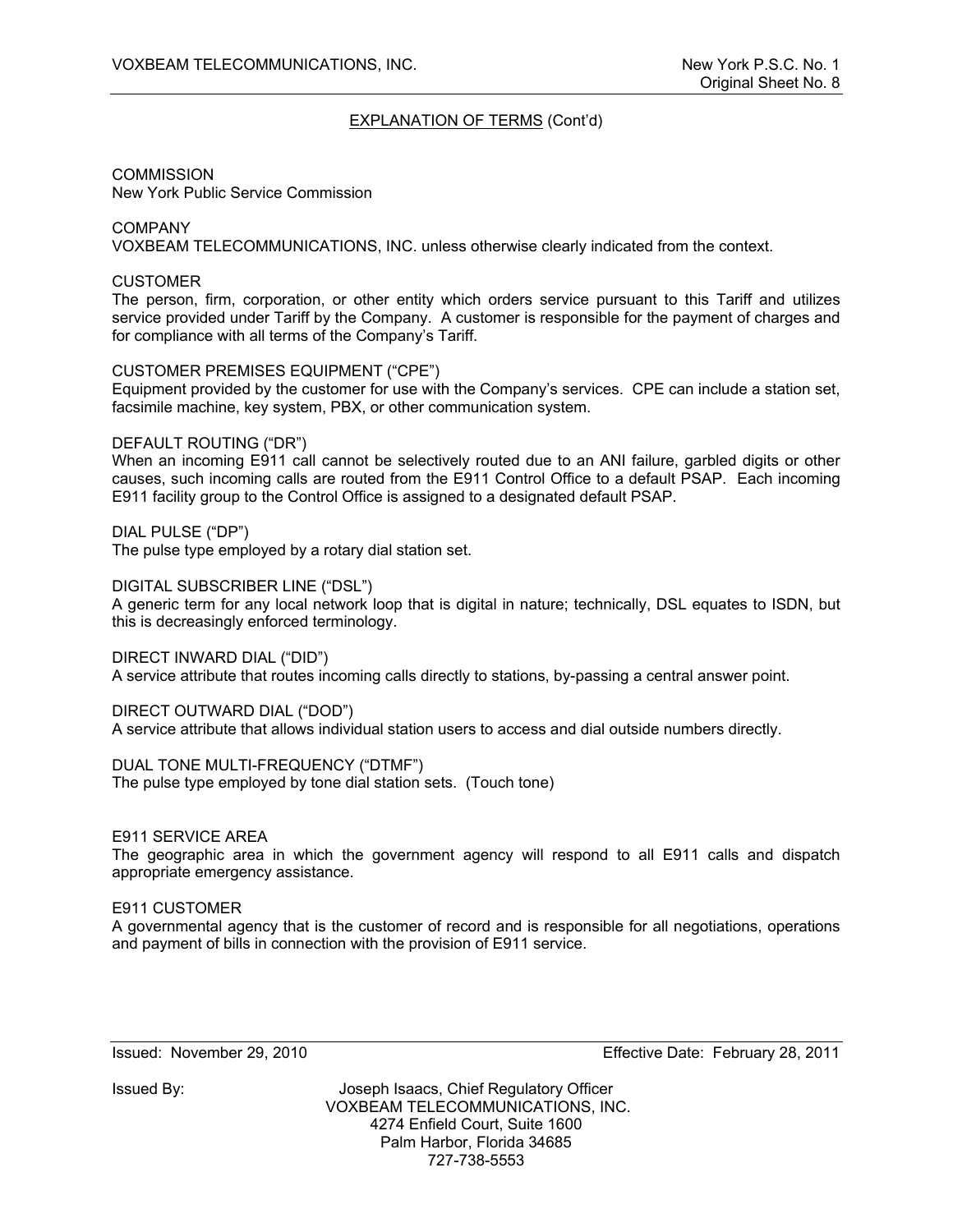## EXPLANATION OF TERMS (Cont'd)

COMMISSION
New York Public Service Commission

COMPANY
VOXBEAM TELECOMMUNICATIONS, INC. unless otherwise clearly indicated from the context.

CUSTOMER
The person, firm, corporation, or other entity which orders service pursuant to this Tariff and utilizes service provided under Tariff by the Company. A customer is responsible for the payment of charges and for compliance with all terms of the Company's Tariff.

CUSTOMER PREMISES EQUIPMENT ("CPE")
Equipment provided by the customer for use with the Company's services. CPE can include a station set, facsimile machine, key system, PBX, or other communication system.

DEFAULT ROUTING ("DR")
When an incoming E911 call cannot be selectively routed due to an ANI failure, garbled digits or other causes, such incoming calls are routed from the E911 Control Office to a default PSAP. Each incoming E911 facility group to the Control Office is assigned to a designated default PSAP.

DIAL PULSE ("DP")
The pulse type employed by a rotary dial station set.

DIGITAL SUBSCRIBER LINE ("DSL")
A generic term for any local network loop that is digital in nature; technically, DSL equates to ISDN, but this is decreasingly enforced terminology.

DIRECT INWARD DIAL ("DID")
A service attribute that routes incoming calls directly to stations, by-passing a central answer point.

DIRECT OUTWARD DIAL ("DOD")
A service attribute that allows individual station users to access and dial outside numbers directly.

DUAL TONE MULTI-FREQUENCY ("DTMF")
The pulse type employed by tone dial station sets. (Touch tone)

E911 SERVICE AREA
The geographic area in which the government agency will respond to all E911 calls and dispatch appropriate emergency assistance.

E911 CUSTOMER
A governmental agency that is the customer of record and is responsible for all negotiations, operations and payment of bills in connection with the provision of E911 service.

Issued: November 29, 2010 Effective Date: February 28, 2011

Issued By: Joseph Isaacs, Chief Regulatory Officer
VOXBEAM TELECOMMUNICATIONS, INC.
4274 Enfield Court, Suite 1600
Palm Harbor, Florida 34685
727-738-5553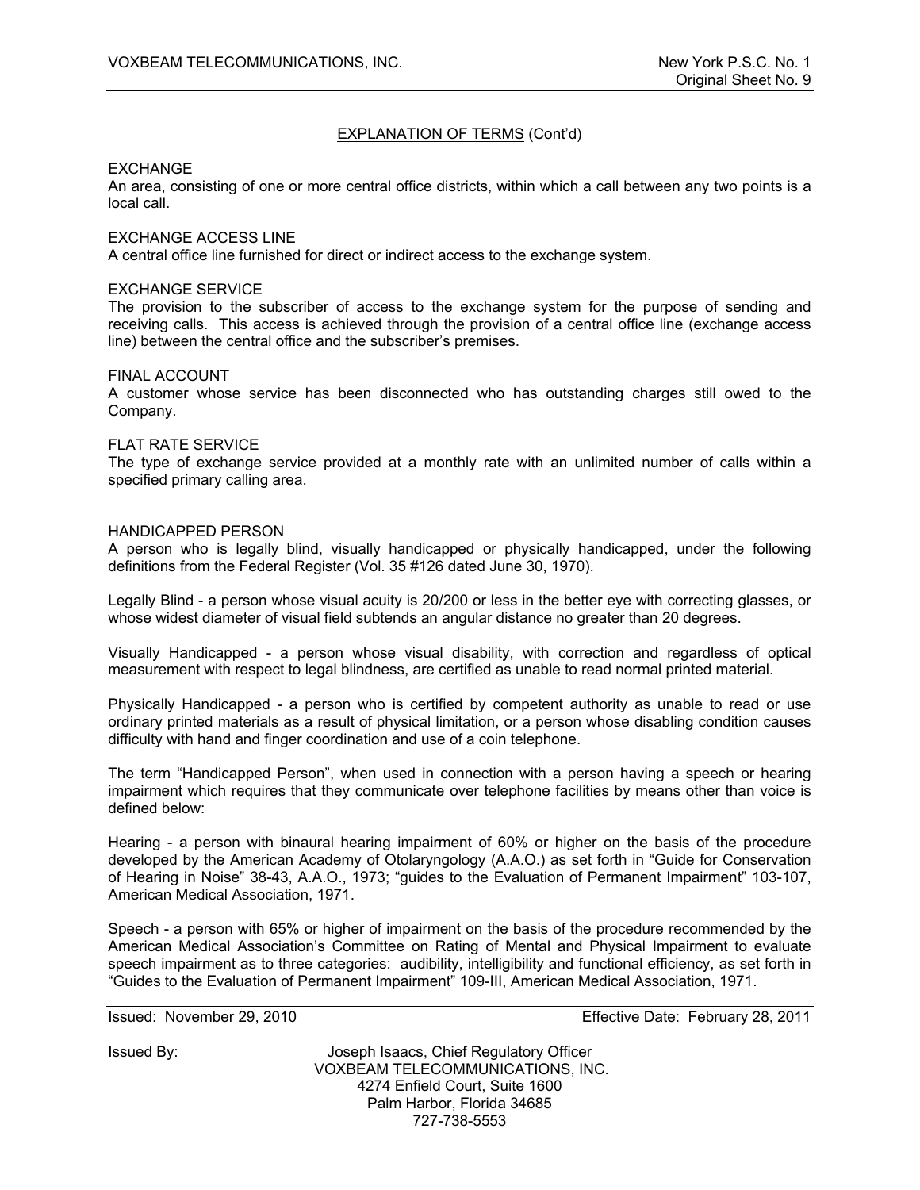## EXPLANATION OF TERMS (Cont'd)

EXCHANGE
An area, consisting of one or more central office districts, within which a call between any two points is a local call.

EXCHANGE ACCESS LINE
A central office line furnished for direct or indirect access to the exchange system.

EXCHANGE SERVICE
The provision to the subscriber of access to the exchange system for the purpose of sending and receiving calls. This access is achieved through the provision of a central office line (exchange access line) between the central office and the subscriber's premises.

FINAL ACCOUNT
A customer whose service has been disconnected who has outstanding charges still owed to the Company.

FLAT RATE SERVICE
The type of exchange service provided at a monthly rate with an unlimited number of calls within a specified primary calling area.

HANDICAPPED PERSON
A person who is legally blind, visually handicapped or physically handicapped, under the following definitions from the Federal Register (Vol. 35 #126 dated June 30, 1970).

Legally Blind - a person whose visual acuity is 20/200 or less in the better eye with correcting glasses, or whose widest diameter of visual field subtends an angular distance no greater than 20 degrees.

Visually Handicapped - a person whose visual disability, with correction and regardless of optical measurement with respect to legal blindness, are certified as unable to read normal printed material.

Physically Handicapped - a person who is certified by competent authority as unable to read or use ordinary printed materials as a result of physical limitation, or a person whose disabling condition causes difficulty with hand and finger coordination and use of a coin telephone.

The term "Handicapped Person", when used in connection with a person having a speech or hearing impairment which requires that they communicate over telephone facilities by means other than voice is defined below:

Hearing - a person with binaural hearing impairment of 60% or higher on the basis of the procedure developed by the American Academy of Otolaryngology (A.A.O.) as set forth in "Guide for Conservation of Hearing in Noise" 38-43, A.A.O., 1973; "guides to the Evaluation of Permanent Impairment" 103-107, American Medical Association, 1971.

Speech - a person with 65% or higher of impairment on the basis of the procedure recommended by the American Medical Association's Committee on Rating of Mental and Physical Impairment to evaluate speech impairment as to three categories: audibility, intelligibility and functional efficiency, as set forth in "Guides to the Evaluation of Permanent Impairment" 109-III, American Medical Association, 1971.

Issued: November 29, 2010 Effective Date: February 28, 2011

Issued By: Joseph Isaacs, Chief Regulatory Officer
VOXBEAM TELECOMMUNICATIONS, INC.
4274 Enfield Court, Suite 1600
Palm Harbor, Florida 34685
727-738-5553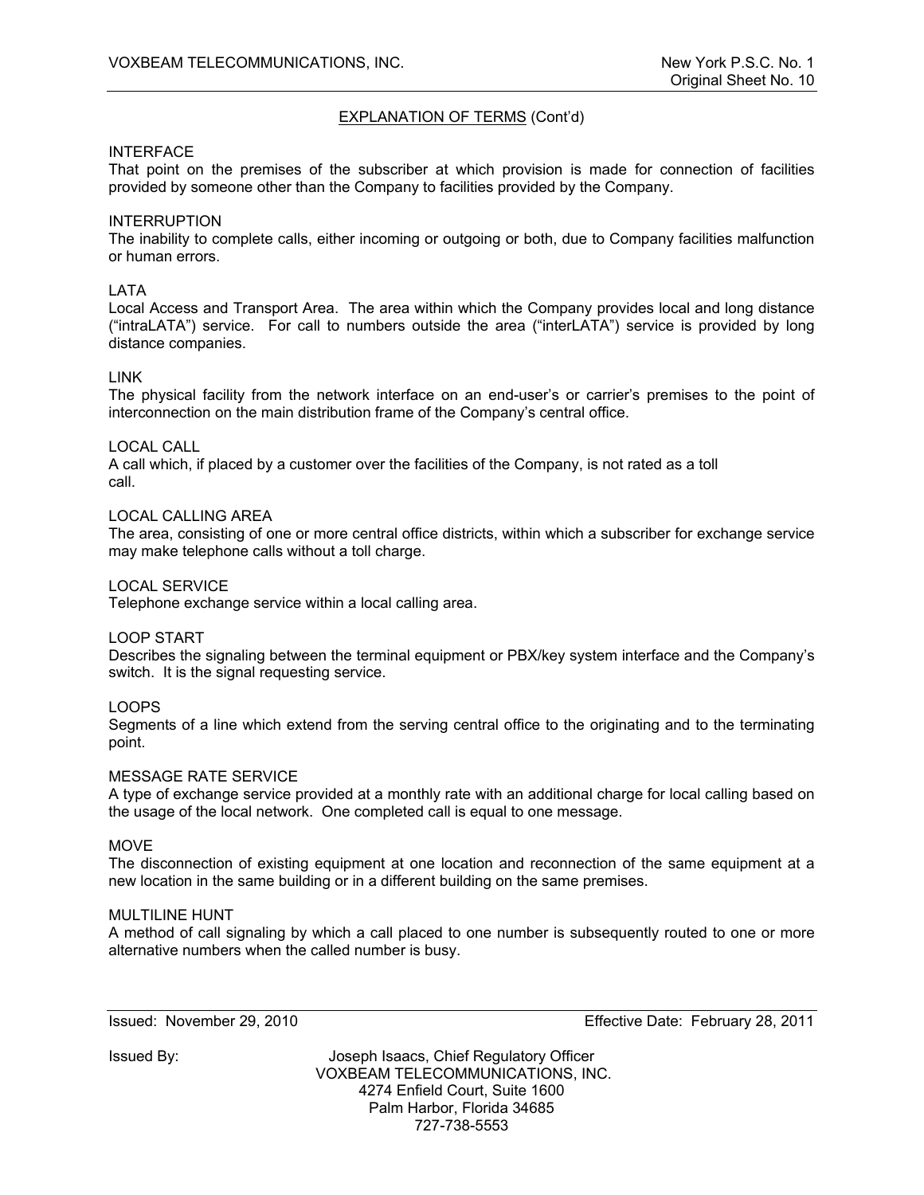## EXPLANATION OF TERMS (Cont'd)

INTERFACE
That point on the premises of the subscriber at which provision is made for connection of facilities provided by someone other than the Company to facilities provided by the Company.

INTERRUPTION
The inability to complete calls, either incoming or outgoing or both, due to Company facilities malfunction or human errors.

LATA
Local Access and Transport Area. The area within which the Company provides local and long distance ("intraLATA") service. For call to numbers outside the area ("interLATA") service is provided by long distance companies.

LINK
The physical facility from the network interface on an end-user's or carrier's premises to the point of interconnection on the main distribution frame of the Company's central office.

LOCAL CALL
A call which, if placed by a customer over the facilities of the Company, is not rated as a toll call.

LOCAL CALLING AREA
The area, consisting of one or more central office districts, within which a subscriber for exchange service may make telephone calls without a toll charge.

LOCAL SERVICE
Telephone exchange service within a local calling area.

LOOP START
Describes the signaling between the terminal equipment or PBX/key system interface and the Company's switch. It is the signal requesting service.

LOOPS
Segments of a line which extend from the serving central office to the originating and to the terminating point.

MESSAGE RATE SERVICE
A type of exchange service provided at a monthly rate with an additional charge for local calling based on the usage of the local network. One completed call is equal to one message.

MOVE
The disconnection of existing equipment at one location and reconnection of the same equipment at a new location in the same building or in a different building on the same premises.

MULTILINE HUNT
A method of call signaling by which a call placed to one number is subsequently routed to one or more alternative numbers when the called number is busy.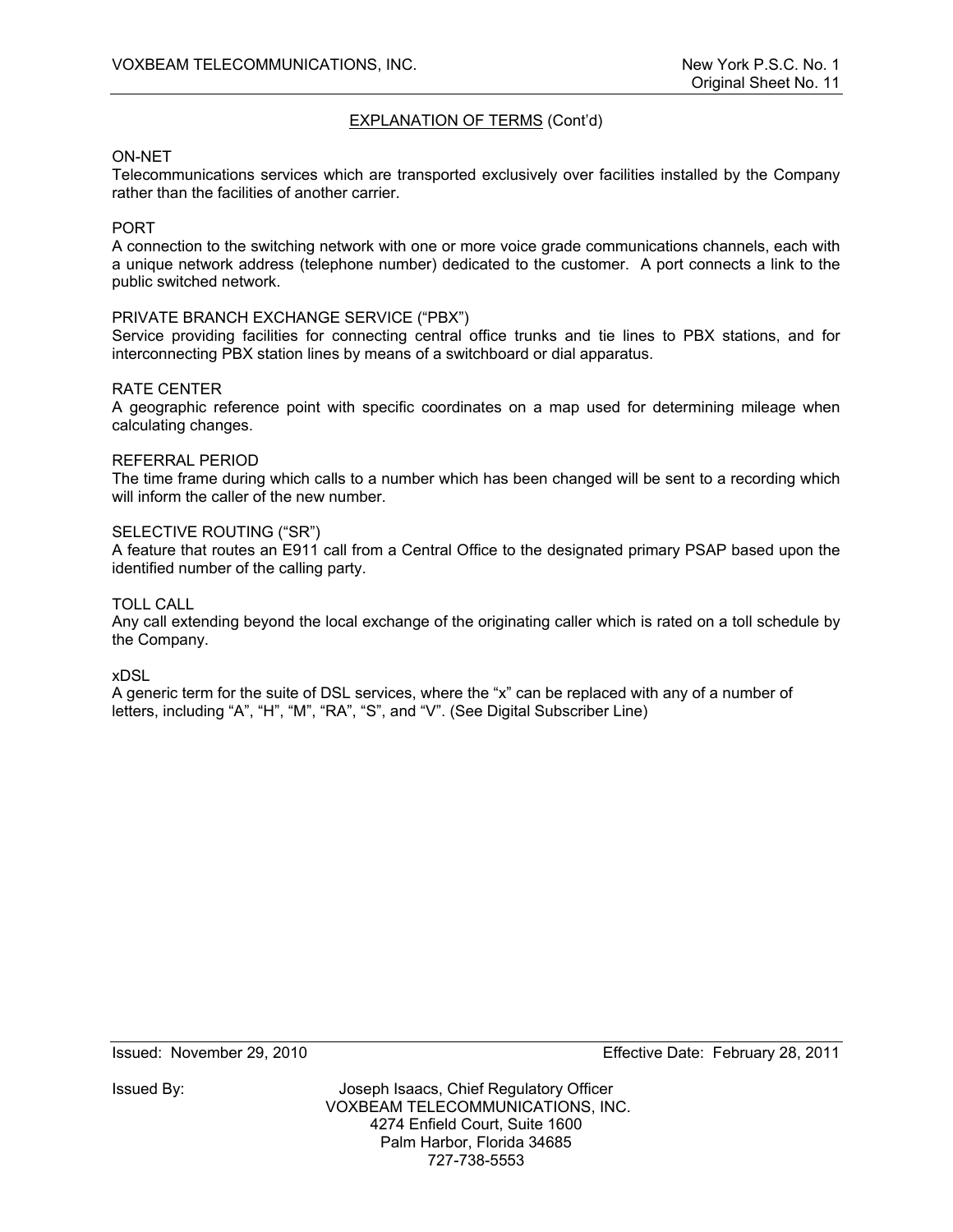## EXPLANATION OF TERMS (Cont'd)

ON-NET
Telecommunications services which are transported exclusively over facilities installed by the Company rather than the facilities of another carrier.

PORT
A connection to the switching network with one or more voice grade communications channels, each with a unique network address (telephone number) dedicated to the customer. A port connects a link to the public switched network.

PRIVATE BRANCH EXCHANGE SERVICE ("PBX")
Service providing facilities for connecting central office trunks and tie lines to PBX stations, and for interconnecting PBX station lines by means of a switchboard or dial apparatus.

RATE CENTER
A geographic reference point with specific coordinates on a map used for determining mileage when calculating changes.

REFERRAL PERIOD
The time frame during which calls to a number which has been changed will be sent to a recording which will inform the caller of the new number.

SELECTIVE ROUTING ("SR")
A feature that routes an E911 call from a Central Office to the designated primary PSAP based upon the identified number of the calling party.

TOLL CALL
Any call extending beyond the local exchange of the originating caller which is rated on a toll schedule by the Company.

xDSL
A generic term for the suite of DSL services, where the "x" can be replaced with any of a number of letters, including "A", "H", "M", "RA", "S", and "V". (See Digital Subscriber Line)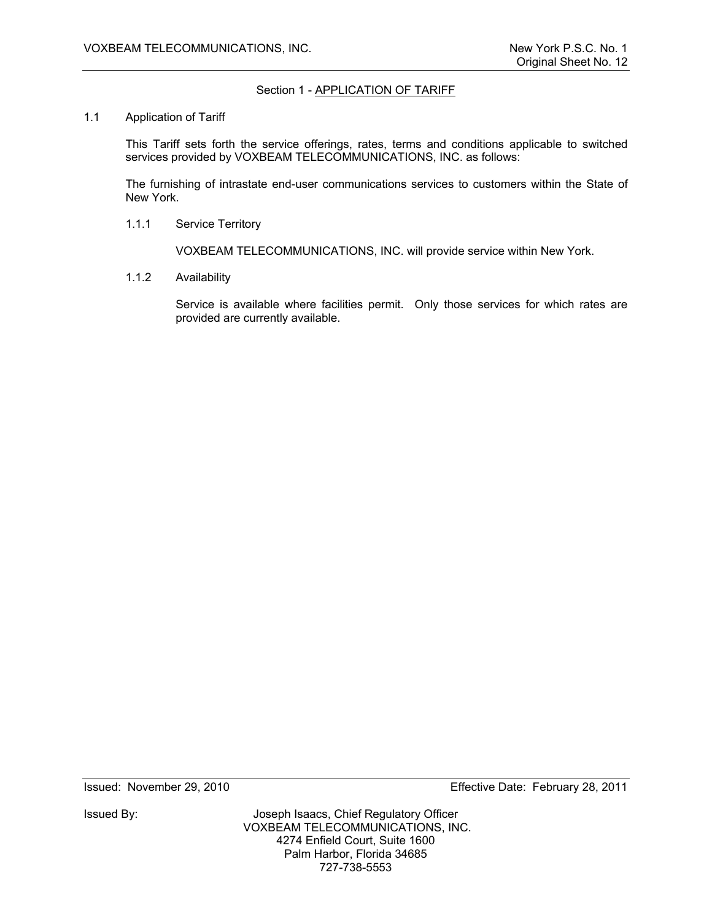## Section 1 - APPLICATION OF TARIFF

### 1.1 Application of Tariff

This Tariff sets forth the service offerings, rates, terms and conditions applicable to switched services provided by VOXBEAM TELECOMMUNICATIONS, INC. as follows:

The furnishing of intrastate end-user communications services to customers within the State of New York.

#### 1.1.1 Service Territory

VOXBEAM TELECOMMUNICATIONS, INC. will provide service within New York.

#### 1.1.2 Availability

Service is available where facilities permit. Only those services for which rates are provided are currently available.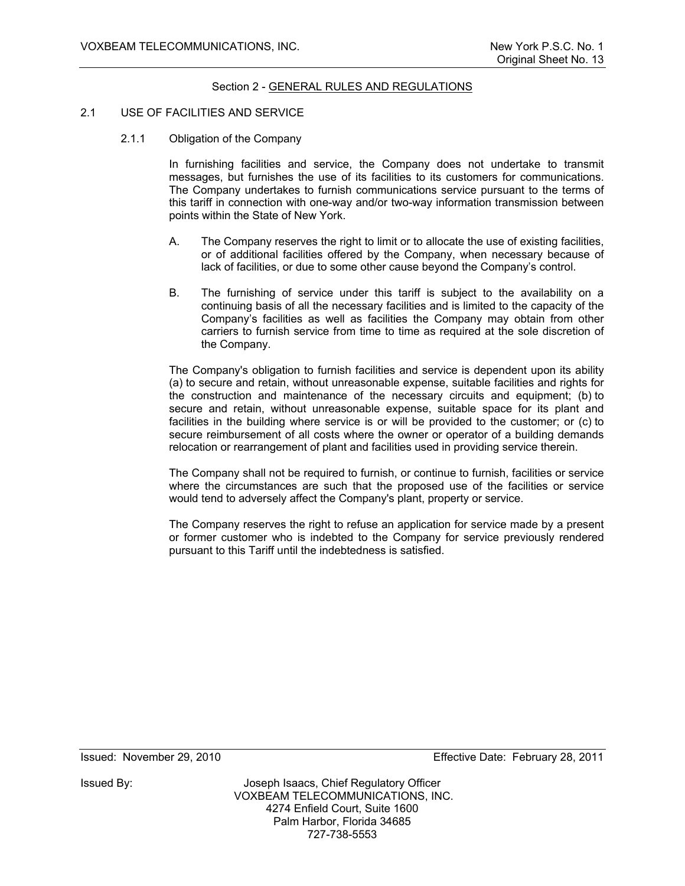## Section 2 - GENERAL RULES AND REGULATIONS

### 2.1 USE OF FACILITIES AND SERVICE

#### 2.1.1 Obligation of the Company

In furnishing facilities and service, the Company does not undertake to transmit messages, but furnishes the use of its facilities to its customers for communications. The Company undertakes to furnish communications service pursuant to the terms of this tariff in connection with one-way and/or two-way information transmission between points within the State of New York.

A. The Company reserves the right to limit or to allocate the use of existing facilities, or of additional facilities offered by the Company, when necessary because of lack of facilities, or due to some other cause beyond the Company's control.

B. The furnishing of service under this tariff is subject to the availability on a continuing basis of all the necessary facilities and is limited to the capacity of the Company's facilities as well as facilities the Company may obtain from other carriers to furnish service from time to time as required at the sole discretion of the Company.

The Company's obligation to furnish facilities and service is dependent upon its ability (a) to secure and retain, without unreasonable expense, suitable facilities and rights for the construction and maintenance of the necessary circuits and equipment; (b) to secure and retain, without unreasonable expense, suitable space for its plant and facilities in the building where service is or will be provided to the customer; or (c) to secure reimbursement of all costs where the owner or operator of a building demands relocation or rearrangement of plant and facilities used in providing service therein.

The Company shall not be required to furnish, or continue to furnish, facilities or service where the circumstances are such that the proposed use of the facilities or service would tend to adversely affect the Company's plant, property or service.

The Company reserves the right to refuse an application for service made by a present or former customer who is indebted to the Company for service previously rendered pursuant to this Tariff until the indebtedness is satisfied.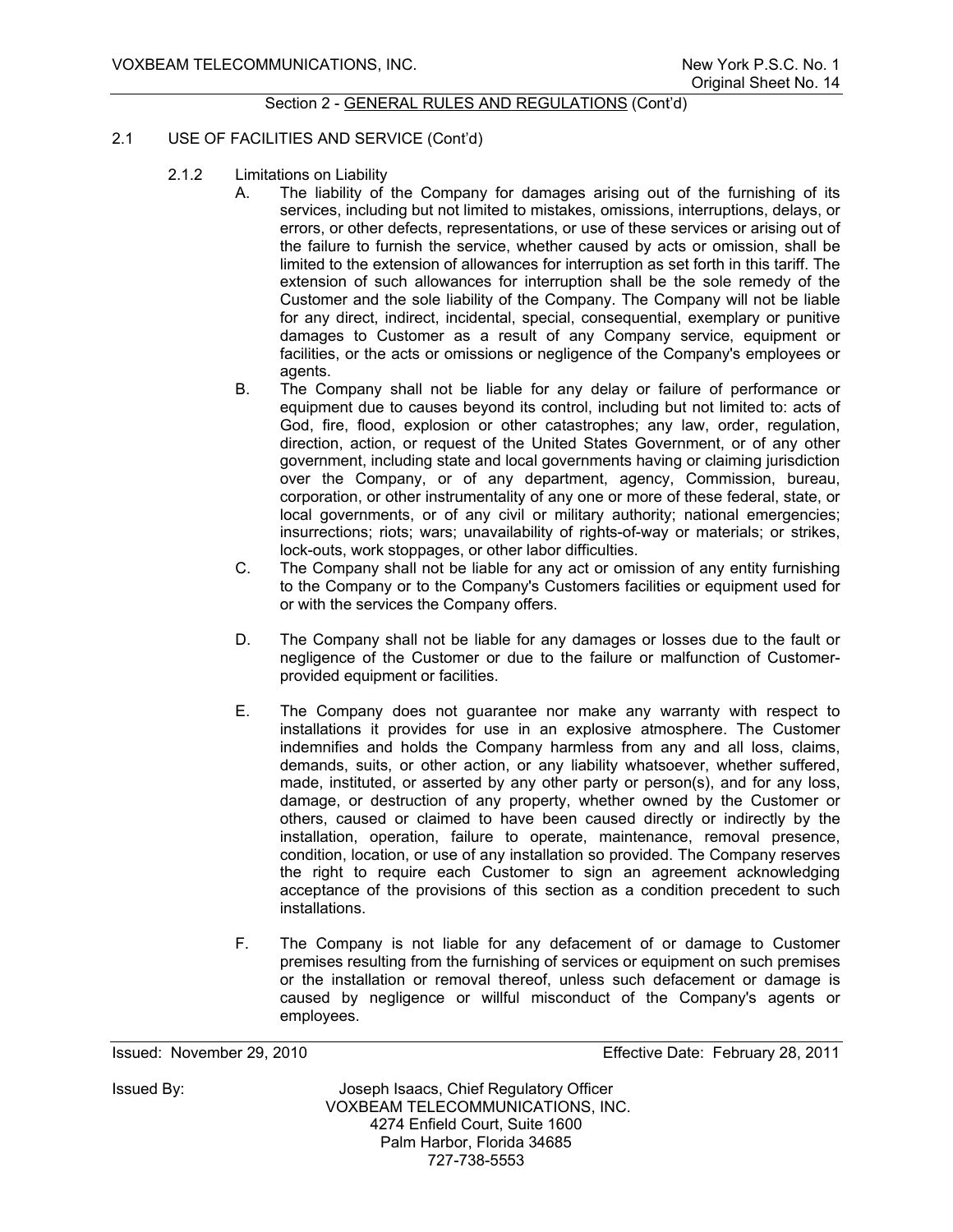## Section 2 - GENERAL RULES AND REGULATIONS (Cont'd)

### 2.1 USE OF FACILITIES AND SERVICE (Cont'd)

#### 2.1.2 Limitations on Liability

A. The liability of the Company for damages arising out of the furnishing of its services, including but not limited to mistakes, omissions, interruptions, delays, or errors, or other defects, representations, or use of these services or arising out of the failure to furnish the service, whether caused by acts or omission, shall be limited to the extension of allowances for interruption as set forth in this tariff. The extension of such allowances for interruption shall be the sole remedy of the Customer and the sole liability of the Company. The Company will not be liable for any direct, indirect, incidental, special, consequential, exemplary or punitive damages to Customer as a result of any Company service, equipment or facilities, or the acts or omissions or negligence of the Company's employees or agents.

B. The Company shall not be liable for any delay or failure of performance or equipment due to causes beyond its control, including but not limited to: acts of God, fire, flood, explosion or other catastrophes; any law, order, regulation, direction, action, or request of the United States Government, or of any other government, including state and local governments having or claiming jurisdiction over the Company, or of any department, agency, Commission, bureau, corporation, or other instrumentality of any one or more of these federal, state, or local governments, or of any civil or military authority; national emergencies; insurrections; riots; wars; unavailability of rights-of-way or materials; or strikes, lock-outs, work stoppages, or other labor difficulties.

C. The Company shall not be liable for any act or omission of any entity furnishing to the Company or to the Company's Customers facilities or equipment used for or with the services the Company offers.

D. The Company shall not be liable for any damages or losses due to the fault or negligence of the Customer or due to the failure or malfunction of Customer-provided equipment or facilities.

E. The Company does not guarantee nor make any warranty with respect to installations it provides for use in an explosive atmosphere. The Customer indemnifies and holds the Company harmless from any and all loss, claims, demands, suits, or other action, or any liability whatsoever, whether suffered, made, instituted, or asserted by any other party or person(s), and for any loss, damage, or destruction of any property, whether owned by the Customer or others, caused or claimed to have been caused directly or indirectly by the installation, operation, failure to operate, maintenance, removal presence, condition, location, or use of any installation so provided. The Company reserves the right to require each Customer to sign an agreement acknowledging acceptance of the provisions of this section as a condition precedent to such installations.

F. The Company is not liable for any defacement of or damage to Customer premises resulting from the furnishing of services or equipment on such premises or the installation or removal thereof, unless such defacement or damage is caused by negligence or willful misconduct of the Company's agents or employees.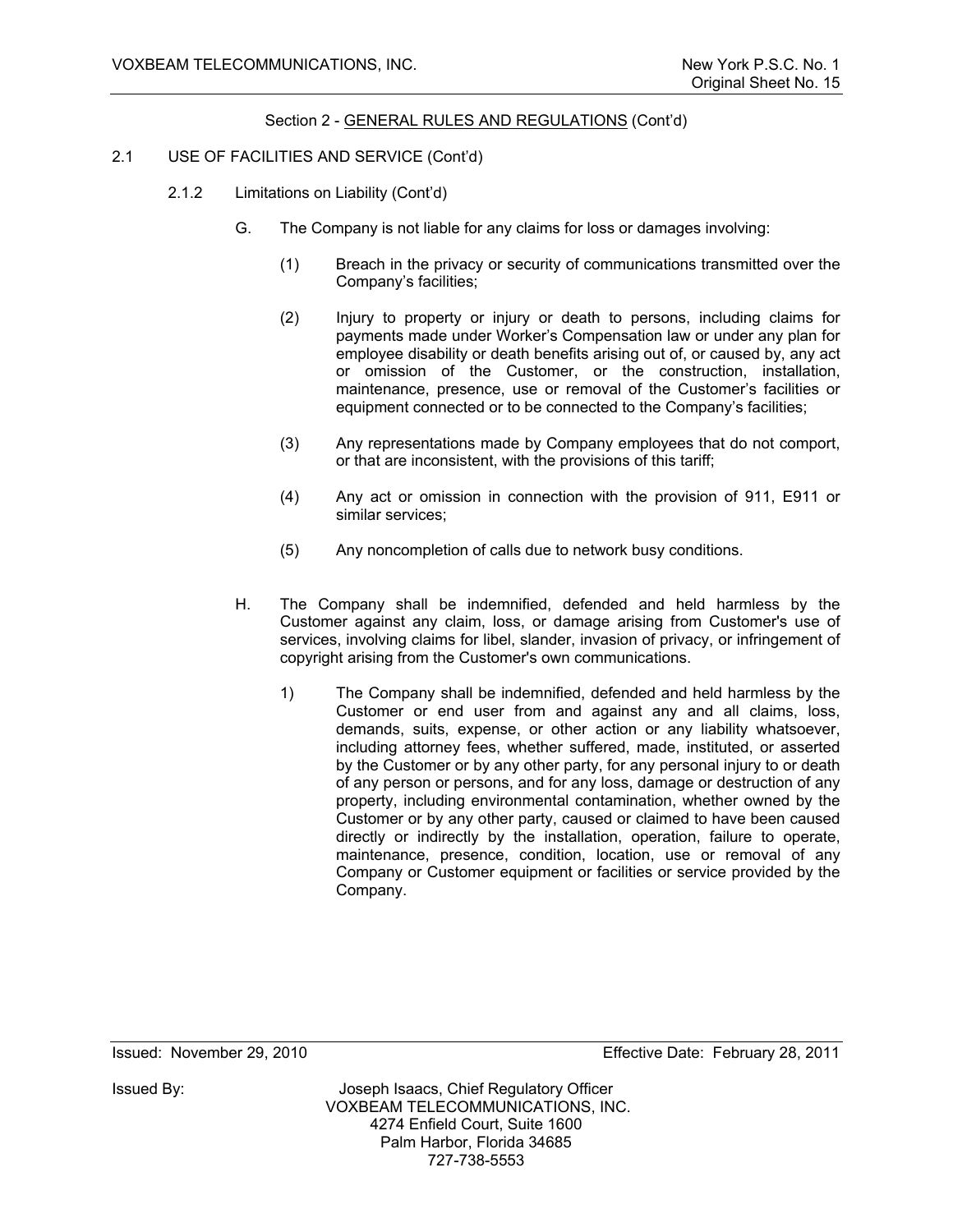Section 2 - GENERAL RULES AND REGULATIONS (Cont'd)

2.1 USE OF FACILITIES AND SERVICE (Cont'd)

2.1.2 Limitations on Liability (Cont'd)

G. The Company is not liable for any claims for loss or damages involving:

(1) Breach in the privacy or security of communications transmitted over the Company's facilities;

(2) Injury to property or injury or death to persons, including claims for payments made under Worker's Compensation law or under any plan for employee disability or death benefits arising out of, or caused by, any act or omission of the Customer, or the construction, installation, maintenance, presence, use or removal of the Customer's facilities or equipment connected or to be connected to the Company's facilities;

(3) Any representations made by Company employees that do not comport, or that are inconsistent, with the provisions of this tariff;

(4) Any act or omission in connection with the provision of 911, E911 or similar services;

(5) Any noncompletion of calls due to network busy conditions.

H. The Company shall be indemnified, defended and held harmless by the Customer against any claim, loss, or damage arising from Customer's use of services, involving claims for libel, slander, invasion of privacy, or infringement of copyright arising from the Customer's own communications.

1) The Company shall be indemnified, defended and held harmless by the Customer or end user from and against any and all claims, loss, demands, suits, expense, or other action or any liability whatsoever, including attorney fees, whether suffered, made, instituted, or asserted by the Customer or by any other party, for any personal injury to or death of any person or persons, and for any loss, damage or destruction of any property, including environmental contamination, whether owned by the Customer or by any other party, caused or claimed to have been caused directly or indirectly by the installation, operation, failure to operate, maintenance, presence, condition, location, use or removal of any Company or Customer equipment or facilities or service provided by the Company.

Issued: November 29, 2010 Effective Date: February 28, 2011

Issued By: Joseph Isaacs, Chief Regulatory Officer
VOXBEAM TELECOMMUNICATIONS, INC.
4274 Enfield Court, Suite 1600
Palm Harbor, Florida 34685
727-738-5553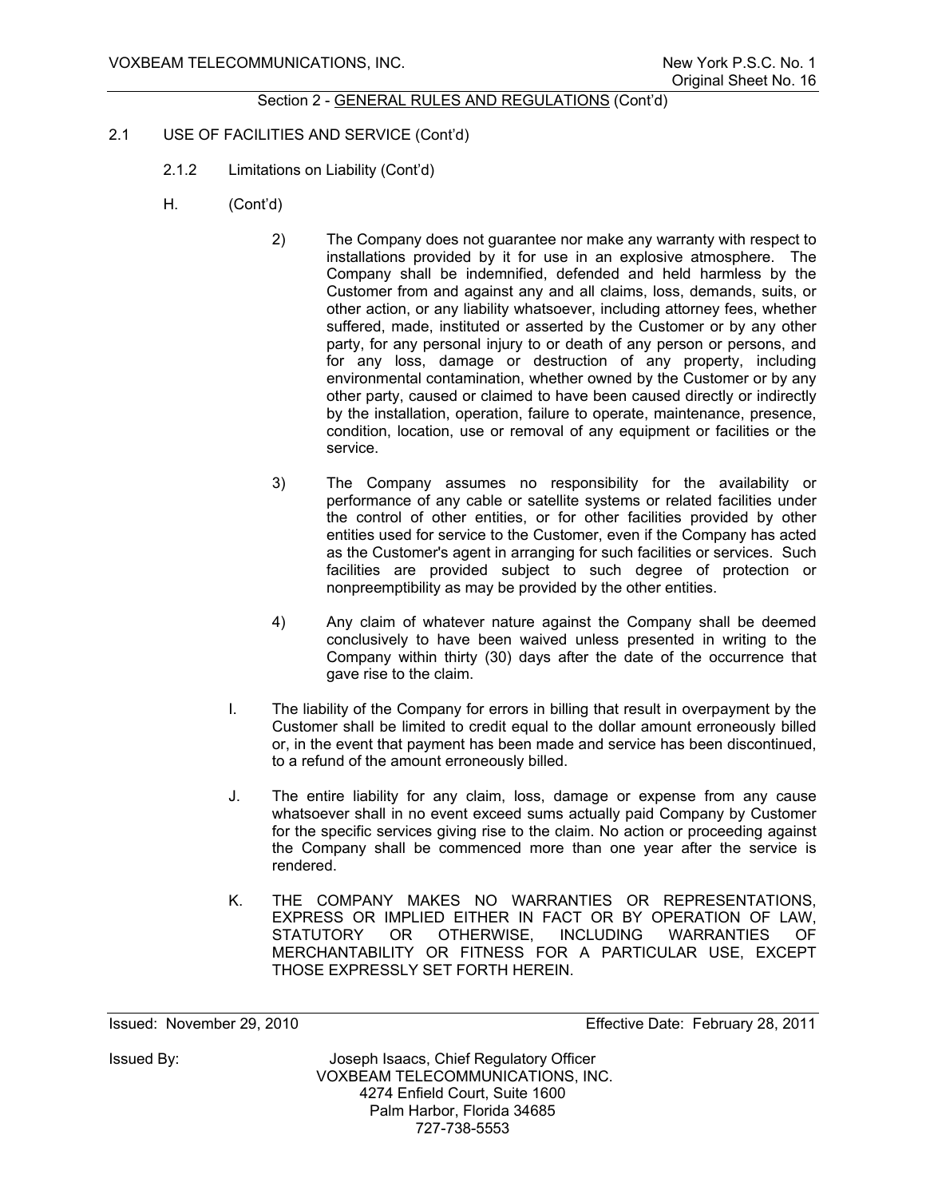Section 2 - GENERAL RULES AND REGULATIONS (Cont'd)

2.1 USE OF FACILITIES AND SERVICE (Cont'd)

2.1.2 Limitations on Liability (Cont'd)

H. (Cont'd)

2) The Company does not guarantee nor make any warranty with respect to installations provided by it for use in an explosive atmosphere. The Company shall be indemnified, defended and held harmless by the Customer from and against any and all claims, loss, demands, suits, or other action, or any liability whatsoever, including attorney fees, whether suffered, made, instituted or asserted by the Customer or by any other party, for any personal injury to or death of any person or persons, and for any loss, damage or destruction of any property, including environmental contamination, whether owned by the Customer or by any other party, caused or claimed to have been caused directly or indirectly by the installation, operation, failure to operate, maintenance, presence, condition, location, use or removal of any equipment or facilities or the service.

3) The Company assumes no responsibility for the availability or performance of any cable or satellite systems or related facilities under the control of other entities, or for other facilities provided by other entities used for service to the Customer, even if the Company has acted as the Customer's agent in arranging for such facilities or services. Such facilities are provided subject to such degree of protection or nonpreemptibility as may be provided by the other entities.

4) Any claim of whatever nature against the Company shall be deemed conclusively to have been waived unless presented in writing to the Company within thirty (30) days after the date of the occurrence that gave rise to the claim.

I. The liability of the Company for errors in billing that result in overpayment by the Customer shall be limited to credit equal to the dollar amount erroneously billed or, in the event that payment has been made and service has been discontinued, to a refund of the amount erroneously billed.

J. The entire liability for any claim, loss, damage or expense from any cause whatsoever shall in no event exceed sums actually paid Company by Customer for the specific services giving rise to the claim. No action or proceeding against the Company shall be commenced more than one year after the service is rendered.

K. THE COMPANY MAKES NO WARRANTIES OR REPRESENTATIONS, EXPRESS OR IMPLIED EITHER IN FACT OR BY OPERATION OF LAW, STATUTORY OR OTHERWISE, INCLUDING WARRANTIES OF MERCHANTABILITY OR FITNESS FOR A PARTICULAR USE, EXCEPT THOSE EXPRESSLY SET FORTH HEREIN.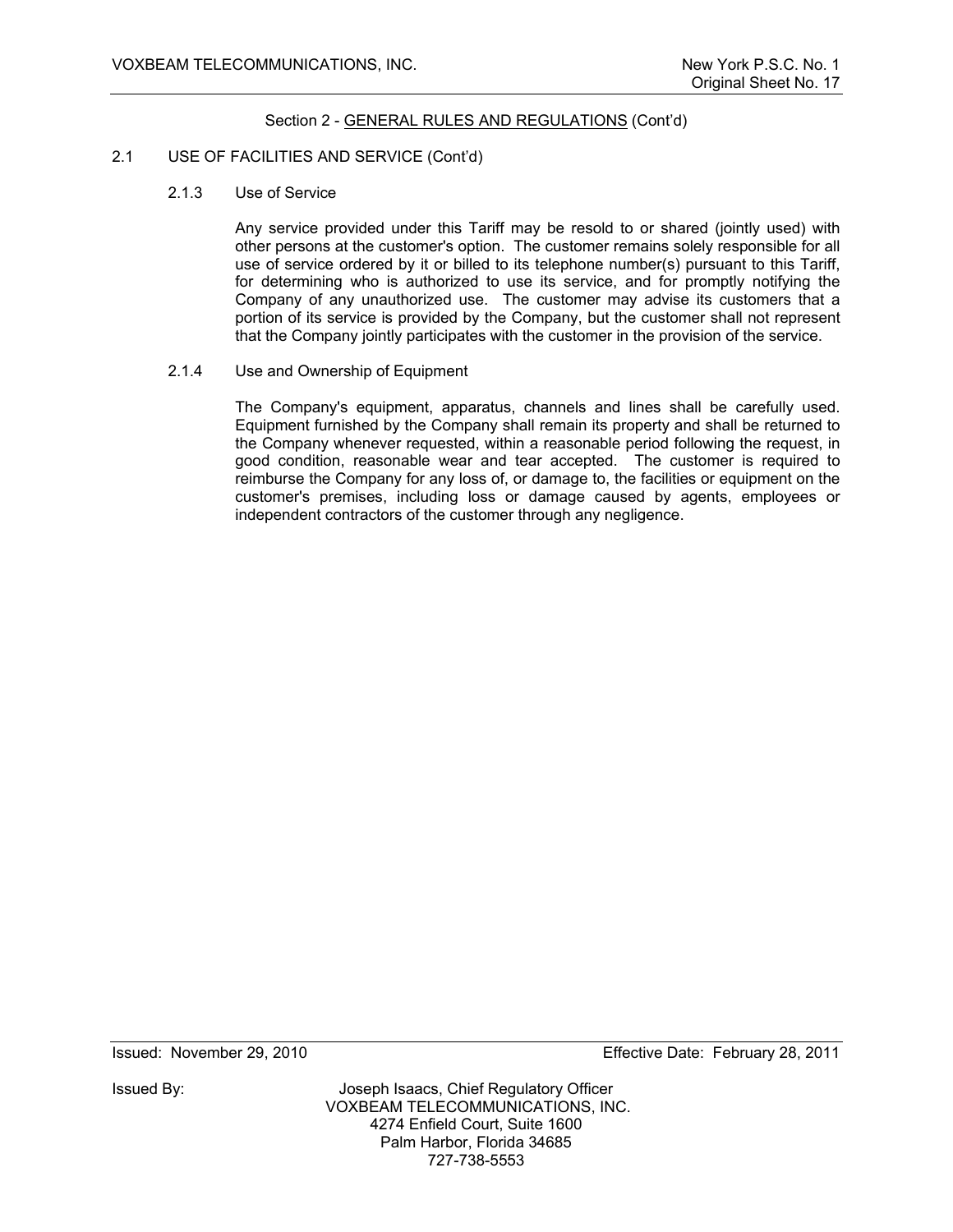Section 2 - GENERAL RULES AND REGULATIONS (Cont'd)

2.1 USE OF FACILITIES AND SERVICE (Cont'd)

2.1.3 Use of Service

Any service provided under this Tariff may be resold to or shared (jointly used) with other persons at the customer's option. The customer remains solely responsible for all use of service ordered by it or billed to its telephone number(s) pursuant to this Tariff, for determining who is authorized to use its service, and for promptly notifying the Company of any unauthorized use. The customer may advise its customers that a portion of its service is provided by the Company, but the customer shall not represent that the Company jointly participates with the customer in the provision of the service.

2.1.4 Use and Ownership of Equipment

The Company's equipment, apparatus, channels and lines shall be carefully used. Equipment furnished by the Company shall remain its property and shall be returned to the Company whenever requested, within a reasonable period following the request, in good condition, reasonable wear and tear accepted. The customer is required to reimburse the Company for any loss of, or damage to, the facilities or equipment on the customer's premises, including loss or damage caused by agents, employees or independent contractors of the customer through any negligence.

Issued: November 29, 2010 Effective Date: February 28, 2011

Issued By: Joseph Isaacs, Chief Regulatory Officer
VOXBEAM TELECOMMUNICATIONS, INC.
4274 Enfield Court, Suite 1600
Palm Harbor, Florida 34685
727-738-5553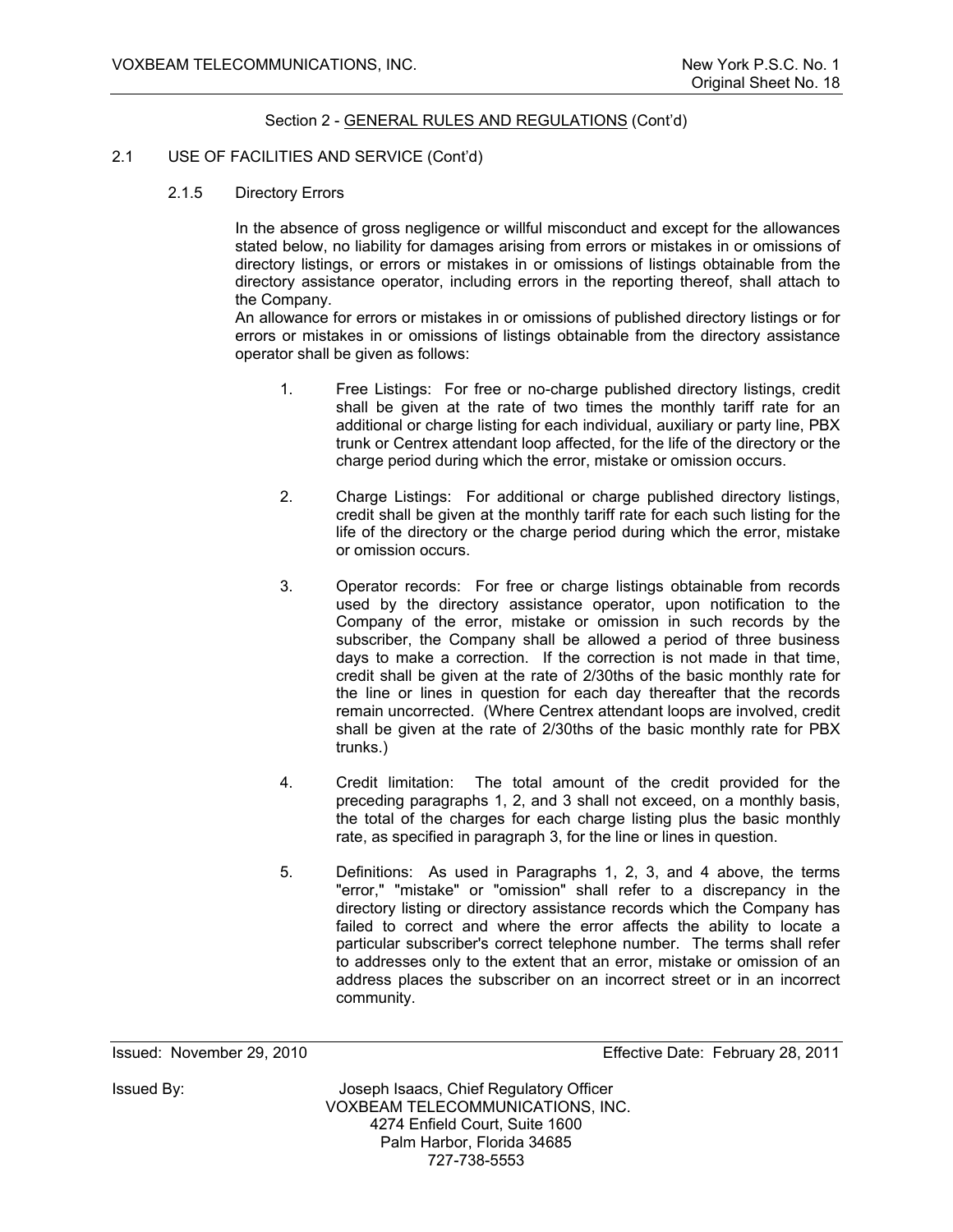Section 2 - GENERAL RULES AND REGULATIONS (Cont'd)

2.1 USE OF FACILITIES AND SERVICE (Cont'd)

2.1.5 Directory Errors

In the absence of gross negligence or willful misconduct and except for the allowances stated below, no liability for damages arising from errors or mistakes in or omissions of directory listings, or errors or mistakes in or omissions of listings obtainable from the directory assistance operator, including errors in the reporting thereof, shall attach to the Company.

An allowance for errors or mistakes in or omissions of published directory listings or for errors or mistakes in or omissions of listings obtainable from the directory assistance operator shall be given as follows:

1. Free Listings: For free or no-charge published directory listings, credit shall be given at the rate of two times the monthly tariff rate for an additional or charge listing for each individual, auxiliary or party line, PBX trunk or Centrex attendant loop affected, for the life of the directory or the charge period during which the error, mistake or omission occurs.

2. Charge Listings: For additional or charge published directory listings, credit shall be given at the monthly tariff rate for each such listing for the life of the directory or the charge period during which the error, mistake or omission occurs.

3. Operator records: For free or charge listings obtainable from records used by the directory assistance operator, upon notification to the Company of the error, mistake or omission in such records by the subscriber, the Company shall be allowed a period of three business days to make a correction. If the correction is not made in that time, credit shall be given at the rate of 2/30ths of the basic monthly rate for the line or lines in question for each day thereafter that the records remain uncorrected. (Where Centrex attendant loops are involved, credit shall be given at the rate of 2/30ths of the basic monthly rate for PBX trunks.)

4. Credit limitation: The total amount of the credit provided for the preceding paragraphs 1, 2, and 3 shall not exceed, on a monthly basis, the total of the charges for each charge listing plus the basic monthly rate, as specified in paragraph 3, for the line or lines in question.

5. Definitions: As used in Paragraphs 1, 2, 3, and 4 above, the terms "error," "mistake" or "omission" shall refer to a discrepancy in the directory listing or directory assistance records which the Company has failed to correct and where the error affects the ability to locate a particular subscriber's correct telephone number. The terms shall refer to addresses only to the extent that an error, mistake or omission of an address places the subscriber on an incorrect street or in an incorrect community.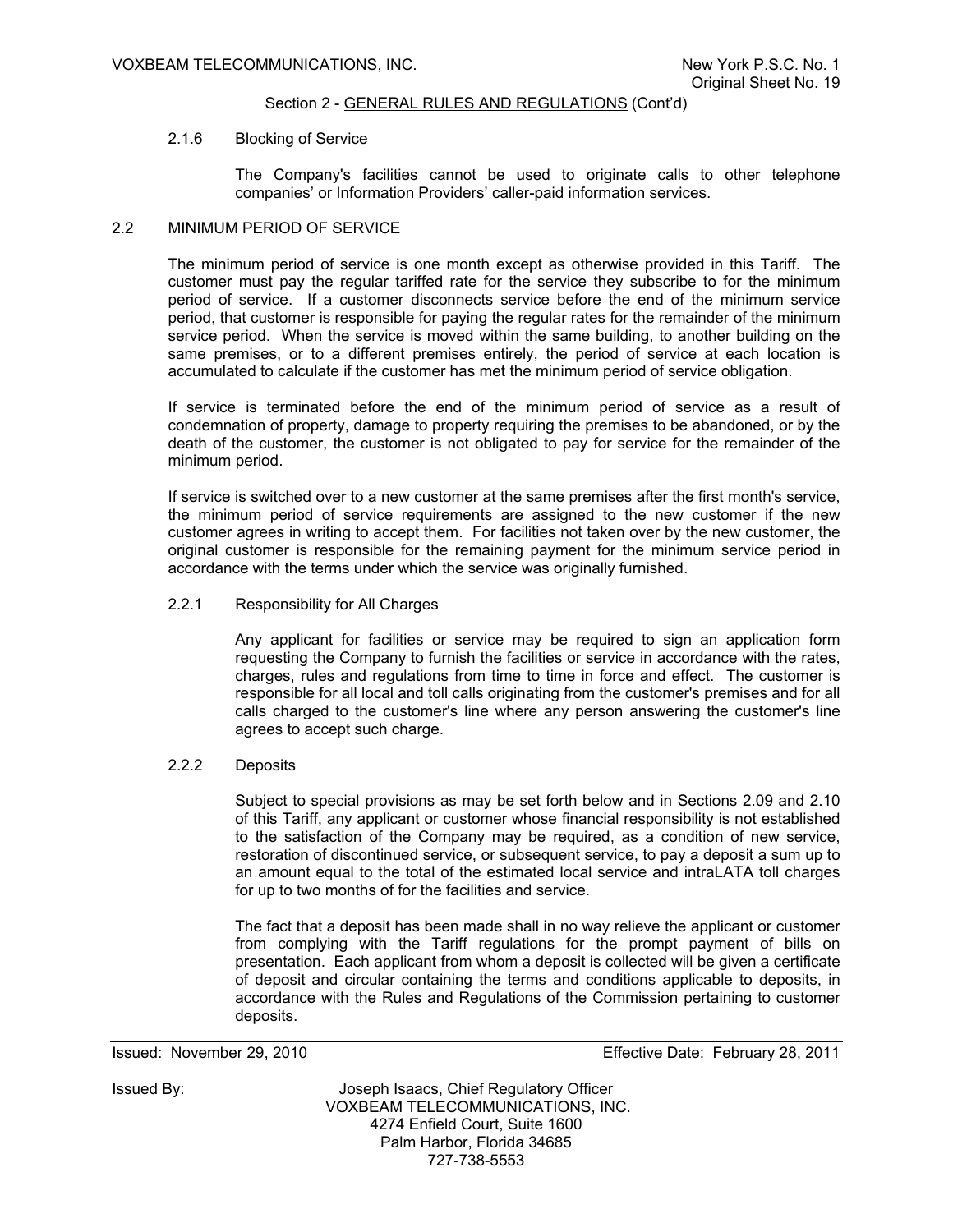Section 2 - GENERAL RULES AND REGULATIONS (Cont'd)

2.1.6 Blocking of Service

The Company's facilities cannot be used to originate calls to other telephone companies' or Information Providers' caller-paid information services.

## 2.2 MINIMUM PERIOD OF SERVICE

The minimum period of service is one month except as otherwise provided in this Tariff. The customer must pay the regular tariffed rate for the service they subscribe to for the minimum period of service. If a customer disconnects service before the end of the minimum service period, that customer is responsible for paying the regular rates for the remainder of the minimum service period. When the service is moved within the same building, to another building on the same premises, or to a different premises entirely, the period of service at each location is accumulated to calculate if the customer has met the minimum period of service obligation.

If service is terminated before the end of the minimum period of service as a result of condemnation of property, damage to property requiring the premises to be abandoned, or by the death of the customer, the customer is not obligated to pay for service for the remainder of the minimum period.

If service is switched over to a new customer at the same premises after the first month's service, the minimum period of service requirements are assigned to the new customer if the new customer agrees in writing to accept them. For facilities not taken over by the new customer, the original customer is responsible for the remaining payment for the minimum service period in accordance with the terms under which the service was originally furnished.

2.2.1 Responsibility for All Charges

Any applicant for facilities or service may be required to sign an application form requesting the Company to furnish the facilities or service in accordance with the rates, charges, rules and regulations from time to time in force and effect. The customer is responsible for all local and toll calls originating from the customer's premises and for all calls charged to the customer's line where any person answering the customer's line agrees to accept such charge.

2.2.2 Deposits

Subject to special provisions as may be set forth below and in Sections 2.09 and 2.10 of this Tariff, any applicant or customer whose financial responsibility is not established to the satisfaction of the Company may be required, as a condition of new service, restoration of discontinued service, or subsequent service, to pay a deposit a sum up to an amount equal to the total of the estimated local service and intraLATA toll charges for up to two months of for the facilities and service.

The fact that a deposit has been made shall in no way relieve the applicant or customer from complying with the Tariff regulations for the prompt payment of bills on presentation. Each applicant from whom a deposit is collected will be given a certificate of deposit and circular containing the terms and conditions applicable to deposits, in accordance with the Rules and Regulations of the Commission pertaining to customer deposits.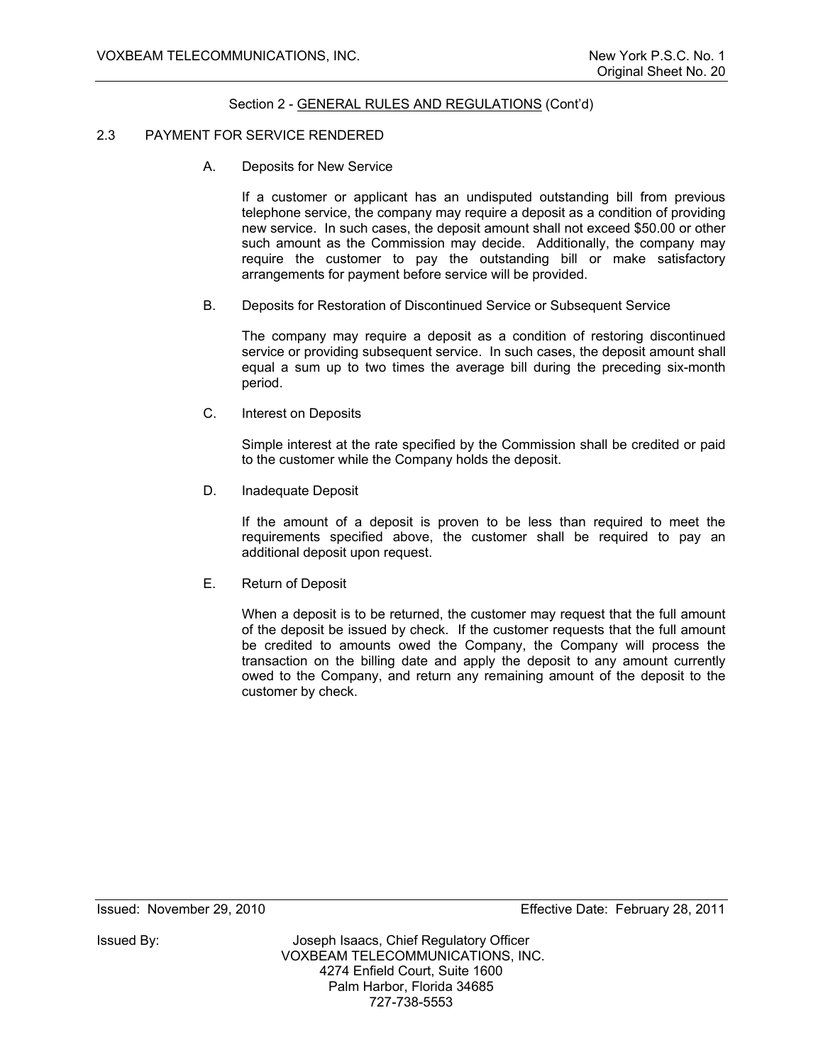Section 2 - GENERAL RULES AND REGULATIONS (Cont'd)

## 2.3 PAYMENT FOR SERVICE RENDERED

### A. Deposits for New Service

If a customer or applicant has an undisputed outstanding bill from previous telephone service, the company may require a deposit as a condition of providing new service. In such cases, the deposit amount shall not exceed $50.00 or other such amount as the Commission may decide. Additionally, the company may require the customer to pay the outstanding bill or make satisfactory arrangements for payment before service will be provided.

### B. Deposits for Restoration of Discontinued Service or Subsequent Service

The company may require a deposit as a condition of restoring discontinued service or providing subsequent service. In such cases, the deposit amount shall equal a sum up to two times the average bill during the preceding six-month period.

### C. Interest on Deposits

Simple interest at the rate specified by the Commission shall be credited or paid to the customer while the Company holds the deposit.

### D. Inadequate Deposit

If the amount of a deposit is proven to be less than required to meet the requirements specified above, the customer shall be required to pay an additional deposit upon request.

### E. Return of Deposit

When a deposit is to be returned, the customer may request that the full amount of the deposit be issued by check. If the customer requests that the full amount be credited to amounts owed the Company, the Company will process the transaction on the billing date and apply the deposit to any amount currently owed to the Company, and return any remaining amount of the deposit to the customer by check.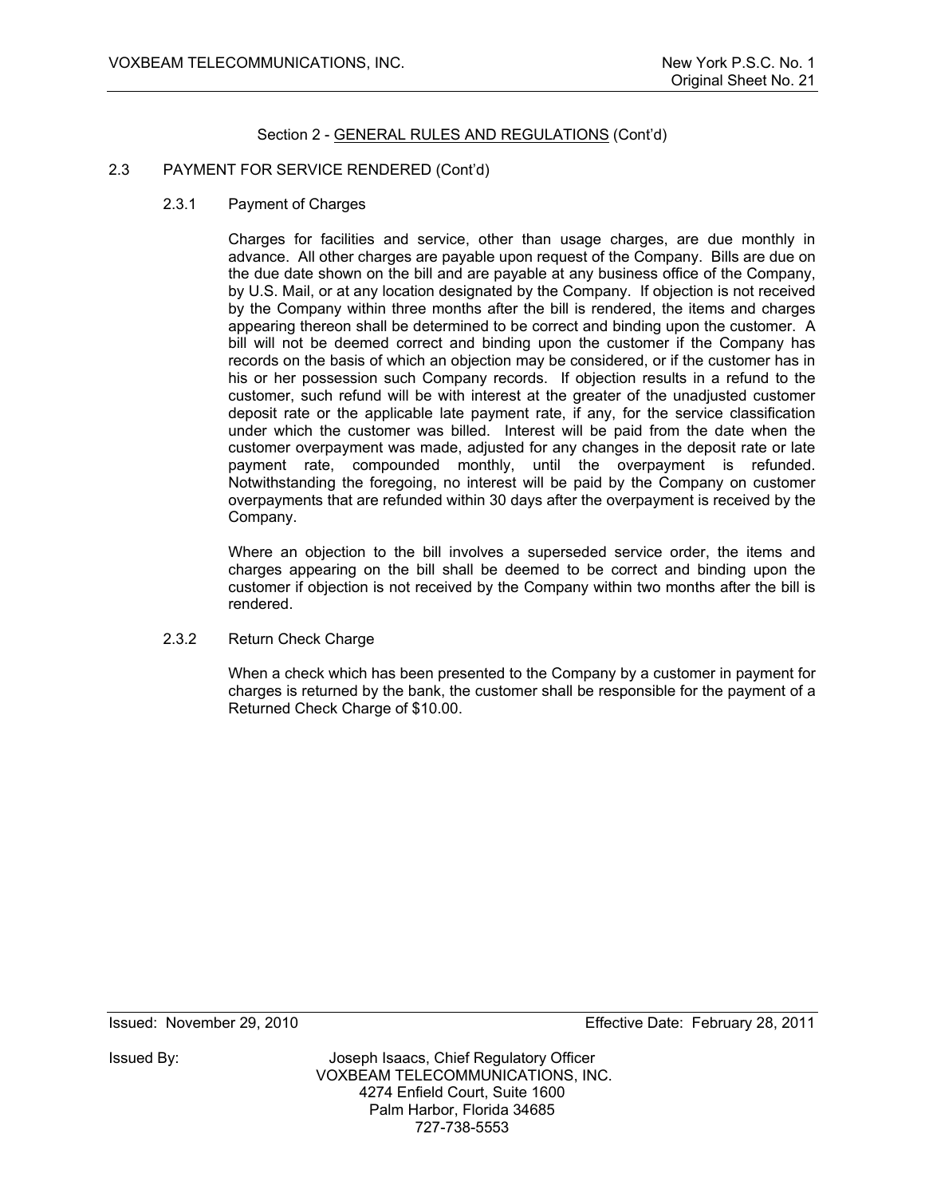Section 2 - GENERAL RULES AND REGULATIONS (Cont'd)

## 2.3 PAYMENT FOR SERVICE RENDERED (Cont'd)

### 2.3.1 Payment of Charges

Charges for facilities and service, other than usage charges, are due monthly in advance. All other charges are payable upon request of the Company. Bills are due on the due date shown on the bill and are payable at any business office of the Company, by U.S. Mail, or at any location designated by the Company. If objection is not received by the Company within three months after the bill is rendered, the items and charges appearing thereon shall be determined to be correct and binding upon the customer. A bill will not be deemed correct and binding upon the customer if the Company has records on the basis of which an objection may be considered, or if the customer has in his or her possession such Company records. If objection results in a refund to the customer, such refund will be with interest at the greater of the unadjusted customer deposit rate or the applicable late payment rate, if any, for the service classification under which the customer was billed. Interest will be paid from the date when the customer overpayment was made, adjusted for any changes in the deposit rate or late payment rate, compounded monthly, until the overpayment is refunded. Notwithstanding the foregoing, no interest will be paid by the Company on customer overpayments that are refunded within 30 days after the overpayment is received by the Company.

Where an objection to the bill involves a superseded service order, the items and charges appearing on the bill shall be deemed to be correct and binding upon the customer if objection is not received by the Company within two months after the bill is rendered.

### 2.3.2 Return Check Charge

When a check which has been presented to the Company by a customer in payment for charges is returned by the bank, the customer shall be responsible for the payment of a Returned Check Charge of $10.00.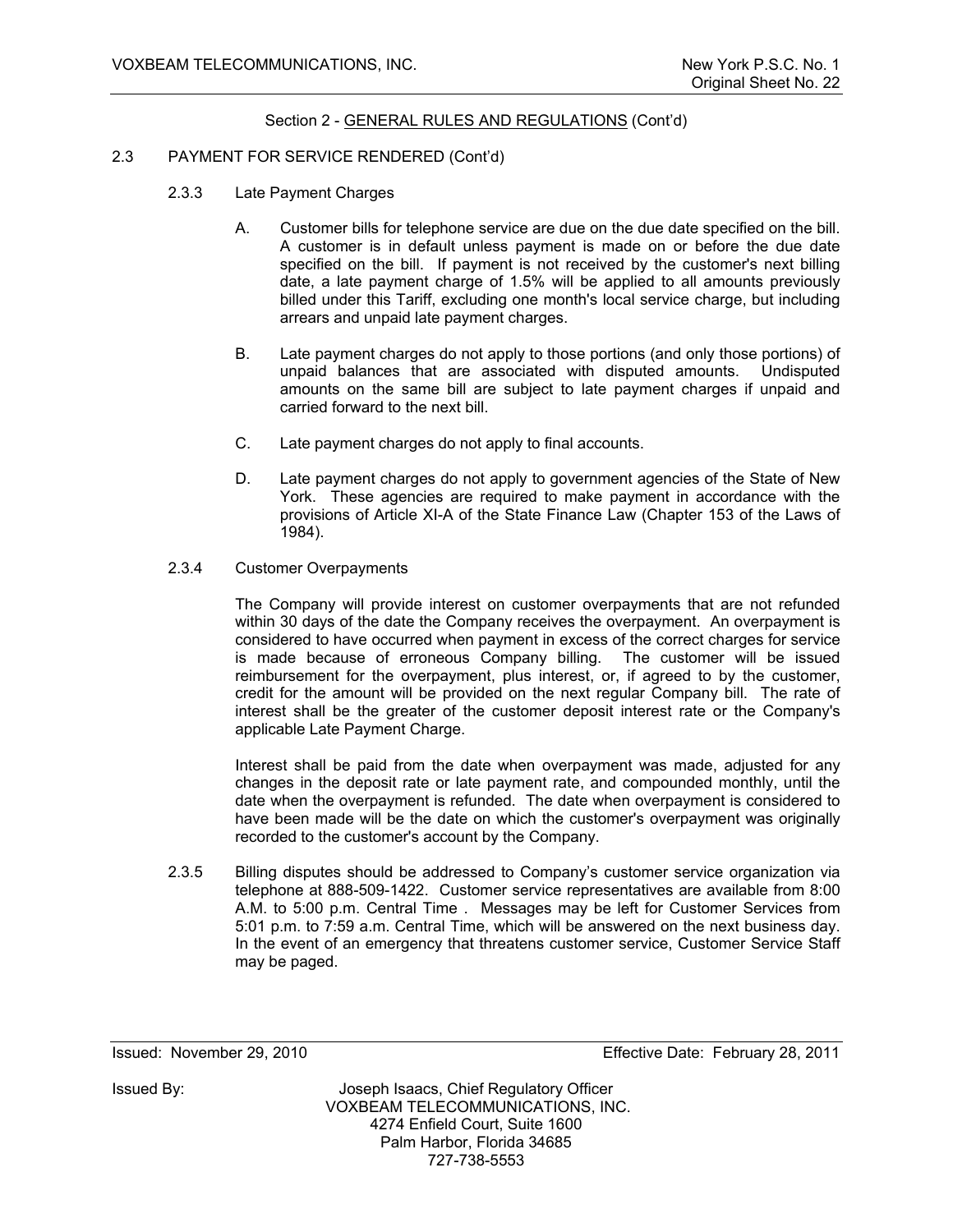Section 2 - GENERAL RULES AND REGULATIONS (Cont'd)

## 2.3 PAYMENT FOR SERVICE RENDERED (Cont'd)

### 2.3.3 Late Payment Charges

A. Customer bills for telephone service are due on the due date specified on the bill. A customer is in default unless payment is made on or before the due date specified on the bill. If payment is not received by the customer's next billing date, a late payment charge of 1.5% will be applied to all amounts previously billed under this Tariff, excluding one month's local service charge, but including arrears and unpaid late payment charges.

B. Late payment charges do not apply to those portions (and only those portions) of unpaid balances that are associated with disputed amounts. Undisputed amounts on the same bill are subject to late payment charges if unpaid and carried forward to the next bill.

C. Late payment charges do not apply to final accounts.

D. Late payment charges do not apply to government agencies of the State of New York. These agencies are required to make payment in accordance with the provisions of Article XI-A of the State Finance Law (Chapter 153 of the Laws of 1984).

### 2.3.4 Customer Overpayments

The Company will provide interest on customer overpayments that are not refunded within 30 days of the date the Company receives the overpayment. An overpayment is considered to have occurred when payment in excess of the correct charges for service is made because of erroneous Company billing. The customer will be issued reimbursement for the overpayment, plus interest, or, if agreed to by the customer, credit for the amount will be provided on the next regular Company bill. The rate of interest shall be the greater of the customer deposit interest rate or the Company's applicable Late Payment Charge.

Interest shall be paid from the date when overpayment was made, adjusted for any changes in the deposit rate or late payment rate, and compounded monthly, until the date when the overpayment is refunded. The date when overpayment is considered to have been made will be the date on which the customer's overpayment was originally recorded to the customer's account by the Company.

2.3.5 Billing disputes should be addressed to Company's customer service organization via telephone at 888-509-1422. Customer service representatives are available from 8:00 A.M. to 5:00 p.m. Central Time . Messages may be left for Customer Services from 5:01 p.m. to 7:59 a.m. Central Time, which will be answered on the next business day. In the event of an emergency that threatens customer service, Customer Service Staff may be paged.

Issued: November 29, 2010 Effective Date: February 28, 2011

Issued By: Joseph Isaacs, Chief Regulatory Officer
VOXBEAM TELECOMMUNICATIONS, INC.
4274 Enfield Court, Suite 1600
Palm Harbor, Florida 34685
727-738-5553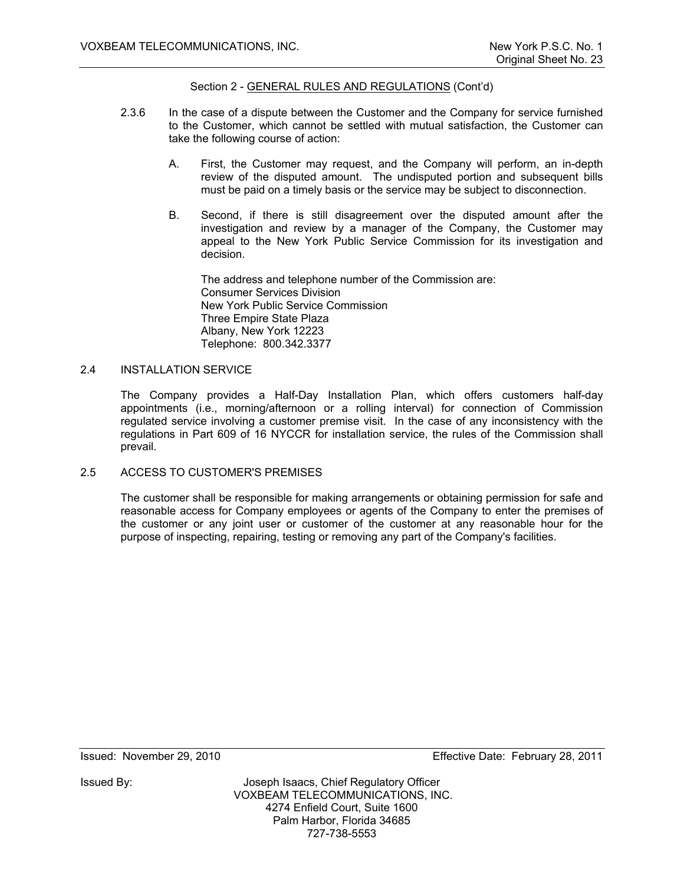Section 2 - GENERAL RULES AND REGULATIONS (Cont'd)

2.3.6 In the case of a dispute between the Customer and the Company for service furnished to the Customer, which cannot be settled with mutual satisfaction, the Customer can take the following course of action:

A. First, the Customer may request, and the Company will perform, an in-depth review of the disputed amount. The undisputed portion and subsequent bills must be paid on a timely basis or the service may be subject to disconnection.

B. Second, if there is still disagreement over the disputed amount after the investigation and review by a manager of the Company, the Customer may appeal to the New York Public Service Commission for its investigation and decision.

The address and telephone number of the Commission are:
Consumer Services Division
New York Public Service Commission
Three Empire State Plaza
Albany, New York 12223
Telephone: 800.342.3377

## 2.4 INSTALLATION SERVICE

The Company provides a Half-Day Installation Plan, which offers customers half-day appointments (i.e., morning/afternoon or a rolling interval) for connection of Commission regulated service involving a customer premise visit. In the case of any inconsistency with the regulations in Part 609 of 16 NYCCR for installation service, the rules of the Commission shall prevail.

## 2.5 ACCESS TO CUSTOMER'S PREMISES

The customer shall be responsible for making arrangements or obtaining permission for safe and reasonable access for Company employees or agents of the Company to enter the premises of the customer or any joint user or customer of the customer at any reasonable hour for the purpose of inspecting, repairing, testing or removing any part of the Company's facilities.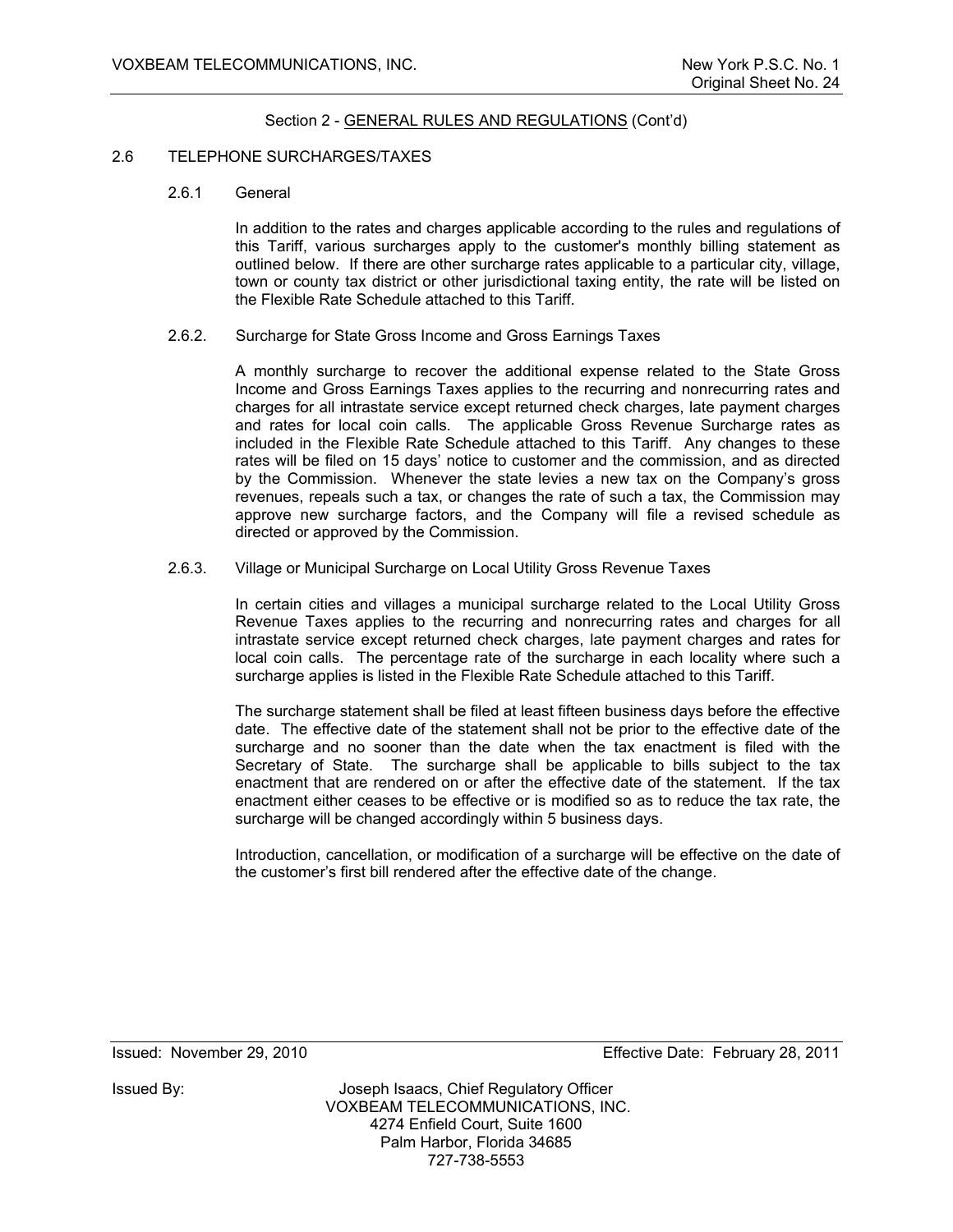Section 2 - GENERAL RULES AND REGULATIONS (Cont'd)

## 2.6 TELEPHONE SURCHARGES/TAXES

### 2.6.1 General

In addition to the rates and charges applicable according to the rules and regulations of this Tariff, various surcharges apply to the customer's monthly billing statement as outlined below. If there are other surcharge rates applicable to a particular city, village, town or county tax district or other jurisdictional taxing entity, the rate will be listed on the Flexible Rate Schedule attached to this Tariff.

### 2.6.2. Surcharge for State Gross Income and Gross Earnings Taxes

A monthly surcharge to recover the additional expense related to the State Gross Income and Gross Earnings Taxes applies to the recurring and nonrecurring rates and charges for all intrastate service except returned check charges, late payment charges and rates for local coin calls. The applicable Gross Revenue Surcharge rates as included in the Flexible Rate Schedule attached to this Tariff. Any changes to these rates will be filed on 15 days' notice to customer and the commission, and as directed by the Commission. Whenever the state levies a new tax on the Company's gross revenues, repeals such a tax, or changes the rate of such a tax, the Commission may approve new surcharge factors, and the Company will file a revised schedule as directed or approved by the Commission.

### 2.6.3. Village or Municipal Surcharge on Local Utility Gross Revenue Taxes

In certain cities and villages a municipal surcharge related to the Local Utility Gross Revenue Taxes applies to the recurring and nonrecurring rates and charges for all intrastate service except returned check charges, late payment charges and rates for local coin calls. The percentage rate of the surcharge in each locality where such a surcharge applies is listed in the Flexible Rate Schedule attached to this Tariff.

The surcharge statement shall be filed at least fifteen business days before the effective date. The effective date of the statement shall not be prior to the effective date of the surcharge and no sooner than the date when the tax enactment is filed with the Secretary of State. The surcharge shall be applicable to bills subject to the tax enactment that are rendered on or after the effective date of the statement. If the tax enactment either ceases to be effective or is modified so as to reduce the tax rate, the surcharge will be changed accordingly within 5 business days.

Introduction, cancellation, or modification of a surcharge will be effective on the date of the customer's first bill rendered after the effective date of the change.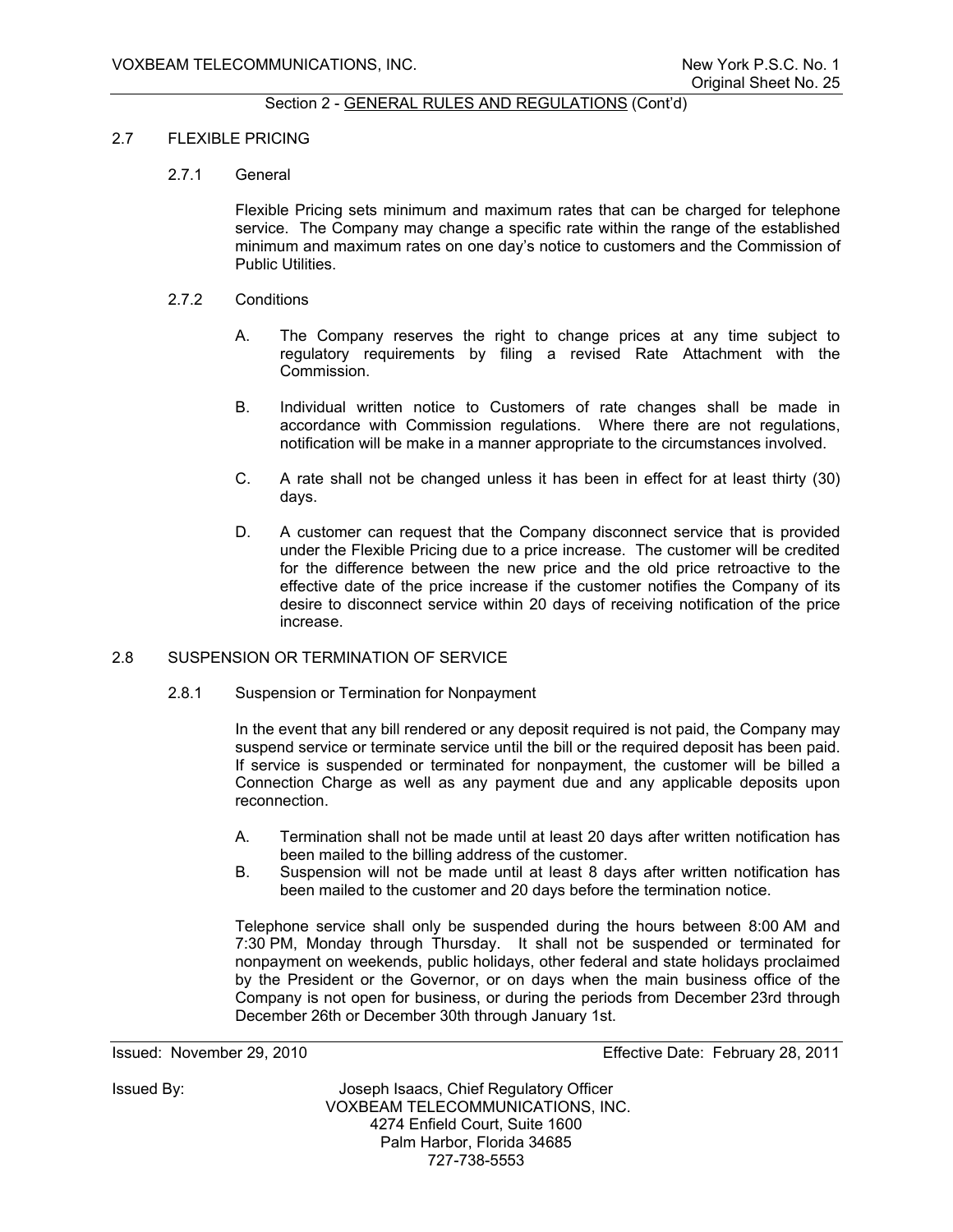Section 2 - GENERAL RULES AND REGULATIONS (Cont'd)

## 2.7 FLEXIBLE PRICING

### 2.7.1 General

Flexible Pricing sets minimum and maximum rates that can be charged for telephone service. The Company may change a specific rate within the range of the established minimum and maximum rates on one day's notice to customers and the Commission of Public Utilities.

### 2.7.2 Conditions

A. The Company reserves the right to change prices at any time subject to regulatory requirements by filing a revised Rate Attachment with the Commission.

B. Individual written notice to Customers of rate changes shall be made in accordance with Commission regulations. Where there are not regulations, notification will be make in a manner appropriate to the circumstances involved.

C. A rate shall not be changed unless it has been in effect for at least thirty (30) days.

D. A customer can request that the Company disconnect service that is provided under the Flexible Pricing due to a price increase. The customer will be credited for the difference between the new price and the old price retroactive to the effective date of the price increase if the customer notifies the Company of its desire to disconnect service within 20 days of receiving notification of the price increase.

## 2.8 SUSPENSION OR TERMINATION OF SERVICE

### 2.8.1 Suspension or Termination for Nonpayment

In the event that any bill rendered or any deposit required is not paid, the Company may suspend service or terminate service until the bill or the required deposit has been paid. If service is suspended or terminated for nonpayment, the customer will be billed a Connection Charge as well as any payment due and any applicable deposits upon reconnection.

A. Termination shall not be made until at least 20 days after written notification has been mailed to the billing address of the customer.

B. Suspension will not be made until at least 8 days after written notification has been mailed to the customer and 20 days before the termination notice.

Telephone service shall only be suspended during the hours between 8:00 AM and 7:30 PM, Monday through Thursday. It shall not be suspended or terminated for nonpayment on weekends, public holidays, other federal and state holidays proclaimed by the President or the Governor, or on days when the main business office of the Company is not open for business, or during the periods from December 23rd through December 26th or December 30th through January 1st.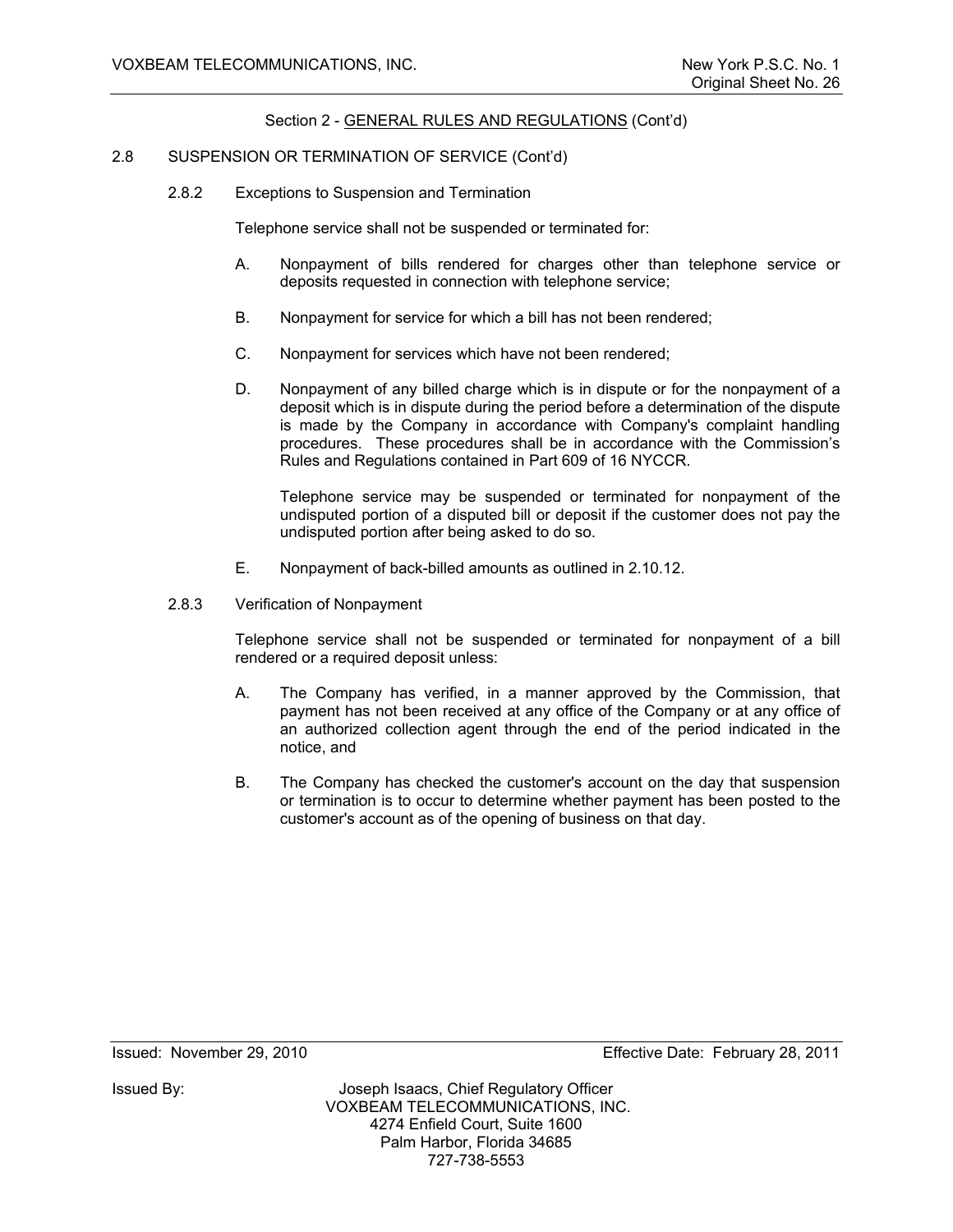Section 2 - GENERAL RULES AND REGULATIONS (Cont'd)

2.8 SUSPENSION OR TERMINATION OF SERVICE (Cont'd)

2.8.2 Exceptions to Suspension and Termination

Telephone service shall not be suspended or terminated for:

A. Nonpayment of bills rendered for charges other than telephone service or deposits requested in connection with telephone service;

B. Nonpayment for service for which a bill has not been rendered;

C. Nonpayment for services which have not been rendered;

D. Nonpayment of any billed charge which is in dispute or for the nonpayment of a deposit which is in dispute during the period before a determination of the dispute is made by the Company in accordance with Company's complaint handling procedures. These procedures shall be in accordance with the Commission's Rules and Regulations contained in Part 609 of 16 NYCCR.

Telephone service may be suspended or terminated for nonpayment of the undisputed portion of a disputed bill or deposit if the customer does not pay the undisputed portion after being asked to do so.

E. Nonpayment of back-billed amounts as outlined in 2.10.12.

2.8.3 Verification of Nonpayment

Telephone service shall not be suspended or terminated for nonpayment of a bill rendered or a required deposit unless:

A. The Company has verified, in a manner approved by the Commission, that payment has not been received at any office of the Company or at any office of an authorized collection agent through the end of the period indicated in the notice, and

B. The Company has checked the customer's account on the day that suspension or termination is to occur to determine whether payment has been posted to the customer's account as of the opening of business on that day.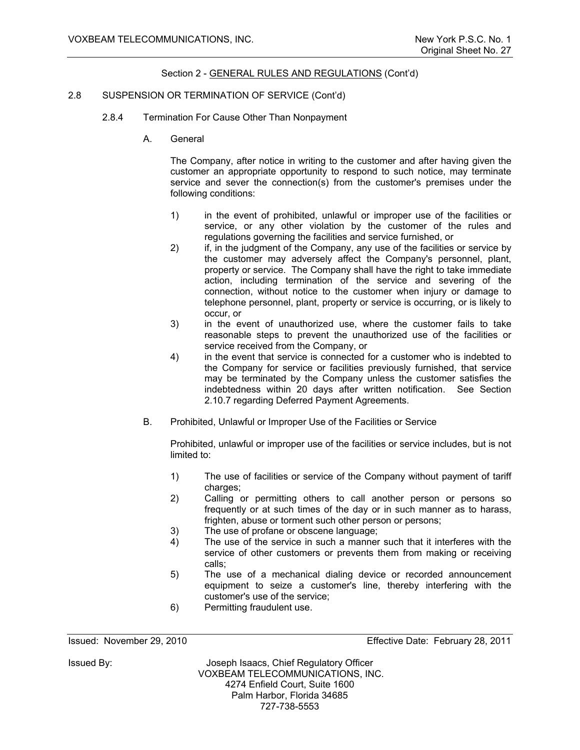Section 2 - GENERAL RULES AND REGULATIONS (Cont'd)

2.8 SUSPENSION OR TERMINATION OF SERVICE (Cont'd)

2.8.4 Termination For Cause Other Than Nonpayment

A. General

The Company, after notice in writing to the customer and after having given the customer an appropriate opportunity to respond to such notice, may terminate service and sever the connection(s) from the customer's premises under the following conditions:

1) in the event of prohibited, unlawful or improper use of the facilities or service, or any other violation by the customer of the rules and regulations governing the facilities and service furnished, or
2) if, in the judgment of the Company, any use of the facilities or service by the customer may adversely affect the Company's personnel, plant, property or service. The Company shall have the right to take immediate action, including termination of the service and severing of the connection, without notice to the customer when injury or damage to telephone personnel, plant, property or service is occurring, or is likely to occur, or
3) in the event of unauthorized use, where the customer fails to take reasonable steps to prevent the unauthorized use of the facilities or service received from the Company, or
4) in the event that service is connected for a customer who is indebted to the Company for service or facilities previously furnished, that service may be terminated by the Company unless the customer satisfies the indebtedness within 20 days after written notification. See Section 2.10.7 regarding Deferred Payment Agreements.

B. Prohibited, Unlawful or Improper Use of the Facilities or Service

Prohibited, unlawful or improper use of the facilities or service includes, but is not limited to:

1) The use of facilities or service of the Company without payment of tariff charges;
2) Calling or permitting others to call another person or persons so frequently or at such times of the day or in such manner as to harass, frighten, abuse or torment such other person or persons;
3) The use of profane or obscene language;
4) The use of the service in such a manner such that it interferes with the service of other customers or prevents them from making or receiving calls;
5) The use of a mechanical dialing device or recorded announcement equipment to seize a customer's line, thereby interfering with the customer's use of the service;
6) Permitting fraudulent use.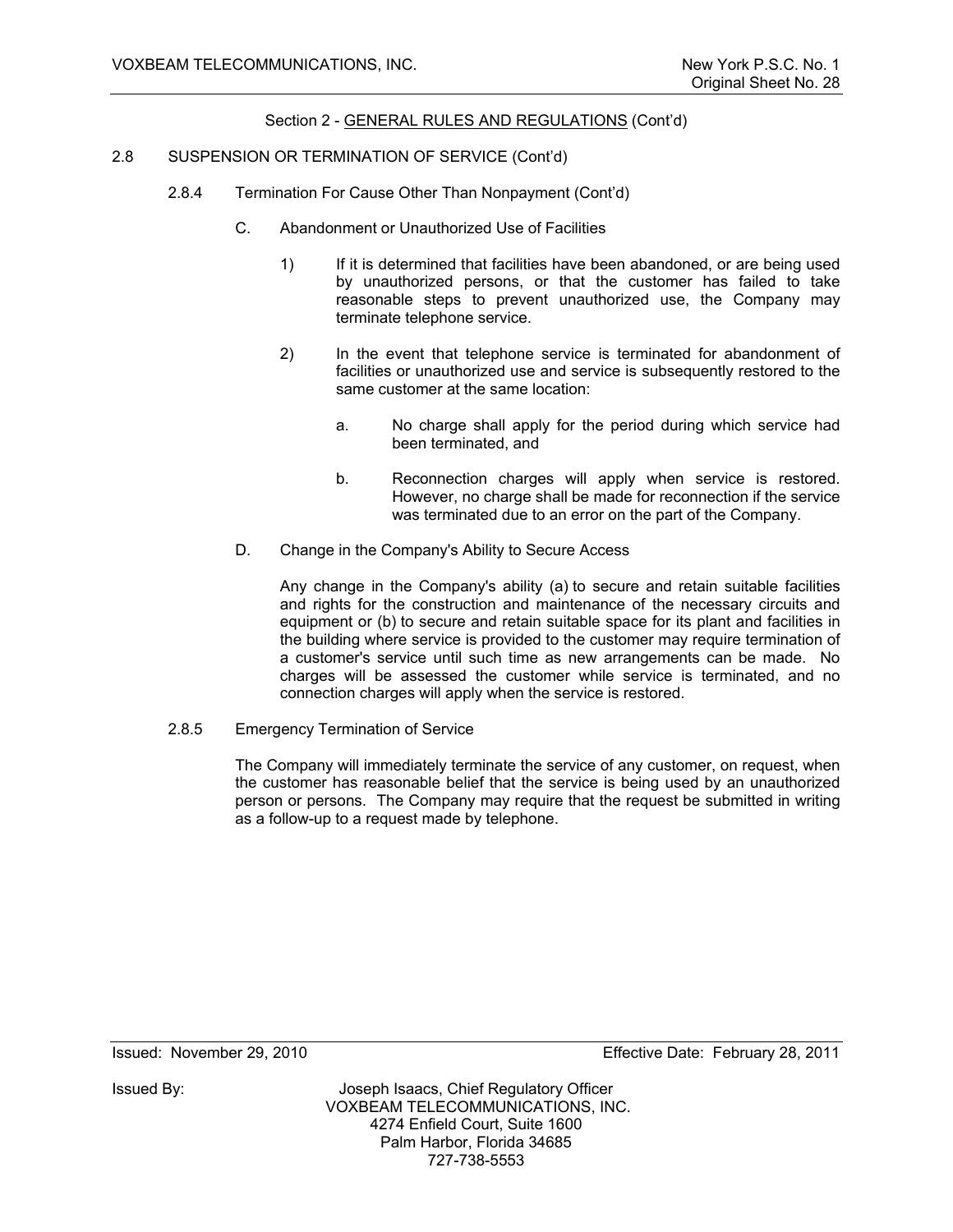Section 2 - GENERAL RULES AND REGULATIONS (Cont'd)

2.8 SUSPENSION OR TERMINATION OF SERVICE (Cont'd)

2.8.4 Termination For Cause Other Than Nonpayment (Cont'd)

C. Abandonment or Unauthorized Use of Facilities

1) If it is determined that facilities have been abandoned, or are being used by unauthorized persons, or that the customer has failed to take reasonable steps to prevent unauthorized use, the Company may terminate telephone service.

2) In the event that telephone service is terminated for abandonment of facilities or unauthorized use and service is subsequently restored to the same customer at the same location:

a. No charge shall apply for the period during which service had been terminated, and

b. Reconnection charges will apply when service is restored. However, no charge shall be made for reconnection if the service was terminated due to an error on the part of the Company.

D. Change in the Company's Ability to Secure Access

Any change in the Company's ability (a) to secure and retain suitable facilities and rights for the construction and maintenance of the necessary circuits and equipment or (b) to secure and retain suitable space for its plant and facilities in the building where service is provided to the customer may require termination of a customer's service until such time as new arrangements can be made. No charges will be assessed the customer while service is terminated, and no connection charges will apply when the service is restored.

2.8.5 Emergency Termination of Service

The Company will immediately terminate the service of any customer, on request, when the customer has reasonable belief that the service is being used by an unauthorized person or persons. The Company may require that the request be submitted in writing as a follow-up to a request made by telephone.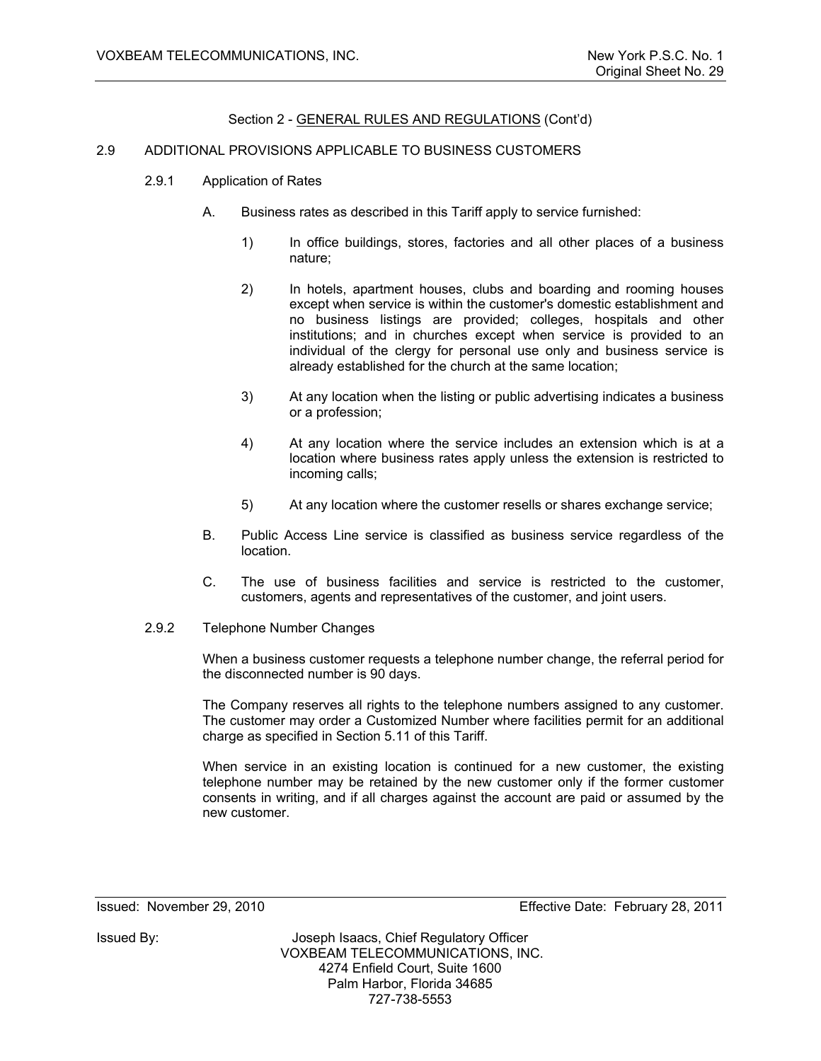Section 2 - GENERAL RULES AND REGULATIONS (Cont'd)

## 2.9 ADDITIONAL PROVISIONS APPLICABLE TO BUSINESS CUSTOMERS

### 2.9.1 Application of Rates

A. Business rates as described in this Tariff apply to service furnished:

1) In office buildings, stores, factories and all other places of a business nature;

2) In hotels, apartment houses, clubs and boarding and rooming houses except when service is within the customer's domestic establishment and no business listings are provided; colleges, hospitals and other institutions; and in churches except when service is provided to an individual of the clergy for personal use only and business service is already established for the church at the same location;

3) At any location when the listing or public advertising indicates a business or a profession;

4) At any location where the service includes an extension which is at a location where business rates apply unless the extension is restricted to incoming calls;

5) At any location where the customer resells or shares exchange service;

B. Public Access Line service is classified as business service regardless of the location.

C. The use of business facilities and service is restricted to the customer, customers, agents and representatives of the customer, and joint users.

### 2.9.2 Telephone Number Changes

When a business customer requests a telephone number change, the referral period for the disconnected number is 90 days.

The Company reserves all rights to the telephone numbers assigned to any customer. The customer may order a Customized Number where facilities permit for an additional charge as specified in Section 5.11 of this Tariff.

When service in an existing location is continued for a new customer, the existing telephone number may be retained by the new customer only if the former customer consents in writing, and if all charges against the account are paid or assumed by the new customer.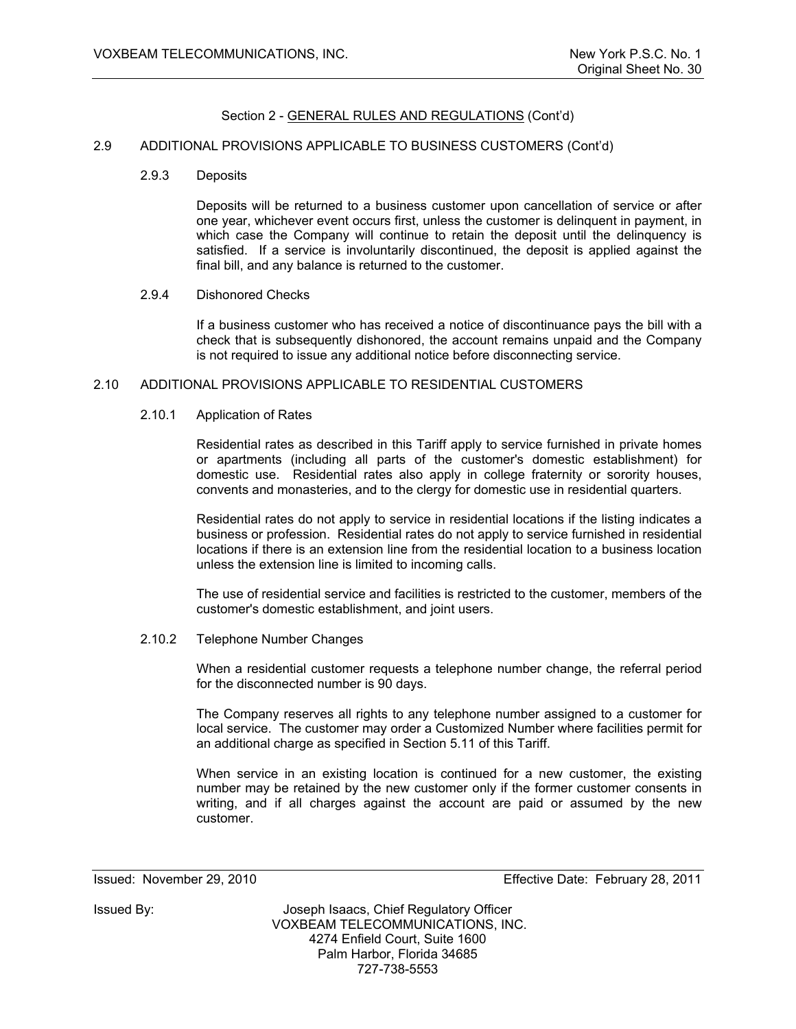Section 2 - GENERAL RULES AND REGULATIONS (Cont'd)

2.9 ADDITIONAL PROVISIONS APPLICABLE TO BUSINESS CUSTOMERS (Cont'd)

2.9.3 Deposits

Deposits will be returned to a business customer upon cancellation of service or after one year, whichever event occurs first, unless the customer is delinquent in payment, in which case the Company will continue to retain the deposit until the delinquency is satisfied. If a service is involuntarily discontinued, the deposit is applied against the final bill, and any balance is returned to the customer.

2.9.4 Dishonored Checks

If a business customer who has received a notice of discontinuance pays the bill with a check that is subsequently dishonored, the account remains unpaid and the Company is not required to issue any additional notice before disconnecting service.

2.10 ADDITIONAL PROVISIONS APPLICABLE TO RESIDENTIAL CUSTOMERS

2.10.1 Application of Rates

Residential rates as described in this Tariff apply to service furnished in private homes or apartments (including all parts of the customer's domestic establishment) for domestic use. Residential rates also apply in college fraternity or sorority houses, convents and monasteries, and to the clergy for domestic use in residential quarters.

Residential rates do not apply to service in residential locations if the listing indicates a business or profession. Residential rates do not apply to service furnished in residential locations if there is an extension line from the residential location to a business location unless the extension line is limited to incoming calls.

The use of residential service and facilities is restricted to the customer, members of the customer's domestic establishment, and joint users.

2.10.2 Telephone Number Changes

When a residential customer requests a telephone number change, the referral period for the disconnected number is 90 days.

The Company reserves all rights to any telephone number assigned to a customer for local service. The customer may order a Customized Number where facilities permit for an additional charge as specified in Section 5.11 of this Tariff.

When service in an existing location is continued for a new customer, the existing number may be retained by the new customer only if the former customer consents in writing, and if all charges against the account are paid or assumed by the new customer.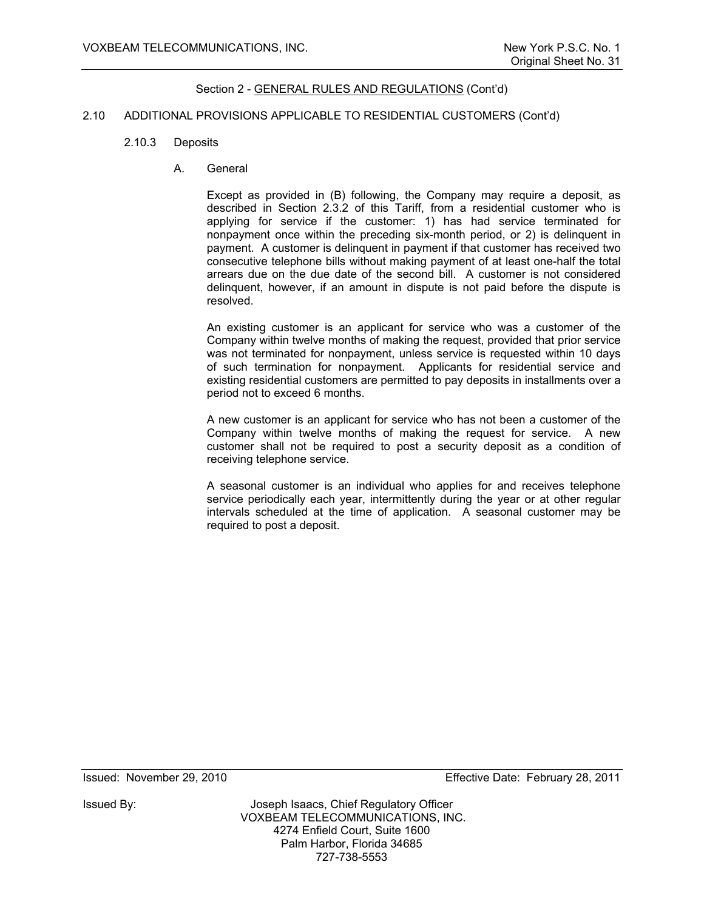Section 2 - GENERAL RULES AND REGULATIONS (Cont'd)

2.10 ADDITIONAL PROVISIONS APPLICABLE TO RESIDENTIAL CUSTOMERS (Cont'd)

2.10.3 Deposits

A. General

Except as provided in (B) following, the Company may require a deposit, as described in Section 2.3.2 of this Tariff, from a residential customer who is applying for service if the customer: 1) has had service terminated for nonpayment once within the preceding six-month period, or 2) is delinquent in payment. A customer is delinquent in payment if that customer has received two consecutive telephone bills without making payment of at least one-half the total arrears due on the due date of the second bill. A customer is not considered delinquent, however, if an amount in dispute is not paid before the dispute is resolved.

An existing customer is an applicant for service who was a customer of the Company within twelve months of making the request, provided that prior service was not terminated for nonpayment, unless service is requested within 10 days of such termination for nonpayment. Applicants for residential service and existing residential customers are permitted to pay deposits in installments over a period not to exceed 6 months.

A new customer is an applicant for service who has not been a customer of the Company within twelve months of making the request for service. A new customer shall not be required to post a security deposit as a condition of receiving telephone service.

A seasonal customer is an individual who applies for and receives telephone service periodically each year, intermittently during the year or at other regular intervals scheduled at the time of application. A seasonal customer may be required to post a deposit.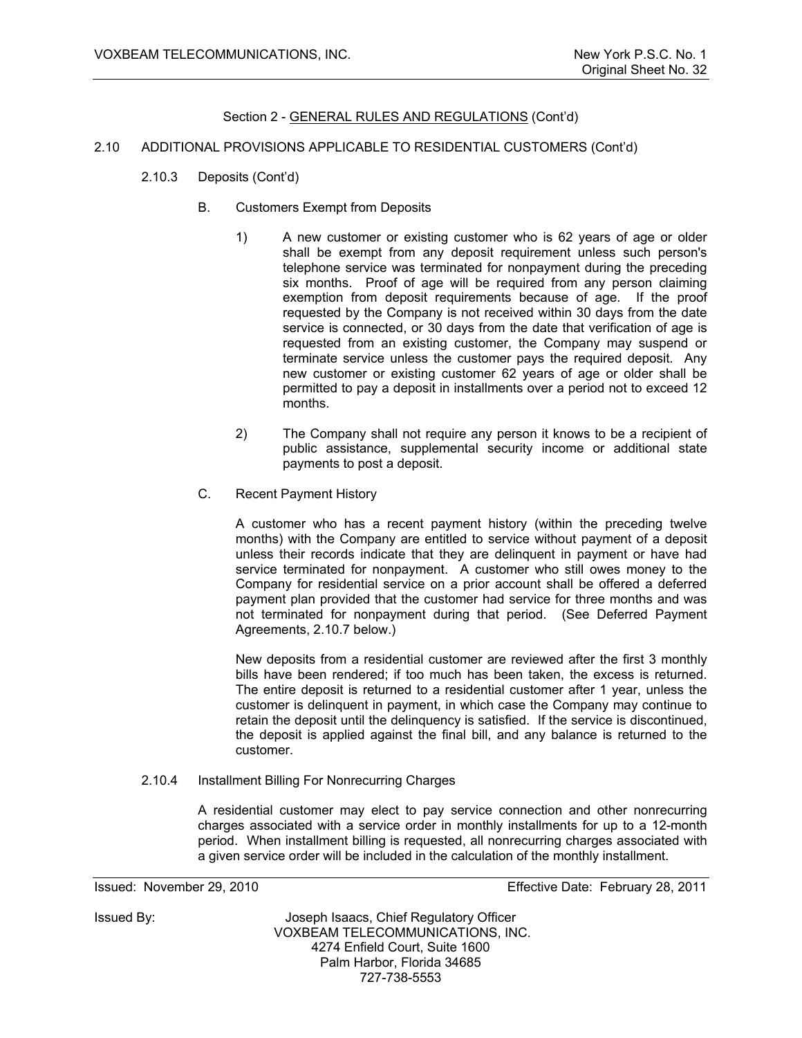Section 2 - GENERAL RULES AND REGULATIONS (Cont'd)

2.10 ADDITIONAL PROVISIONS APPLICABLE TO RESIDENTIAL CUSTOMERS (Cont'd)

2.10.3 Deposits (Cont'd)

B. Customers Exempt from Deposits

1) A new customer or existing customer who is 62 years of age or older shall be exempt from any deposit requirement unless such person's telephone service was terminated for nonpayment during the preceding six months. Proof of age will be required from any person claiming exemption from deposit requirements because of age. If the proof requested by the Company is not received within 30 days from the date service is connected, or 30 days from the date that verification of age is requested from an existing customer, the Company may suspend or terminate service unless the customer pays the required deposit. Any new customer or existing customer 62 years of age or older shall be permitted to pay a deposit in installments over a period not to exceed 12 months.

2) The Company shall not require any person it knows to be a recipient of public assistance, supplemental security income or additional state payments to post a deposit.

C. Recent Payment History

A customer who has a recent payment history (within the preceding twelve months) with the Company are entitled to service without payment of a deposit unless their records indicate that they are delinquent in payment or have had service terminated for nonpayment. A customer who still owes money to the Company for residential service on a prior account shall be offered a deferred payment plan provided that the customer had service for three months and was not terminated for nonpayment during that period. (See Deferred Payment Agreements, 2.10.7 below.)

New deposits from a residential customer are reviewed after the first 3 monthly bills have been rendered; if too much has been taken, the excess is returned. The entire deposit is returned to a residential customer after 1 year, unless the customer is delinquent in payment, in which case the Company may continue to retain the deposit until the delinquency is satisfied. If the service is discontinued, the deposit is applied against the final bill, and any balance is returned to the customer.

2.10.4 Installment Billing For Nonrecurring Charges

A residential customer may elect to pay service connection and other nonrecurring charges associated with a service order in monthly installments for up to a 12-month period. When installment billing is requested, all nonrecurring charges associated with a given service order will be included in the calculation of the monthly installment.

Issued: November 29, 2010 Effective Date: February 28, 2011

Issued By: Joseph Isaacs, Chief Regulatory Officer
VOXBEAM TELECOMMUNICATIONS, INC.
4274 Enfield Court, Suite 1600
Palm Harbor, Florida 34685
727-738-5553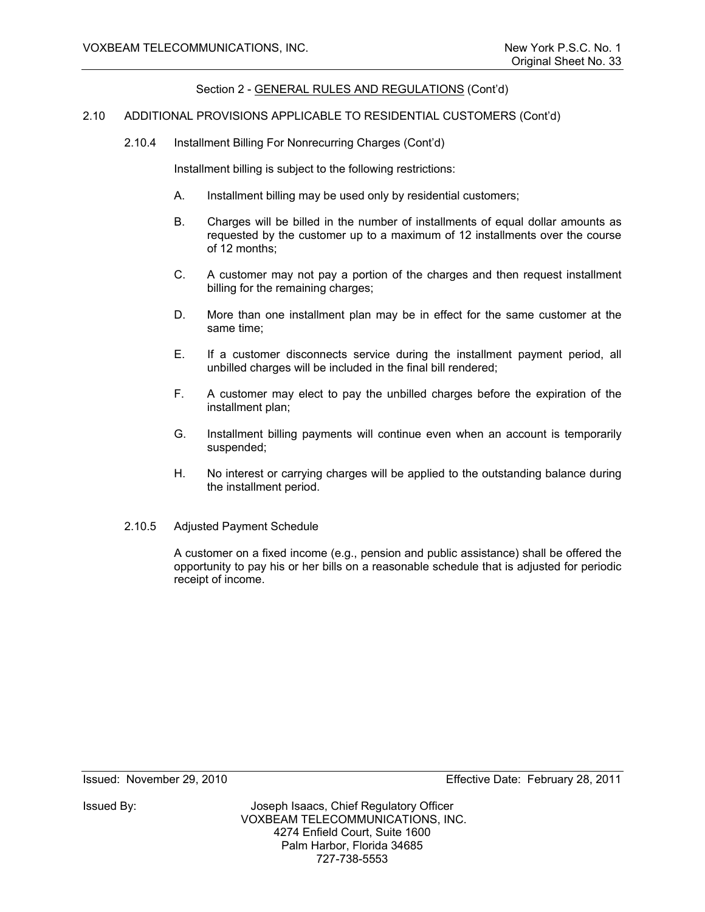Section 2 - GENERAL RULES AND REGULATIONS (Cont'd)

## 2.10 ADDITIONAL PROVISIONS APPLICABLE TO RESIDENTIAL CUSTOMERS (Cont'd)

### 2.10.4 Installment Billing For Nonrecurring Charges (Cont'd)

Installment billing is subject to the following restrictions:

A. Installment billing may be used only by residential customers;

B. Charges will be billed in the number of installments of equal dollar amounts as requested by the customer up to a maximum of 12 installments over the course of 12 months;

C. A customer may not pay a portion of the charges and then request installment billing for the remaining charges;

D. More than one installment plan may be in effect for the same customer at the same time;

E. If a customer disconnects service during the installment payment period, all unbilled charges will be included in the final bill rendered;

F. A customer may elect to pay the unbilled charges before the expiration of the installment plan;

G. Installment billing payments will continue even when an account is temporarily suspended;

H. No interest or carrying charges will be applied to the outstanding balance during the installment period.

### 2.10.5 Adjusted Payment Schedule

A customer on a fixed income (e.g., pension and public assistance) shall be offered the opportunity to pay his or her bills on a reasonable schedule that is adjusted for periodic receipt of income.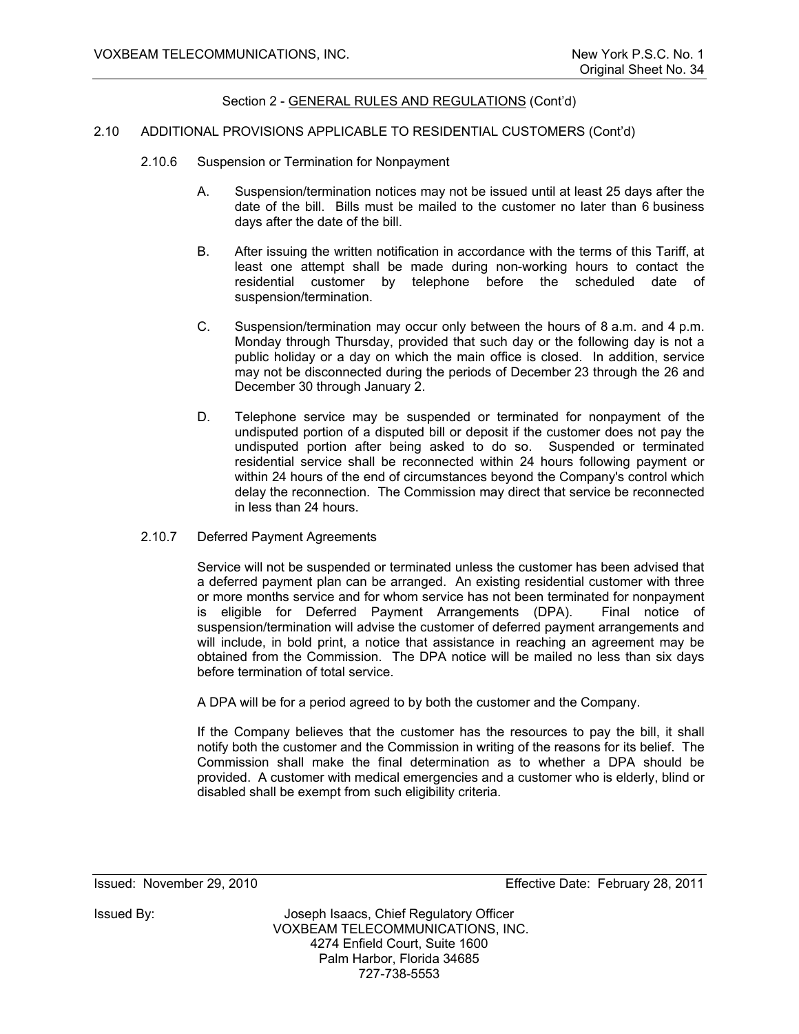Section 2 - GENERAL RULES AND REGULATIONS (Cont'd)

2.10 ADDITIONAL PROVISIONS APPLICABLE TO RESIDENTIAL CUSTOMERS (Cont'd)

2.10.6 Suspension or Termination for Nonpayment

A. Suspension/termination notices may not be issued until at least 25 days after the date of the bill. Bills must be mailed to the customer no later than 6 business days after the date of the bill.

B. After issuing the written notification in accordance with the terms of this Tariff, at least one attempt shall be made during non-working hours to contact the residential customer by telephone before the scheduled date of suspension/termination.

C. Suspension/termination may occur only between the hours of 8 a.m. and 4 p.m. Monday through Thursday, provided that such day or the following day is not a public holiday or a day on which the main office is closed. In addition, service may not be disconnected during the periods of December 23 through the 26 and December 30 through January 2.

D. Telephone service may be suspended or terminated for nonpayment of the undisputed portion of a disputed bill or deposit if the customer does not pay the undisputed portion after being asked to do so. Suspended or terminated residential service shall be reconnected within 24 hours following payment or within 24 hours of the end of circumstances beyond the Company's control which delay the reconnection. The Commission may direct that service be reconnected in less than 24 hours.

2.10.7 Deferred Payment Agreements

Service will not be suspended or terminated unless the customer has been advised that a deferred payment plan can be arranged. An existing residential customer with three or more months service and for whom service has not been terminated for nonpayment is eligible for Deferred Payment Arrangements (DPA). Final notice of suspension/termination will advise the customer of deferred payment arrangements and will include, in bold print, a notice that assistance in reaching an agreement may be obtained from the Commission. The DPA notice will be mailed no less than six days before termination of total service.

A DPA will be for a period agreed to by both the customer and the Company.

If the Company believes that the customer has the resources to pay the bill, it shall notify both the customer and the Commission in writing of the reasons for its belief. The Commission shall make the final determination as to whether a DPA should be provided. A customer with medical emergencies and a customer who is elderly, blind or disabled shall be exempt from such eligibility criteria.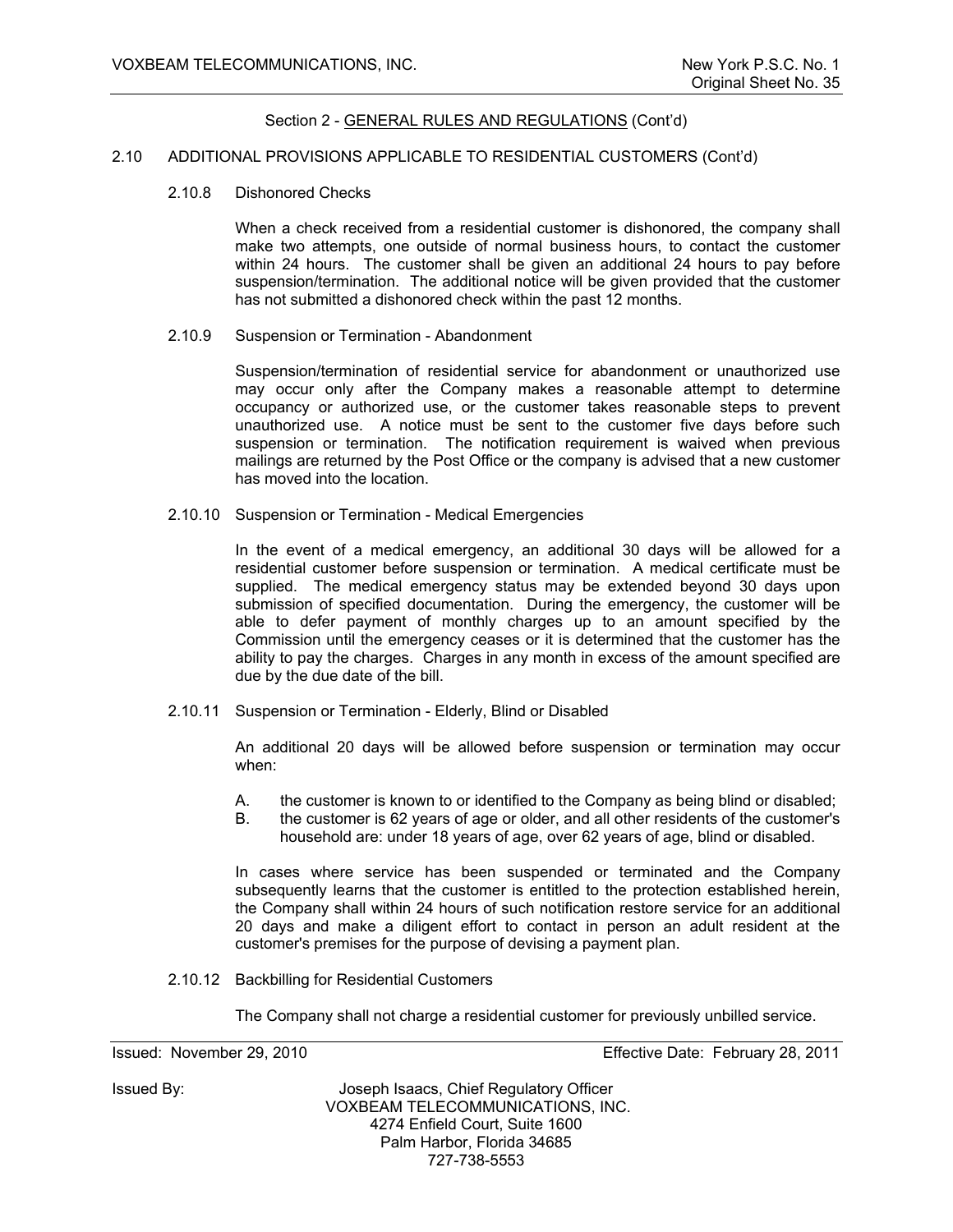## Section 2 - GENERAL RULES AND REGULATIONS (Cont'd)

### 2.10 ADDITIONAL PROVISIONS APPLICABLE TO RESIDENTIAL CUSTOMERS (Cont'd)

#### 2.10.8 Dishonored Checks

When a check received from a residential customer is dishonored, the company shall make two attempts, one outside of normal business hours, to contact the customer within 24 hours. The customer shall be given an additional 24 hours to pay before suspension/termination. The additional notice will be given provided that the customer has not submitted a dishonored check within the past 12 months.

#### 2.10.9 Suspension or Termination - Abandonment

Suspension/termination of residential service for abandonment or unauthorized use may occur only after the Company makes a reasonable attempt to determine occupancy or authorized use, or the customer takes reasonable steps to prevent unauthorized use. A notice must be sent to the customer five days before such suspension or termination. The notification requirement is waived when previous mailings are returned by the Post Office or the company is advised that a new customer has moved into the location.

#### 2.10.10 Suspension or Termination - Medical Emergencies

In the event of a medical emergency, an additional 30 days will be allowed for a residential customer before suspension or termination. A medical certificate must be supplied. The medical emergency status may be extended beyond 30 days upon submission of specified documentation. During the emergency, the customer will be able to defer payment of monthly charges up to an amount specified by the Commission until the emergency ceases or it is determined that the customer has the ability to pay the charges. Charges in any month in excess of the amount specified are due by the due date of the bill.

#### 2.10.11 Suspension or Termination - Elderly, Blind or Disabled

An additional 20 days will be allowed before suspension or termination may occur when:

A. the customer is known to or identified to the Company as being blind or disabled;

B. the customer is 62 years of age or older, and all other residents of the customer's household are: under 18 years of age, over 62 years of age, blind or disabled.

In cases where service has been suspended or terminated and the Company subsequently learns that the customer is entitled to the protection established herein, the Company shall within 24 hours of such notification restore service for an additional 20 days and make a diligent effort to contact in person an adult resident at the customer's premises for the purpose of devising a payment plan.

#### 2.10.12 Backbilling for Residential Customers

The Company shall not charge a residential customer for previously unbilled service.

Issued: November 29, 2010 Effective Date: February 28, 2011

Issued By: Joseph Isaacs, Chief Regulatory Officer
VOXBEAM TELECOMMUNICATIONS, INC.
4274 Enfield Court, Suite 1600
Palm Harbor, Florida 34685
727-738-5553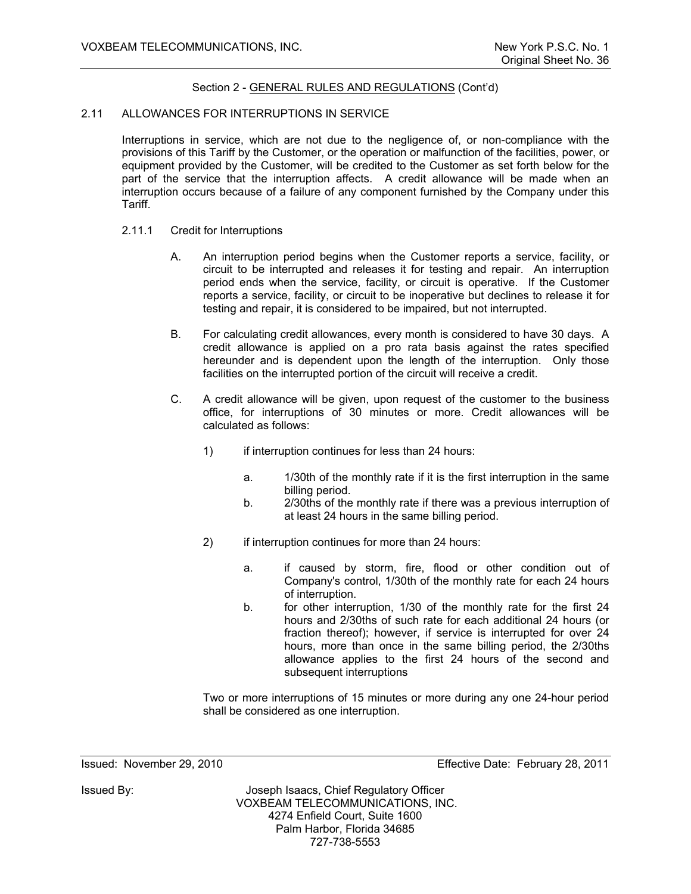Section 2 - GENERAL RULES AND REGULATIONS (Cont'd)

## 2.11 ALLOWANCES FOR INTERRUPTIONS IN SERVICE

Interruptions in service, which are not due to the negligence of, or non-compliance with the provisions of this Tariff by the Customer, or the operation or malfunction of the facilities, power, or equipment provided by the Customer, will be credited to the Customer as set forth below for the part of the service that the interruption affects. A credit allowance will be made when an interruption occurs because of a failure of any component furnished by the Company under this Tariff.

### 2.11.1 Credit for Interruptions

A. An interruption period begins when the Customer reports a service, facility, or circuit to be interrupted and releases it for testing and repair. An interruption period ends when the service, facility, or circuit is operative. If the Customer reports a service, facility, or circuit to be inoperative but declines to release it for testing and repair, it is considered to be impaired, but not interrupted.

B. For calculating credit allowances, every month is considered to have 30 days. A credit allowance is applied on a pro rata basis against the rates specified hereunder and is dependent upon the length of the interruption. Only those facilities on the interrupted portion of the circuit will receive a credit.

C. A credit allowance will be given, upon request of the customer to the business office, for interruptions of 30 minutes or more. Credit allowances will be calculated as follows:

1) if interruption continues for less than 24 hours:

   a. 1/30th of the monthly rate if it is the first interruption in the same billing period.

   b. 2/30ths of the monthly rate if there was a previous interruption of at least 24 hours in the same billing period.

2) if interruption continues for more than 24 hours:

   a. if caused by storm, fire, flood or other condition out of Company's control, 1/30th of the monthly rate for each 24 hours of interruption.

   b. for other interruption, 1/30 of the monthly rate for the first 24 hours and 2/30ths of such rate for each additional 24 hours (or fraction thereof); however, if service is interrupted for over 24 hours, more than once in the same billing period, the 2/30ths allowance applies to the first 24 hours of the second and subsequent interruptions

Two or more interruptions of 15 minutes or more during any one 24-hour period shall be considered as one interruption.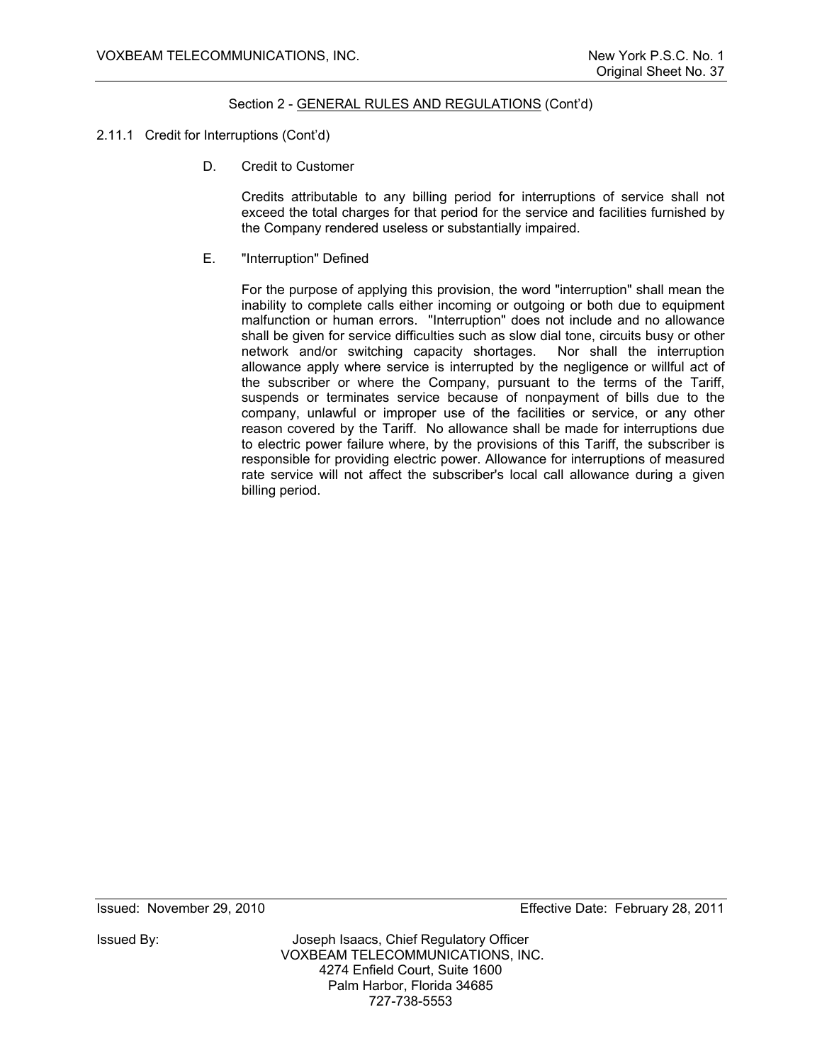Section 2 - GENERAL RULES AND REGULATIONS (Cont'd)

2.11.1 Credit for Interruptions (Cont'd)

D. Credit to Customer

Credits attributable to any billing period for interruptions of service shall not exceed the total charges for that period for the service and facilities furnished by the Company rendered useless or substantially impaired.

E. "Interruption" Defined

For the purpose of applying this provision, the word "interruption" shall mean the inability to complete calls either incoming or outgoing or both due to equipment malfunction or human errors. "Interruption" does not include and no allowance shall be given for service difficulties such as slow dial tone, circuits busy or other network and/or switching capacity shortages. Nor shall the interruption allowance apply where service is interrupted by the negligence or willful act of the subscriber or where the Company, pursuant to the terms of the Tariff, suspends or terminates service because of nonpayment of bills due to the company, unlawful or improper use of the facilities or service, or any other reason covered by the Tariff. No allowance shall be made for interruptions due to electric power failure where, by the provisions of this Tariff, the subscriber is responsible for providing electric power. Allowance for interruptions of measured rate service will not affect the subscriber's local call allowance during a given billing period.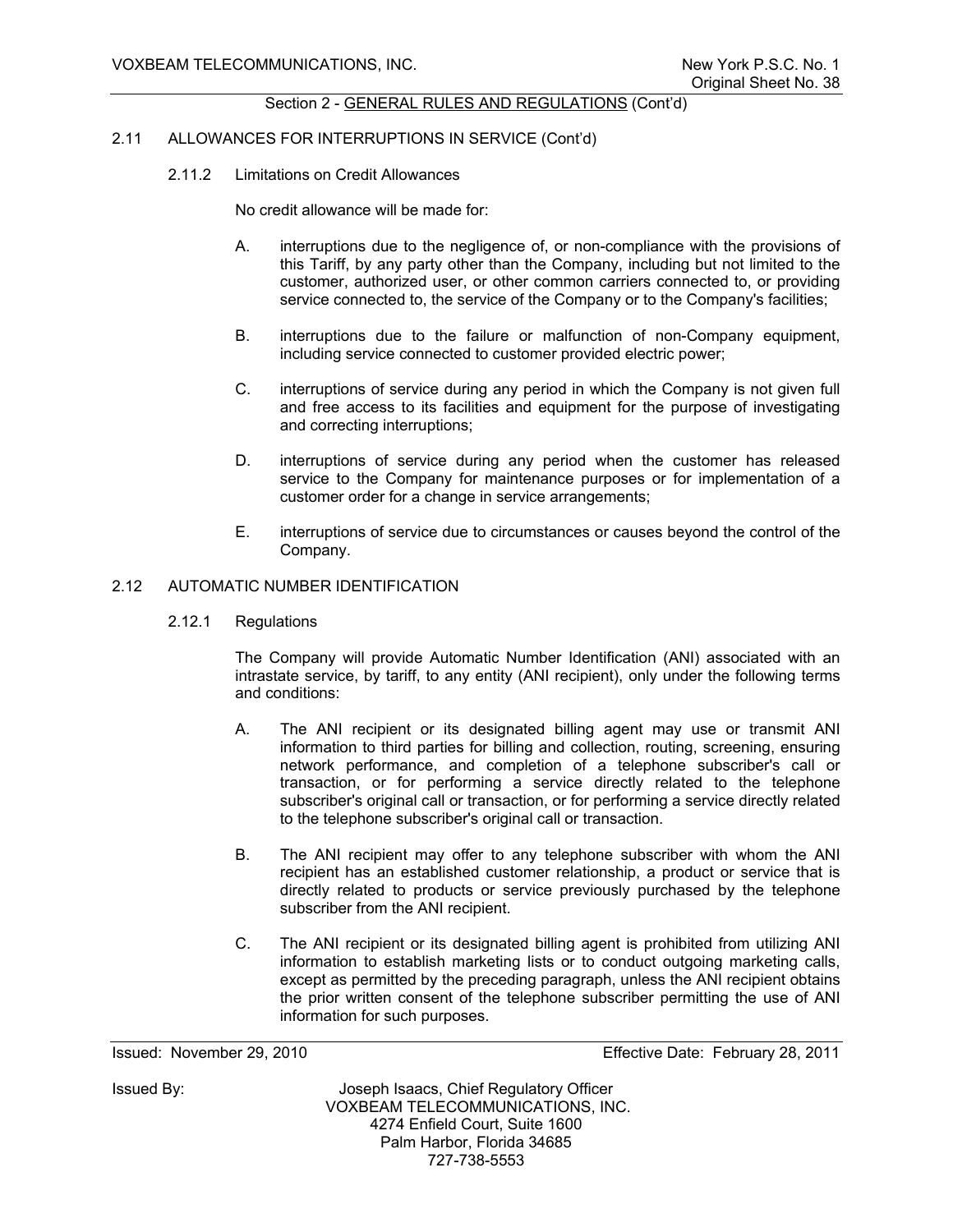Section 2 - GENERAL RULES AND REGULATIONS (Cont'd)

2.11 ALLOWANCES FOR INTERRUPTIONS IN SERVICE (Cont'd)

2.11.2 Limitations on Credit Allowances

No credit allowance will be made for:

A. interruptions due to the negligence of, or non-compliance with the provisions of this Tariff, by any party other than the Company, including but not limited to the customer, authorized user, or other common carriers connected to, or providing service connected to, the service of the Company or to the Company's facilities;

B. interruptions due to the failure or malfunction of non-Company equipment, including service connected to customer provided electric power;

C. interruptions of service during any period in which the Company is not given full and free access to its facilities and equipment for the purpose of investigating and correcting interruptions;

D. interruptions of service during any period when the customer has released service to the Company for maintenance purposes or for implementation of a customer order for a change in service arrangements;

E. interruptions of service due to circumstances or causes beyond the control of the Company.

2.12 AUTOMATIC NUMBER IDENTIFICATION

2.12.1 Regulations

The Company will provide Automatic Number Identification (ANI) associated with an intrastate service, by tariff, to any entity (ANI recipient), only under the following terms and conditions:

A. The ANI recipient or its designated billing agent may use or transmit ANI information to third parties for billing and collection, routing, screening, ensuring network performance, and completion of a telephone subscriber's call or transaction, or for performing a service directly related to the telephone subscriber's original call or transaction, or for performing a service directly related to the telephone subscriber's original call or transaction.

B. The ANI recipient may offer to any telephone subscriber with whom the ANI recipient has an established customer relationship, a product or service that is directly related to products or service previously purchased by the telephone subscriber from the ANI recipient.

C. The ANI recipient or its designated billing agent is prohibited from utilizing ANI information to establish marketing lists or to conduct outgoing marketing calls, except as permitted by the preceding paragraph, unless the ANI recipient obtains the prior written consent of the telephone subscriber permitting the use of ANI information for such purposes.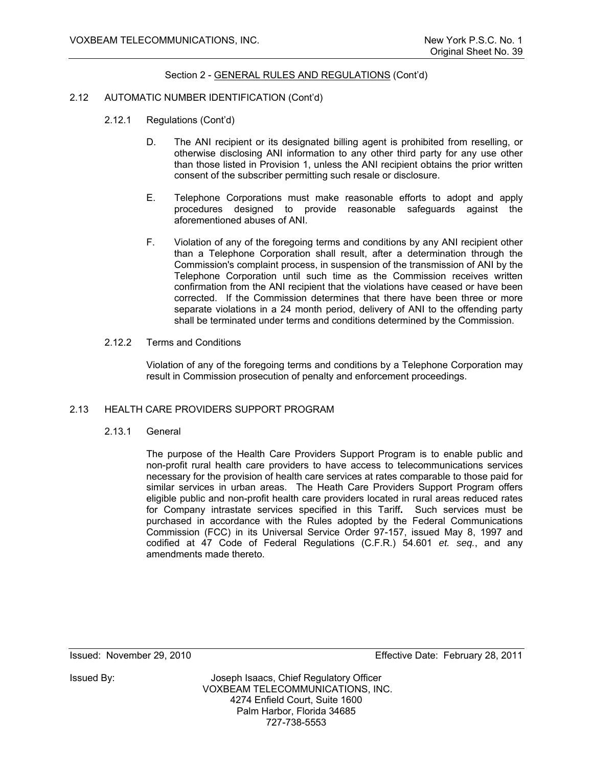Section 2 - GENERAL RULES AND REGULATIONS (Cont'd)

2.12 AUTOMATIC NUMBER IDENTIFICATION (Cont'd)

2.12.1 Regulations (Cont'd)

D. The ANI recipient or its designated billing agent is prohibited from reselling, or otherwise disclosing ANI information to any other third party for any use other than those listed in Provision 1, unless the ANI recipient obtains the prior written consent of the subscriber permitting such resale or disclosure.

E. Telephone Corporations must make reasonable efforts to adopt and apply procedures designed to provide reasonable safeguards against the aforementioned abuses of ANI.

F. Violation of any of the foregoing terms and conditions by any ANI recipient other than a Telephone Corporation shall result, after a determination through the Commission's complaint process, in suspension of the transmission of ANI by the Telephone Corporation until such time as the Commission receives written confirmation from the ANI recipient that the violations have ceased or have been corrected. If the Commission determines that there have been three or more separate violations in a 24 month period, delivery of ANI to the offending party shall be terminated under terms and conditions determined by the Commission.

2.12.2 Terms and Conditions

Violation of any of the foregoing terms and conditions by a Telephone Corporation may result in Commission prosecution of penalty and enforcement proceedings.

2.13 HEALTH CARE PROVIDERS SUPPORT PROGRAM

2.13.1 General

The purpose of the Health Care Providers Support Program is to enable public and non-profit rural health care providers to have access to telecommunications services necessary for the provision of health care services at rates comparable to those paid for similar services in urban areas. The Heath Care Providers Support Program offers eligible public and non-profit health care providers located in rural areas reduced rates for Company intrastate services specified in this Tariff**.** Such services must be purchased in accordance with the Rules adopted by the Federal Communications Commission (FCC) in its Universal Service Order 97-157, issued May 8, 1997 and codified at 47 Code of Federal Regulations (C.F.R.) 54.601 *et. seq.*, and any amendments made thereto.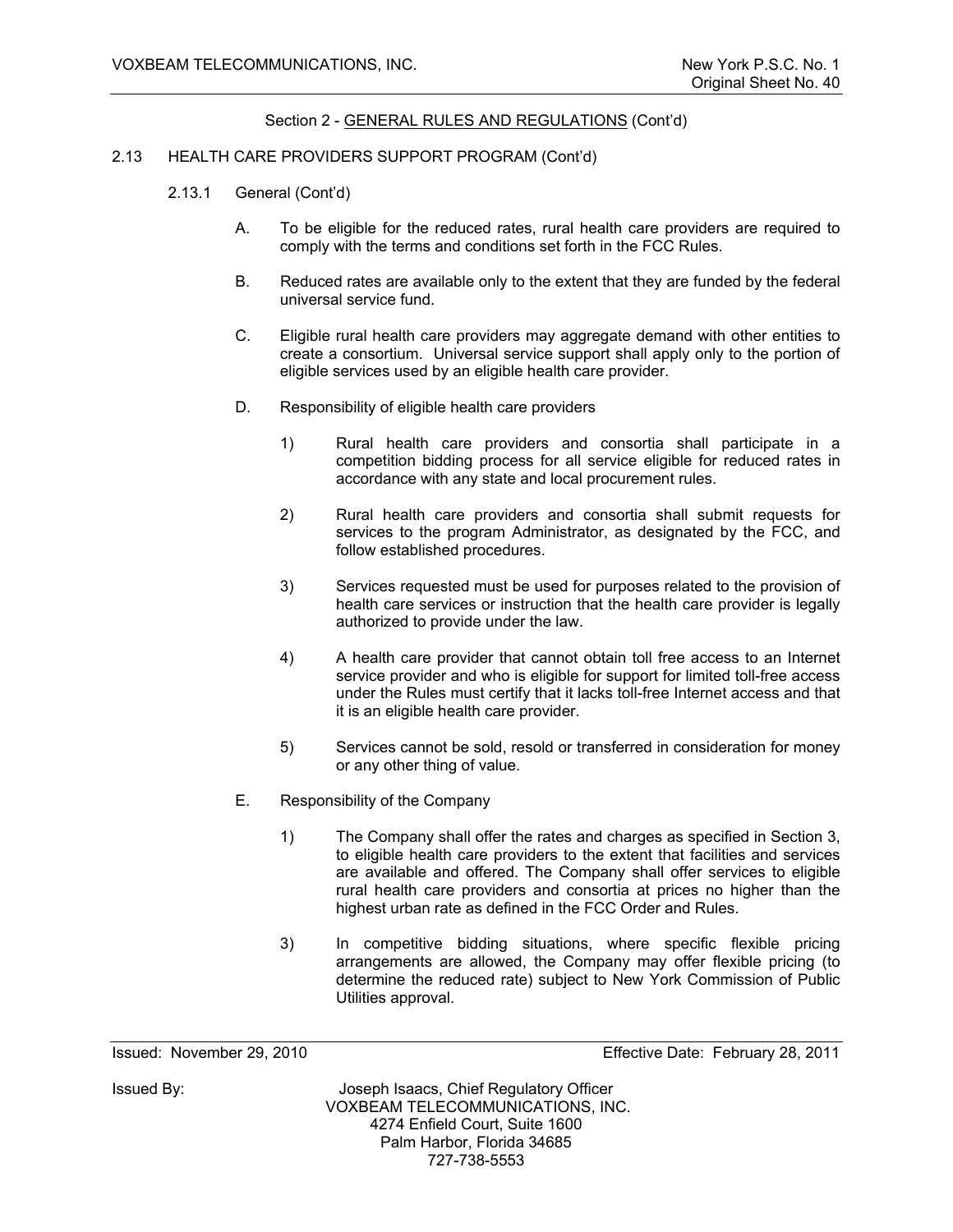Section 2 - GENERAL RULES AND REGULATIONS (Cont'd)

2.13 HEALTH CARE PROVIDERS SUPPORT PROGRAM (Cont'd)

2.13.1 General (Cont'd)

A. To be eligible for the reduced rates, rural health care providers are required to comply with the terms and conditions set forth in the FCC Rules.

B. Reduced rates are available only to the extent that they are funded by the federal universal service fund.

C. Eligible rural health care providers may aggregate demand with other entities to create a consortium. Universal service support shall apply only to the portion of eligible services used by an eligible health care provider.

D. Responsibility of eligible health care providers

1) Rural health care providers and consortia shall participate in a competition bidding process for all service eligible for reduced rates in accordance with any state and local procurement rules.

2) Rural health care providers and consortia shall submit requests for services to the program Administrator, as designated by the FCC, and follow established procedures.

3) Services requested must be used for purposes related to the provision of health care services or instruction that the health care provider is legally authorized to provide under the law.

4) A health care provider that cannot obtain toll free access to an Internet service provider and who is eligible for support for limited toll-free access under the Rules must certify that it lacks toll-free Internet access and that it is an eligible health care provider.

5) Services cannot be sold, resold or transferred in consideration for money or any other thing of value.

E. Responsibility of the Company

1) The Company shall offer the rates and charges as specified in Section 3, to eligible health care providers to the extent that facilities and services are available and offered. The Company shall offer services to eligible rural health care providers and consortia at prices no higher than the highest urban rate as defined in the FCC Order and Rules.

3) In competitive bidding situations, where specific flexible pricing arrangements are allowed, the Company may offer flexible pricing (to determine the reduced rate) subject to New York Commission of Public Utilities approval.

Issued: November 29, 2010 Effective Date: February 28, 2011

Issued By: Joseph Isaacs, Chief Regulatory Officer
VOXBEAM TELECOMMUNICATIONS, INC.
4274 Enfield Court, Suite 1600
Palm Harbor, Florida 34685
727-738-5553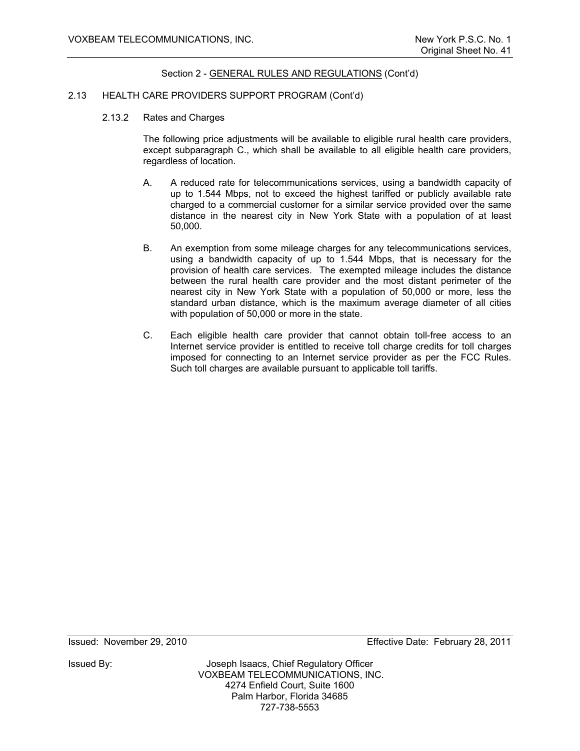Section 2 - GENERAL RULES AND REGULATIONS (Cont'd)

2.13 HEALTH CARE PROVIDERS SUPPORT PROGRAM (Cont'd)

2.13.2 Rates and Charges

The following price adjustments will be available to eligible rural health care providers, except subparagraph C., which shall be available to all eligible health care providers, regardless of location.

A. A reduced rate for telecommunications services, using a bandwidth capacity of up to 1.544 Mbps, not to exceed the highest tariffed or publicly available rate charged to a commercial customer for a similar service provided over the same distance in the nearest city in New York State with a population of at least 50,000.

B. An exemption from some mileage charges for any telecommunications services, using a bandwidth capacity of up to 1.544 Mbps, that is necessary for the provision of health care services. The exempted mileage includes the distance between the rural health care provider and the most distant perimeter of the nearest city in New York State with a population of 50,000 or more, less the standard urban distance, which is the maximum average diameter of all cities with population of 50,000 or more in the state.

C. Each eligible health care provider that cannot obtain toll-free access to an Internet service provider is entitled to receive toll charge credits for toll charges imposed for connecting to an Internet service provider as per the FCC Rules. Such toll charges are available pursuant to applicable toll tariffs.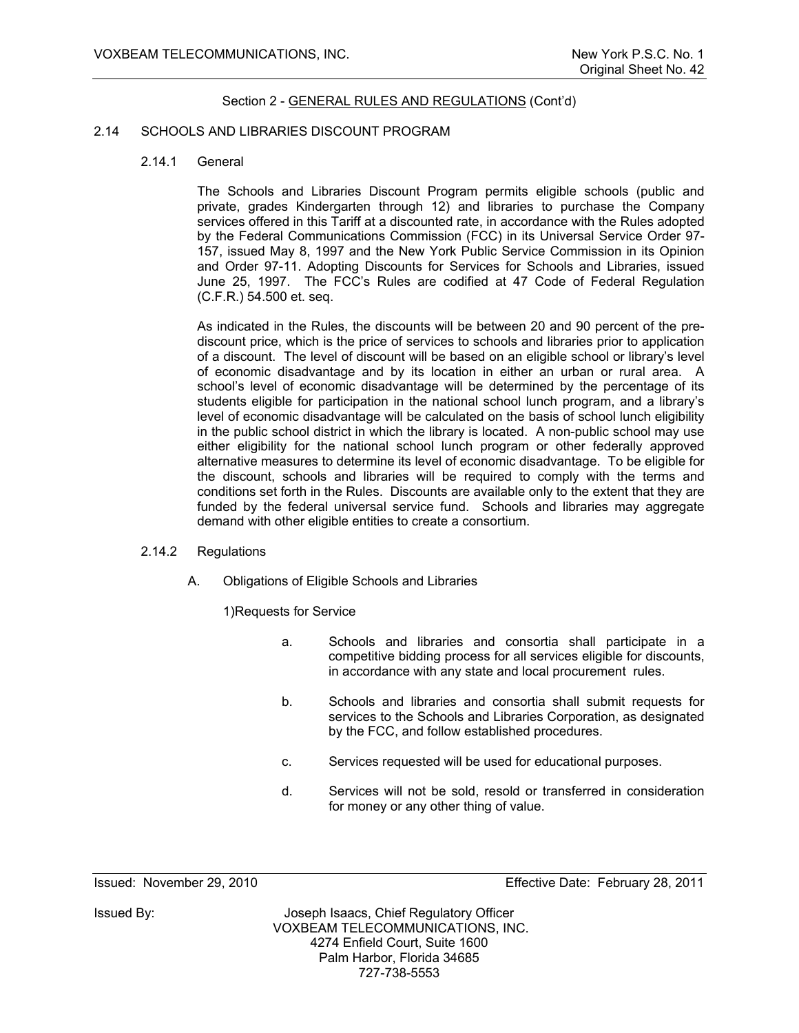Section 2 - GENERAL RULES AND REGULATIONS (Cont'd)

## 2.14 SCHOOLS AND LIBRARIES DISCOUNT PROGRAM

### 2.14.1 General

The Schools and Libraries Discount Program permits eligible schools (public and private, grades Kindergarten through 12) and libraries to purchase the Company services offered in this Tariff at a discounted rate, in accordance with the Rules adopted by the Federal Communications Commission (FCC) in its Universal Service Order 97-157, issued May 8, 1997 and the New York Public Service Commission in its Opinion and Order 97-11. Adopting Discounts for Services for Schools and Libraries, issued June 25, 1997. The FCC's Rules are codified at 47 Code of Federal Regulation (C.F.R.) 54.500 et. seq.

As indicated in the Rules, the discounts will be between 20 and 90 percent of the pre-discount price, which is the price of services to schools and libraries prior to application of a discount. The level of discount will be based on an eligible school or library's level of economic disadvantage and by its location in either an urban or rural area. A school's level of economic disadvantage will be determined by the percentage of its students eligible for participation in the national school lunch program, and a library's level of economic disadvantage will be calculated on the basis of school lunch eligibility in the public school district in which the library is located. A non-public school may use either eligibility for the national school lunch program or other federally approved alternative measures to determine its level of economic disadvantage. To be eligible for the discount, schools and libraries will be required to comply with the terms and conditions set forth in the Rules. Discounts are available only to the extent that they are funded by the federal universal service fund. Schools and libraries may aggregate demand with other eligible entities to create a consortium.

### 2.14.2 Regulations

A. Obligations of Eligible Schools and Libraries

1)Requests for Service

a. Schools and libraries and consortia shall participate in a competitive bidding process for all services eligible for discounts, in accordance with any state and local procurement rules.

b. Schools and libraries and consortia shall submit requests for services to the Schools and Libraries Corporation, as designated by the FCC, and follow established procedures.

c. Services requested will be used for educational purposes.

d. Services will not be sold, resold or transferred in consideration for money or any other thing of value.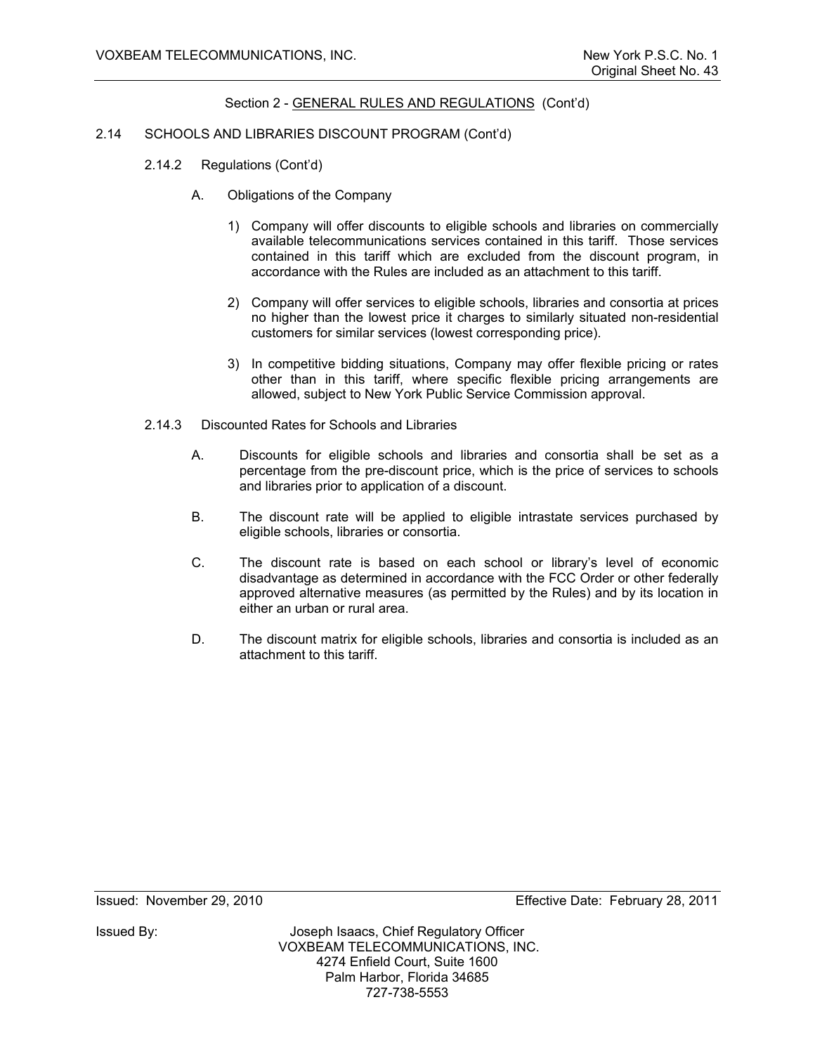Section 2 - GENERAL RULES AND REGULATIONS (Cont'd)

2.14 SCHOOLS AND LIBRARIES DISCOUNT PROGRAM (Cont'd)

2.14.2 Regulations (Cont'd)

A. Obligations of the Company

1) Company will offer discounts to eligible schools and libraries on commercially available telecommunications services contained in this tariff. Those services contained in this tariff which are excluded from the discount program, in accordance with the Rules are included as an attachment to this tariff.

2) Company will offer services to eligible schools, libraries and consortia at prices no higher than the lowest price it charges to similarly situated non-residential customers for similar services (lowest corresponding price).

3) In competitive bidding situations, Company may offer flexible pricing or rates other than in this tariff, where specific flexible pricing arrangements are allowed, subject to New York Public Service Commission approval.

2.14.3 Discounted Rates for Schools and Libraries

A. Discounts for eligible schools and libraries and consortia shall be set as a percentage from the pre-discount price, which is the price of services to schools and libraries prior to application of a discount.

B. The discount rate will be applied to eligible intrastate services purchased by eligible schools, libraries or consortia.

C. The discount rate is based on each school or library's level of economic disadvantage as determined in accordance with the FCC Order or other federally approved alternative measures (as permitted by the Rules) and by its location in either an urban or rural area.

D. The discount matrix for eligible schools, libraries and consortia is included as an attachment to this tariff.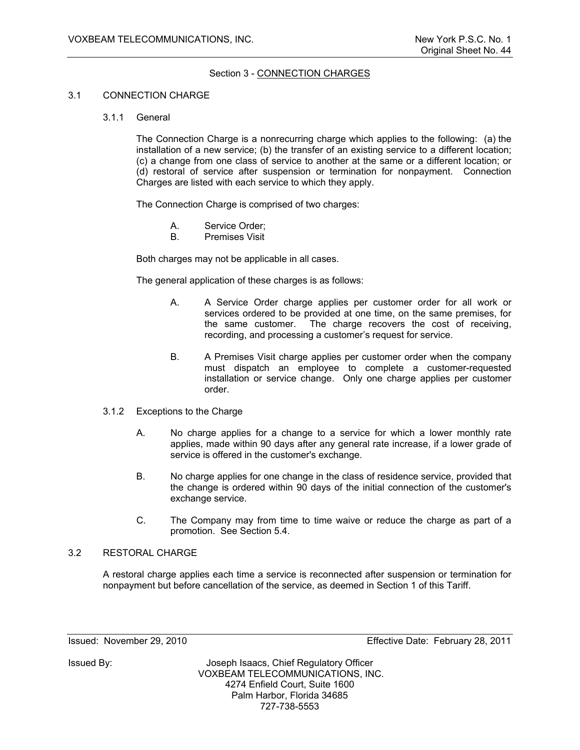## Section 3 - CONNECTION CHARGES

### 3.1 CONNECTION CHARGE

#### 3.1.1 General

The Connection Charge is a nonrecurring charge which applies to the following: (a) the installation of a new service; (b) the transfer of an existing service to a different location; (c) a change from one class of service to another at the same or a different location; or (d) restoral of service after suspension or termination for nonpayment. Connection Charges are listed with each service to which they apply.

The Connection Charge is comprised of two charges:

A. Service Order;
B. Premises Visit

Both charges may not be applicable in all cases.

The general application of these charges is as follows:

A. A Service Order charge applies per customer order for all work or services ordered to be provided at one time, on the same premises, for the same customer. The charge recovers the cost of receiving, recording, and processing a customer's request for service.

B. A Premises Visit charge applies per customer order when the company must dispatch an employee to complete a customer-requested installation or service change. Only one charge applies per customer order.

#### 3.1.2 Exceptions to the Charge

A. No charge applies for a change to a service for which a lower monthly rate applies, made within 90 days after any general rate increase, if a lower grade of service is offered in the customer's exchange.

B. No charge applies for one change in the class of residence service, provided that the change is ordered within 90 days of the initial connection of the customer's exchange service.

C. The Company may from time to time waive or reduce the charge as part of a promotion. See Section 5.4.

### 3.2 RESTORAL CHARGE

A restoral charge applies each time a service is reconnected after suspension or termination for nonpayment but before cancellation of the service, as deemed in Section 1 of this Tariff.

Issued: November 29, 2010 Effective Date: February 28, 2011

Issued By: Joseph Isaacs, Chief Regulatory Officer
VOXBEAM TELECOMMUNICATIONS, INC.
4274 Enfield Court, Suite 1600
Palm Harbor, Florida 34685
727-738-5553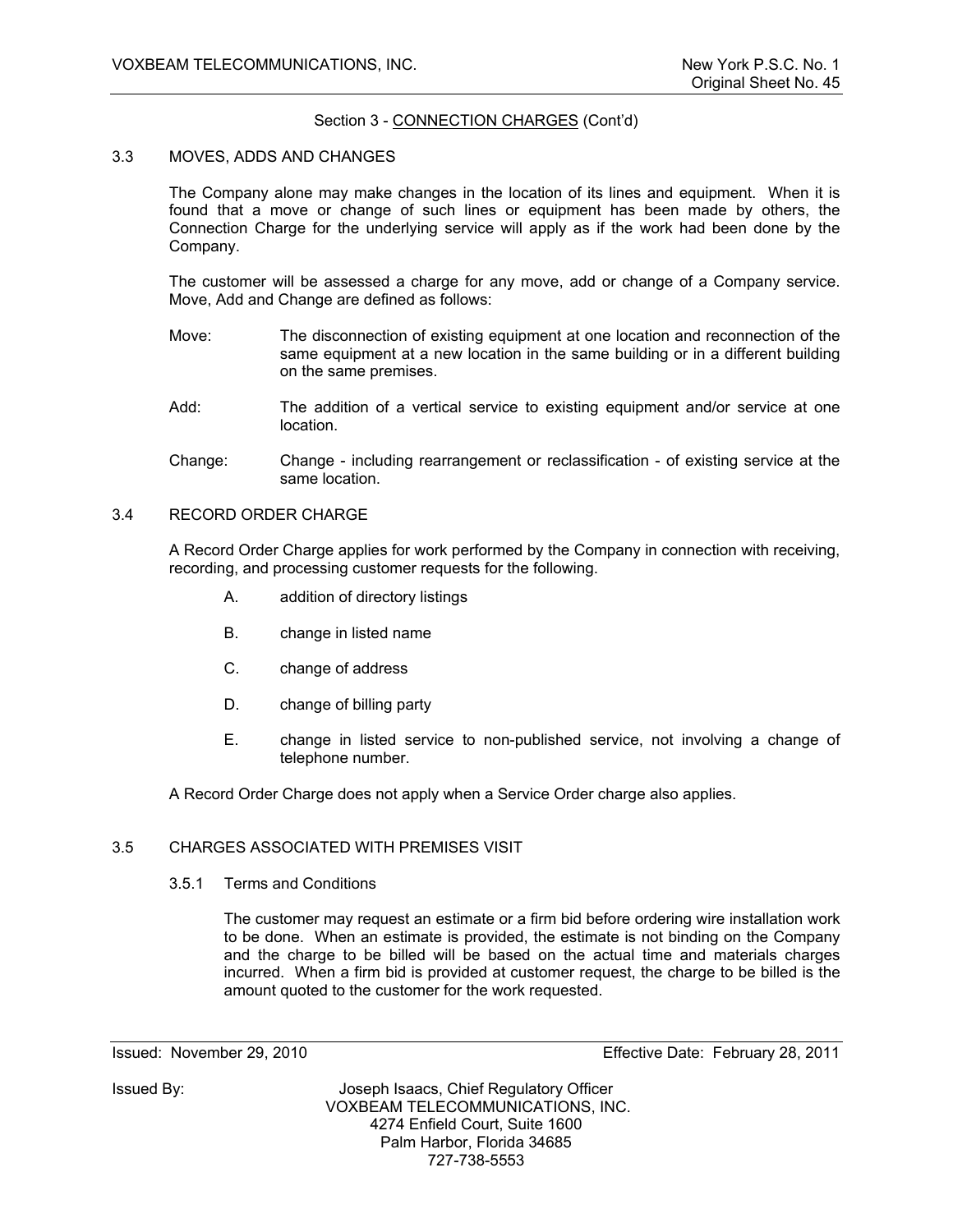Section 3 - CONNECTION CHARGES (Cont'd)

### 3.3 MOVES, ADDS AND CHANGES

The Company alone may make changes in the location of its lines and equipment. When it is found that a move or change of such lines or equipment has been made by others, the Connection Charge for the underlying service will apply as if the work had been done by the Company.

The customer will be assessed a charge for any move, add or change of a Company service. Move, Add and Change are defined as follows:

Move: The disconnection of existing equipment at one location and reconnection of the same equipment at a new location in the same building or in a different building on the same premises.

Add: The addition of a vertical service to existing equipment and/or service at one location.

Change: Change - including rearrangement or reclassification - of existing service at the same location.

### 3.4 RECORD ORDER CHARGE

A Record Order Charge applies for work performed by the Company in connection with receiving, recording, and processing customer requests for the following.

A. addition of directory listings

B. change in listed name

C. change of address

D. change of billing party

E. change in listed service to non-published service, not involving a change of telephone number.

A Record Order Charge does not apply when a Service Order charge also applies.

### 3.5 CHARGES ASSOCIATED WITH PREMISES VISIT

#### 3.5.1 Terms and Conditions

The customer may request an estimate or a firm bid before ordering wire installation work to be done. When an estimate is provided, the estimate is not binding on the Company and the charge to be billed will be based on the actual time and materials charges incurred. When a firm bid is provided at customer request, the charge to be billed is the amount quoted to the customer for the work requested.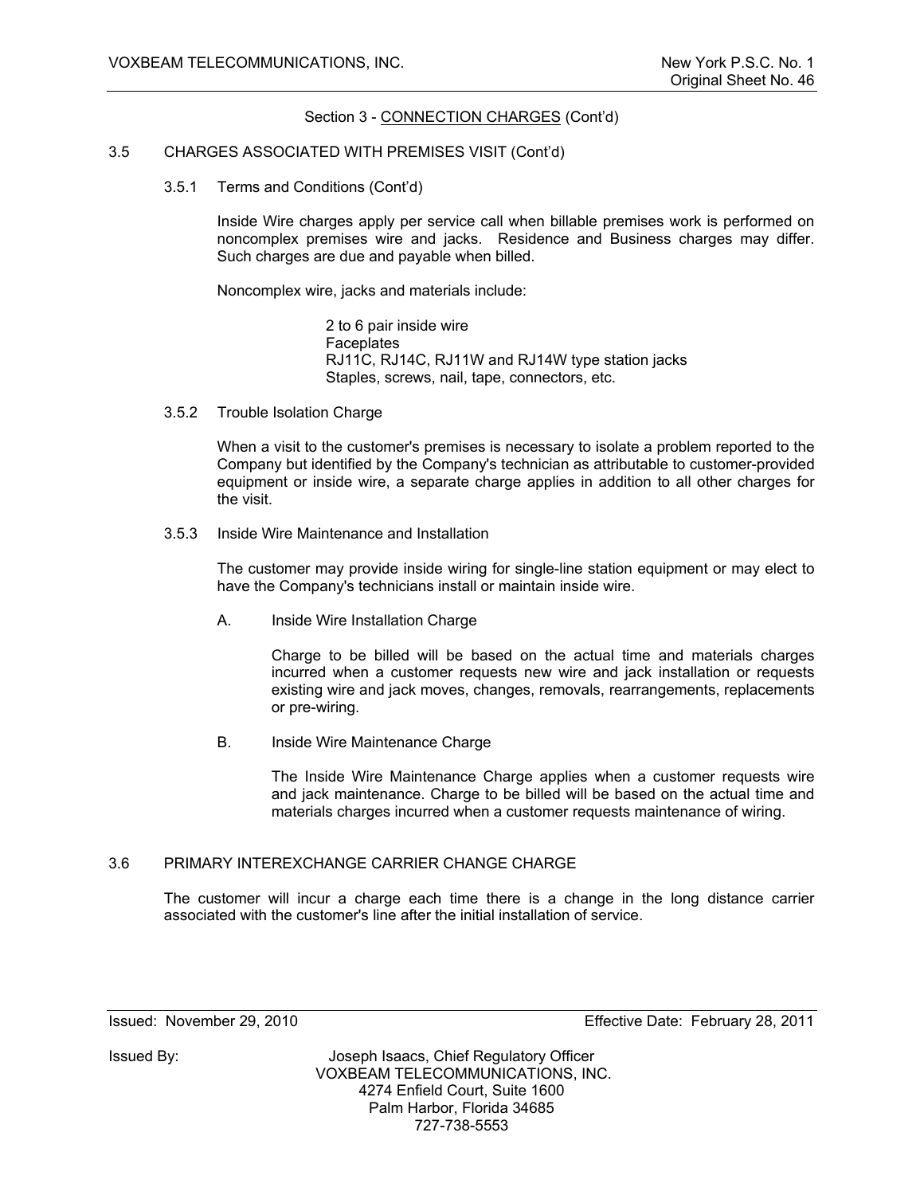Section 3 - CONNECTION CHARGES (Cont'd)

## 3.5 CHARGES ASSOCIATED WITH PREMISES VISIT (Cont'd)

### 3.5.1 Terms and Conditions (Cont'd)

Inside Wire charges apply per service call when billable premises work is performed on noncomplex premises wire and jacks. Residence and Business charges may differ. Such charges are due and payable when billed.

Noncomplex wire, jacks and materials include:

2 to 6 pair inside wire
Faceplates
RJ11C, RJ14C, RJ11W and RJ14W type station jacks
Staples, screws, nail, tape, connectors, etc.

### 3.5.2 Trouble Isolation Charge

When a visit to the customer's premises is necessary to isolate a problem reported to the Company but identified by the Company's technician as attributable to customer-provided equipment or inside wire, a separate charge applies in addition to all other charges for the visit.

### 3.5.3 Inside Wire Maintenance and Installation

The customer may provide inside wiring for single-line station equipment or may elect to have the Company's technicians install or maintain inside wire.

A. Inside Wire Installation Charge

Charge to be billed will be based on the actual time and materials charges incurred when a customer requests new wire and jack installation or requests existing wire and jack moves, changes, removals, rearrangements, replacements or pre-wiring.

B. Inside Wire Maintenance Charge

The Inside Wire Maintenance Charge applies when a customer requests wire and jack maintenance. Charge to be billed will be based on the actual time and materials charges incurred when a customer requests maintenance of wiring.

## 3.6 PRIMARY INTEREXCHANGE CARRIER CHANGE CHARGE

The customer will incur a charge each time there is a change in the long distance carrier associated with the customer's line after the initial installation of service.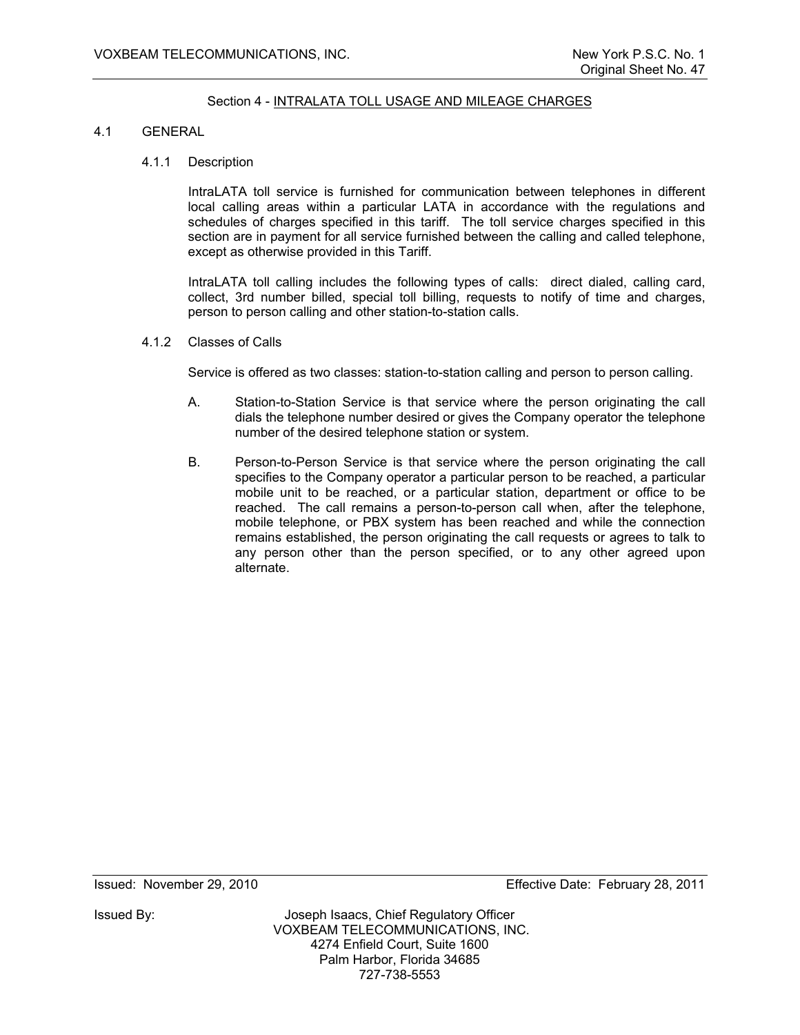## Section 4 - INTRALATA TOLL USAGE AND MILEAGE CHARGES

### 4.1 GENERAL

#### 4.1.1 Description

IntraLATA toll service is furnished for communication between telephones in different local calling areas within a particular LATA in accordance with the regulations and schedules of charges specified in this tariff. The toll service charges specified in this section are in payment for all service furnished between the calling and called telephone, except as otherwise provided in this Tariff.

IntraLATA toll calling includes the following types of calls: direct dialed, calling card, collect, 3rd number billed, special toll billing, requests to notify of time and charges, person to person calling and other station-to-station calls.

#### 4.1.2 Classes of Calls

Service is offered as two classes: station-to-station calling and person to person calling.

A. Station-to-Station Service is that service where the person originating the call dials the telephone number desired or gives the Company operator the telephone number of the desired telephone station or system.

B. Person-to-Person Service is that service where the person originating the call specifies to the Company operator a particular person to be reached, a particular mobile unit to be reached, or a particular station, department or office to be reached. The call remains a person-to-person call when, after the telephone, mobile telephone, or PBX system has been reached and while the connection remains established, the person originating the call requests or agrees to talk to any person other than the person specified, or to any other agreed upon alternate.

Issued: November 29, 2010 Effective Date: February 28, 2011

Issued By: Joseph Isaacs, Chief Regulatory Officer
VOXBEAM TELECOMMUNICATIONS, INC.
4274 Enfield Court, Suite 1600
Palm Harbor, Florida 34685
727-738-5553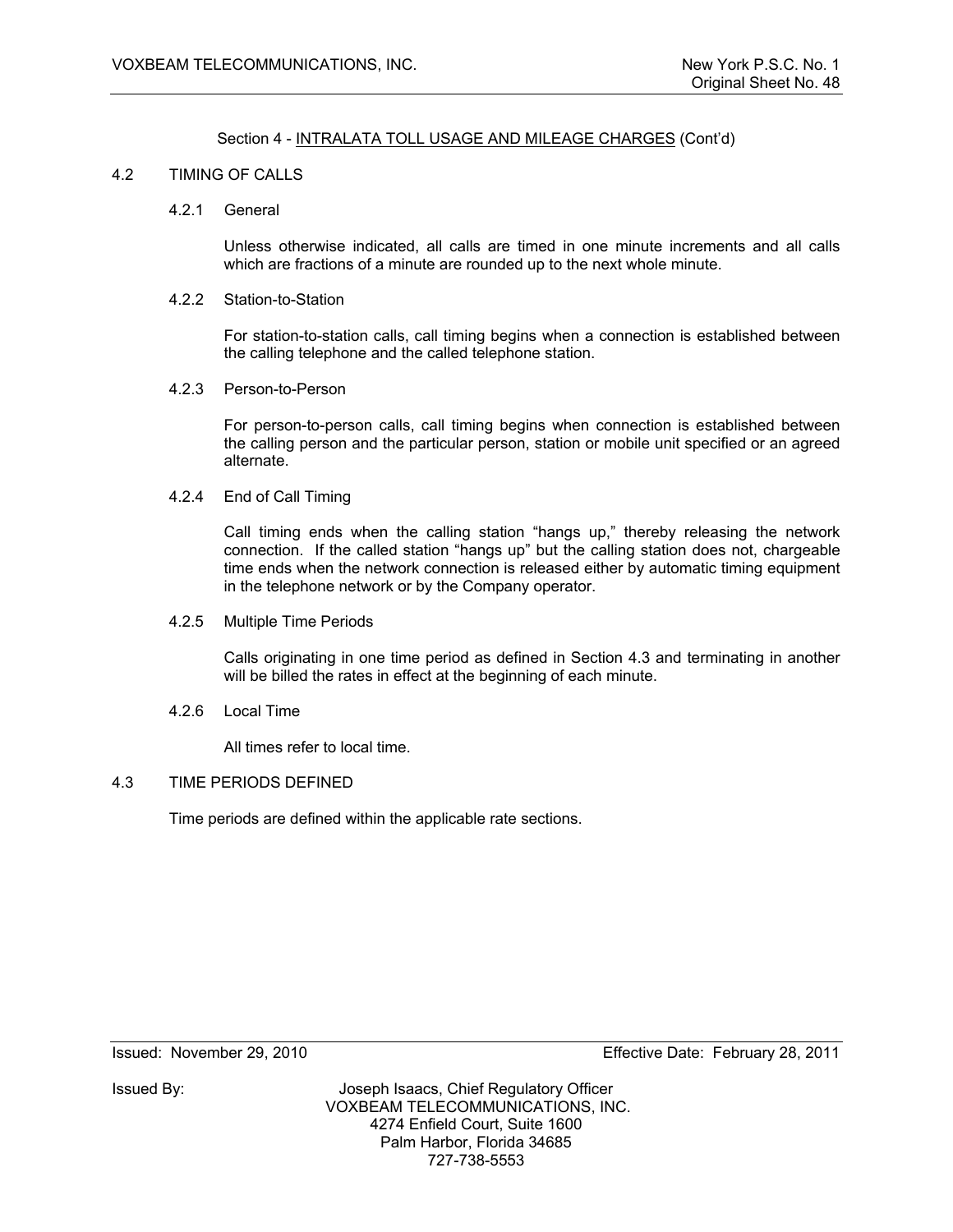Section 4 - INTRALATA TOLL USAGE AND MILEAGE CHARGES (Cont'd)

## 4.2 TIMING OF CALLS

### 4.2.1 General

Unless otherwise indicated, all calls are timed in one minute increments and all calls which are fractions of a minute are rounded up to the next whole minute.

### 4.2.2 Station-to-Station

For station-to-station calls, call timing begins when a connection is established between the calling telephone and the called telephone station.

### 4.2.3 Person-to-Person

For person-to-person calls, call timing begins when connection is established between the calling person and the particular person, station or mobile unit specified or an agreed alternate.

### 4.2.4 End of Call Timing

Call timing ends when the calling station "hangs up," thereby releasing the network connection. If the called station "hangs up" but the calling station does not, chargeable time ends when the network connection is released either by automatic timing equipment in the telephone network or by the Company operator.

### 4.2.5 Multiple Time Periods

Calls originating in one time period as defined in Section 4.3 and terminating in another will be billed the rates in effect at the beginning of each minute.

### 4.2.6 Local Time

All times refer to local time.

## 4.3 TIME PERIODS DEFINED

Time periods are defined within the applicable rate sections.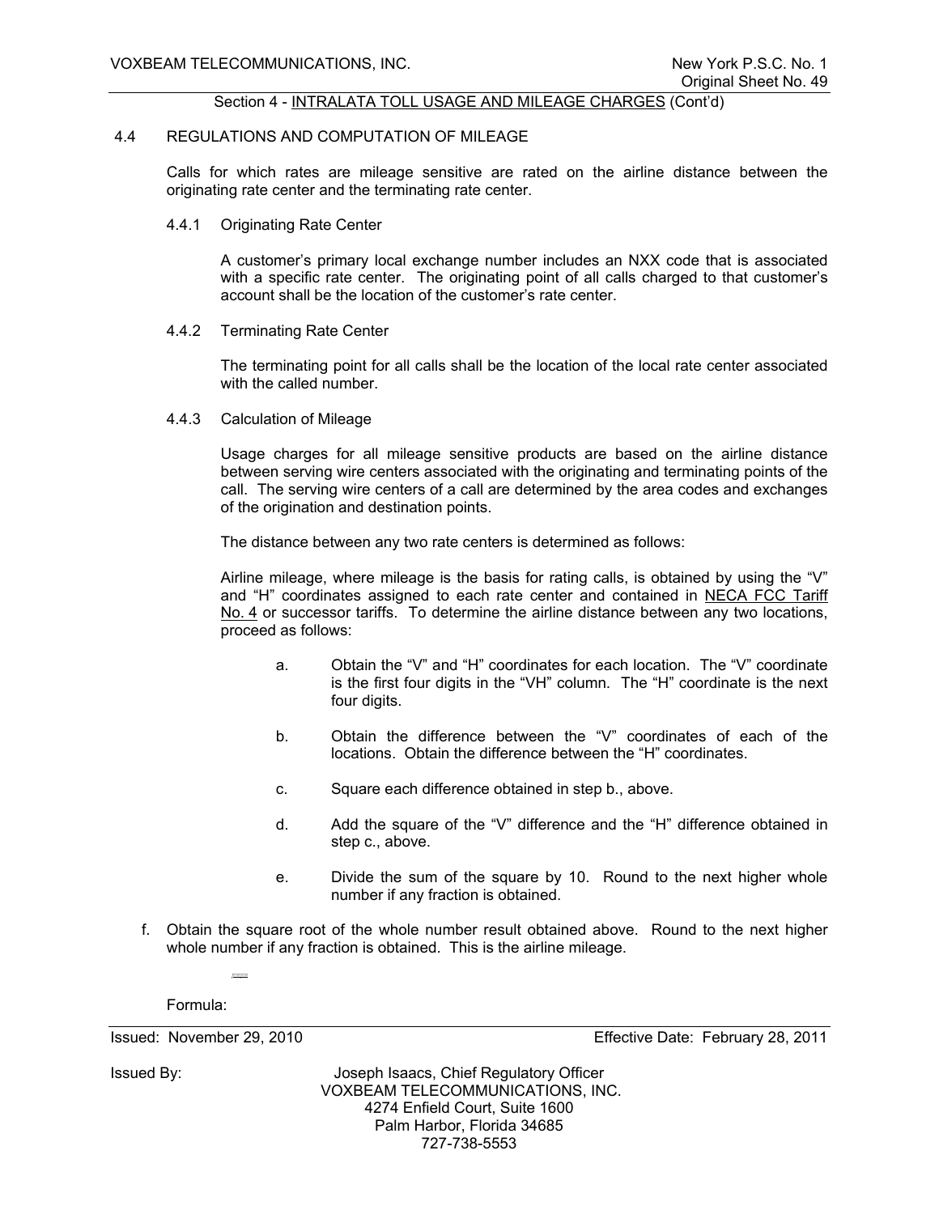Section 4 - INTRALATA TOLL USAGE AND MILEAGE CHARGES (Cont'd)

4.4 REGULATIONS AND COMPUTATION OF MILEAGE

Calls for which rates are mileage sensitive are rated on the airline distance between the originating rate center and the terminating rate center.

4.4.1 Originating Rate Center

A customer's primary local exchange number includes an NXX code that is associated with a specific rate center. The originating point of all calls charged to that customer's account shall be the location of the customer's rate center.

4.4.2 Terminating Rate Center

The terminating point for all calls shall be the location of the local rate center associated with the called number.

4.4.3 Calculation of Mileage

Usage charges for all mileage sensitive products are based on the airline distance between serving wire centers associated with the originating and terminating points of the call. The serving wire centers of a call are determined by the area codes and exchanges of the origination and destination points.

The distance between any two rate centers is determined as follows:

Airline mileage, where mileage is the basis for rating calls, is obtained by using the "V" and "H" coordinates assigned to each rate center and contained in NECA FCC Tariff No. 4 or successor tariffs. To determine the airline distance between any two locations, proceed as follows:

a. Obtain the "V" and "H" coordinates for each location. The "V" coordinate is the first four digits in the "VH" column. The "H" coordinate is the next four digits.

b. Obtain the difference between the "V" coordinates of each of the locations. Obtain the difference between the "H" coordinates.

c. Square each difference obtained in step b., above.

d. Add the square of the "V" difference and the "H" difference obtained in step c., above.

e. Divide the sum of the square by 10. Round to the next higher whole number if any fraction is obtained.

f. Obtain the square root of the whole number result obtained above. Round to the next higher whole number if any fraction is obtained. This is the airline mileage.

Formula:

Issued: November 29, 2010 Effective Date: February 28, 2011

Issued By: Joseph Isaacs, Chief Regulatory Officer
VOXBEAM TELECOMMUNICATIONS, INC.
4274 Enfield Court, Suite 1600
Palm Harbor, Florida 34685
727-738-5553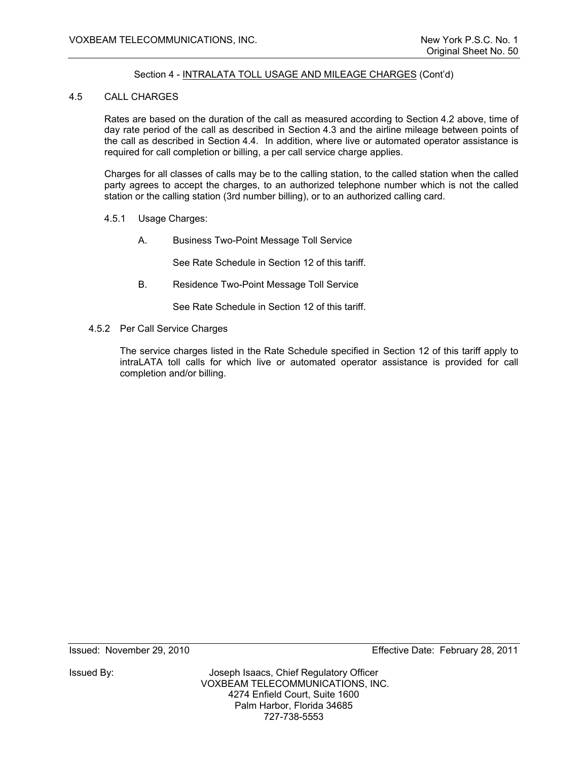Section 4 - INTRALATA TOLL USAGE AND MILEAGE CHARGES (Cont'd)

## 4.5 CALL CHARGES

Rates are based on the duration of the call as measured according to Section 4.2 above, time of day rate period of the call as described in Section 4.3 and the airline mileage between points of the call as described in Section 4.4. In addition, where live or automated operator assistance is required for call completion or billing, a per call service charge applies.

Charges for all classes of calls may be to the calling station, to the called station when the called party agrees to accept the charges, to an authorized telephone number which is not the called station or the calling station (3rd number billing), or to an authorized calling card.

### 4.5.1 Usage Charges:

A. Business Two-Point Message Toll Service

See Rate Schedule in Section 12 of this tariff.

B. Residence Two-Point Message Toll Service

See Rate Schedule in Section 12 of this tariff.

### 4.5.2 Per Call Service Charges

The service charges listed in the Rate Schedule specified in Section 12 of this tariff apply to intraLATA toll calls for which live or automated operator assistance is provided for call completion and/or billing.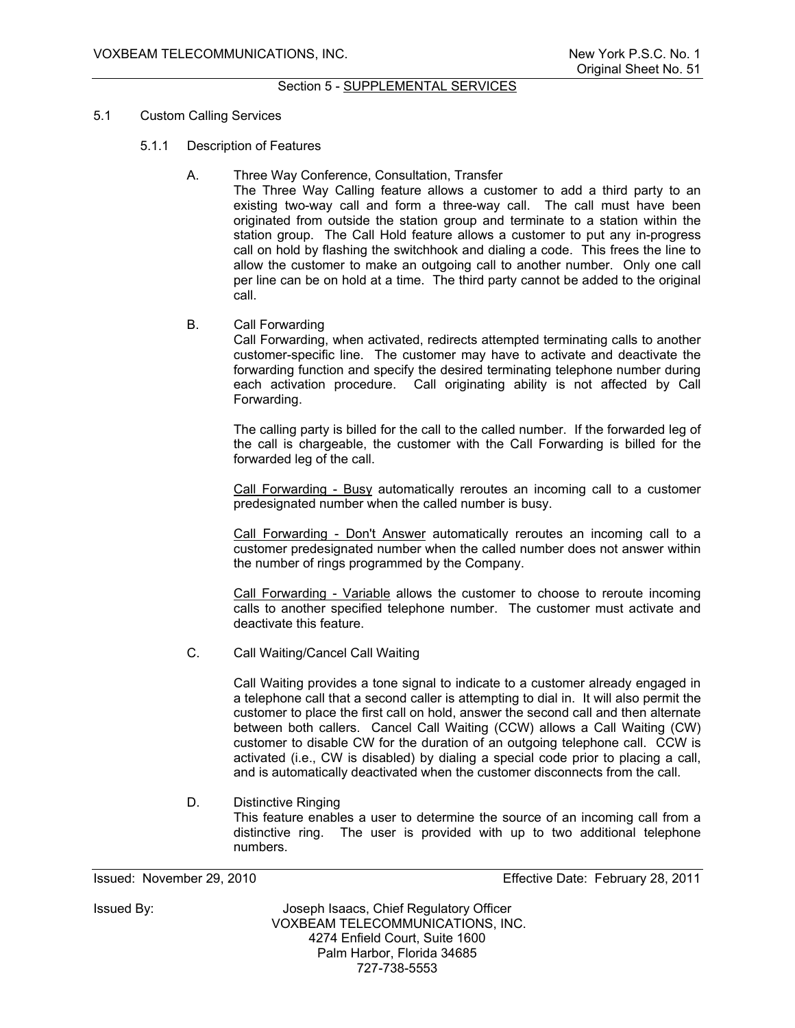## Section 5 - SUPPLEMENTAL SERVICES

### 5.1 Custom Calling Services

#### 5.1.1 Description of Features

A. Three Way Conference, Consultation, Transfer

The Three Way Calling feature allows a customer to add a third party to an existing two-way call and form a three-way call. The call must have been originated from outside the station group and terminate to a station within the station group. The Call Hold feature allows a customer to put any in-progress call on hold by flashing the switchhook and dialing a code. This frees the line to allow the customer to make an outgoing call to another number. Only one call per line can be on hold at a time. The third party cannot be added to the original call.

B. Call Forwarding

Call Forwarding, when activated, redirects attempted terminating calls to another customer-specific line. The customer may have to activate and deactivate the forwarding function and specify the desired terminating telephone number during each activation procedure. Call originating ability is not affected by Call Forwarding.

The calling party is billed for the call to the called number. If the forwarded leg of the call is chargeable, the customer with the Call Forwarding is billed for the forwarded leg of the call.

Call Forwarding - Busy automatically reroutes an incoming call to a customer predesignated number when the called number is busy.

Call Forwarding - Don't Answer automatically reroutes an incoming call to a customer predesignated number when the called number does not answer within the number of rings programmed by the Company.

Call Forwarding - Variable allows the customer to choose to reroute incoming calls to another specified telephone number. The customer must activate and deactivate this feature.

C. Call Waiting/Cancel Call Waiting

Call Waiting provides a tone signal to indicate to a customer already engaged in a telephone call that a second caller is attempting to dial in. It will also permit the customer to place the first call on hold, answer the second call and then alternate between both callers. Cancel Call Waiting (CCW) allows a Call Waiting (CW) customer to disable CW for the duration of an outgoing telephone call. CCW is activated (i.e., CW is disabled) by dialing a special code prior to placing a call, and is automatically deactivated when the customer disconnects from the call.

D. Distinctive Ringing

This feature enables a user to determine the source of an incoming call from a distinctive ring. The user is provided with up to two additional telephone numbers.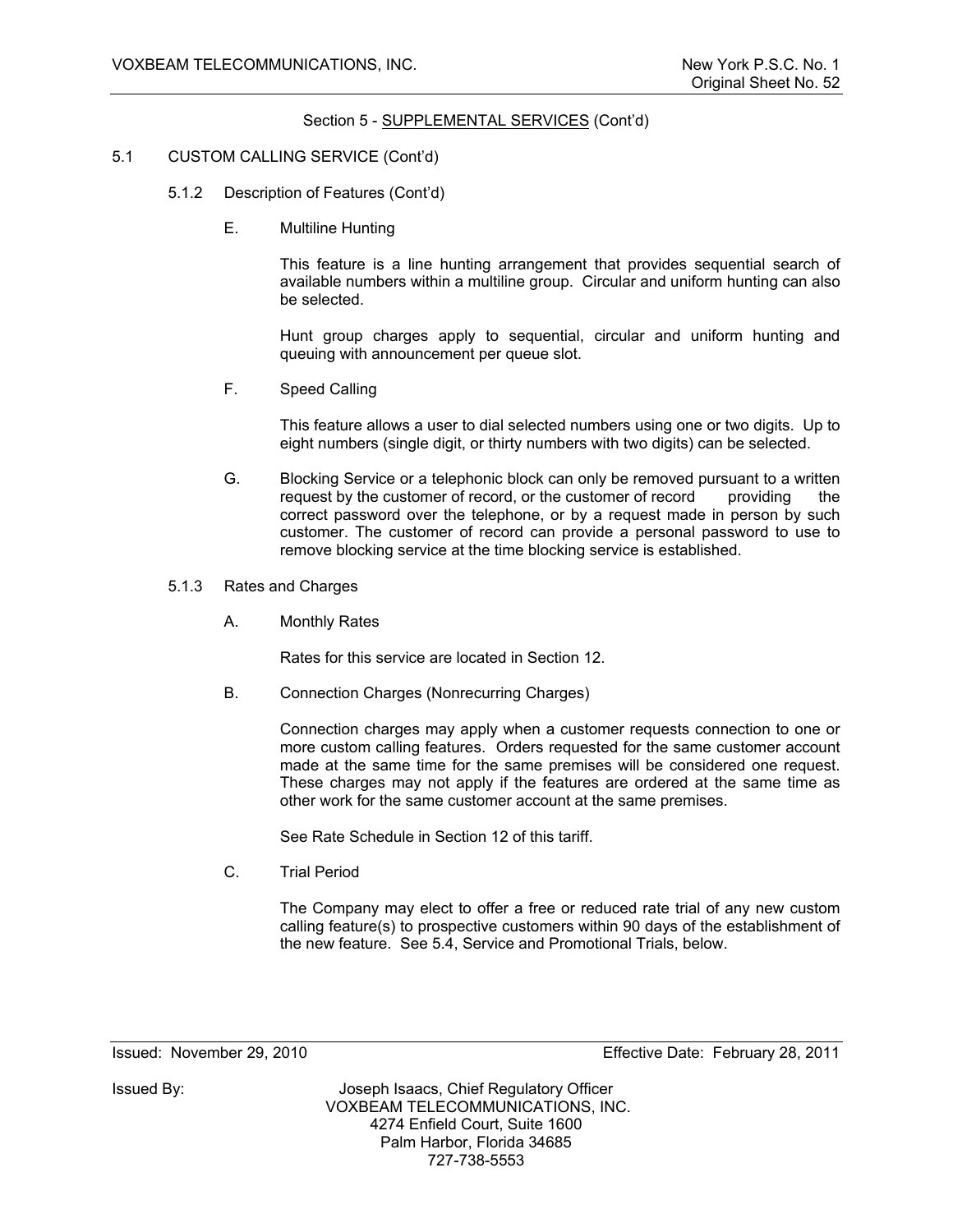Section 5 - SUPPLEMENTAL SERVICES (Cont'd)

5.1 CUSTOM CALLING SERVICE (Cont'd)

5.1.2 Description of Features (Cont'd)

E. Multiline Hunting

This feature is a line hunting arrangement that provides sequential search of available numbers within a multiline group. Circular and uniform hunting can also be selected.

Hunt group charges apply to sequential, circular and uniform hunting and queuing with announcement per queue slot.

F. Speed Calling

This feature allows a user to dial selected numbers using one or two digits. Up to eight numbers (single digit, or thirty numbers with two digits) can be selected.

G. Blocking Service or a telephonic block can only be removed pursuant to a written request by the customer of record, or the customer of record providing the correct password over the telephone, or by a request made in person by such customer. The customer of record can provide a personal password to use to remove blocking service at the time blocking service is established.

5.1.3 Rates and Charges

A. Monthly Rates

Rates for this service are located in Section 12.

B. Connection Charges (Nonrecurring Charges)

Connection charges may apply when a customer requests connection to one or more custom calling features. Orders requested for the same customer account made at the same time for the same premises will be considered one request. These charges may not apply if the features are ordered at the same time as other work for the same customer account at the same premises.

See Rate Schedule in Section 12 of this tariff.

C. Trial Period

The Company may elect to offer a free or reduced rate trial of any new custom calling feature(s) to prospective customers within 90 days of the establishment of the new feature. See 5.4, Service and Promotional Trials, below.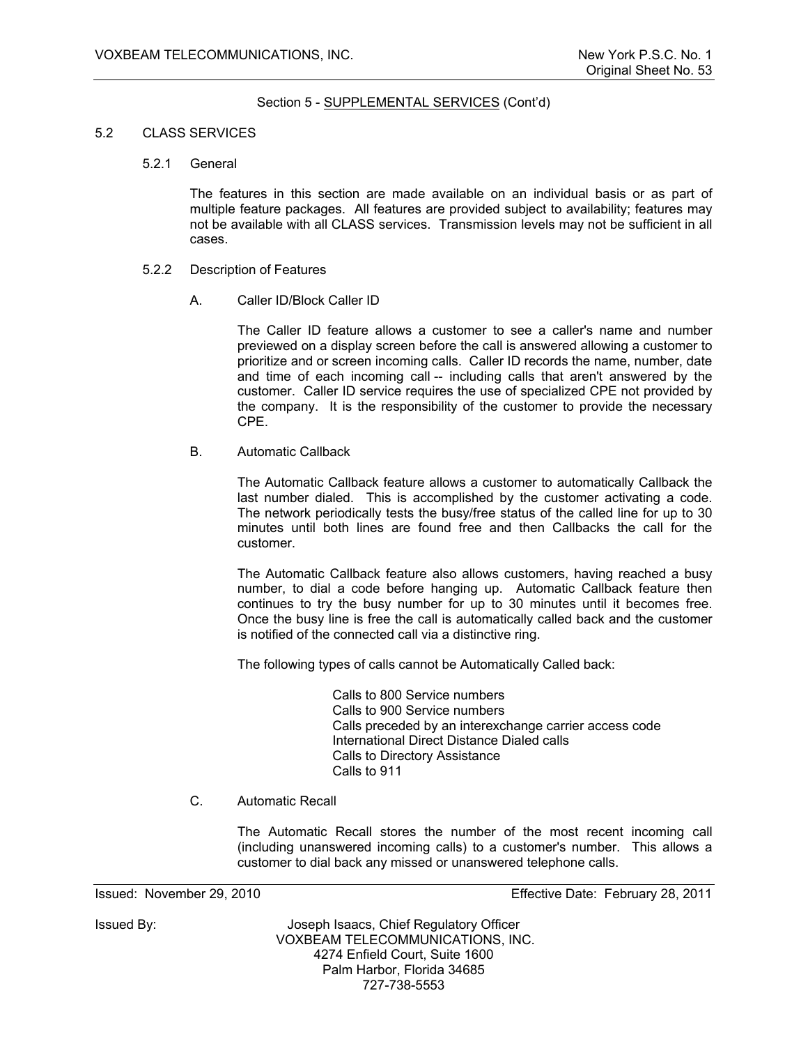Section 5 - SUPPLEMENTAL SERVICES (Cont'd)

## 5.2 CLASS SERVICES

### 5.2.1 General

The features in this section are made available on an individual basis or as part of multiple feature packages. All features are provided subject to availability; features may not be available with all CLASS services. Transmission levels may not be sufficient in all cases.

### 5.2.2 Description of Features

A. Caller ID/Block Caller ID

The Caller ID feature allows a customer to see a caller's name and number previewed on a display screen before the call is answered allowing a customer to prioritize and or screen incoming calls. Caller ID records the name, number, date and time of each incoming call -- including calls that aren't answered by the customer. Caller ID service requires the use of specialized CPE not provided by the company. It is the responsibility of the customer to provide the necessary CPE.

B. Automatic Callback

The Automatic Callback feature allows a customer to automatically Callback the last number dialed. This is accomplished by the customer activating a code. The network periodically tests the busy/free status of the called line for up to 30 minutes until both lines are found free and then Callbacks the call for the customer.

The Automatic Callback feature also allows customers, having reached a busy number, to dial a code before hanging up. Automatic Callback feature then continues to try the busy number for up to 30 minutes until it becomes free. Once the busy line is free the call is automatically called back and the customer is notified of the connected call via a distinctive ring.

The following types of calls cannot be Automatically Called back:

- Calls to 800 Service numbers
- Calls to 900 Service numbers
- Calls preceded by an interexchange carrier access code
- International Direct Distance Dialed calls
- Calls to Directory Assistance
- Calls to 911

C. Automatic Recall

The Automatic Recall stores the number of the most recent incoming call (including unanswered incoming calls) to a customer's number. This allows a customer to dial back any missed or unanswered telephone calls.

Issued: November 29, 2010 Effective Date: February 28, 2011

Issued By: Joseph Isaacs, Chief Regulatory Officer
VOXBEAM TELECOMMUNICATIONS, INC.
4274 Enfield Court, Suite 1600
Palm Harbor, Florida 34685
727-738-5553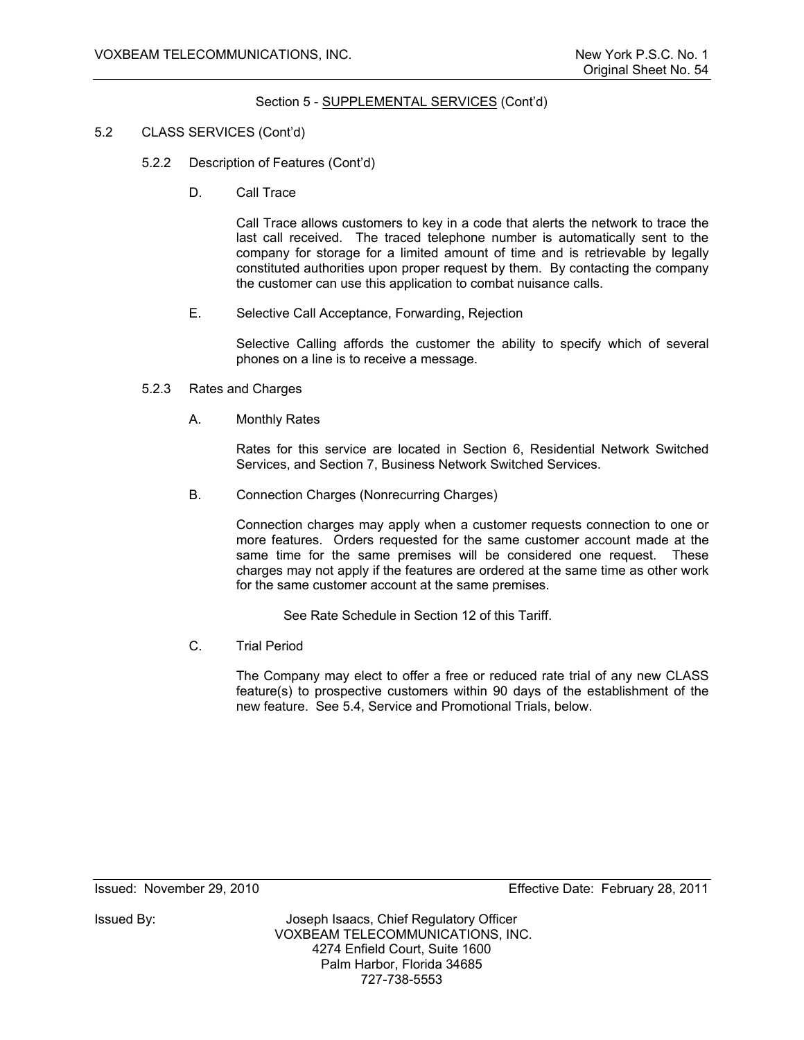Section 5 - SUPPLEMENTAL SERVICES (Cont'd)

5.2 CLASS SERVICES (Cont'd)

5.2.2 Description of Features (Cont'd)

D. Call Trace

Call Trace allows customers to key in a code that alerts the network to trace the last call received. The traced telephone number is automatically sent to the company for storage for a limited amount of time and is retrievable by legally constituted authorities upon proper request by them. By contacting the company the customer can use this application to combat nuisance calls.

E. Selective Call Acceptance, Forwarding, Rejection

Selective Calling affords the customer the ability to specify which of several phones on a line is to receive a message.

5.2.3 Rates and Charges

A. Monthly Rates

Rates for this service are located in Section 6, Residential Network Switched Services, and Section 7, Business Network Switched Services.

B. Connection Charges (Nonrecurring Charges)

Connection charges may apply when a customer requests connection to one or more features. Orders requested for the same customer account made at the same time for the same premises will be considered one request. These charges may not apply if the features are ordered at the same time as other work for the same customer account at the same premises.

See Rate Schedule in Section 12 of this Tariff.

C. Trial Period

The Company may elect to offer a free or reduced rate trial of any new CLASS feature(s) to prospective customers within 90 days of the establishment of the new feature. See 5.4, Service and Promotional Trials, below.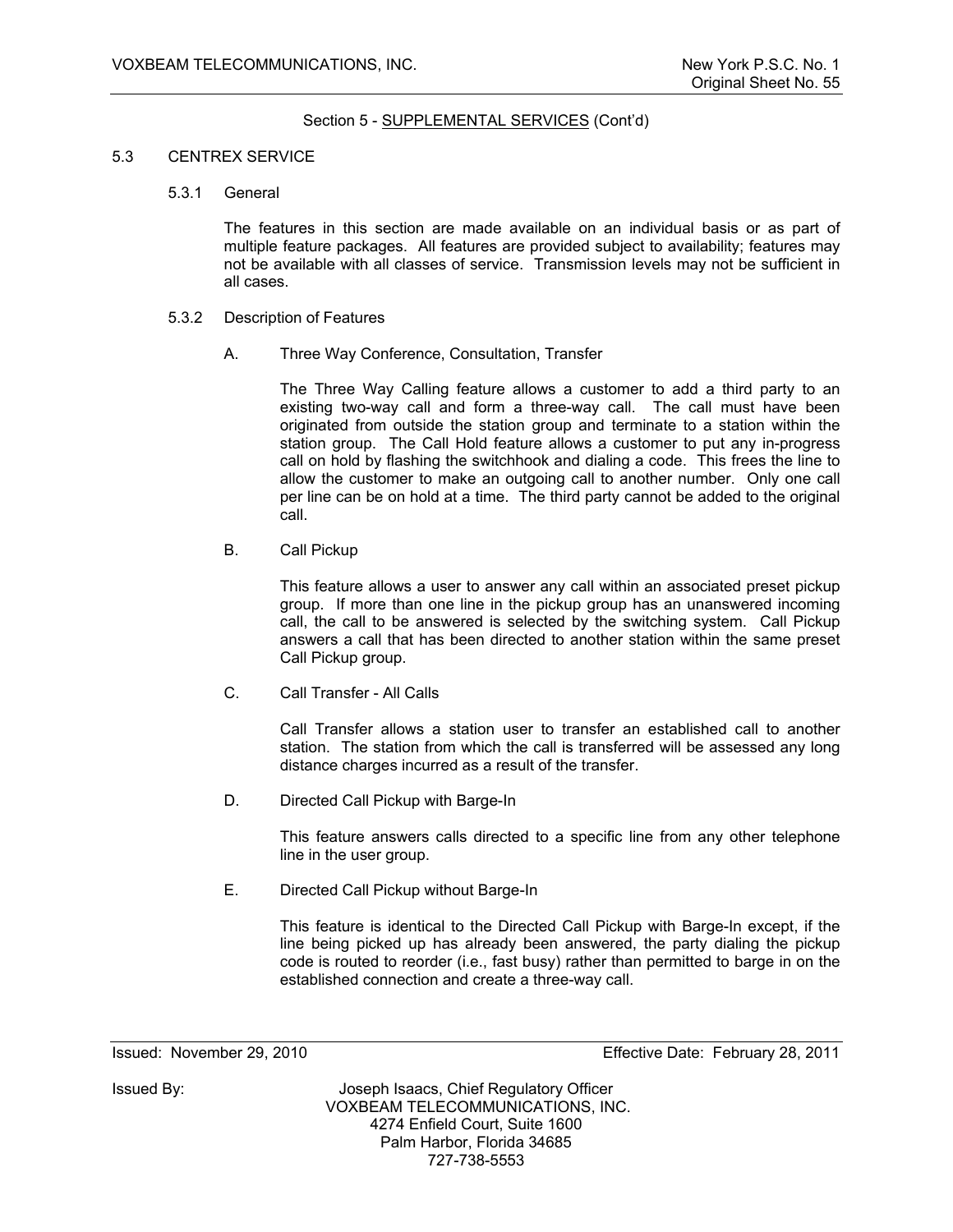Section 5 - SUPPLEMENTAL SERVICES (Cont'd)

## 5.3 CENTREX SERVICE

### 5.3.1 General

The features in this section are made available on an individual basis or as part of multiple feature packages. All features are provided subject to availability; features may not be available with all classes of service. Transmission levels may not be sufficient in all cases.

### 5.3.2 Description of Features

A. Three Way Conference, Consultation, Transfer

The Three Way Calling feature allows a customer to add a third party to an existing two-way call and form a three-way call. The call must have been originated from outside the station group and terminate to a station within the station group. The Call Hold feature allows a customer to put any in-progress call on hold by flashing the switchhook and dialing a code. This frees the line to allow the customer to make an outgoing call to another number. Only one call per line can be on hold at a time. The third party cannot be added to the original call.

B. Call Pickup

This feature allows a user to answer any call within an associated preset pickup group. If more than one line in the pickup group has an unanswered incoming call, the call to be answered is selected by the switching system. Call Pickup answers a call that has been directed to another station within the same preset Call Pickup group.

C. Call Transfer - All Calls

Call Transfer allows a station user to transfer an established call to another station. The station from which the call is transferred will be assessed any long distance charges incurred as a result of the transfer.

D. Directed Call Pickup with Barge-In

This feature answers calls directed to a specific line from any other telephone line in the user group.

E. Directed Call Pickup without Barge-In

This feature is identical to the Directed Call Pickup with Barge-In except, if the line being picked up has already been answered, the party dialing the pickup code is routed to reorder (i.e., fast busy) rather than permitted to barge in on the established connection and create a three-way call.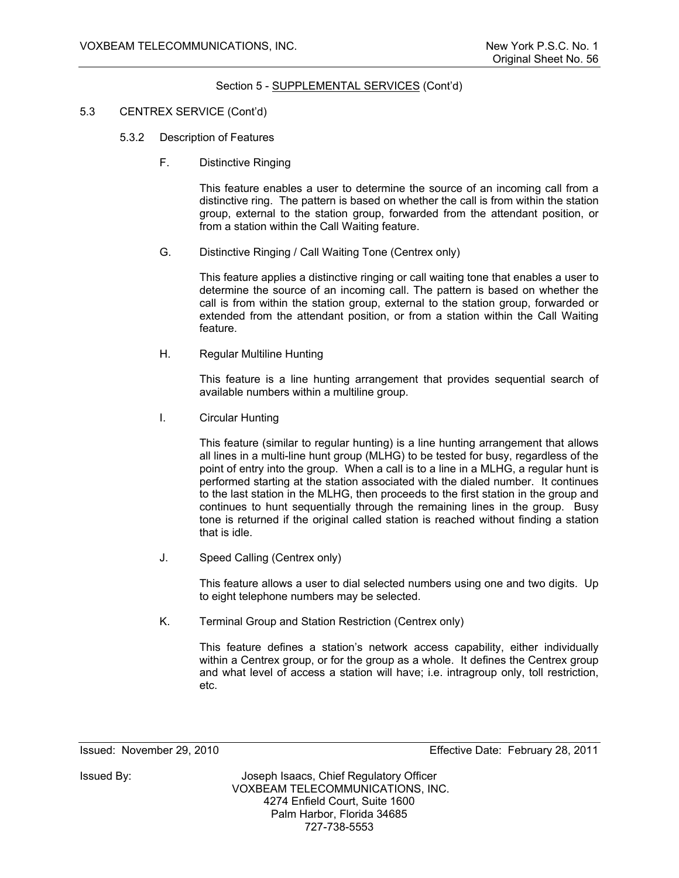Section 5 - SUPPLEMENTAL SERVICES (Cont'd)

5.3 CENTREX SERVICE (Cont'd)

5.3.2 Description of Features

F. Distinctive Ringing

This feature enables a user to determine the source of an incoming call from a distinctive ring. The pattern is based on whether the call is from within the station group, external to the station group, forwarded from the attendant position, or from a station within the Call Waiting feature.

G. Distinctive Ringing / Call Waiting Tone (Centrex only)

This feature applies a distinctive ringing or call waiting tone that enables a user to determine the source of an incoming call. The pattern is based on whether the call is from within the station group, external to the station group, forwarded or extended from the attendant position, or from a station within the Call Waiting feature.

H. Regular Multiline Hunting

This feature is a line hunting arrangement that provides sequential search of available numbers within a multiline group.

I. Circular Hunting

This feature (similar to regular hunting) is a line hunting arrangement that allows all lines in a multi-line hunt group (MLHG) to be tested for busy, regardless of the point of entry into the group. When a call is to a line in a MLHG, a regular hunt is performed starting at the station associated with the dialed number. It continues to the last station in the MLHG, then proceeds to the first station in the group and continues to hunt sequentially through the remaining lines in the group. Busy tone is returned if the original called station is reached without finding a station that is idle.

J. Speed Calling (Centrex only)

This feature allows a user to dial selected numbers using one and two digits. Up to eight telephone numbers may be selected.

K. Terminal Group and Station Restriction (Centrex only)

This feature defines a station's network access capability, either individually within a Centrex group, or for the group as a whole. It defines the Centrex group and what level of access a station will have; i.e. intragroup only, toll restriction, etc.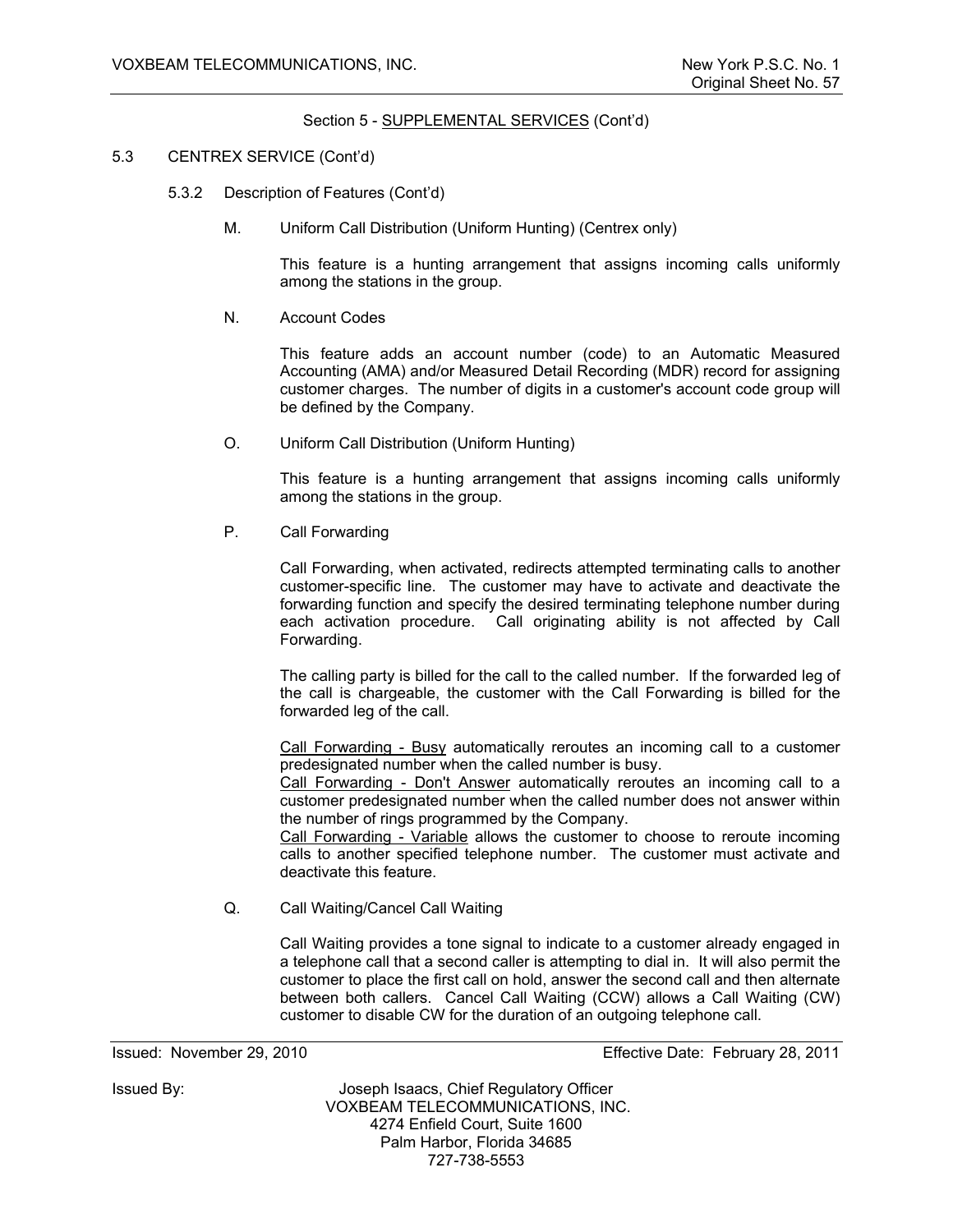Section 5 - SUPPLEMENTAL SERVICES (Cont'd)

5.3 CENTREX SERVICE (Cont'd)

5.3.2 Description of Features (Cont'd)

M. Uniform Call Distribution (Uniform Hunting) (Centrex only)

This feature is a hunting arrangement that assigns incoming calls uniformly among the stations in the group.

N. Account Codes

This feature adds an account number (code) to an Automatic Measured Accounting (AMA) and/or Measured Detail Recording (MDR) record for assigning customer charges. The number of digits in a customer's account code group will be defined by the Company.

O. Uniform Call Distribution (Uniform Hunting)

This feature is a hunting arrangement that assigns incoming calls uniformly among the stations in the group.

P. Call Forwarding

Call Forwarding, when activated, redirects attempted terminating calls to another customer-specific line. The customer may have to activate and deactivate the forwarding function and specify the desired terminating telephone number during each activation procedure. Call originating ability is not affected by Call Forwarding.

The calling party is billed for the call to the called number. If the forwarded leg of the call is chargeable, the customer with the Call Forwarding is billed for the forwarded leg of the call.

Call Forwarding - Busy automatically reroutes an incoming call to a customer predesignated number when the called number is busy.
Call Forwarding - Don't Answer automatically reroutes an incoming call to a customer predesignated number when the called number does not answer within the number of rings programmed by the Company.
Call Forwarding - Variable allows the customer to choose to reroute incoming calls to another specified telephone number. The customer must activate and deactivate this feature.

Q. Call Waiting/Cancel Call Waiting

Call Waiting provides a tone signal to indicate to a customer already engaged in a telephone call that a second caller is attempting to dial in. It will also permit the customer to place the first call on hold, answer the second call and then alternate between both callers. Cancel Call Waiting (CCW) allows a Call Waiting (CW) customer to disable CW for the duration of an outgoing telephone call.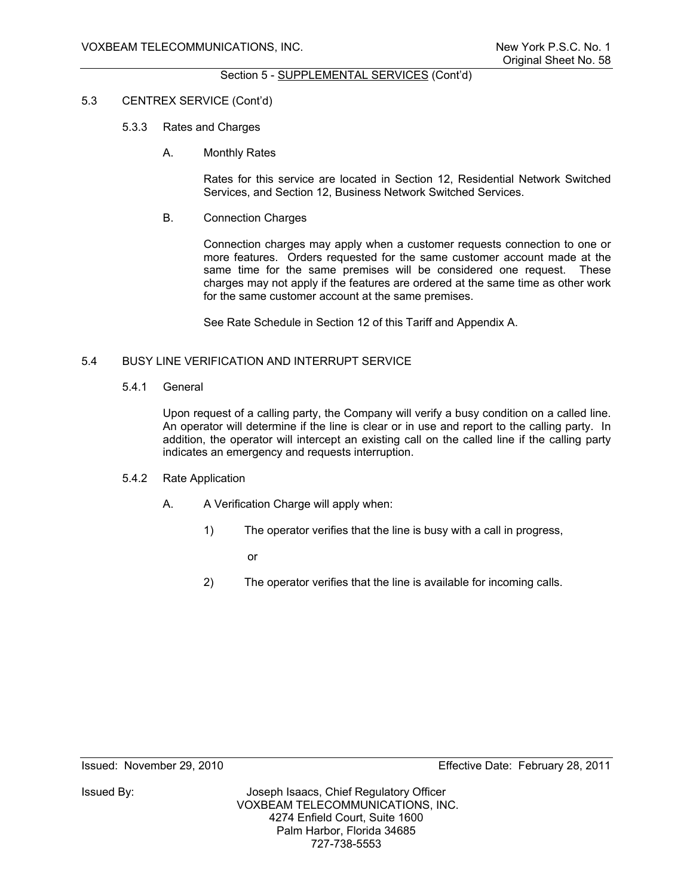Section 5 - SUPPLEMENTAL SERVICES (Cont'd)

5.3 CENTREX SERVICE (Cont'd)

5.3.3 Rates and Charges

A. Monthly Rates

Rates for this service are located in Section 12, Residential Network Switched Services, and Section 12, Business Network Switched Services.

B. Connection Charges

Connection charges may apply when a customer requests connection to one or more features. Orders requested for the same customer account made at the same time for the same premises will be considered one request. These charges may not apply if the features are ordered at the same time as other work for the same customer account at the same premises.

See Rate Schedule in Section 12 of this Tariff and Appendix A.

5.4 BUSY LINE VERIFICATION AND INTERRUPT SERVICE

5.4.1 General

Upon request of a calling party, the Company will verify a busy condition on a called line. An operator will determine if the line is clear or in use and report to the calling party. In addition, the operator will intercept an existing call on the called line if the calling party indicates an emergency and requests interruption.

5.4.2 Rate Application

A. A Verification Charge will apply when:

1) The operator verifies that the line is busy with a call in progress,

or

2) The operator verifies that the line is available for incoming calls.

Issued: November 29, 2010 Effective Date: February 28, 2011

Issued By: Joseph Isaacs, Chief Regulatory Officer
VOXBEAM TELECOMMUNICATIONS, INC.
4274 Enfield Court, Suite 1600
Palm Harbor, Florida 34685
727-738-5553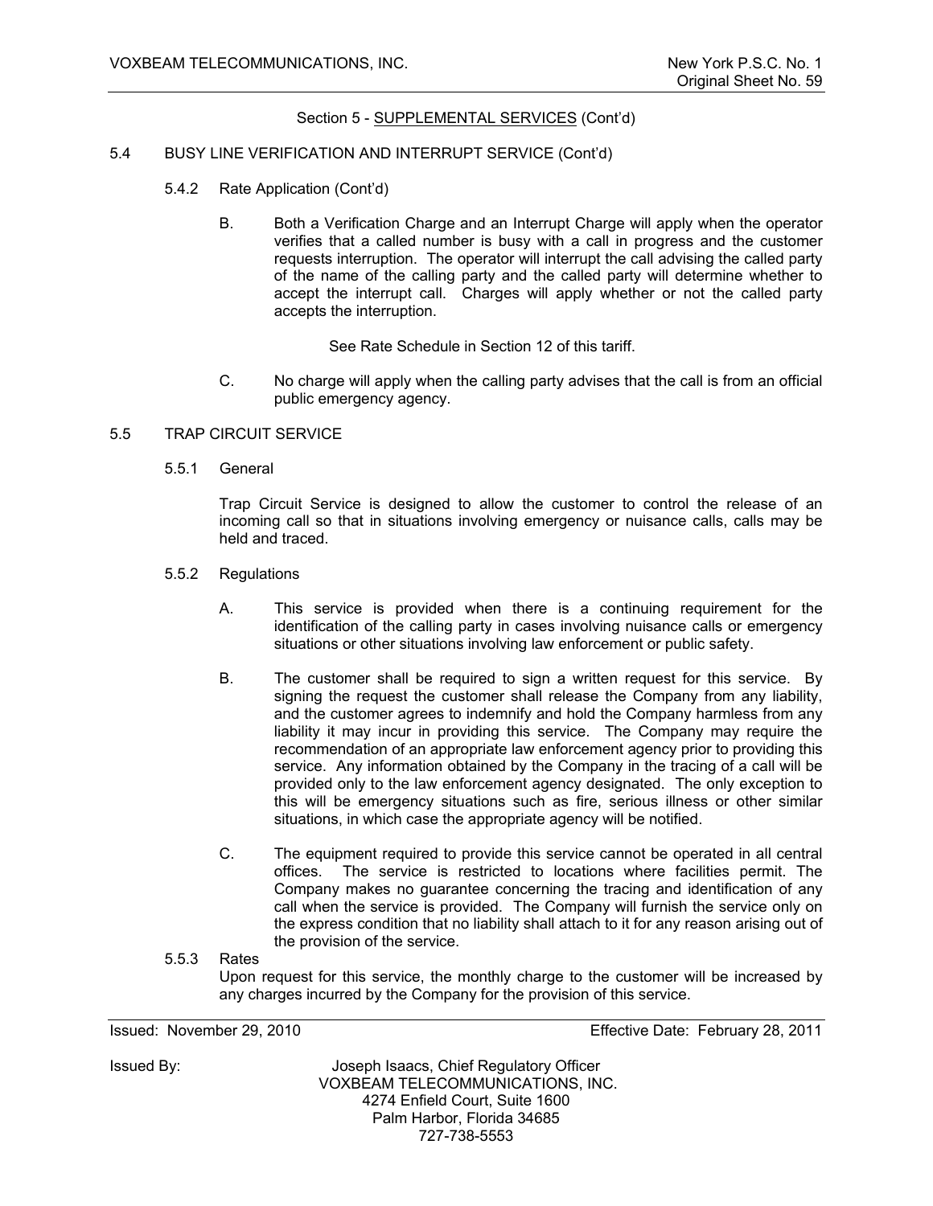Section 5 - SUPPLEMENTAL SERVICES (Cont'd)

5.4 BUSY LINE VERIFICATION AND INTERRUPT SERVICE (Cont'd)

5.4.2 Rate Application (Cont'd)

B. Both a Verification Charge and an Interrupt Charge will apply when the operator verifies that a called number is busy with a call in progress and the customer requests interruption. The operator will interrupt the call advising the called party of the name of the calling party and the called party will determine whether to accept the interrupt call. Charges will apply whether or not the called party accepts the interruption.

See Rate Schedule in Section 12 of this tariff.

C. No charge will apply when the calling party advises that the call is from an official public emergency agency.

5.5 TRAP CIRCUIT SERVICE

5.5.1 General

Trap Circuit Service is designed to allow the customer to control the release of an incoming call so that in situations involving emergency or nuisance calls, calls may be held and traced.

5.5.2 Regulations

A. This service is provided when there is a continuing requirement for the identification of the calling party in cases involving nuisance calls or emergency situations or other situations involving law enforcement or public safety.

B. The customer shall be required to sign a written request for this service. By signing the request the customer shall release the Company from any liability, and the customer agrees to indemnify and hold the Company harmless from any liability it may incur in providing this service. The Company may require the recommendation of an appropriate law enforcement agency prior to providing this service. Any information obtained by the Company in the tracing of a call will be provided only to the law enforcement agency designated. The only exception to this will be emergency situations such as fire, serious illness or other similar situations, in which case the appropriate agency will be notified.

C. The equipment required to provide this service cannot be operated in all central offices. The service is restricted to locations where facilities permit. The Company makes no guarantee concerning the tracing and identification of any call when the service is provided. The Company will furnish the service only on the express condition that no liability shall attach to it for any reason arising out of the provision of the service.

5.5.3 Rates

Upon request for this service, the monthly charge to the customer will be increased by any charges incurred by the Company for the provision of this service.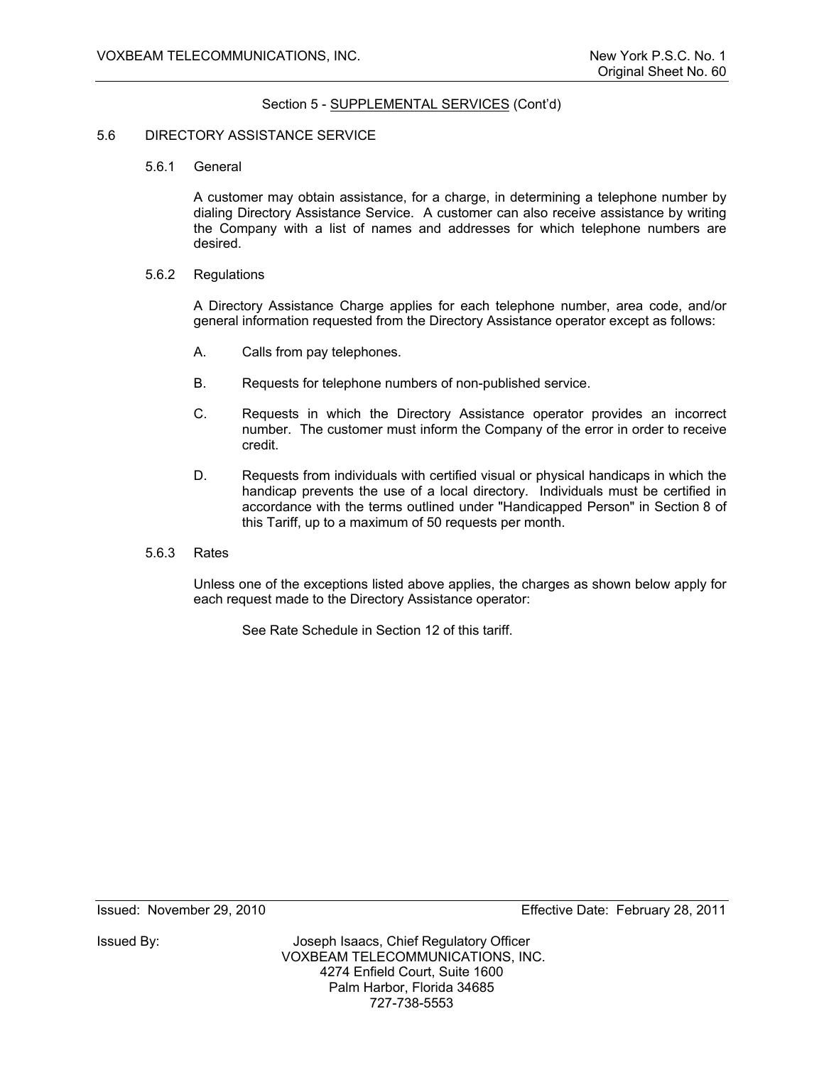Section 5 - SUPPLEMENTAL SERVICES (Cont'd)

## 5.6 DIRECTORY ASSISTANCE SERVICE

### 5.6.1 General

A customer may obtain assistance, for a charge, in determining a telephone number by dialing Directory Assistance Service. A customer can also receive assistance by writing the Company with a list of names and addresses for which telephone numbers are desired.

### 5.6.2 Regulations

A Directory Assistance Charge applies for each telephone number, area code, and/or general information requested from the Directory Assistance operator except as follows:

A. Calls from pay telephones.

B. Requests for telephone numbers of non-published service.

C. Requests in which the Directory Assistance operator provides an incorrect number. The customer must inform the Company of the error in order to receive credit.

D. Requests from individuals with certified visual or physical handicaps in which the handicap prevents the use of a local directory. Individuals must be certified in accordance with the terms outlined under "Handicapped Person" in Section 8 of this Tariff, up to a maximum of 50 requests per month.

### 5.6.3 Rates

Unless one of the exceptions listed above applies, the charges as shown below apply for each request made to the Directory Assistance operator:

See Rate Schedule in Section 12 of this tariff.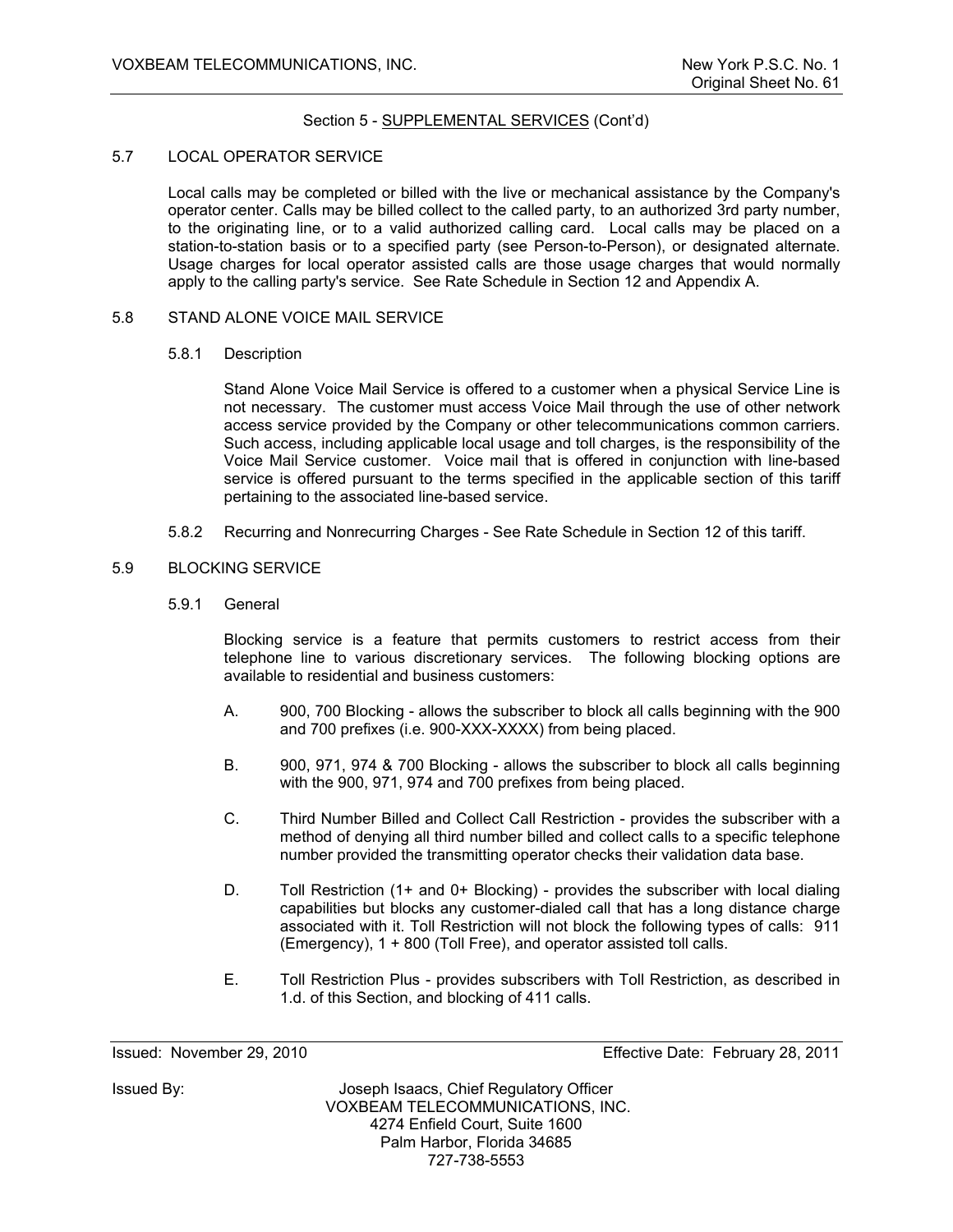Section 5 - SUPPLEMENTAL SERVICES (Cont'd)

## 5.7 LOCAL OPERATOR SERVICE

Local calls may be completed or billed with the live or mechanical assistance by the Company's operator center. Calls may be billed collect to the called party, to an authorized 3rd party number, to the originating line, or to a valid authorized calling card. Local calls may be placed on a station-to-station basis or to a specified party (see Person-to-Person), or designated alternate. Usage charges for local operator assisted calls are those usage charges that would normally apply to the calling party's service. See Rate Schedule in Section 12 and Appendix A.

## 5.8 STAND ALONE VOICE MAIL SERVICE

### 5.8.1 Description

Stand Alone Voice Mail Service is offered to a customer when a physical Service Line is not necessary. The customer must access Voice Mail through the use of other network access service provided by the Company or other telecommunications common carriers. Such access, including applicable local usage and toll charges, is the responsibility of the Voice Mail Service customer. Voice mail that is offered in conjunction with line-based service is offered pursuant to the terms specified in the applicable section of this tariff pertaining to the associated line-based service.

### 5.8.2 Recurring and Nonrecurring Charges - See Rate Schedule in Section 12 of this tariff.

## 5.9 BLOCKING SERVICE

### 5.9.1 General

Blocking service is a feature that permits customers to restrict access from their telephone line to various discretionary services. The following blocking options are available to residential and business customers:

A. 900, 700 Blocking - allows the subscriber to block all calls beginning with the 900 and 700 prefixes (i.e. 900-XXX-XXXX) from being placed.

B. 900, 971, 974 & 700 Blocking - allows the subscriber to block all calls beginning with the 900, 971, 974 and 700 prefixes from being placed.

C. Third Number Billed and Collect Call Restriction - provides the subscriber with a method of denying all third number billed and collect calls to a specific telephone number provided the transmitting operator checks their validation data base.

D. Toll Restriction (1+ and 0+ Blocking) - provides the subscriber with local dialing capabilities but blocks any customer-dialed call that has a long distance charge associated with it. Toll Restriction will not block the following types of calls: 911 (Emergency), 1 + 800 (Toll Free), and operator assisted toll calls.

E. Toll Restriction Plus - provides subscribers with Toll Restriction, as described in 1.d. of this Section, and blocking of 411 calls.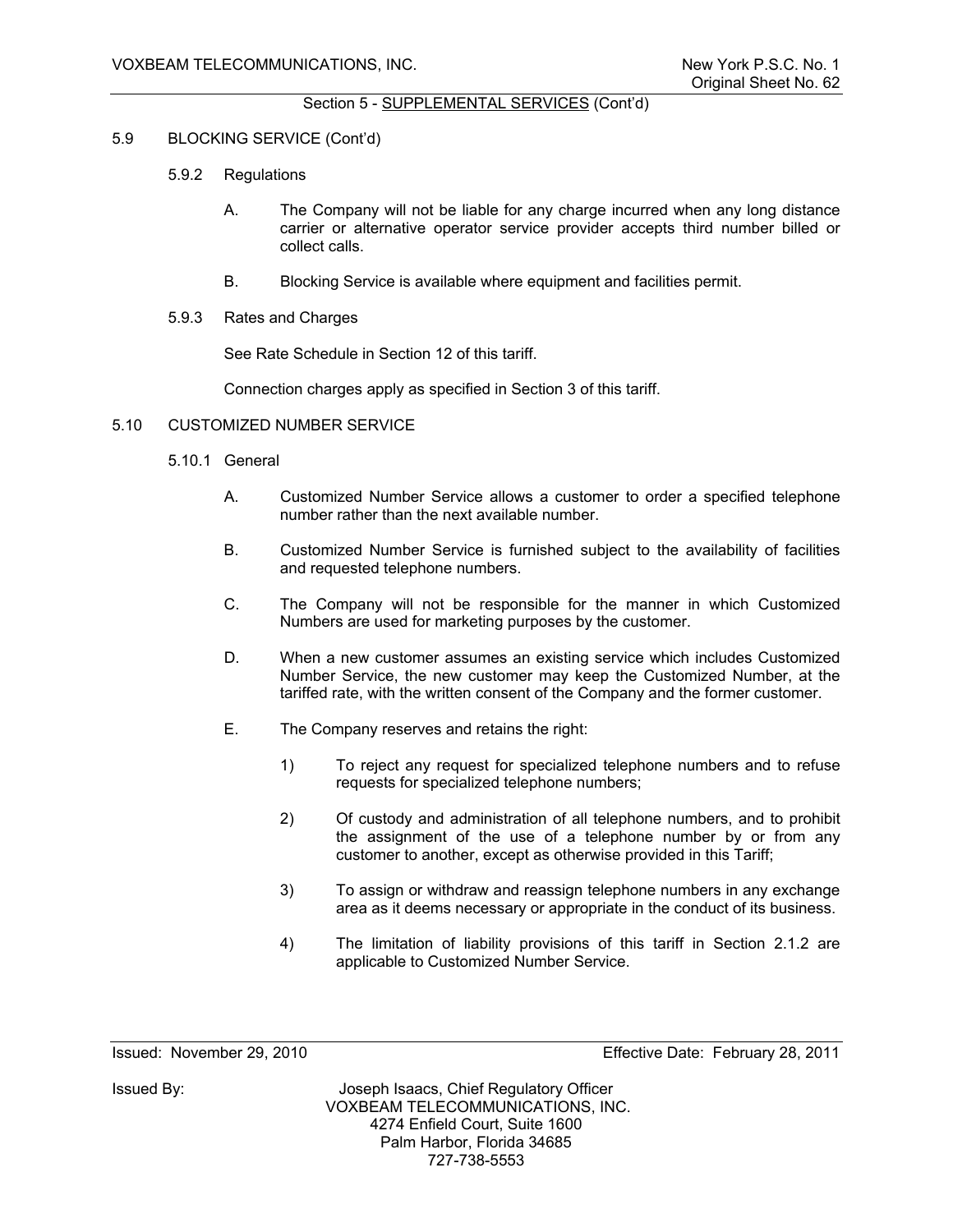Section 5 - SUPPLEMENTAL SERVICES (Cont'd)

5.9 BLOCKING SERVICE (Cont'd)

5.9.2 Regulations

A. The Company will not be liable for any charge incurred when any long distance carrier or alternative operator service provider accepts third number billed or collect calls.

B. Blocking Service is available where equipment and facilities permit.

5.9.3 Rates and Charges

See Rate Schedule in Section 12 of this tariff.

Connection charges apply as specified in Section 3 of this tariff.

5.10 CUSTOMIZED NUMBER SERVICE

5.10.1 General

A. Customized Number Service allows a customer to order a specified telephone number rather than the next available number.

B. Customized Number Service is furnished subject to the availability of facilities and requested telephone numbers.

C. The Company will not be responsible for the manner in which Customized Numbers are used for marketing purposes by the customer.

D. When a new customer assumes an existing service which includes Customized Number Service, the new customer may keep the Customized Number, at the tariffed rate, with the written consent of the Company and the former customer.

E. The Company reserves and retains the right:

1) To reject any request for specialized telephone numbers and to refuse requests for specialized telephone numbers;

2) Of custody and administration of all telephone numbers, and to prohibit the assignment of the use of a telephone number by or from any customer to another, except as otherwise provided in this Tariff;

3) To assign or withdraw and reassign telephone numbers in any exchange area as it deems necessary or appropriate in the conduct of its business.

4) The limitation of liability provisions of this tariff in Section 2.1.2 are applicable to Customized Number Service.

Issued: November 29, 2010 Effective Date: February 28, 2011

Issued By: Joseph Isaacs, Chief Regulatory Officer
VOXBEAM TELECOMMUNICATIONS, INC.
4274 Enfield Court, Suite 1600
Palm Harbor, Florida 34685
727-738-5553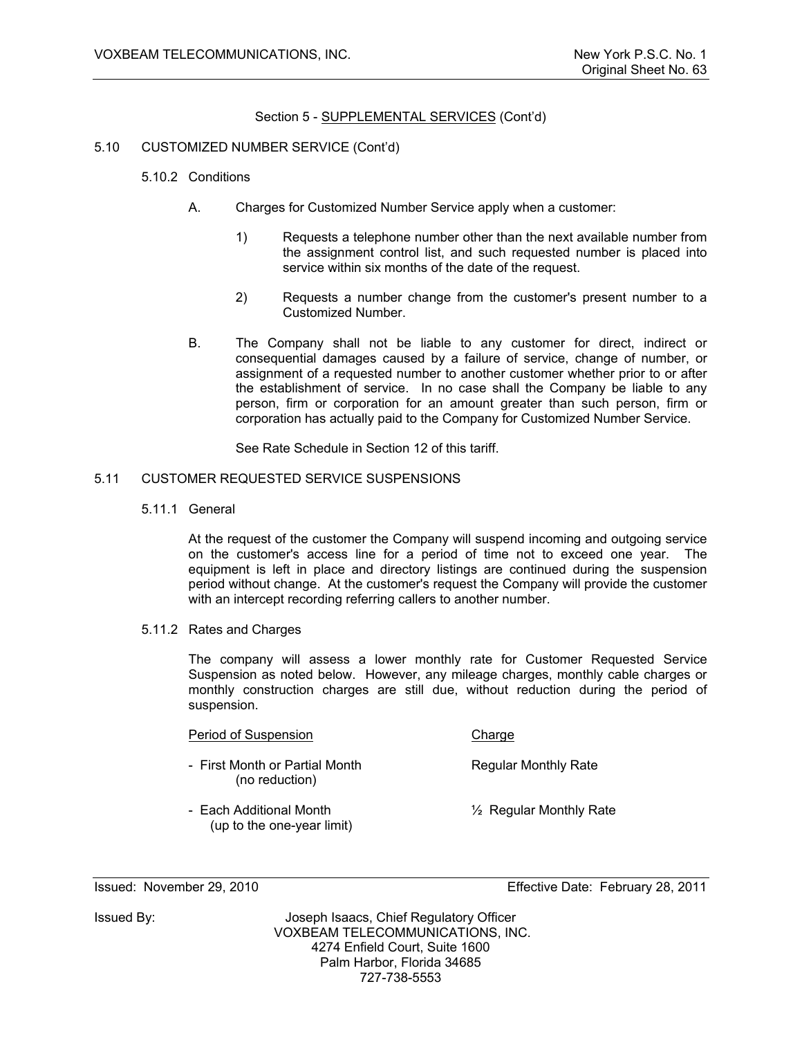## Section 5 - SUPPLEMENTAL SERVICES (Cont'd)

### 5.10 CUSTOMIZED NUMBER SERVICE (Cont'd)

#### 5.10.2 Conditions

A. Charges for Customized Number Service apply when a customer:

1) Requests a telephone number other than the next available number from the assignment control list, and such requested number is placed into service within six months of the date of the request.

2) Requests a number change from the customer's present number to a Customized Number.

B. The Company shall not be liable to any customer for direct, indirect or consequential damages caused by a failure of service, change of number, or assignment of a requested number to another customer whether prior to or after the establishment of service. In no case shall the Company be liable to any person, firm or corporation for an amount greater than such person, firm or corporation has actually paid to the Company for Customized Number Service.

See Rate Schedule in Section 12 of this tariff.

### 5.11 CUSTOMER REQUESTED SERVICE SUSPENSIONS

#### 5.11.1 General

At the request of the customer the Company will suspend incoming and outgoing service on the customer's access line for a period of time not to exceed one year. The equipment is left in place and directory listings are continued during the suspension period without change. At the customer's request the Company will provide the customer with an intercept recording referring callers to another number.

#### 5.11.2 Rates and Charges

The company will assess a lower monthly rate for Customer Requested Service Suspension as noted below. However, any mileage charges, monthly cable charges or monthly construction charges are still due, without reduction during the period of suspension.

| Period of Suspension | Charge |
|---|---|
| - First Month or Partial Month (no reduction) | Regular Monthly Rate |
| - Each Additional Month (up to the one-year limit) | ½ Regular Monthly Rate |

Issued: November 29, 2010 Effective Date: February 28, 2011

Issued By: Joseph Isaacs, Chief Regulatory Officer
VOXBEAM TELECOMMUNICATIONS, INC.
4274 Enfield Court, Suite 1600
Palm Harbor, Florida 34685
727-738-5553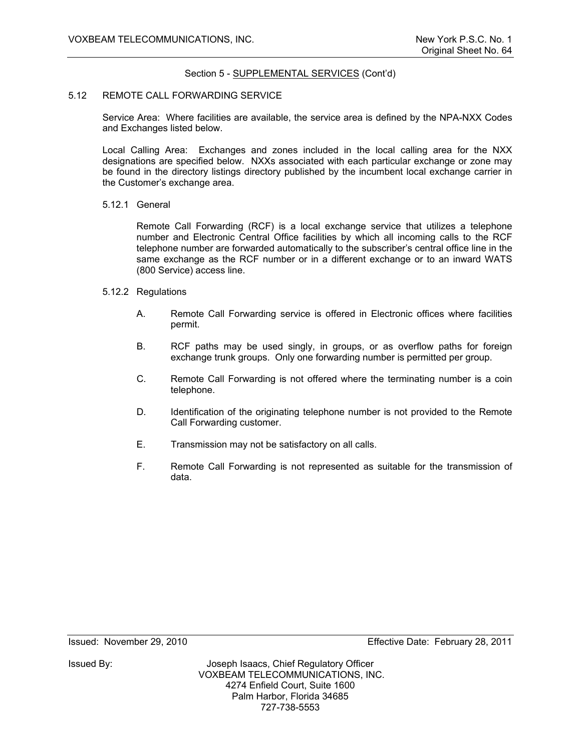Section 5 - SUPPLEMENTAL SERVICES (Cont'd)

## 5.12 REMOTE CALL FORWARDING SERVICE

Service Area: Where facilities are available, the service area is defined by the NPA-NXX Codes and Exchanges listed below.

Local Calling Area: Exchanges and zones included in the local calling area for the NXX designations are specified below. NXXs associated with each particular exchange or zone may be found in the directory listings directory published by the incumbent local exchange carrier in the Customer's exchange area.

### 5.12.1 General

Remote Call Forwarding (RCF) is a local exchange service that utilizes a telephone number and Electronic Central Office facilities by which all incoming calls to the RCF telephone number are forwarded automatically to the subscriber's central office line in the same exchange as the RCF number or in a different exchange or to an inward WATS (800 Service) access line.

### 5.12.2 Regulations

A. Remote Call Forwarding service is offered in Electronic offices where facilities permit.

B. RCF paths may be used singly, in groups, or as overflow paths for foreign exchange trunk groups. Only one forwarding number is permitted per group.

C. Remote Call Forwarding is not offered where the terminating number is a coin telephone.

D. Identification of the originating telephone number is not provided to the Remote Call Forwarding customer.

E. Transmission may not be satisfactory on all calls.

F. Remote Call Forwarding is not represented as suitable for the transmission of data.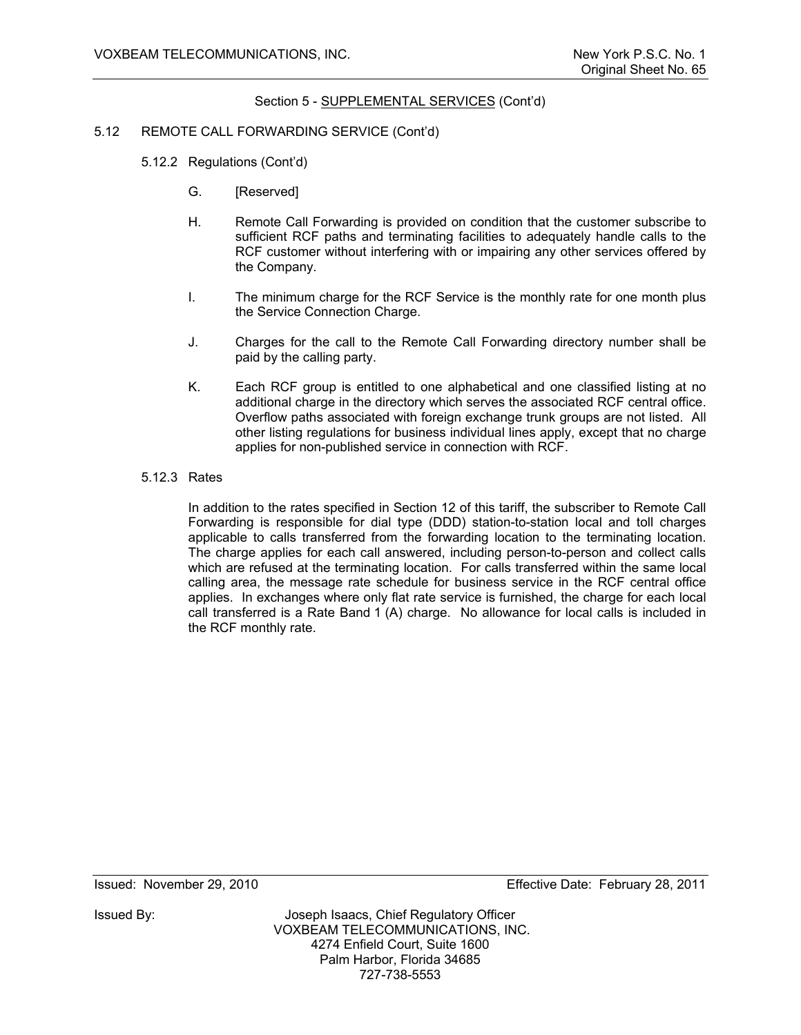Section 5 - SUPPLEMENTAL SERVICES (Cont'd)

5.12 REMOTE CALL FORWARDING SERVICE (Cont'd)

5.12.2 Regulations (Cont'd)

G. [Reserved]

H. Remote Call Forwarding is provided on condition that the customer subscribe to sufficient RCF paths and terminating facilities to adequately handle calls to the RCF customer without interfering with or impairing any other services offered by the Company.

I. The minimum charge for the RCF Service is the monthly rate for one month plus the Service Connection Charge.

J. Charges for the call to the Remote Call Forwarding directory number shall be paid by the calling party.

K. Each RCF group is entitled to one alphabetical and one classified listing at no additional charge in the directory which serves the associated RCF central office. Overflow paths associated with foreign exchange trunk groups are not listed. All other listing regulations for business individual lines apply, except that no charge applies for non-published service in connection with RCF.

5.12.3 Rates

In addition to the rates specified in Section 12 of this tariff, the subscriber to Remote Call Forwarding is responsible for dial type (DDD) station-to-station local and toll charges applicable to calls transferred from the forwarding location to the terminating location. The charge applies for each call answered, including person-to-person and collect calls which are refused at the terminating location. For calls transferred within the same local calling area, the message rate schedule for business service in the RCF central office applies. In exchanges where only flat rate service is furnished, the charge for each local call transferred is a Rate Band 1 (A) charge. No allowance for local calls is included in the RCF monthly rate.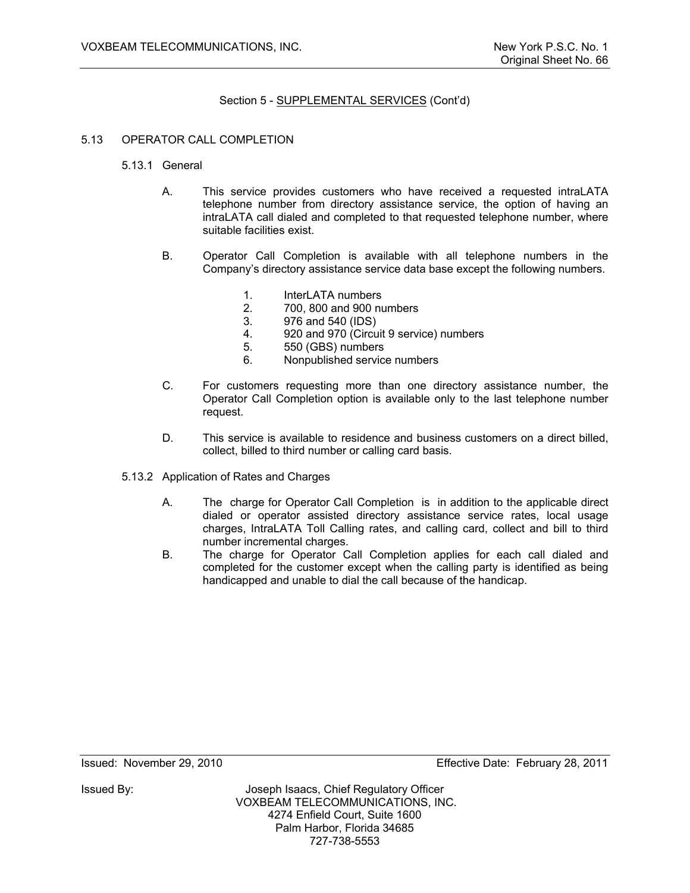Section 5 - SUPPLEMENTAL SERVICES (Cont'd)

## 5.13 OPERATOR CALL COMPLETION

### 5.13.1 General

A. This service provides customers who have received a requested intraLATA telephone number from directory assistance service, the option of having an intraLATA call dialed and completed to that requested telephone number, where suitable facilities exist.

B. Operator Call Completion is available with all telephone numbers in the Company's directory assistance service data base except the following numbers.

1. InterLATA numbers
2. 700, 800 and 900 numbers
3. 976 and 540 (IDS)
4. 920 and 970 (Circuit 9 service) numbers
5. 550 (GBS) numbers
6. Nonpublished service numbers

C. For customers requesting more than one directory assistance number, the Operator Call Completion option is available only to the last telephone number request.

D. This service is available to residence and business customers on a direct billed, collect, billed to third number or calling card basis.

### 5.13.2 Application of Rates and Charges

A. The charge for Operator Call Completion is in addition to the applicable direct dialed or operator assisted directory assistance service rates, local usage charges, IntraLATA Toll Calling rates, and calling card, collect and bill to third number incremental charges.

B. The charge for Operator Call Completion applies for each call dialed and completed for the customer except when the calling party is identified as being handicapped and unable to dial the call because of the handicap.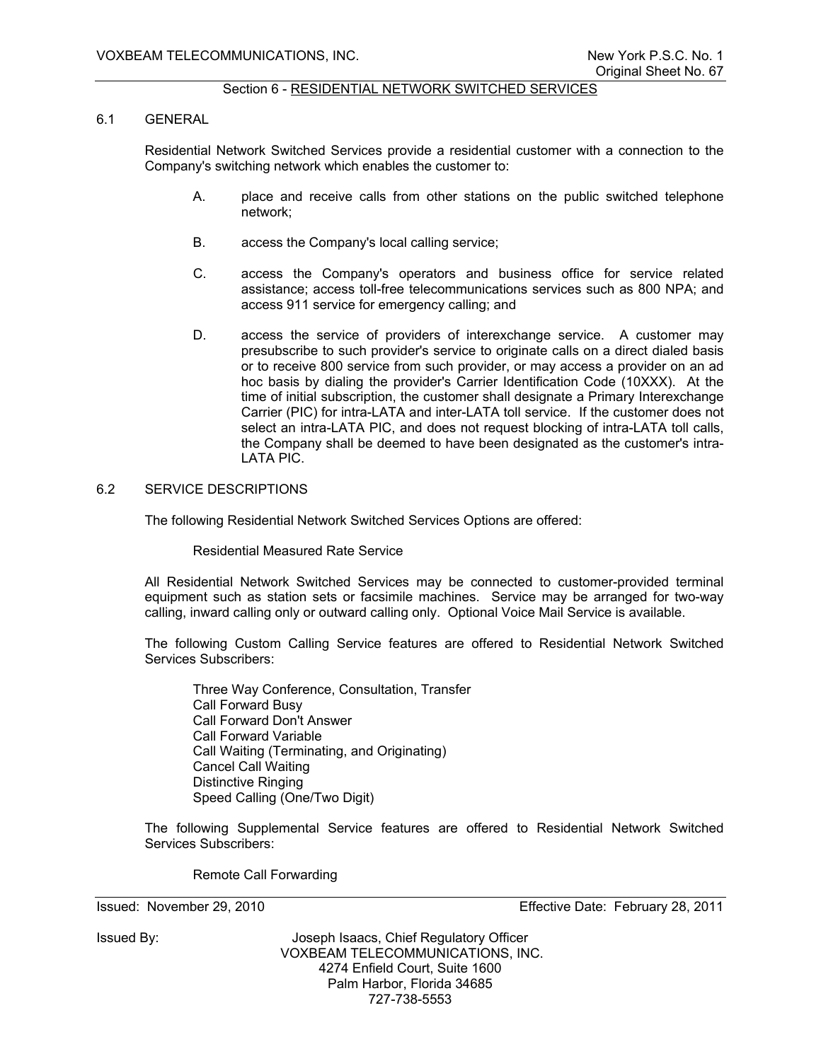## Section 6 - RESIDENTIAL NETWORK SWITCHED SERVICES

### 6.1 GENERAL

Residential Network Switched Services provide a residential customer with a connection to the Company's switching network which enables the customer to:

A. place and receive calls from other stations on the public switched telephone network;

B. access the Company's local calling service;

C. access the Company's operators and business office for service related assistance; access toll-free telecommunications services such as 800 NPA; and access 911 service for emergency calling; and

D. access the service of providers of interexchange service. A customer may presubscribe to such provider's service to originate calls on a direct dialed basis or to receive 800 service from such provider, or may access a provider on an ad hoc basis by dialing the provider's Carrier Identification Code (10XXX). At the time of initial subscription, the customer shall designate a Primary Interexchange Carrier (PIC) for intra-LATA and inter-LATA toll service. If the customer does not select an intra-LATA PIC, and does not request blocking of intra-LATA toll calls, the Company shall be deemed to have been designated as the customer's intra-LATA PIC.

### 6.2 SERVICE DESCRIPTIONS

The following Residential Network Switched Services Options are offered:

Residential Measured Rate Service

All Residential Network Switched Services may be connected to customer-provided terminal equipment such as station sets or facsimile machines. Service may be arranged for two-way calling, inward calling only or outward calling only. Optional Voice Mail Service is available.

The following Custom Calling Service features are offered to Residential Network Switched Services Subscribers:

Three Way Conference, Consultation, Transfer
Call Forward Busy
Call Forward Don't Answer
Call Forward Variable
Call Waiting (Terminating, and Originating)
Cancel Call Waiting
Distinctive Ringing
Speed Calling (One/Two Digit)

The following Supplemental Service features are offered to Residential Network Switched Services Subscribers:

Remote Call Forwarding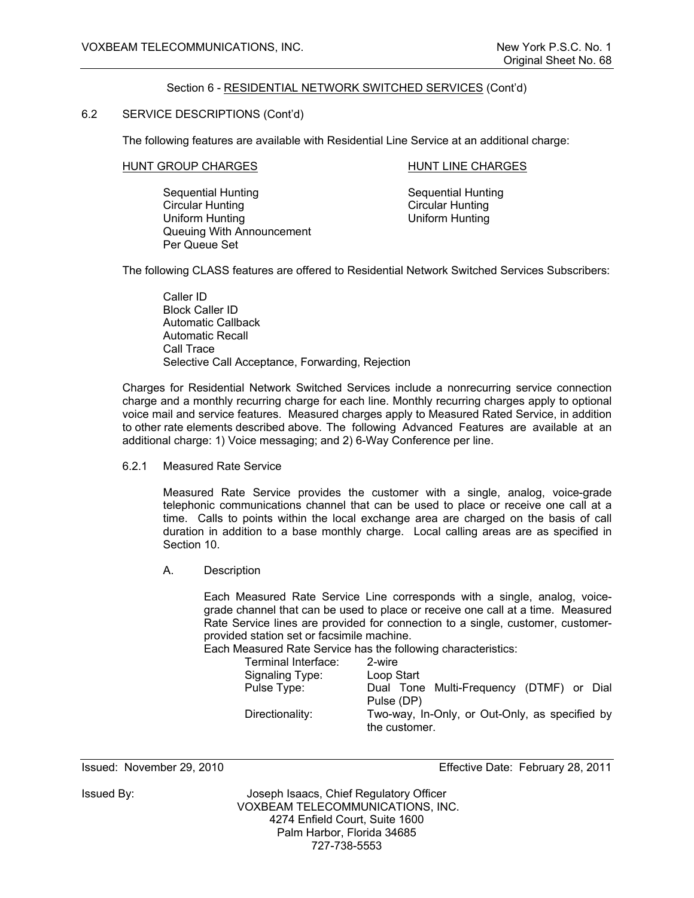Section 6 - RESIDENTIAL NETWORK SWITCHED SERVICES (Cont'd)

6.2 SERVICE DESCRIPTIONS (Cont'd)

The following features are available with Residential Line Service at an additional charge:

| HUNT GROUP CHARGES | HUNT LINE CHARGES |
|---|---|
| Sequential Hunting | Sequential Hunting |
| Circular Hunting | Circular Hunting |
| Uniform Hunting | Uniform Hunting |
| Queuing With Announcement | |
| Per Queue Set | |

The following CLASS features are offered to Residential Network Switched Services Subscribers:

Caller ID
Block Caller ID
Automatic Callback
Automatic Recall
Call Trace
Selective Call Acceptance, Forwarding, Rejection

Charges for Residential Network Switched Services include a nonrecurring service connection charge and a monthly recurring charge for each line. Monthly recurring charges apply to optional voice mail and service features. Measured charges apply to Measured Rated Service, in addition to other rate elements described above. The following Advanced Features are available at an additional charge: 1) Voice messaging; and 2) 6-Way Conference per line.

6.2.1 Measured Rate Service

Measured Rate Service provides the customer with a single, analog, voice-grade telephonic communications channel that can be used to place or receive one call at a time. Calls to points within the local exchange area are charged on the basis of call duration in addition to a base monthly charge. Local calling areas are as specified in Section 10.

A. Description

Each Measured Rate Service Line corresponds with a single, analog, voice-grade channel that can be used to place or receive one call at a time. Measured Rate Service lines are provided for connection to a single, customer, customer-provided station set or facsimile machine.

Each Measured Rate Service has the following characteristics:

| | |
|---|---|
| Terminal Interface: | 2-wire |
| Signaling Type: | Loop Start |
| Pulse Type: | Dual Tone Multi-Frequency (DTMF) or Dial Pulse (DP) |
| Directionality: | Two-way, In-Only, or Out-Only, as specified by the customer. |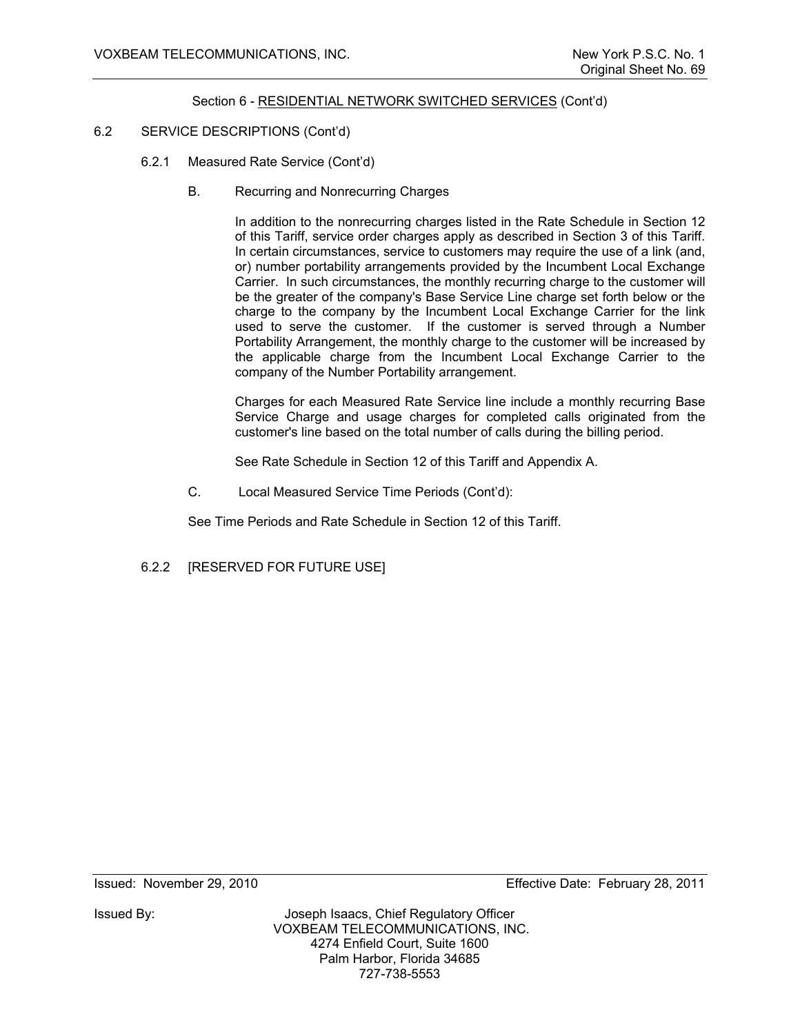Section 6 - RESIDENTIAL NETWORK SWITCHED SERVICES (Cont'd)

6.2 SERVICE DESCRIPTIONS (Cont'd)

6.2.1 Measured Rate Service (Cont'd)

B. Recurring and Nonrecurring Charges

In addition to the nonrecurring charges listed in the Rate Schedule in Section 12 of this Tariff, service order charges apply as described in Section 3 of this Tariff. In certain circumstances, service to customers may require the use of a link (and, or) number portability arrangements provided by the Incumbent Local Exchange Carrier. In such circumstances, the monthly recurring charge to the customer will be the greater of the company's Base Service Line charge set forth below or the charge to the company by the Incumbent Local Exchange Carrier for the link used to serve the customer. If the customer is served through a Number Portability Arrangement, the monthly charge to the customer will be increased by the applicable charge from the Incumbent Local Exchange Carrier to the company of the Number Portability arrangement.

Charges for each Measured Rate Service line include a monthly recurring Base Service Charge and usage charges for completed calls originated from the customer's line based on the total number of calls during the billing period.

See Rate Schedule in Section 12 of this Tariff and Appendix A.

C. Local Measured Service Time Periods (Cont'd):

See Time Periods and Rate Schedule in Section 12 of this Tariff.

6.2.2 [RESERVED FOR FUTURE USE]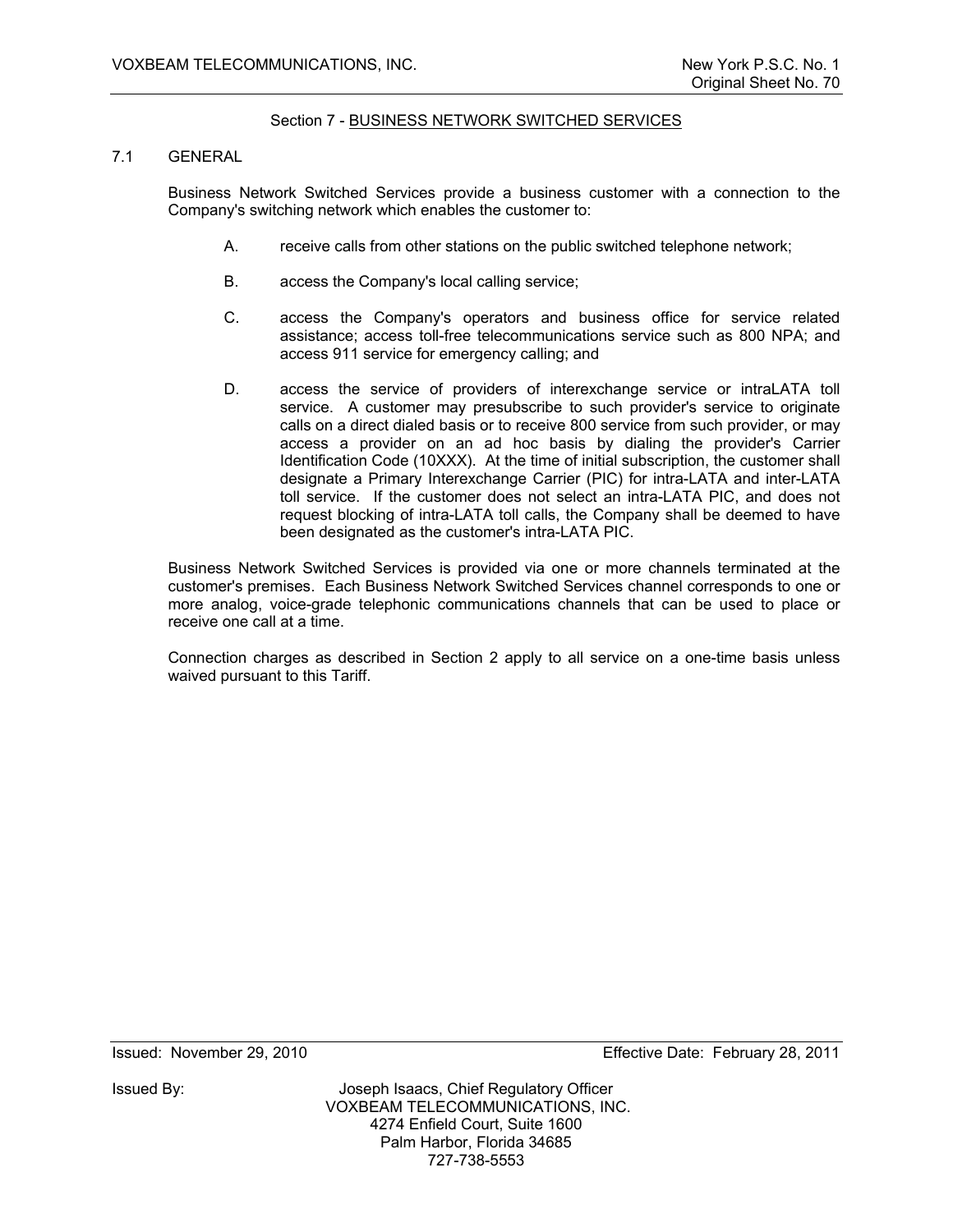## Section 7 - BUSINESS NETWORK SWITCHED SERVICES

### 7.1 GENERAL

Business Network Switched Services provide a business customer with a connection to the Company's switching network which enables the customer to:

A. receive calls from other stations on the public switched telephone network;

B. access the Company's local calling service;

C. access the Company's operators and business office for service related assistance; access toll-free telecommunications service such as 800 NPA; and access 911 service for emergency calling; and

D. access the service of providers of interexchange service or intraLATA toll service. A customer may presubscribe to such provider's service to originate calls on a direct dialed basis or to receive 800 service from such provider, or may access a provider on an ad hoc basis by dialing the provider's Carrier Identification Code (10XXX). At the time of initial subscription, the customer shall designate a Primary Interexchange Carrier (PIC) for intra-LATA and inter-LATA toll service. If the customer does not select an intra-LATA PIC, and does not request blocking of intra-LATA toll calls, the Company shall be deemed to have been designated as the customer's intra-LATA PIC.

Business Network Switched Services is provided via one or more channels terminated at the customer's premises. Each Business Network Switched Services channel corresponds to one or more analog, voice-grade telephonic communications channels that can be used to place or receive one call at a time.

Connection charges as described in Section 2 apply to all service on a one-time basis unless waived pursuant to this Tariff.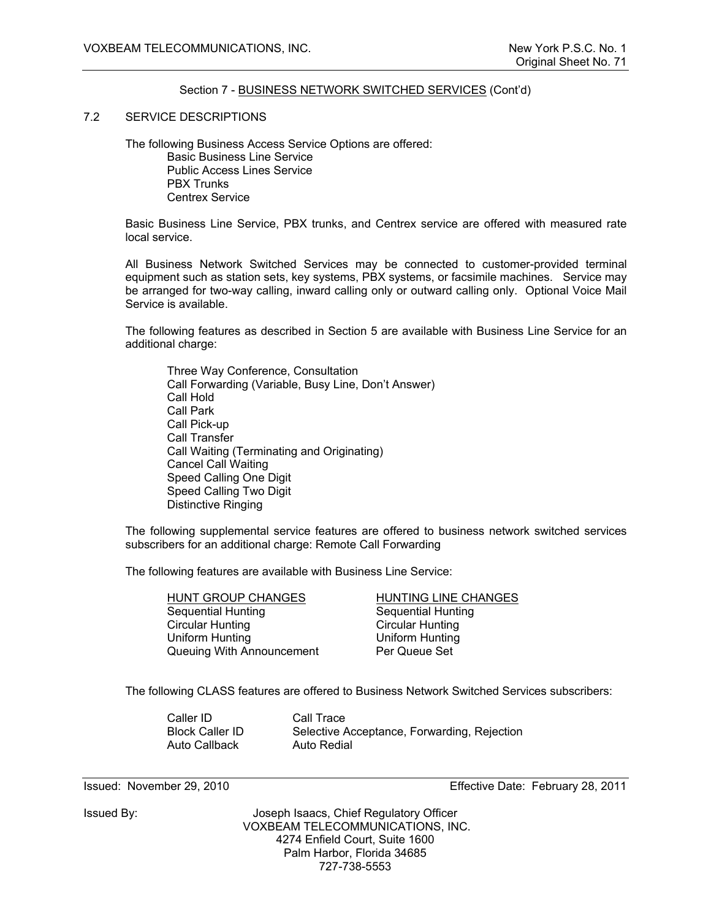Section 7 - BUSINESS NETWORK SWITCHED SERVICES (Cont'd)

## 7.2 SERVICE DESCRIPTIONS

The following Business Access Service Options are offered:

- Basic Business Line Service
- Public Access Lines Service
- PBX Trunks
- Centrex Service

Basic Business Line Service, PBX trunks, and Centrex service are offered with measured rate local service.

All Business Network Switched Services may be connected to customer-provided terminal equipment such as station sets, key systems, PBX systems, or facsimile machines. Service may be arranged for two-way calling, inward calling only or outward calling only. Optional Voice Mail Service is available.

The following features as described in Section 5 are available with Business Line Service for an additional charge:

- Three Way Conference, Consultation
- Call Forwarding (Variable, Busy Line, Don't Answer)
- Call Hold
- Call Park
- Call Pick-up
- Call Transfer
- Call Waiting (Terminating and Originating)
- Cancel Call Waiting
- Speed Calling One Digit
- Speed Calling Two Digit
- Distinctive Ringing

The following supplemental service features are offered to business network switched services subscribers for an additional charge: Remote Call Forwarding

The following features are available with Business Line Service:

| HUNT GROUP CHANGES | HUNTING LINE CHANGES |
|---|---|
| Sequential Hunting | Sequential Hunting |
| Circular Hunting | Circular Hunting |
| Uniform Hunting | Uniform Hunting |
| Queuing With Announcement | Per Queue Set |

The following CLASS features are offered to Business Network Switched Services subscribers:

| | |
|---|---|
| Caller ID | Call Trace |
| Block Caller ID | Selective Acceptance, Forwarding, Rejection |
| Auto Callback | Auto Redial |

Issued: November 29, 2010 Effective Date: February 28, 2011

Issued By: Joseph Isaacs, Chief Regulatory Officer
VOXBEAM TELECOMMUNICATIONS, INC.
4274 Enfield Court, Suite 1600
Palm Harbor, Florida 34685
727-738-5553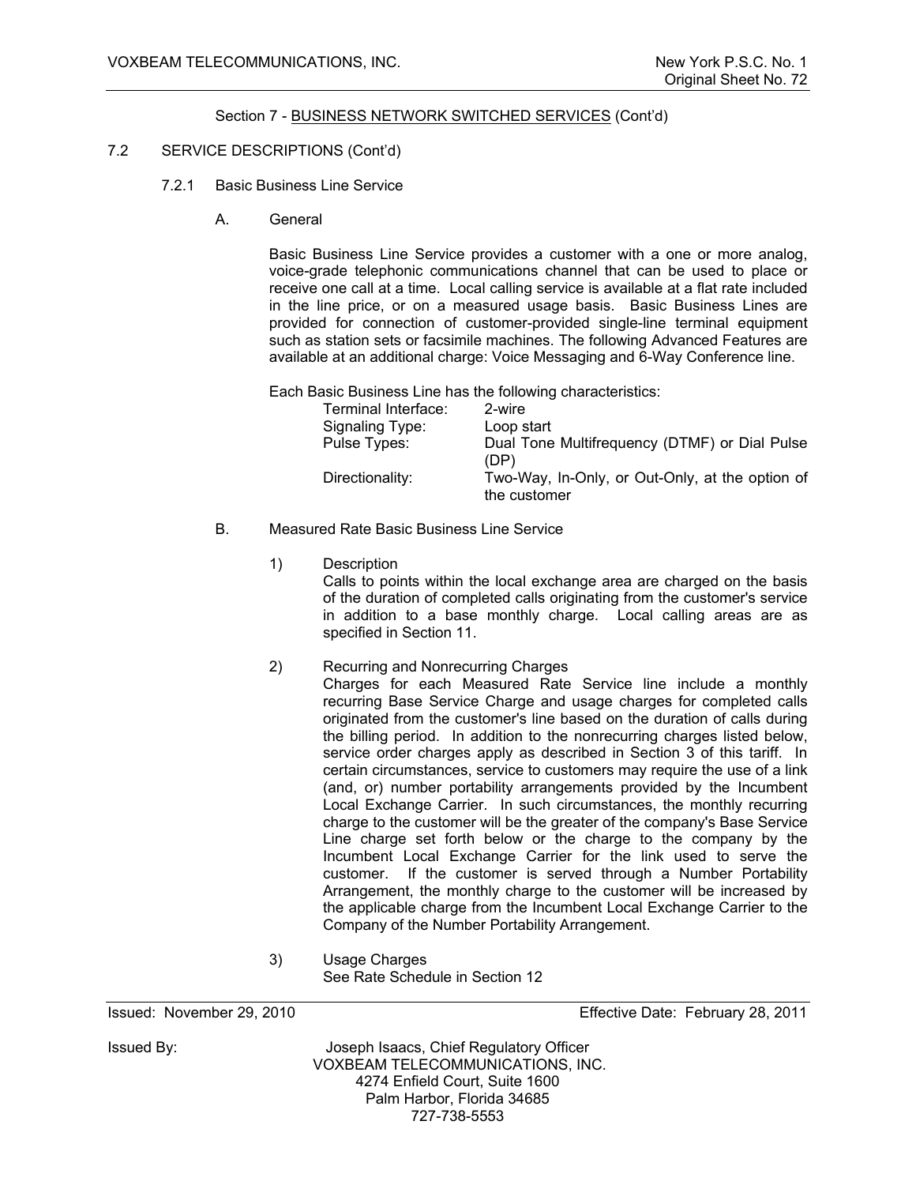Section 7 - BUSINESS NETWORK SWITCHED SERVICES (Cont'd)

7.2 SERVICE DESCRIPTIONS (Cont'd)

7.2.1 Basic Business Line Service

A. General

Basic Business Line Service provides a customer with a one or more analog, voice-grade telephonic communications channel that can be used to place or receive one call at a time. Local calling service is available at a flat rate included in the line price, or on a measured usage basis. Basic Business Lines are provided for connection of customer-provided single-line terminal equipment such as station sets or facsimile machines. The following Advanced Features are available at an additional charge: Voice Messaging and 6-Way Conference line.

Each Basic Business Line has the following characteristics:

| | |
|---|---|
| Terminal Interface: | 2-wire |
| Signaling Type: | Loop start |
| Pulse Types: | Dual Tone Multifrequency (DTMF) or Dial Pulse (DP) |
| Directionality: | Two-Way, In-Only, or Out-Only, at the option of the customer |

B. Measured Rate Basic Business Line Service

1) Description
Calls to points within the local exchange area are charged on the basis of the duration of completed calls originating from the customer's service in addition to a base monthly charge. Local calling areas are as specified in Section 11.

2) Recurring and Nonrecurring Charges
Charges for each Measured Rate Service line include a monthly recurring Base Service Charge and usage charges for completed calls originated from the customer's line based on the duration of calls during the billing period. In addition to the nonrecurring charges listed below, service order charges apply as described in Section 3 of this tariff. In certain circumstances, service to customers may require the use of a link (and, or) number portability arrangements provided by the Incumbent Local Exchange Carrier. In such circumstances, the monthly recurring charge to the customer will be the greater of the company's Base Service Line charge set forth below or the charge to the company by the Incumbent Local Exchange Carrier for the link used to serve the customer. If the customer is served through a Number Portability Arrangement, the monthly charge to the customer will be increased by the applicable charge from the Incumbent Local Exchange Carrier to the Company of the Number Portability Arrangement.

3) Usage Charges
See Rate Schedule in Section 12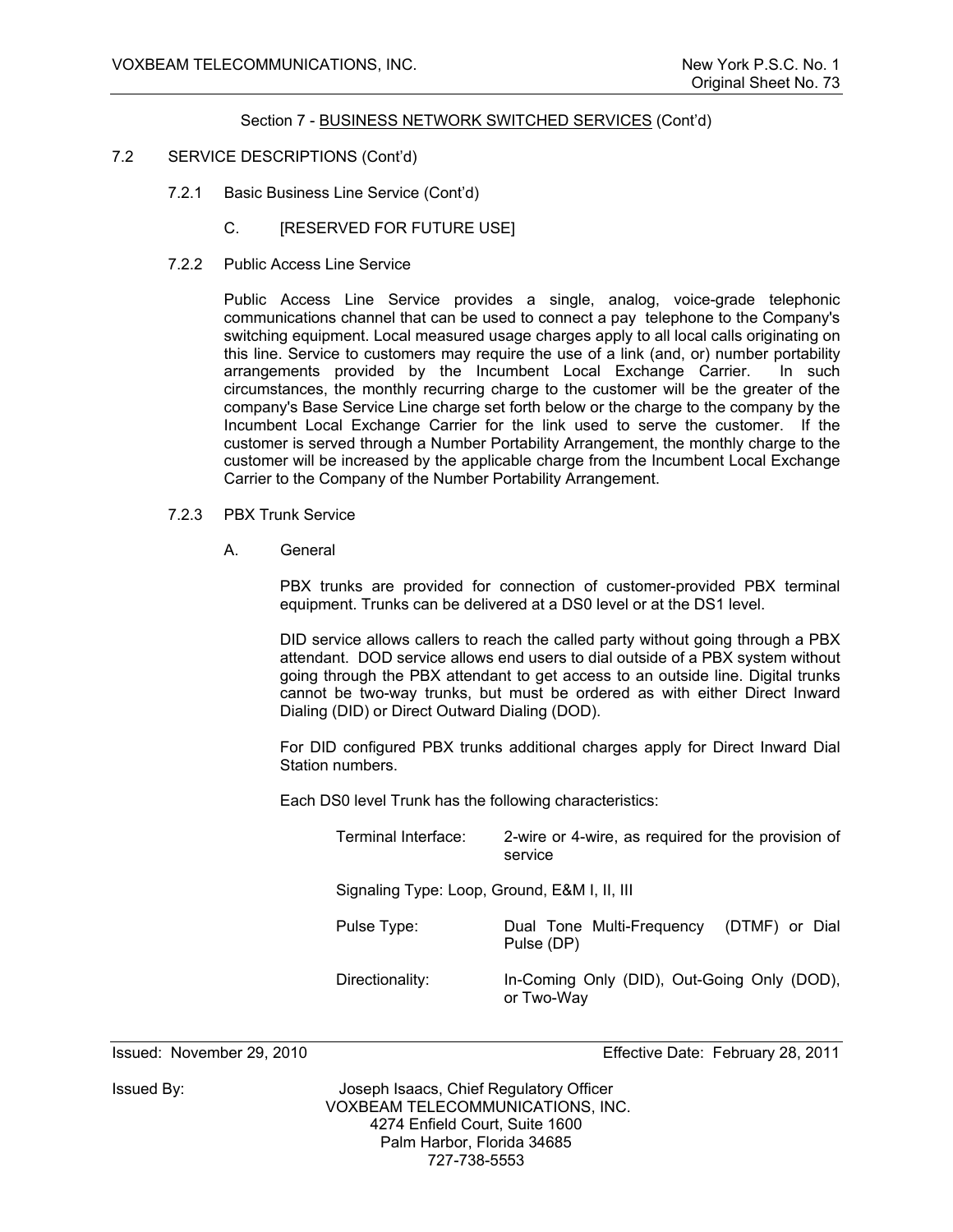Section 7 - BUSINESS NETWORK SWITCHED SERVICES (Cont'd)

7.2 SERVICE DESCRIPTIONS (Cont'd)

7.2.1 Basic Business Line Service (Cont'd)

C. [RESERVED FOR FUTURE USE]

7.2.2 Public Access Line Service

Public Access Line Service provides a single, analog, voice-grade telephonic communications channel that can be used to connect a pay telephone to the Company's switching equipment. Local measured usage charges apply to all local calls originating on this line. Service to customers may require the use of a link (and, or) number portability arrangements provided by the Incumbent Local Exchange Carrier. In such circumstances, the monthly recurring charge to the customer will be the greater of the company's Base Service Line charge set forth below or the charge to the company by the Incumbent Local Exchange Carrier for the link used to serve the customer. If the customer is served through a Number Portability Arrangement, the monthly charge to the customer will be increased by the applicable charge from the Incumbent Local Exchange Carrier to the Company of the Number Portability Arrangement.

7.2.3 PBX Trunk Service

A. General

PBX trunks are provided for connection of customer-provided PBX terminal equipment. Trunks can be delivered at a DS0 level or at the DS1 level.

DID service allows callers to reach the called party without going through a PBX attendant. DOD service allows end users to dial outside of a PBX system without going through the PBX attendant to get access to an outside line. Digital trunks cannot be two-way trunks, but must be ordered as with either Direct Inward Dialing (DID) or Direct Outward Dialing (DOD).

For DID configured PBX trunks additional charges apply for Direct Inward Dial Station numbers.

Each DS0 level Trunk has the following characteristics:

Terminal Interface: 2-wire or 4-wire, as required for the provision of service

Signaling Type: Loop, Ground, E&M I, II, III

Pulse Type: Dual Tone Multi-Frequency (DTMF) or Dial Pulse (DP)

Directionality: In-Coming Only (DID), Out-Going Only (DOD), or Two-Way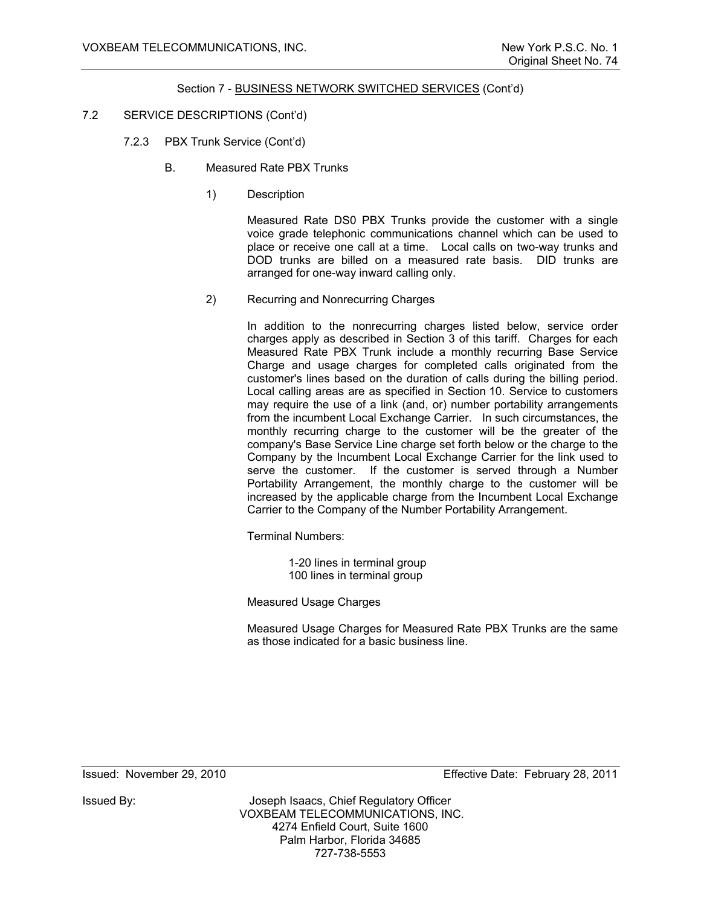Section 7 - BUSINESS NETWORK SWITCHED SERVICES (Cont'd)

7.2 SERVICE DESCRIPTIONS (Cont'd)

7.2.3 PBX Trunk Service (Cont'd)

B. Measured Rate PBX Trunks

1) Description

Measured Rate DS0 PBX Trunks provide the customer with a single voice grade telephonic communications channel which can be used to place or receive one call at a time. Local calls on two-way trunks and DOD trunks are billed on a measured rate basis. DID trunks are arranged for one-way inward calling only.

2) Recurring and Nonrecurring Charges

In addition to the nonrecurring charges listed below, service order charges apply as described in Section 3 of this tariff. Charges for each Measured Rate PBX Trunk include a monthly recurring Base Service Charge and usage charges for completed calls originated from the customer's lines based on the duration of calls during the billing period. Local calling areas are as specified in Section 10. Service to customers may require the use of a link (and, or) number portability arrangements from the incumbent Local Exchange Carrier. In such circumstances, the monthly recurring charge to the customer will be the greater of the company's Base Service Line charge set forth below or the charge to the Company by the Incumbent Local Exchange Carrier for the link used to serve the customer. If the customer is served through a Number Portability Arrangement, the monthly charge to the customer will be increased by the applicable charge from the Incumbent Local Exchange Carrier to the Company of the Number Portability Arrangement.

Terminal Numbers:

1-20 lines in terminal group
100 lines in terminal group

Measured Usage Charges

Measured Usage Charges for Measured Rate PBX Trunks are the same as those indicated for a basic business line.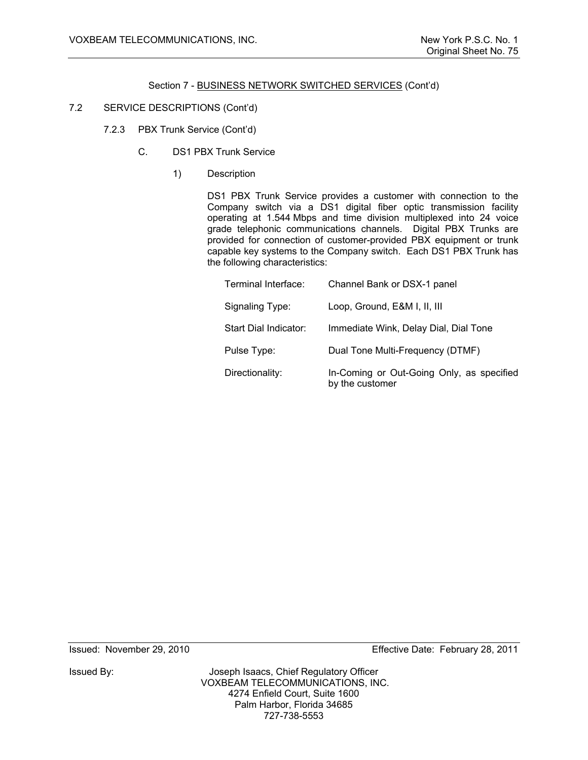Section 7 - BUSINESS NETWORK SWITCHED SERVICES (Cont'd)

7.2 SERVICE DESCRIPTIONS (Cont'd)

7.2.3 PBX Trunk Service (Cont'd)

C. DS1 PBX Trunk Service

1) Description

DS1 PBX Trunk Service provides a customer with connection to the Company switch via a DS1 digital fiber optic transmission facility operating at 1.544 Mbps and time division multiplexed into 24 voice grade telephonic communications channels. Digital PBX Trunks are provided for connection of customer-provided PBX equipment or trunk capable key systems to the Company switch. Each DS1 PBX Trunk has the following characteristics:

| | |
|---|---|
| Terminal Interface: | Channel Bank or DSX-1 panel |
| Signaling Type: | Loop, Ground, E&M I, II, III |
| Start Dial Indicator: | Immediate Wink, Delay Dial, Dial Tone |
| Pulse Type: | Dual Tone Multi-Frequency (DTMF) |
| Directionality: | In-Coming or Out-Going Only, as specified by the customer |

Issued: November 29, 2010 Effective Date: February 28, 2011

Issued By: Joseph Isaacs, Chief Regulatory Officer
VOXBEAM TELECOMMUNICATIONS, INC.
4274 Enfield Court, Suite 1600
Palm Harbor, Florida 34685
727-738-5553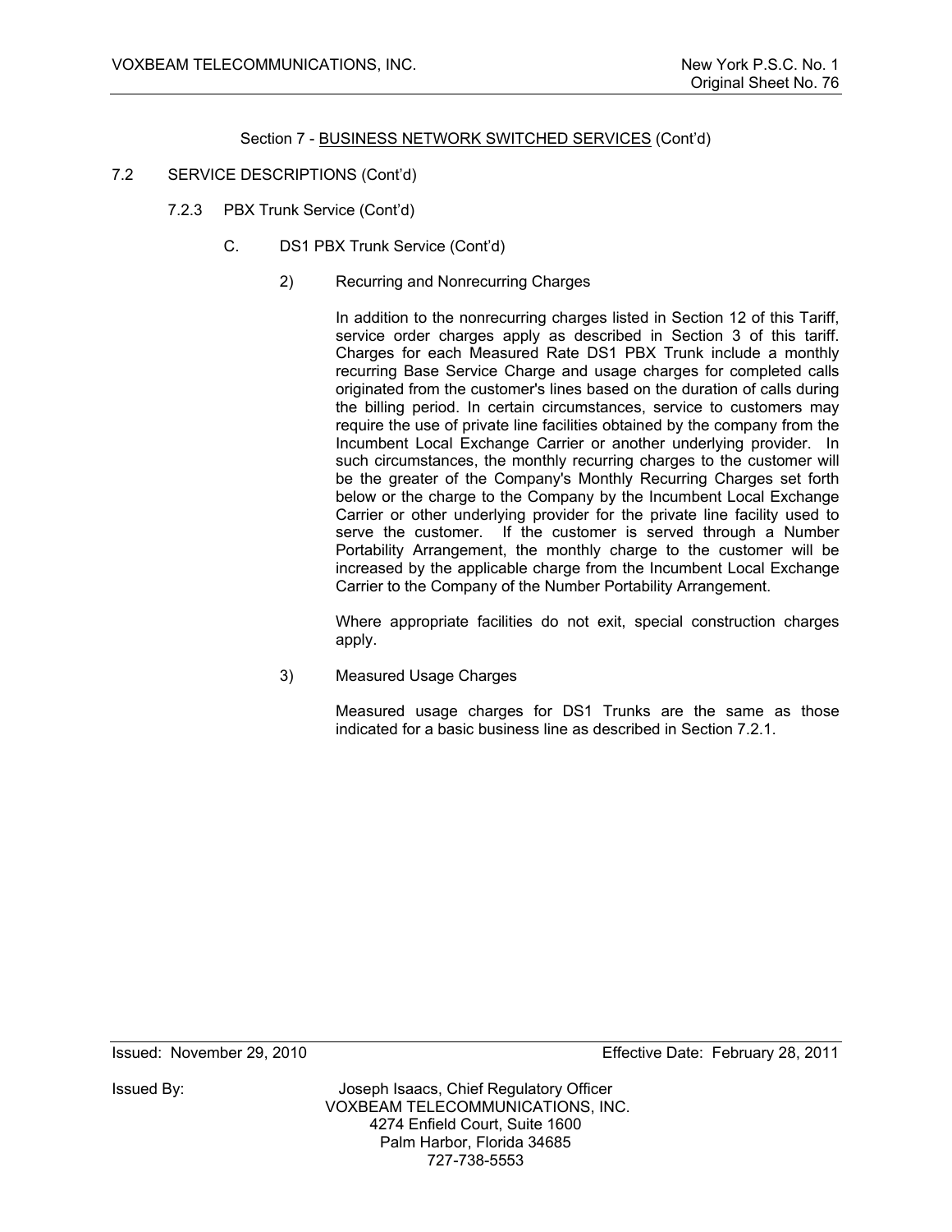Section 7 - BUSINESS NETWORK SWITCHED SERVICES (Cont'd)

7.2 SERVICE DESCRIPTIONS (Cont'd)

7.2.3 PBX Trunk Service (Cont'd)

C. DS1 PBX Trunk Service (Cont'd)

2) Recurring and Nonrecurring Charges

In addition to the nonrecurring charges listed in Section 12 of this Tariff, service order charges apply as described in Section 3 of this tariff. Charges for each Measured Rate DS1 PBX Trunk include a monthly recurring Base Service Charge and usage charges for completed calls originated from the customer's lines based on the duration of calls during the billing period. In certain circumstances, service to customers may require the use of private line facilities obtained by the company from the Incumbent Local Exchange Carrier or another underlying provider. In such circumstances, the monthly recurring charges to the customer will be the greater of the Company's Monthly Recurring Charges set forth below or the charge to the Company by the Incumbent Local Exchange Carrier or other underlying provider for the private line facility used to serve the customer. If the customer is served through a Number Portability Arrangement, the monthly charge to the customer will be increased by the applicable charge from the Incumbent Local Exchange Carrier to the Company of the Number Portability Arrangement.

Where appropriate facilities do not exit, special construction charges apply.

3) Measured Usage Charges

Measured usage charges for DS1 Trunks are the same as those indicated for a basic business line as described in Section 7.2.1.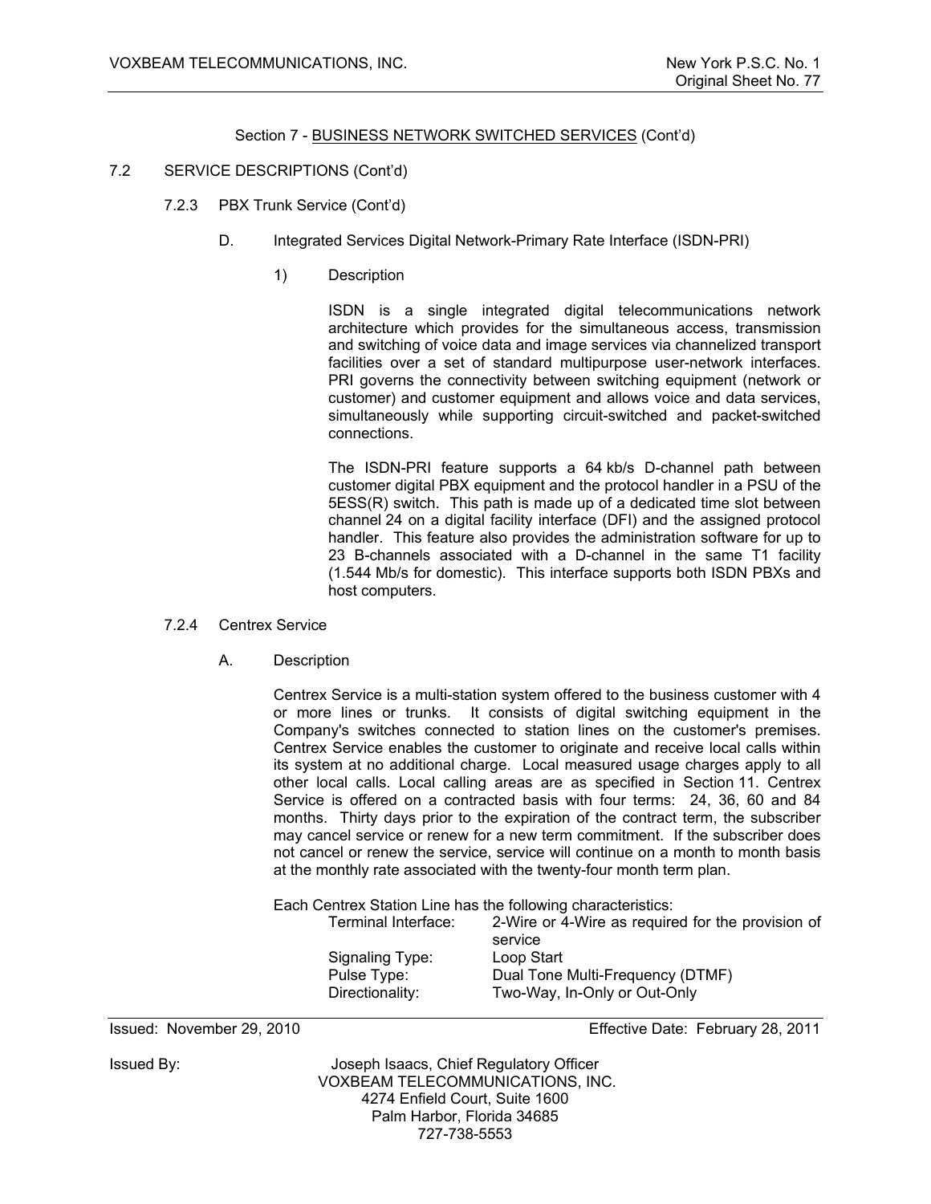Section 7 - BUSINESS NETWORK SWITCHED SERVICES (Cont'd)

7.2 SERVICE DESCRIPTIONS (Cont'd)

7.2.3 PBX Trunk Service (Cont'd)

D. Integrated Services Digital Network-Primary Rate Interface (ISDN-PRI)

1) Description

ISDN is a single integrated digital telecommunications network architecture which provides for the simultaneous access, transmission and switching of voice data and image services via channelized transport facilities over a set of standard multipurpose user-network interfaces. PRI governs the connectivity between switching equipment (network or customer) and customer equipment and allows voice and data services, simultaneously while supporting circuit-switched and packet-switched connections.

The ISDN-PRI feature supports a 64 kb/s D-channel path between customer digital PBX equipment and the protocol handler in a PSU of the 5ESS(R) switch. This path is made up of a dedicated time slot between channel 24 on a digital facility interface (DFI) and the assigned protocol handler. This feature also provides the administration software for up to 23 B-channels associated with a D-channel in the same T1 facility (1.544 Mb/s for domestic). This interface supports both ISDN PBXs and host computers.

7.2.4 Centrex Service

A. Description

Centrex Service is a multi-station system offered to the business customer with 4 or more lines or trunks. It consists of digital switching equipment in the Company's switches connected to station lines on the customer's premises. Centrex Service enables the customer to originate and receive local calls within its system at no additional charge. Local measured usage charges apply to all other local calls. Local calling areas are as specified in Section 11. Centrex Service is offered on a contracted basis with four terms: 24, 36, 60 and 84 months. Thirty days prior to the expiration of the contract term, the subscriber may cancel service or renew for a new term commitment. If the subscriber does not cancel or renew the service, service will continue on a month to month basis at the monthly rate associated with the twenty-four month term plan.

Each Centrex Station Line has the following characteristics:

| | |
|---|---|
| Terminal Interface: | 2-Wire or 4-Wire as required for the provision of service |
| Signaling Type: | Loop Start |
| Pulse Type: | Dual Tone Multi-Frequency (DTMF) |
| Directionality: | Two-Way, In-Only or Out-Only |

Issued: November 29, 2010 Effective Date: February 28, 2011

Issued By: Joseph Isaacs, Chief Regulatory Officer
VOXBEAM TELECOMMUNICATIONS, INC.
4274 Enfield Court, Suite 1600
Palm Harbor, Florida 34685
727-738-5553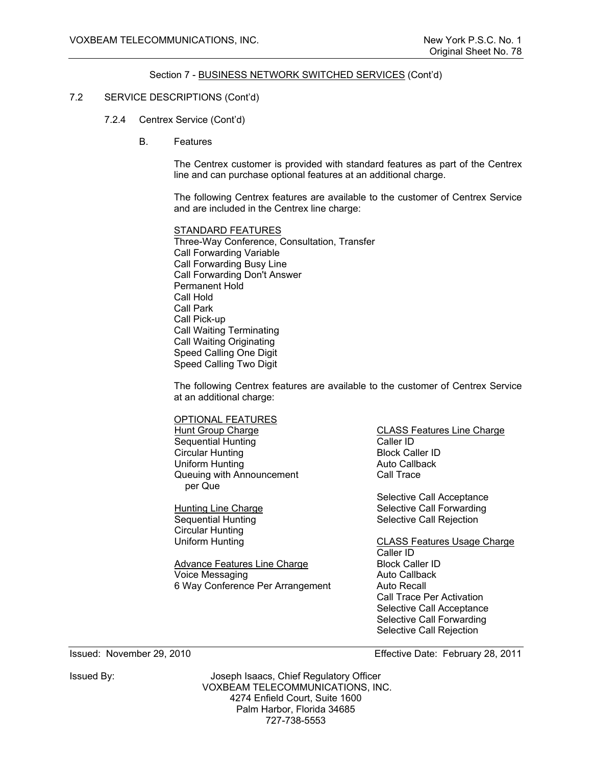Section 7 - BUSINESS NETWORK SWITCHED SERVICES (Cont'd)

7.2 SERVICE DESCRIPTIONS (Cont'd)

7.2.4 Centrex Service (Cont'd)

B. Features

The Centrex customer is provided with standard features as part of the Centrex line and can purchase optional features at an additional charge.

The following Centrex features are available to the customer of Centrex Service and are included in the Centrex line charge:

STANDARD FEATURES

- Three-Way Conference, Consultation, Transfer
- Call Forwarding Variable
- Call Forwarding Busy Line
- Call Forwarding Don't Answer
- Permanent Hold
- Call Hold
- Call Park
- Call Pick-up
- Call Waiting Terminating
- Call Waiting Originating
- Speed Calling One Digit
- Speed Calling Two Digit

The following Centrex features are available to the customer of Centrex Service at an additional charge:

OPTIONAL FEATURES

Hunt Group Charge
- Sequential Hunting
- Circular Hunting
- Uniform Hunting
- Queuing with Announcement per Que

Hunting Line Charge
- Sequential Hunting
- Circular Hunting
- Uniform Hunting

Advance Features Line Charge
- Voice Messaging
- 6 Way Conference Per Arrangement

CLASS Features Line Charge
- Caller ID
- Block Caller ID
- Auto Callback
- Call Trace

- Selective Call Acceptance
- Selective Call Forwarding
- Selective Call Rejection

CLASS Features Usage Charge
- Caller ID
- Block Caller ID
- Auto Callback
- Auto Recall
- Call Trace Per Activation
- Selective Call Acceptance
- Selective Call Forwarding
- Selective Call Rejection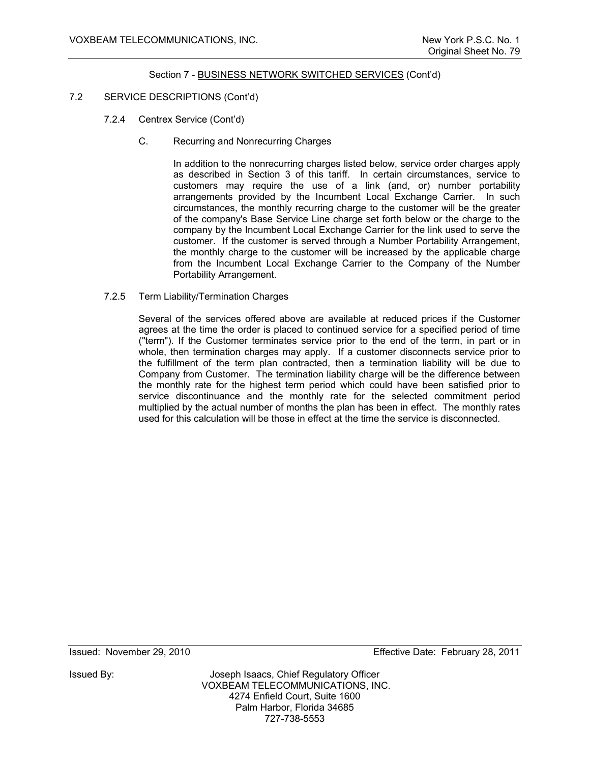Section 7 - BUSINESS NETWORK SWITCHED SERVICES (Cont'd)

7.2 SERVICE DESCRIPTIONS (Cont'd)

7.2.4 Centrex Service (Cont'd)

C. Recurring and Nonrecurring Charges

In addition to the nonrecurring charges listed below, service order charges apply as described in Section 3 of this tariff. In certain circumstances, service to customers may require the use of a link (and, or) number portability arrangements provided by the Incumbent Local Exchange Carrier. In such circumstances, the monthly recurring charge to the customer will be the greater of the company's Base Service Line charge set forth below or the charge to the company by the Incumbent Local Exchange Carrier for the link used to serve the customer. If the customer is served through a Number Portability Arrangement, the monthly charge to the customer will be increased by the applicable charge from the Incumbent Local Exchange Carrier to the Company of the Number Portability Arrangement.

7.2.5 Term Liability/Termination Charges

Several of the services offered above are available at reduced prices if the Customer agrees at the time the order is placed to continued service for a specified period of time ("term"). If the Customer terminates service prior to the end of the term, in part or in whole, then termination charges may apply. If a customer disconnects service prior to the fulfillment of the term plan contracted, then a termination liability will be due to Company from Customer. The termination liability charge will be the difference between the monthly rate for the highest term period which could have been satisfied prior to service discontinuance and the monthly rate for the selected commitment period multiplied by the actual number of months the plan has been in effect. The monthly rates used for this calculation will be those in effect at the time the service is disconnected.

Issued: November 29, 2010 Effective Date: February 28, 2011

Issued By: Joseph Isaacs, Chief Regulatory Officer
VOXBEAM TELECOMMUNICATIONS, INC.
4274 Enfield Court, Suite 1600
Palm Harbor, Florida 34685
727-738-5553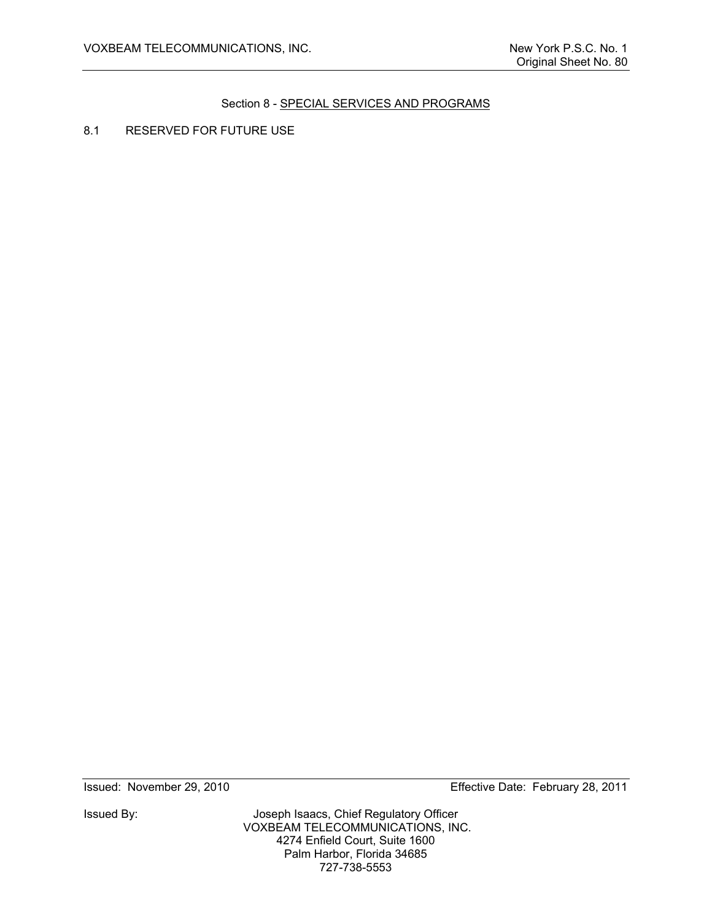## Section 8 - SPECIAL SERVICES AND PROGRAMS

8.1 RESERVED FOR FUTURE USE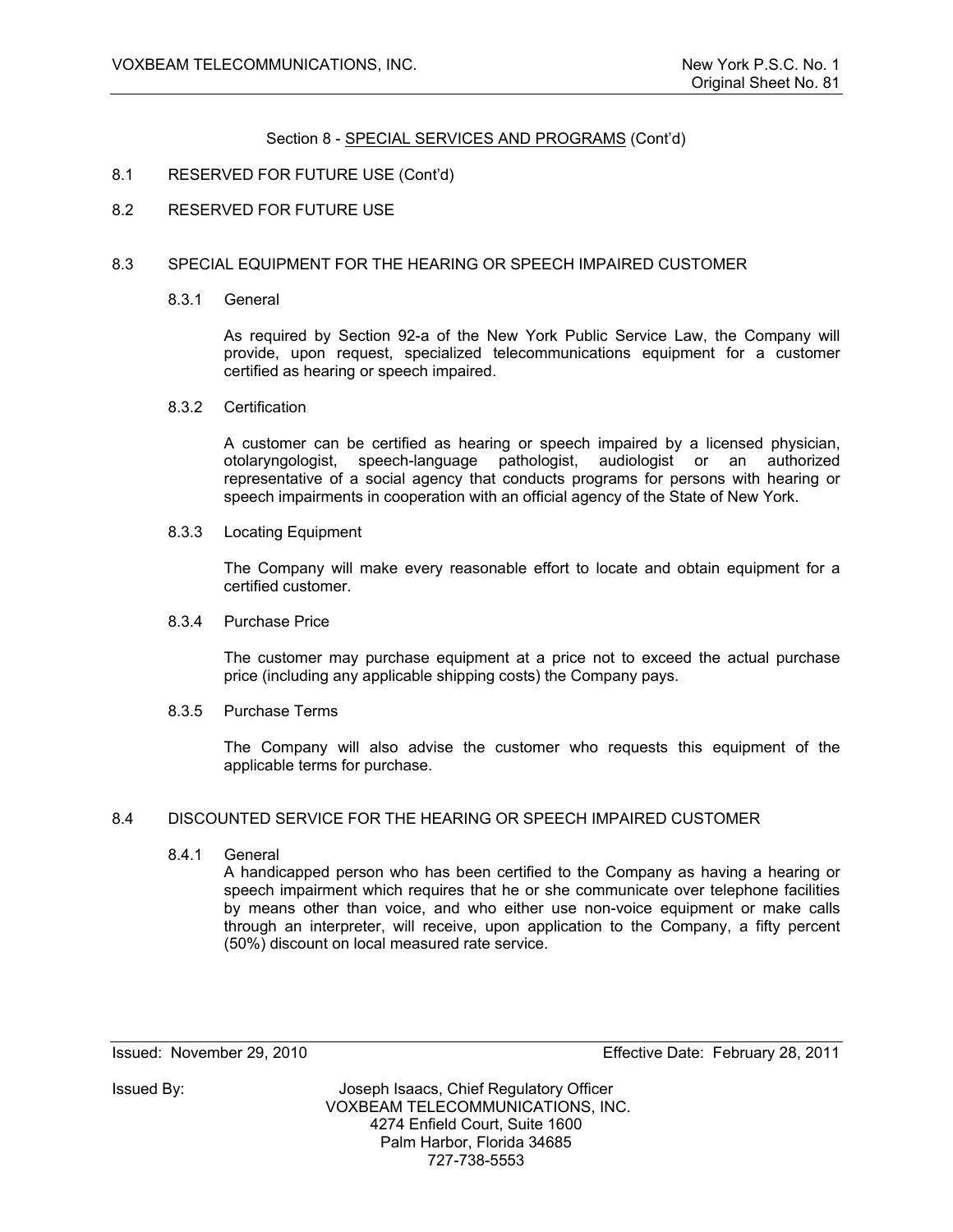Section 8 - SPECIAL SERVICES AND PROGRAMS (Cont'd)

8.1 RESERVED FOR FUTURE USE (Cont'd)

8.2 RESERVED FOR FUTURE USE

8.3 SPECIAL EQUIPMENT FOR THE HEARING OR SPEECH IMPAIRED CUSTOMER

8.3.1 General

As required by Section 92-a of the New York Public Service Law, the Company will provide, upon request, specialized telecommunications equipment for a customer certified as hearing or speech impaired.

8.3.2 Certification

A customer can be certified as hearing or speech impaired by a licensed physician, otolaryngologist, speech-language pathologist, audiologist or an authorized representative of a social agency that conducts programs for persons with hearing or speech impairments in cooperation with an official agency of the State of New York.

8.3.3 Locating Equipment

The Company will make every reasonable effort to locate and obtain equipment for a certified customer.

8.3.4 Purchase Price

The customer may purchase equipment at a price not to exceed the actual purchase price (including any applicable shipping costs) the Company pays.

8.3.5 Purchase Terms

The Company will also advise the customer who requests this equipment of the applicable terms for purchase.

8.4 DISCOUNTED SERVICE FOR THE HEARING OR SPEECH IMPAIRED CUSTOMER

8.4.1 General

A handicapped person who has been certified to the Company as having a hearing or speech impairment which requires that he or she communicate over telephone facilities by means other than voice, and who either use non-voice equipment or make calls through an interpreter, will receive, upon application to the Company, a fifty percent (50%) discount on local measured rate service.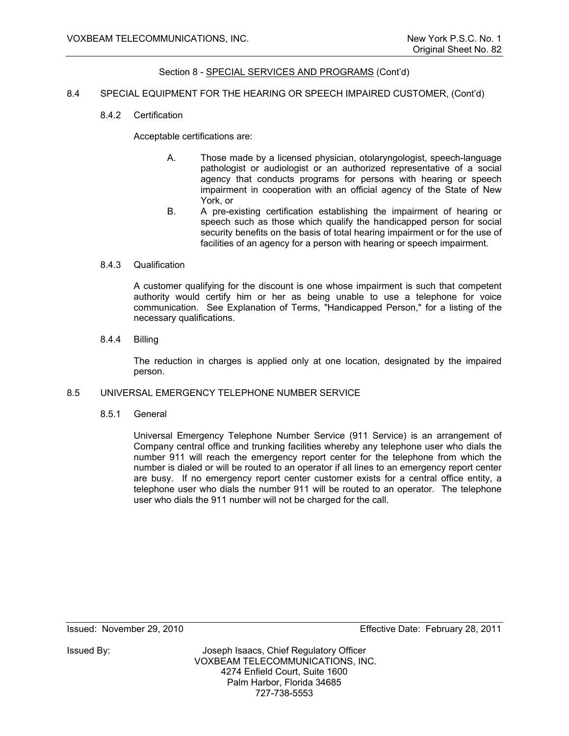## Section 8 - SPECIAL SERVICES AND PROGRAMS (Cont'd)

### 8.4 SPECIAL EQUIPMENT FOR THE HEARING OR SPEECH IMPAIRED CUSTOMER, (Cont'd)

#### 8.4.2 Certification

Acceptable certifications are:

A. Those made by a licensed physician, otolaryngologist, speech-language pathologist or audiologist or an authorized representative of a social agency that conducts programs for persons with hearing or speech impairment in cooperation with an official agency of the State of New York, or

B. A pre-existing certification establishing the impairment of hearing or speech such as those which qualify the handicapped person for social security benefits on the basis of total hearing impairment or for the use of facilities of an agency for a person with hearing or speech impairment.

#### 8.4.3 Qualification

A customer qualifying for the discount is one whose impairment is such that competent authority would certify him or her as being unable to use a telephone for voice communication. See Explanation of Terms, "Handicapped Person," for a listing of the necessary qualifications.

#### 8.4.4 Billing

The reduction in charges is applied only at one location, designated by the impaired person.

### 8.5 UNIVERSAL EMERGENCY TELEPHONE NUMBER SERVICE

#### 8.5.1 General

Universal Emergency Telephone Number Service (911 Service) is an arrangement of Company central office and trunking facilities whereby any telephone user who dials the number 911 will reach the emergency report center for the telephone from which the number is dialed or will be routed to an operator if all lines to an emergency report center are busy. If no emergency report center customer exists for a central office entity, a telephone user who dials the number 911 will be routed to an operator. The telephone user who dials the 911 number will not be charged for the call.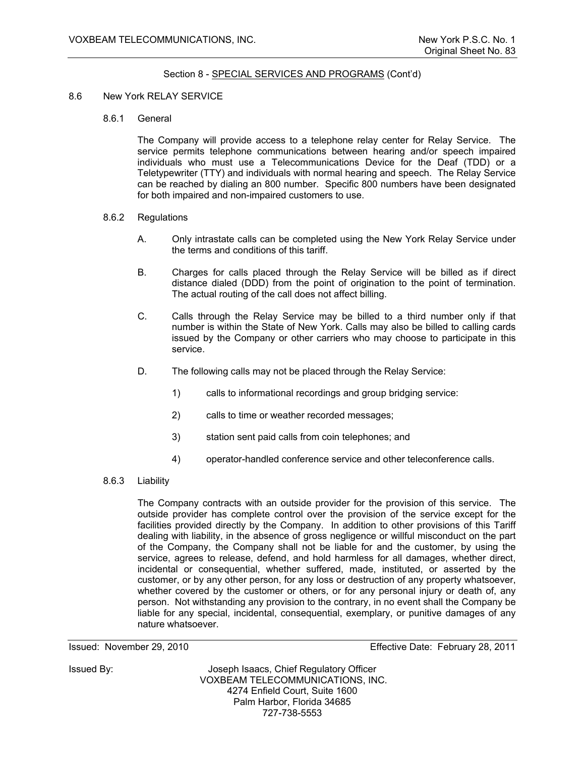Section 8 - SPECIAL SERVICES AND PROGRAMS (Cont'd)

8.6 New York RELAY SERVICE

8.6.1 General

The Company will provide access to a telephone relay center for Relay Service. The service permits telephone communications between hearing and/or speech impaired individuals who must use a Telecommunications Device for the Deaf (TDD) or a Teletypewriter (TTY) and individuals with normal hearing and speech. The Relay Service can be reached by dialing an 800 number. Specific 800 numbers have been designated for both impaired and non-impaired customers to use.

8.6.2 Regulations

A. Only intrastate calls can be completed using the New York Relay Service under the terms and conditions of this tariff.

B. Charges for calls placed through the Relay Service will be billed as if direct distance dialed (DDD) from the point of origination to the point of termination. The actual routing of the call does not affect billing.

C. Calls through the Relay Service may be billed to a third number only if that number is within the State of New York. Calls may also be billed to calling cards issued by the Company or other carriers who may choose to participate in this service.

D. The following calls may not be placed through the Relay Service:

1) calls to informational recordings and group bridging service:

2) calls to time or weather recorded messages;

3) station sent paid calls from coin telephones; and

4) operator-handled conference service and other teleconference calls.

8.6.3 Liability

The Company contracts with an outside provider for the provision of this service. The outside provider has complete control over the provision of the service except for the facilities provided directly by the Company. In addition to other provisions of this Tariff dealing with liability, in the absence of gross negligence or willful misconduct on the part of the Company, the Company shall not be liable for and the customer, by using the service, agrees to release, defend, and hold harmless for all damages, whether direct, incidental or consequential, whether suffered, made, instituted, or asserted by the customer, or by any other person, for any loss or destruction of any property whatsoever, whether covered by the customer or others, or for any personal injury or death of, any person. Not withstanding any provision to the contrary, in no event shall the Company be liable for any special, incidental, consequential, exemplary, or punitive damages of any nature whatsoever.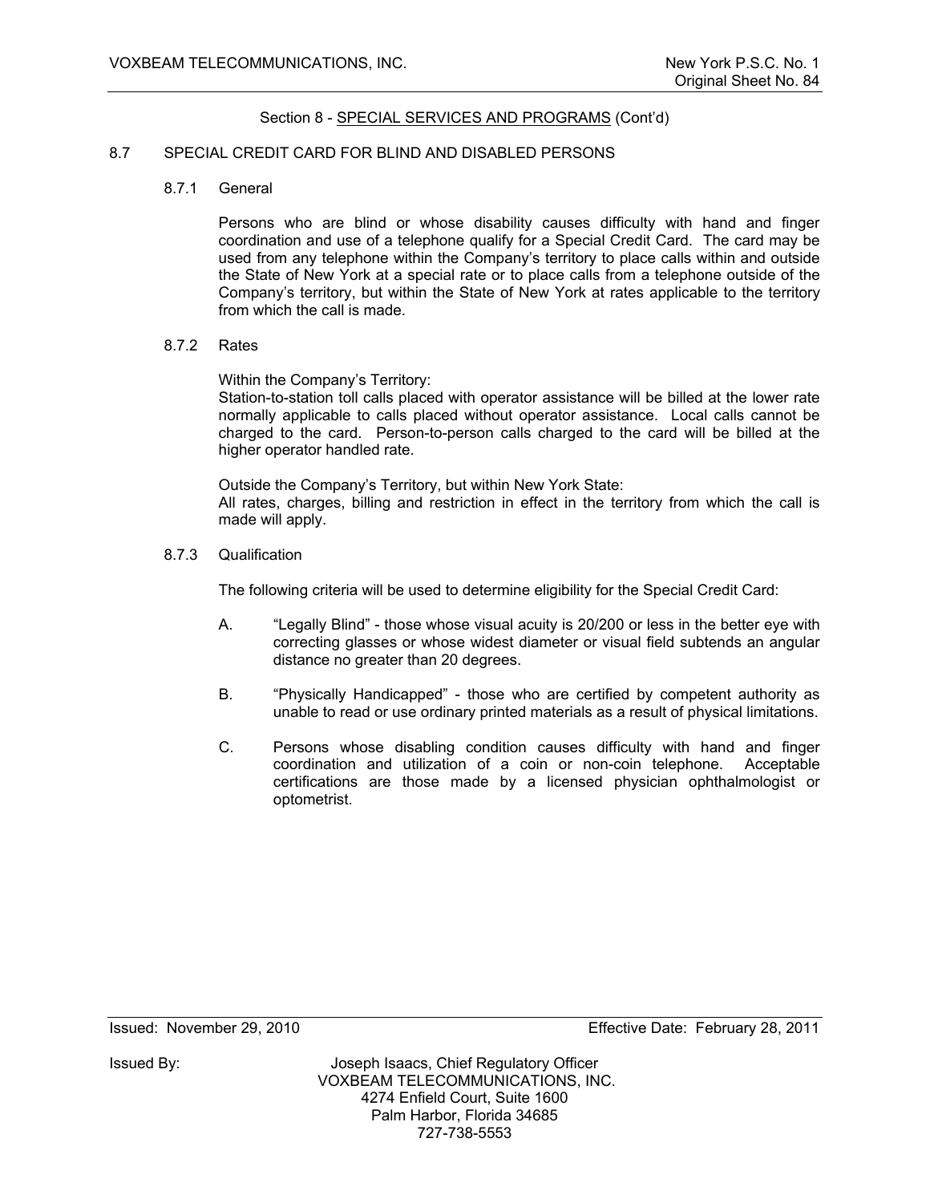Section 8 - SPECIAL SERVICES AND PROGRAMS (Cont'd)

## 8.7 SPECIAL CREDIT CARD FOR BLIND AND DISABLED PERSONS

### 8.7.1 General

Persons who are blind or whose disability causes difficulty with hand and finger coordination and use of a telephone qualify for a Special Credit Card. The card may be used from any telephone within the Company's territory to place calls within and outside the State of New York at a special rate or to place calls from a telephone outside of the Company's territory, but within the State of New York at rates applicable to the territory from which the call is made.

### 8.7.2 Rates

Within the Company's Territory:
Station-to-station toll calls placed with operator assistance will be billed at the lower rate normally applicable to calls placed without operator assistance. Local calls cannot be charged to the card. Person-to-person calls charged to the card will be billed at the higher operator handled rate.

Outside the Company's Territory, but within New York State:
All rates, charges, billing and restriction in effect in the territory from which the call is made will apply.

### 8.7.3 Qualification

The following criteria will be used to determine eligibility for the Special Credit Card:

A. "Legally Blind" - those whose visual acuity is 20/200 or less in the better eye with correcting glasses or whose widest diameter or visual field subtends an angular distance no greater than 20 degrees.

B. "Physically Handicapped" - those who are certified by competent authority as unable to read or use ordinary printed materials as a result of physical limitations.

C. Persons whose disabling condition causes difficulty with hand and finger coordination and utilization of a coin or non-coin telephone. Acceptable certifications are those made by a licensed physician ophthalmologist or optometrist.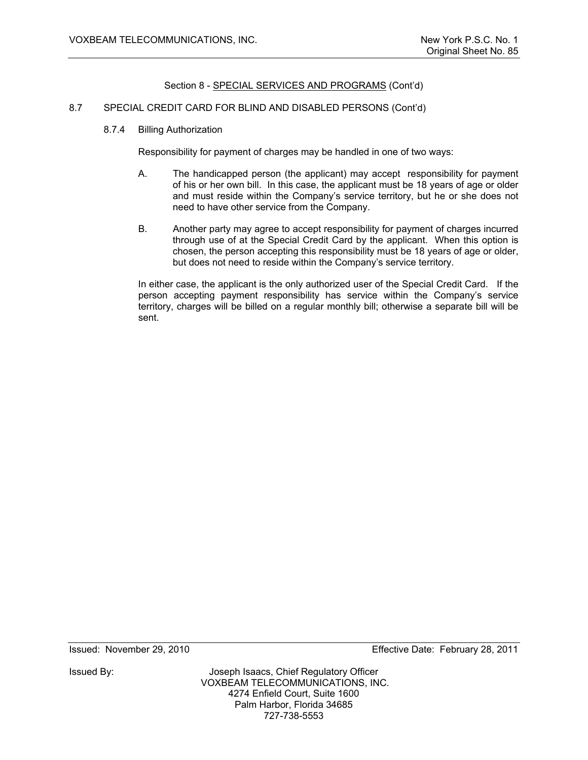Section 8 - SPECIAL SERVICES AND PROGRAMS (Cont'd)

8.7 SPECIAL CREDIT CARD FOR BLIND AND DISABLED PERSONS (Cont'd)

8.7.4 Billing Authorization

Responsibility for payment of charges may be handled in one of two ways:

A. The handicapped person (the applicant) may accept responsibility for payment of his or her own bill. In this case, the applicant must be 18 years of age or older and must reside within the Company's service territory, but he or she does not need to have other service from the Company.

B. Another party may agree to accept responsibility for payment of charges incurred through use of at the Special Credit Card by the applicant. When this option is chosen, the person accepting this responsibility must be 18 years of age or older, but does not need to reside within the Company's service territory.

In either case, the applicant is the only authorized user of the Special Credit Card. If the person accepting payment responsibility has service within the Company's service territory, charges will be billed on a regular monthly bill; otherwise a separate bill will be sent.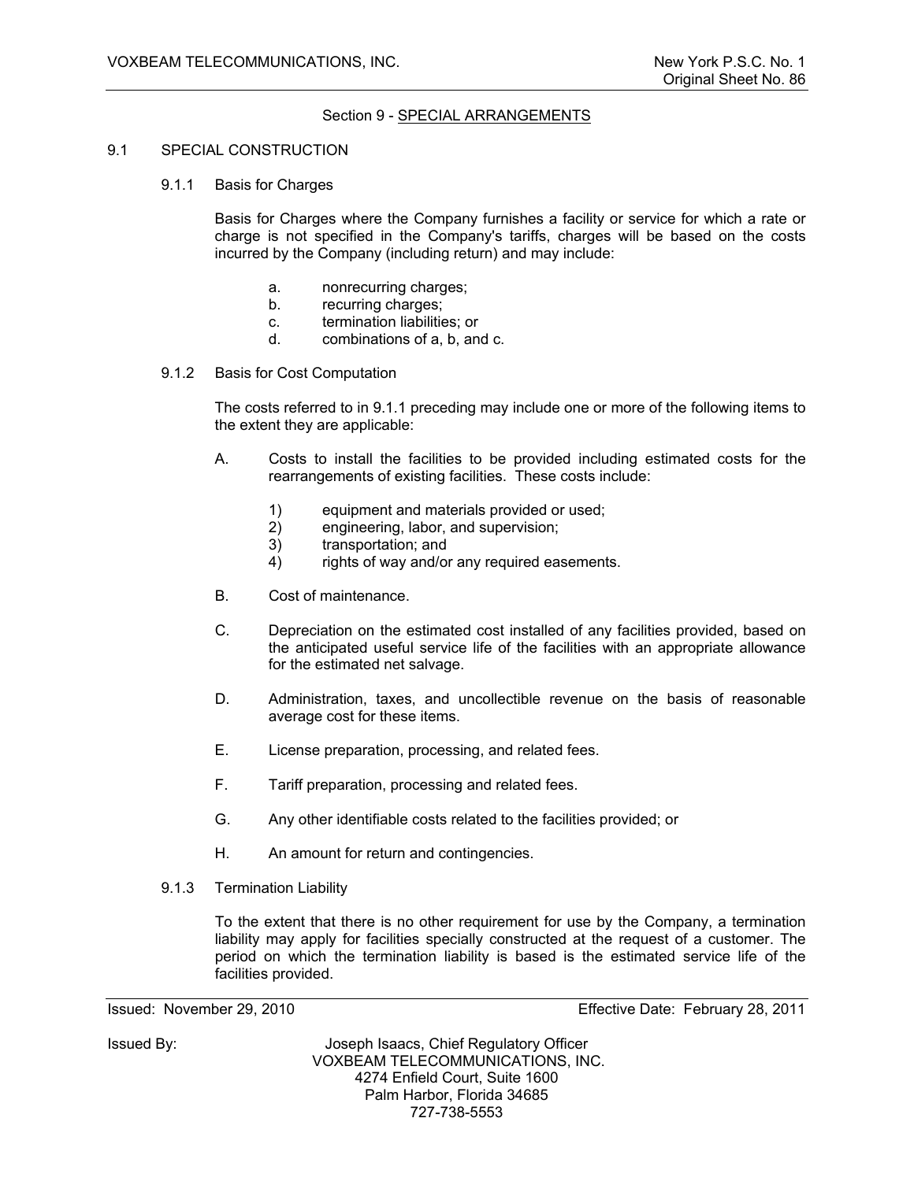## Section 9 - SPECIAL ARRANGEMENTS

### 9.1 SPECIAL CONSTRUCTION

#### 9.1.1 Basis for Charges

Basis for Charges where the Company furnishes a facility or service for which a rate or charge is not specified in the Company's tariffs, charges will be based on the costs incurred by the Company (including return) and may include:

- a. nonrecurring charges;
- b. recurring charges;
- c. termination liabilities; or
- d. combinations of a, b, and c.

#### 9.1.2 Basis for Cost Computation

The costs referred to in 9.1.1 preceding may include one or more of the following items to the extent they are applicable:

A. Costs to install the facilities to be provided including estimated costs for the rearrangements of existing facilities. These costs include:

- 1) equipment and materials provided or used;
- 2) engineering, labor, and supervision;
- 3) transportation; and
- 4) rights of way and/or any required easements.

B. Cost of maintenance.

C. Depreciation on the estimated cost installed of any facilities provided, based on the anticipated useful service life of the facilities with an appropriate allowance for the estimated net salvage.

D. Administration, taxes, and uncollectible revenue on the basis of reasonable average cost for these items.

E. License preparation, processing, and related fees.

F. Tariff preparation, processing and related fees.

G. Any other identifiable costs related to the facilities provided; or

H. An amount for return and contingencies.

#### 9.1.3 Termination Liability

To the extent that there is no other requirement for use by the Company, a termination liability may apply for facilities specially constructed at the request of a customer. The period on which the termination liability is based is the estimated service life of the facilities provided.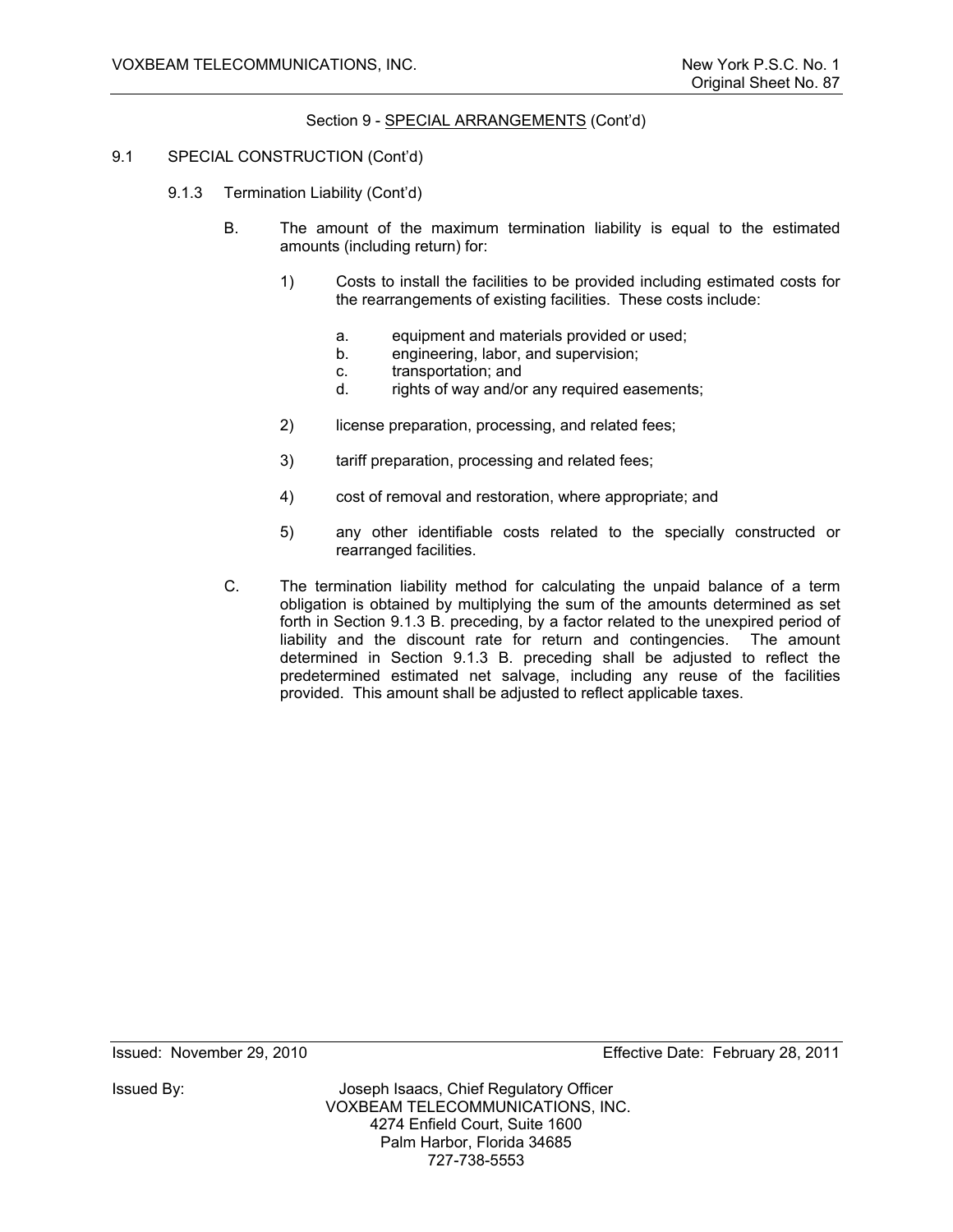Section 9 - SPECIAL ARRANGEMENTS (Cont'd)

9.1 SPECIAL CONSTRUCTION (Cont'd)

9.1.3 Termination Liability (Cont'd)

B. The amount of the maximum termination liability is equal to the estimated amounts (including return) for:

1) Costs to install the facilities to be provided including estimated costs for the rearrangements of existing facilities. These costs include:

   a. equipment and materials provided or used;
   b. engineering, labor, and supervision;
   c. transportation; and
   d. rights of way and/or any required easements;

2) license preparation, processing, and related fees;

3) tariff preparation, processing and related fees;

4) cost of removal and restoration, where appropriate; and

5) any other identifiable costs related to the specially constructed or rearranged facilities.

C. The termination liability method for calculating the unpaid balance of a term obligation is obtained by multiplying the sum of the amounts determined as set forth in Section 9.1.3 B. preceding, by a factor related to the unexpired period of liability and the discount rate for return and contingencies. The amount determined in Section 9.1.3 B. preceding shall be adjusted to reflect the predetermined estimated net salvage, including any reuse of the facilities provided. This amount shall be adjusted to reflect applicable taxes.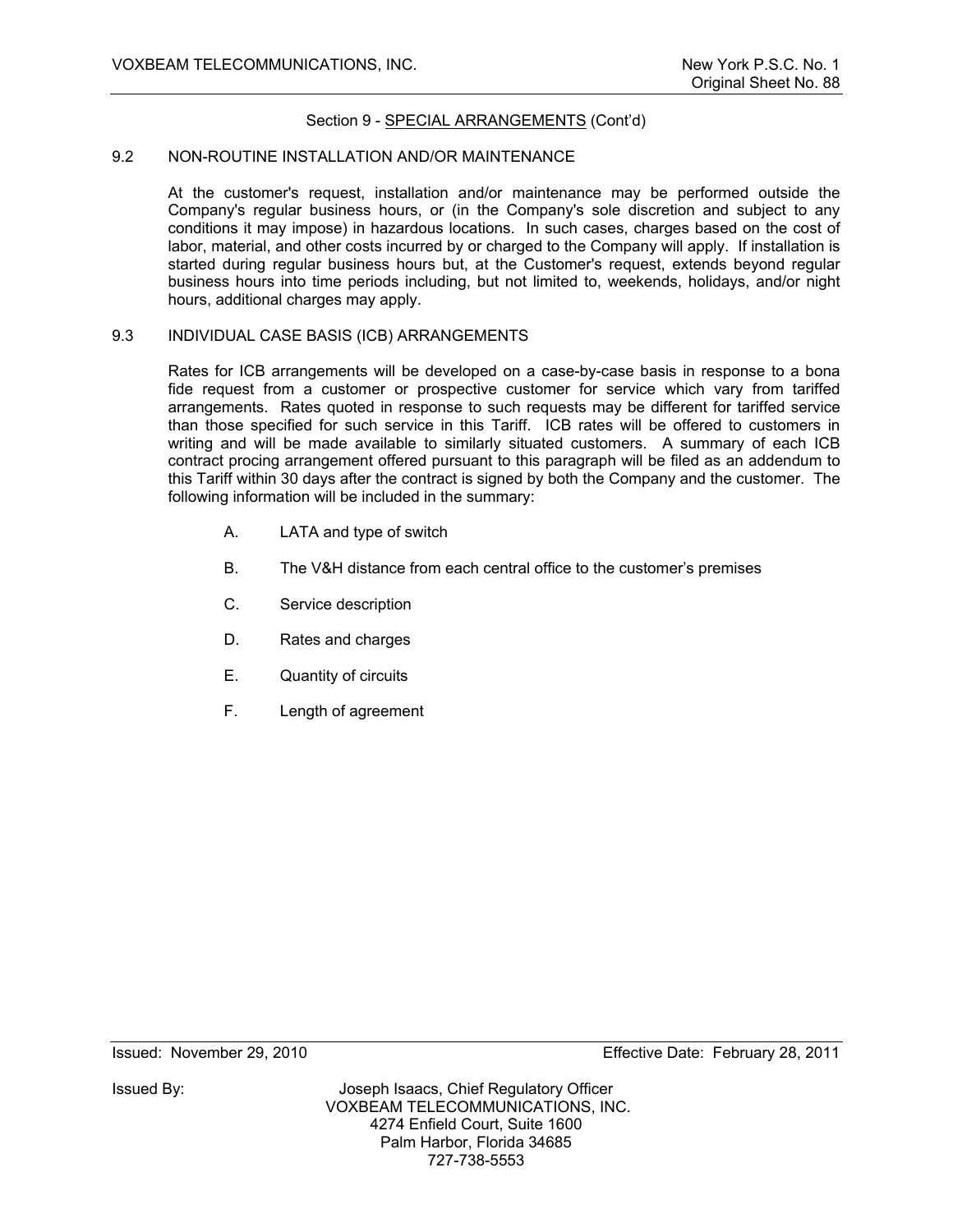Section 9 - SPECIAL ARRANGEMENTS (Cont'd)

## 9.2 NON-ROUTINE INSTALLATION AND/OR MAINTENANCE

At the customer's request, installation and/or maintenance may be performed outside the Company's regular business hours, or (in the Company's sole discretion and subject to any conditions it may impose) in hazardous locations. In such cases, charges based on the cost of labor, material, and other costs incurred by or charged to the Company will apply. If installation is started during regular business hours but, at the Customer's request, extends beyond regular business hours into time periods including, but not limited to, weekends, holidays, and/or night hours, additional charges may apply.

## 9.3 INDIVIDUAL CASE BASIS (ICB) ARRANGEMENTS

Rates for ICB arrangements will be developed on a case-by-case basis in response to a bona fide request from a customer or prospective customer for service which vary from tariffed arrangements. Rates quoted in response to such requests may be different for tariffed service than those specified for such service in this Tariff. ICB rates will be offered to customers in writing and will be made available to similarly situated customers. A summary of each ICB contract procing arrangement offered pursuant to this paragraph will be filed as an addendum to this Tariff within 30 days after the contract is signed by both the Company and the customer. The following information will be included in the summary:

A. LATA and type of switch

B. The V&H distance from each central office to the customer's premises

C. Service description

D. Rates and charges

E. Quantity of circuits

F. Length of agreement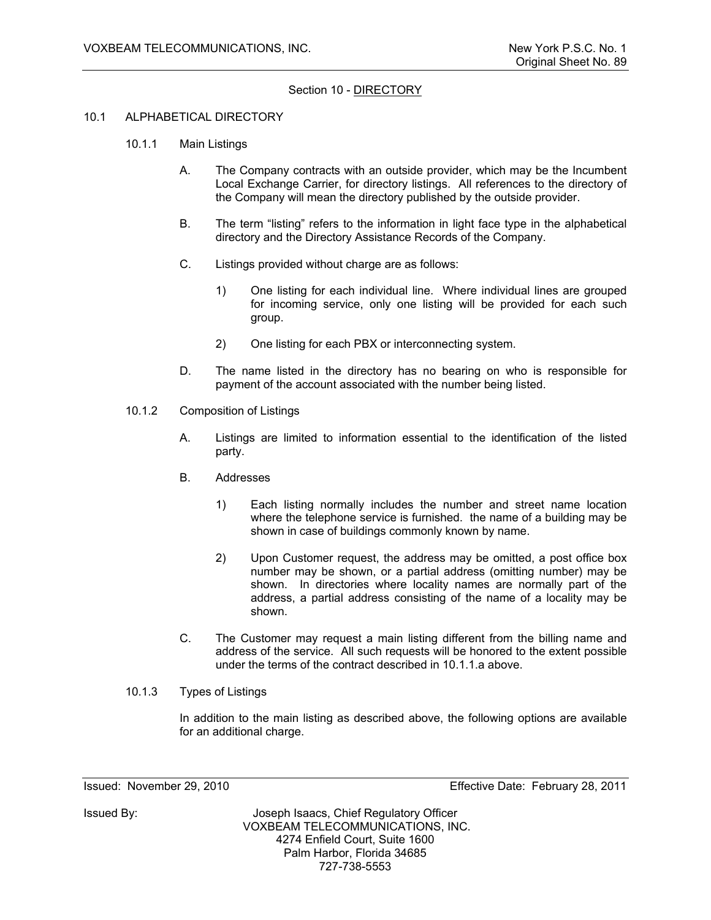## Section 10 - DIRECTORY

### 10.1 ALPHABETICAL DIRECTORY

#### 10.1.1 Main Listings

A. The Company contracts with an outside provider, which may be the Incumbent Local Exchange Carrier, for directory listings. All references to the directory of the Company will mean the directory published by the outside provider.

B. The term "listing" refers to the information in light face type in the alphabetical directory and the Directory Assistance Records of the Company.

C. Listings provided without charge are as follows:

1) One listing for each individual line. Where individual lines are grouped for incoming service, only one listing will be provided for each such group.

2) One listing for each PBX or interconnecting system.

D. The name listed in the directory has no bearing on who is responsible for payment of the account associated with the number being listed.

#### 10.1.2 Composition of Listings

A. Listings are limited to information essential to the identification of the listed party.

B. Addresses

1) Each listing normally includes the number and street name location where the telephone service is furnished. the name of a building may be shown in case of buildings commonly known by name.

2) Upon Customer request, the address may be omitted, a post office box number may be shown, or a partial address (omitting number) may be shown. In directories where locality names are normally part of the address, a partial address consisting of the name of a locality may be shown.

C. The Customer may request a main listing different from the billing name and address of the service. All such requests will be honored to the extent possible under the terms of the contract described in 10.1.1.a above.

#### 10.1.3 Types of Listings

In addition to the main listing as described above, the following options are available for an additional charge.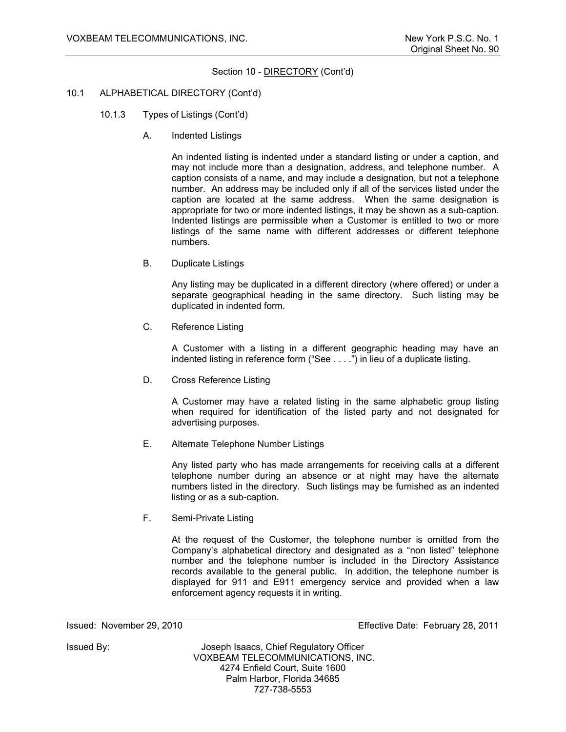## Section 10 - DIRECTORY (Cont'd)

### 10.1 ALPHABETICAL DIRECTORY (Cont'd)

#### 10.1.3 Types of Listings (Cont'd)

A. Indented Listings

An indented listing is indented under a standard listing or under a caption, and may not include more than a designation, address, and telephone number. A caption consists of a name, and may include a designation, but not a telephone number. An address may be included only if all of the services listed under the caption are located at the same address. When the same designation is appropriate for two or more indented listings, it may be shown as a sub-caption. Indented listings are permissible when a Customer is entitled to two or more listings of the same name with different addresses or different telephone numbers.

B. Duplicate Listings

Any listing may be duplicated in a different directory (where offered) or under a separate geographical heading in the same directory. Such listing may be duplicated in indented form.

C. Reference Listing

A Customer with a listing in a different geographic heading may have an indented listing in reference form ("See . . . .") in lieu of a duplicate listing.

D. Cross Reference Listing

A Customer may have a related listing in the same alphabetic group listing when required for identification of the listed party and not designated for advertising purposes.

E. Alternate Telephone Number Listings

Any listed party who has made arrangements for receiving calls at a different telephone number during an absence or at night may have the alternate numbers listed in the directory. Such listings may be furnished as an indented listing or as a sub-caption.

F. Semi-Private Listing

At the request of the Customer, the telephone number is omitted from the Company's alphabetical directory and designated as a "non listed" telephone number and the telephone number is included in the Directory Assistance records available to the general public. In addition, the telephone number is displayed for 911 and E911 emergency service and provided when a law enforcement agency requests it in writing.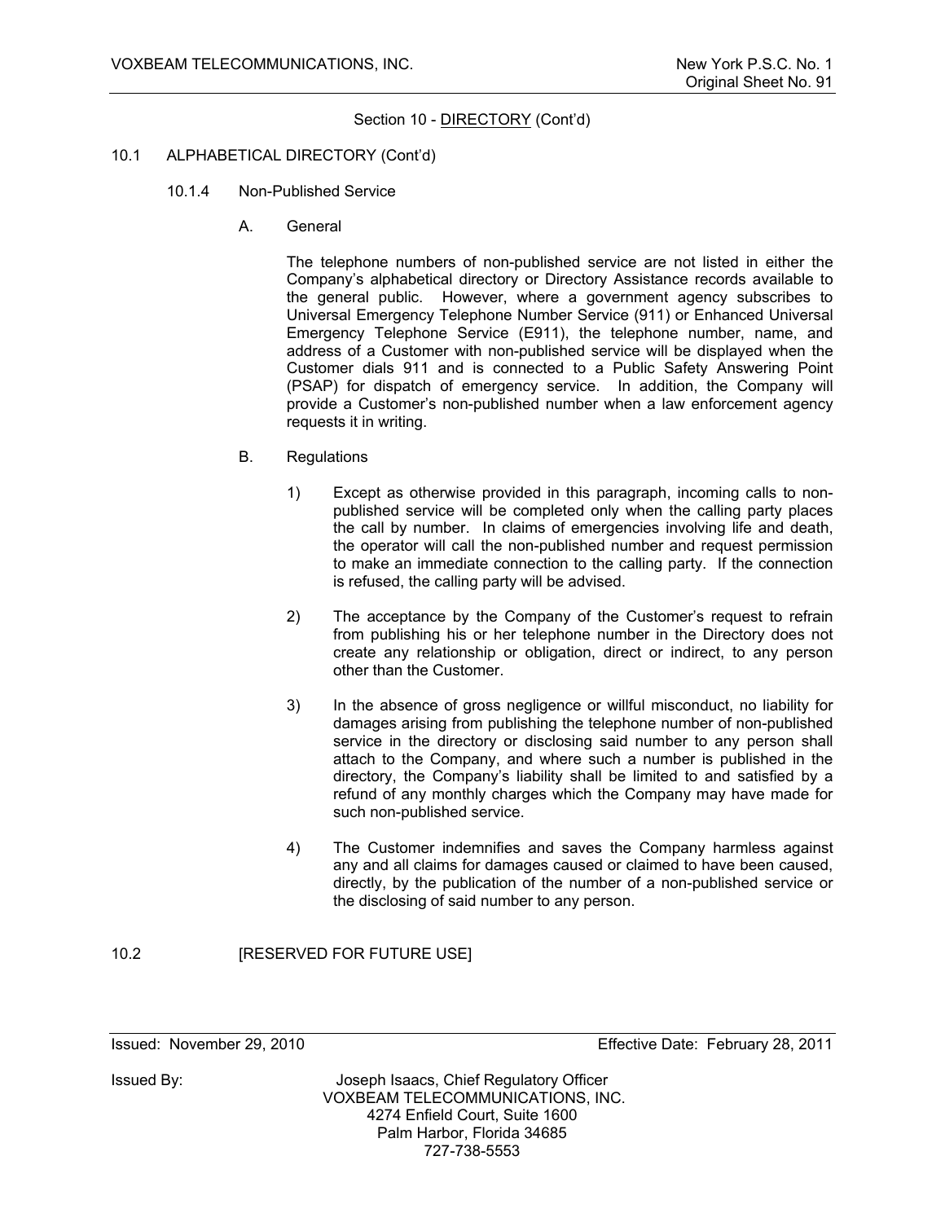## Section 10 - DIRECTORY (Cont'd)

### 10.1 ALPHABETICAL DIRECTORY (Cont'd)

#### 10.1.4 Non-Published Service

A. General

The telephone numbers of non-published service are not listed in either the Company's alphabetical directory or Directory Assistance records available to the general public. However, where a government agency subscribes to Universal Emergency Telephone Number Service (911) or Enhanced Universal Emergency Telephone Service (E911), the telephone number, name, and address of a Customer with non-published service will be displayed when the Customer dials 911 and is connected to a Public Safety Answering Point (PSAP) for dispatch of emergency service. In addition, the Company will provide a Customer's non-published number when a law enforcement agency requests it in writing.

B. Regulations

1) Except as otherwise provided in this paragraph, incoming calls to non-published service will be completed only when the calling party places the call by number. In claims of emergencies involving life and death, the operator will call the non-published number and request permission to make an immediate connection to the calling party. If the connection is refused, the calling party will be advised.

2) The acceptance by the Company of the Customer's request to refrain from publishing his or her telephone number in the Directory does not create any relationship or obligation, direct or indirect, to any person other than the Customer.

3) In the absence of gross negligence or willful misconduct, no liability for damages arising from publishing the telephone number of non-published service in the directory or disclosing said number to any person shall attach to the Company, and where such a number is published in the directory, the Company's liability shall be limited to and satisfied by a refund of any monthly charges which the Company may have made for such non-published service.

4) The Customer indemnifies and saves the Company harmless against any and all claims for damages caused or claimed to have been caused, directly, by the publication of the number of a non-published service or the disclosing of said number to any person.

### 10.2 [RESERVED FOR FUTURE USE]

Issued: November 29, 2010 Effective Date: February 28, 2011

Issued By: Joseph Isaacs, Chief Regulatory Officer
VOXBEAM TELECOMMUNICATIONS, INC.
4274 Enfield Court, Suite 1600
Palm Harbor, Florida 34685
727-738-5553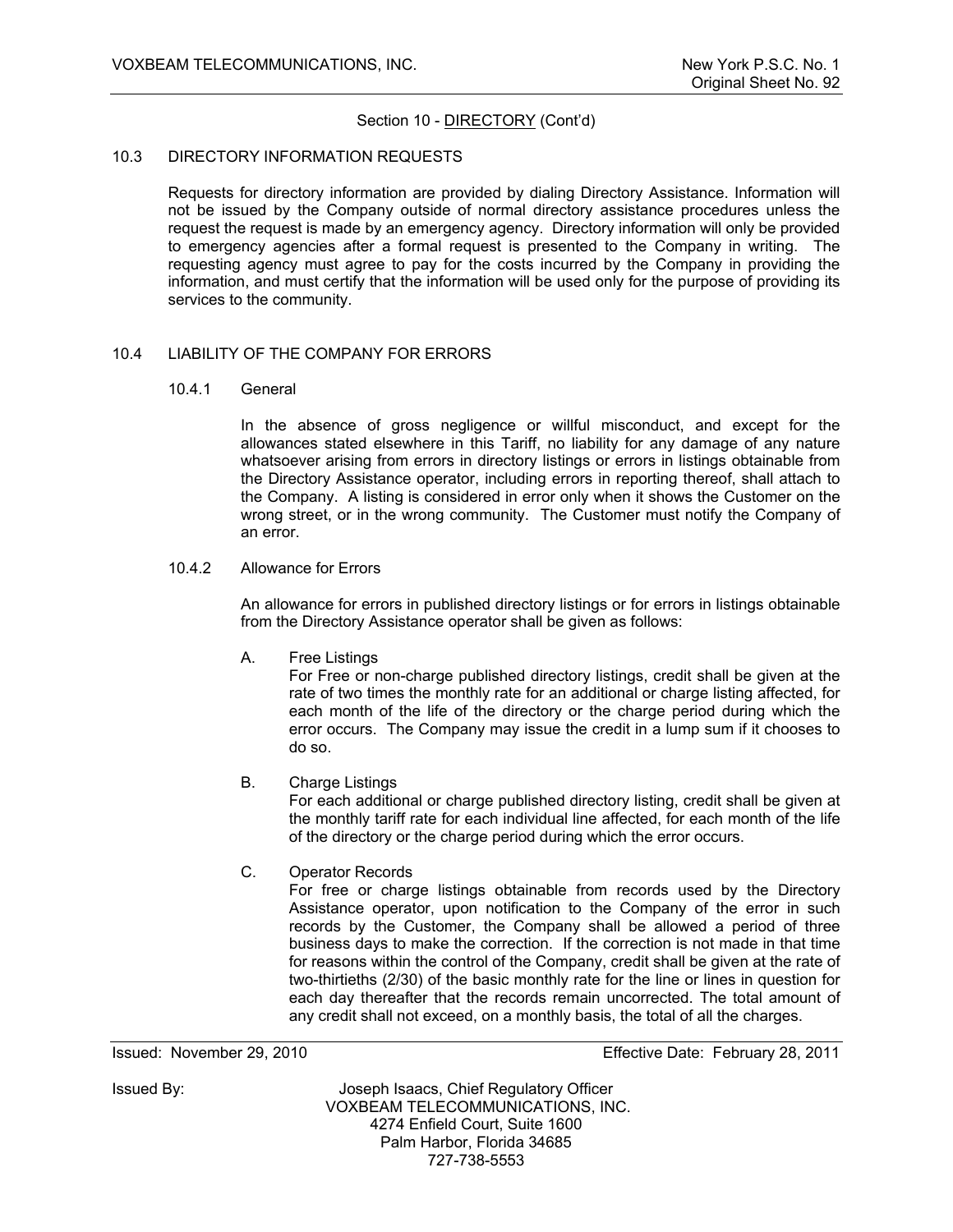Section 10 - DIRECTORY (Cont'd)

## 10.3 DIRECTORY INFORMATION REQUESTS

Requests for directory information are provided by dialing Directory Assistance. Information will not be issued by the Company outside of normal directory assistance procedures unless the request the request is made by an emergency agency. Directory information will only be provided to emergency agencies after a formal request is presented to the Company in writing. The requesting agency must agree to pay for the costs incurred by the Company in providing the information, and must certify that the information will be used only for the purpose of providing its services to the community.

## 10.4 LIABILITY OF THE COMPANY FOR ERRORS

### 10.4.1 General

In the absence of gross negligence or willful misconduct, and except for the allowances stated elsewhere in this Tariff, no liability for any damage of any nature whatsoever arising from errors in directory listings or errors in listings obtainable from the Directory Assistance operator, including errors in reporting thereof, shall attach to the Company. A listing is considered in error only when it shows the Customer on the wrong street, or in the wrong community. The Customer must notify the Company of an error.

### 10.4.2 Allowance for Errors

An allowance for errors in published directory listings or for errors in listings obtainable from the Directory Assistance operator shall be given as follows:

A. Free Listings
For Free or non-charge published directory listings, credit shall be given at the rate of two times the monthly rate for an additional or charge listing affected, for each month of the life of the directory or the charge period during which the error occurs. The Company may issue the credit in a lump sum if it chooses to do so.

B. Charge Listings
For each additional or charge published directory listing, credit shall be given at the monthly tariff rate for each individual line affected, for each month of the life of the directory or the charge period during which the error occurs.

C. Operator Records
For free or charge listings obtainable from records used by the Directory Assistance operator, upon notification to the Company of the error in such records by the Customer, the Company shall be allowed a period of three business days to make the correction. If the correction is not made in that time for reasons within the control of the Company, credit shall be given at the rate of two-thirtieths (2/30) of the basic monthly rate for the line or lines in question for each day thereafter that the records remain uncorrected. The total amount of any credit shall not exceed, on a monthly basis, the total of all the charges.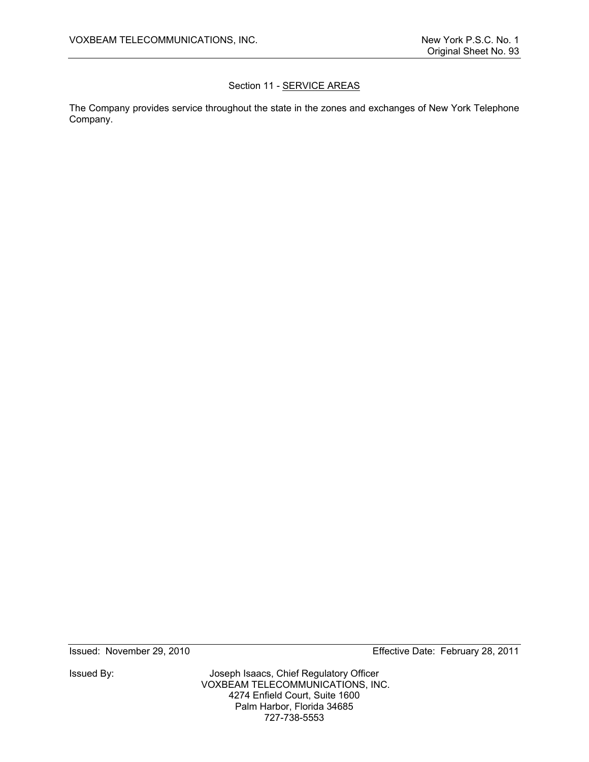## Section 11 - SERVICE AREAS

The Company provides service throughout the state in the zones and exchanges of New York Telephone Company.

Issued: November 29, 2010 Effective Date: February 28, 2011

Issued By: Joseph Isaacs, Chief Regulatory Officer
VOXBEAM TELECOMMUNICATIONS, INC.
4274 Enfield Court, Suite 1600
Palm Harbor, Florida 34685
727-738-5553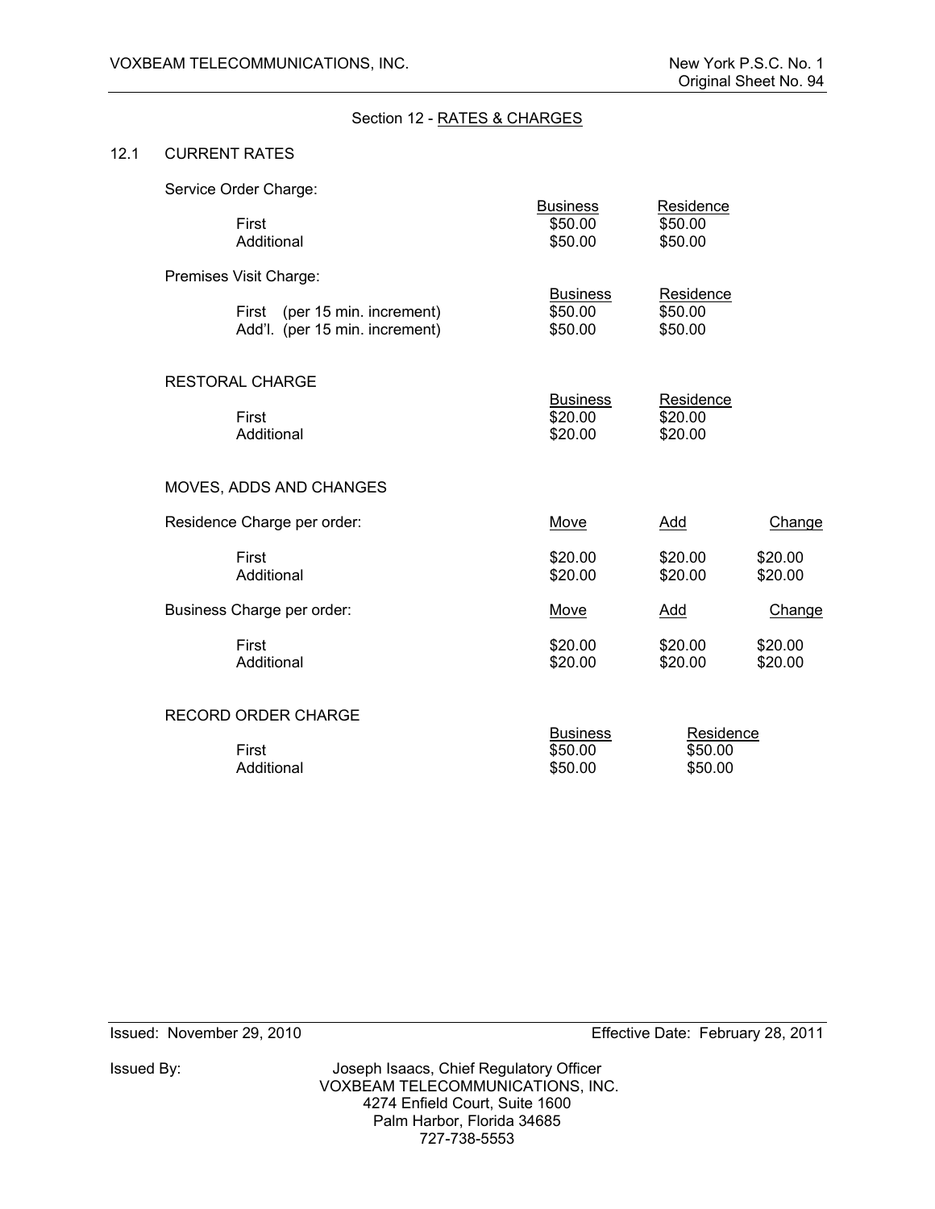## Section 12 - RATES & CHARGES

### 12.1 CURRENT RATES

Service Order Charge:

| | Business | Residence |
|---|---|---|
| First | $50.00 | $50.00 |
| Additional | $50.00 | $50.00 |

Premises Visit Charge:

| | Business | Residence |
|---|---|---|
| First (per 15 min. increment) | $50.00 | $50.00 |
| Add'l. (per 15 min. increment) | $50.00 | $50.00 |

RESTORAL CHARGE

| | Business | Residence |
|---|---|---|
| First | $20.00 | $20.00 |
| Additional | $20.00 | $20.00 |

MOVES, ADDS AND CHANGES

| Residence Charge per order: | Move | Add | Change |
|---|---|---|---|
| First | $20.00 | $20.00 | $20.00 |
| Additional | $20.00 | $20.00 | $20.00 |

| Business Charge per order: | Move | Add | Change |
|---|---|---|---|
| First | $20.00 | $20.00 | $20.00 |
| Additional | $20.00 | $20.00 | $20.00 |

RECORD ORDER CHARGE

| | Business | Residence |
|---|---|---|
| First | $50.00 | $50.00 |
| Additional | $50.00 | $50.00 |

Issued: November 29, 2010 Effective Date: February 28, 2011

Issued By: Joseph Isaacs, Chief Regulatory Officer
VOXBEAM TELECOMMUNICATIONS, INC.
4274 Enfield Court, Suite 1600
Palm Harbor, Florida 34685
727-738-5553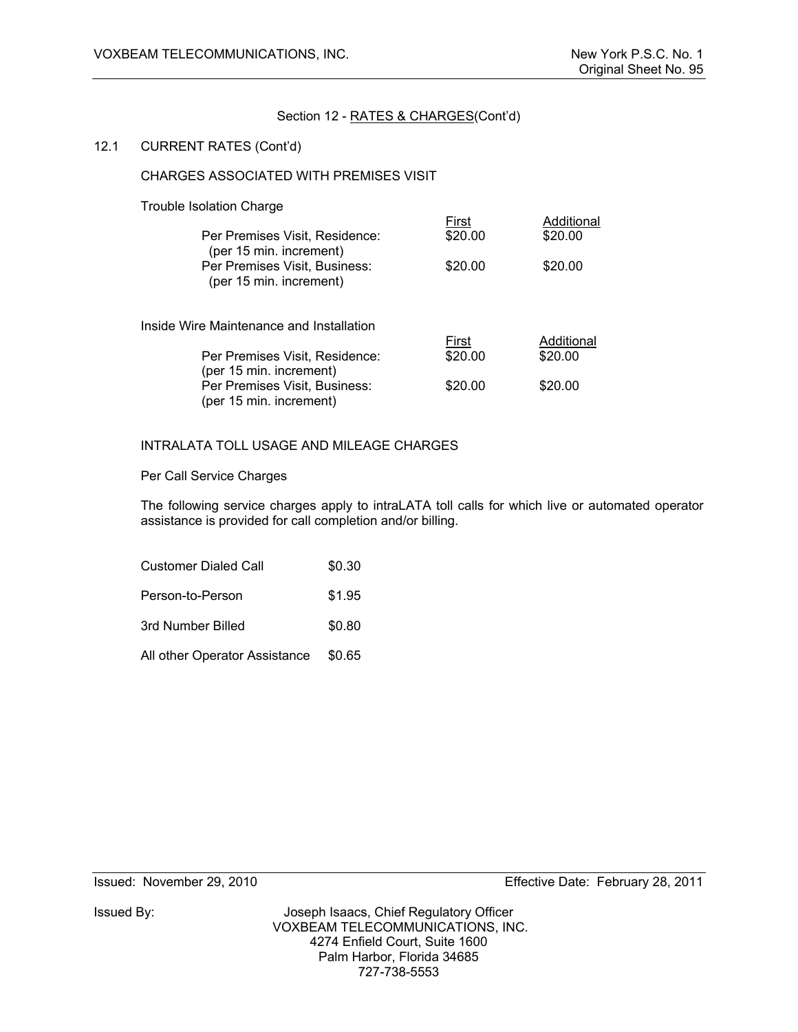Section 12 - RATES & CHARGES(Cont'd)

12.1 CURRENT RATES (Cont'd)

CHARGES ASSOCIATED WITH PREMISES VISIT

Trouble Isolation Charge

| | First | Additional |
|---|---|---|
| Per Premises Visit, Residence: (per 15 min. increment) | $20.00 | $20.00 |
| Per Premises Visit, Business: (per 15 min. increment) | $20.00 | $20.00 |

Inside Wire Maintenance and Installation

| | First | Additional |
|---|---|---|
| Per Premises Visit, Residence: (per 15 min. increment) | $20.00 | $20.00 |
| Per Premises Visit, Business: (per 15 min. increment) | $20.00 | $20.00 |

INTRALATA TOLL USAGE AND MILEAGE CHARGES

Per Call Service Charges

The following service charges apply to intraLATA toll calls for which live or automated operator assistance is provided for call completion and/or billing.

| | |
|---|---|
| Customer Dialed Call | $0.30 |
| Person-to-Person | $1.95 |
| 3rd Number Billed | $0.80 |
| All other Operator Assistance | $0.65 |

Issued: November 29, 2010 Effective Date: February 28, 2011

Issued By: Joseph Isaacs, Chief Regulatory Officer
VOXBEAM TELECOMMUNICATIONS, INC.
4274 Enfield Court, Suite 1600
Palm Harbor, Florida 34685
727-738-5553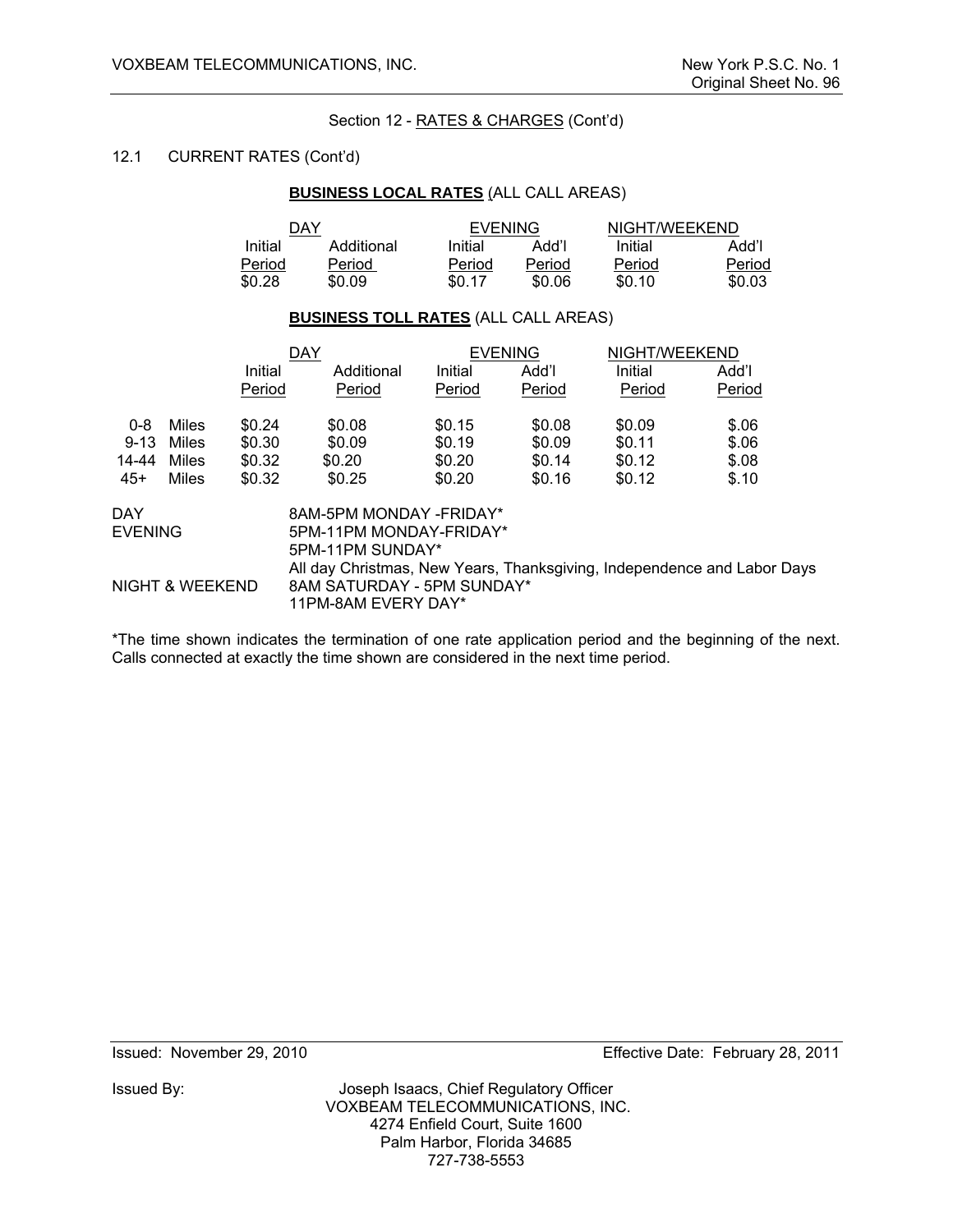Section 12 - RATES & CHARGES (Cont'd)

12.1 CURRENT RATES (Cont'd)

**BUSINESS LOCAL RATES** (ALL CALL AREAS)

| DAY | | EVENING | | NIGHT/WEEKEND | |
|---|---|---|---|---|---|
| Initial Period | Additional Period | Initial Period | Add'l Period | Initial Period | Add'l Period |
| $0.28 | $0.09 | $0.17 | $0.06 | $0.10 | $0.03 |

**BUSINESS TOLL RATES** (ALL CALL AREAS)

| | DAY | | EVENING | | NIGHT/WEEKEND | |
|---|---|---|---|---|---|---|
| | Initial Period | Additional Period | Initial Period | Add'l Period | Initial Period | Add'l Period |
| 0-8 Miles | $0.24 | $0.08 | $0.15 | $0.08 | $0.09 | $.06 |
| 9-13 Miles | $0.30 | $0.09 | $0.19 | $0.09 | $0.11 | $.06 |
| 14-44 Miles | $0.32 | $0.20 | $0.20 | $0.14 | $0.12 | $.08 |
| 45+ Miles | $0.32 | $0.25 | $0.20 | $0.16 | $0.12 | $.10 |

| | |
|---|---|
| DAY | 8AM-5PM MONDAY -FRIDAY* |
| EVENING | 5PM-11PM MONDAY-FRIDAY* |
| | 5PM-11PM SUNDAY* |
| | All day Christmas, New Years, Thanksgiving, Independence and Labor Days |
| NIGHT & WEEKEND | 8AM SATURDAY - 5PM SUNDAY* |
| | 11PM-8AM EVERY DAY* |

*The time shown indicates the termination of one rate application period and the beginning of the next. Calls connected at exactly the time shown are considered in the next time period.

Issued: November 29, 2010 Effective Date: February 28, 2011

Issued By: Joseph Isaacs, Chief Regulatory Officer
VOXBEAM TELECOMMUNICATIONS, INC.
4274 Enfield Court, Suite 1600
Palm Harbor, Florida 34685
727-738-5553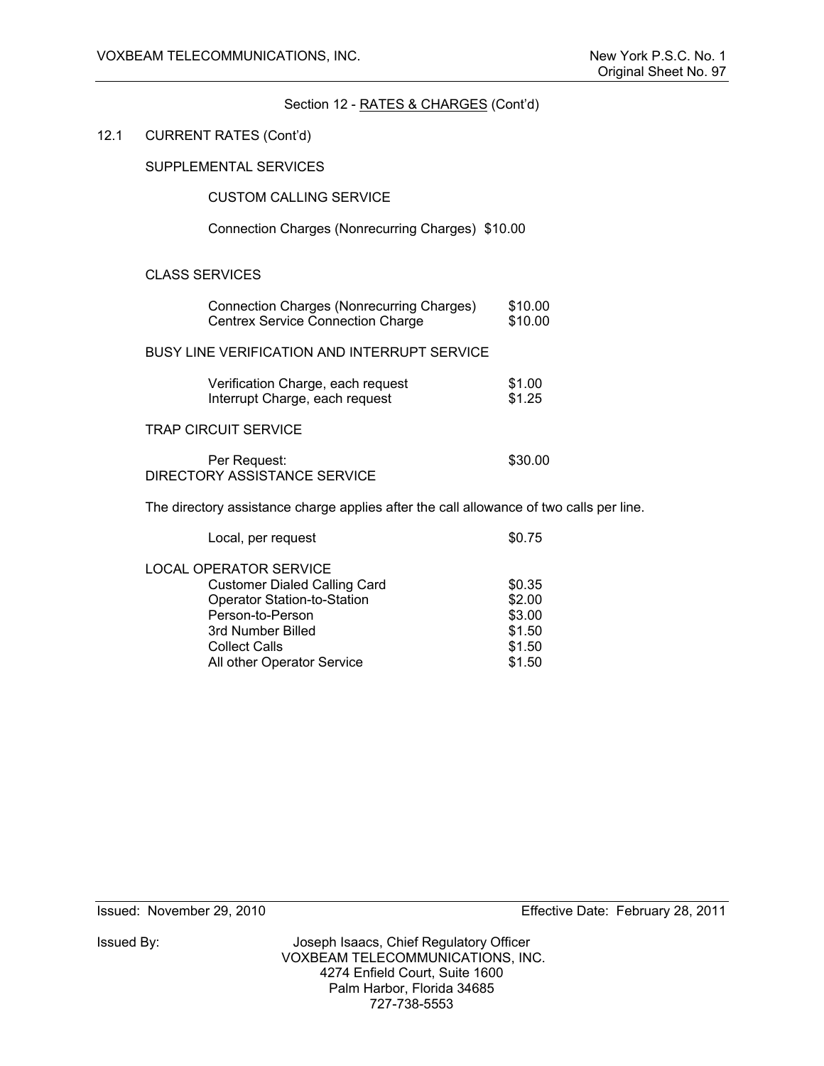Section 12 - RATES & CHARGES (Cont'd)

12.1 CURRENT RATES (Cont'd)

SUPPLEMENTAL SERVICES

CUSTOM CALLING SERVICE

Connection Charges (Nonrecurring Charges) $10.00

CLASS SERVICES

| | |
|---|---|
| Connection Charges (Nonrecurring Charges) | $10.00 |
| Centrex Service Connection Charge | $10.00 |

BUSY LINE VERIFICATION AND INTERRUPT SERVICE

| | |
|---|---|
| Verification Charge, each request | $1.00 |
| Interrupt Charge, each request | $1.25 |

TRAP CIRCUIT SERVICE

| | |
|---|---|
| Per Request: | $30.00 |

DIRECTORY ASSISTANCE SERVICE

The directory assistance charge applies after the call allowance of two calls per line.

| | |
|---|---|
| Local, per request | $0.75 |

LOCAL OPERATOR SERVICE

| | |
|---|---|
| Customer Dialed Calling Card | $0.35 |
| Operator Station-to-Station | $2.00 |
| Person-to-Person | $3.00 |
| 3rd Number Billed | $1.50 |
| Collect Calls | $1.50 |
| All other Operator Service | $1.50 |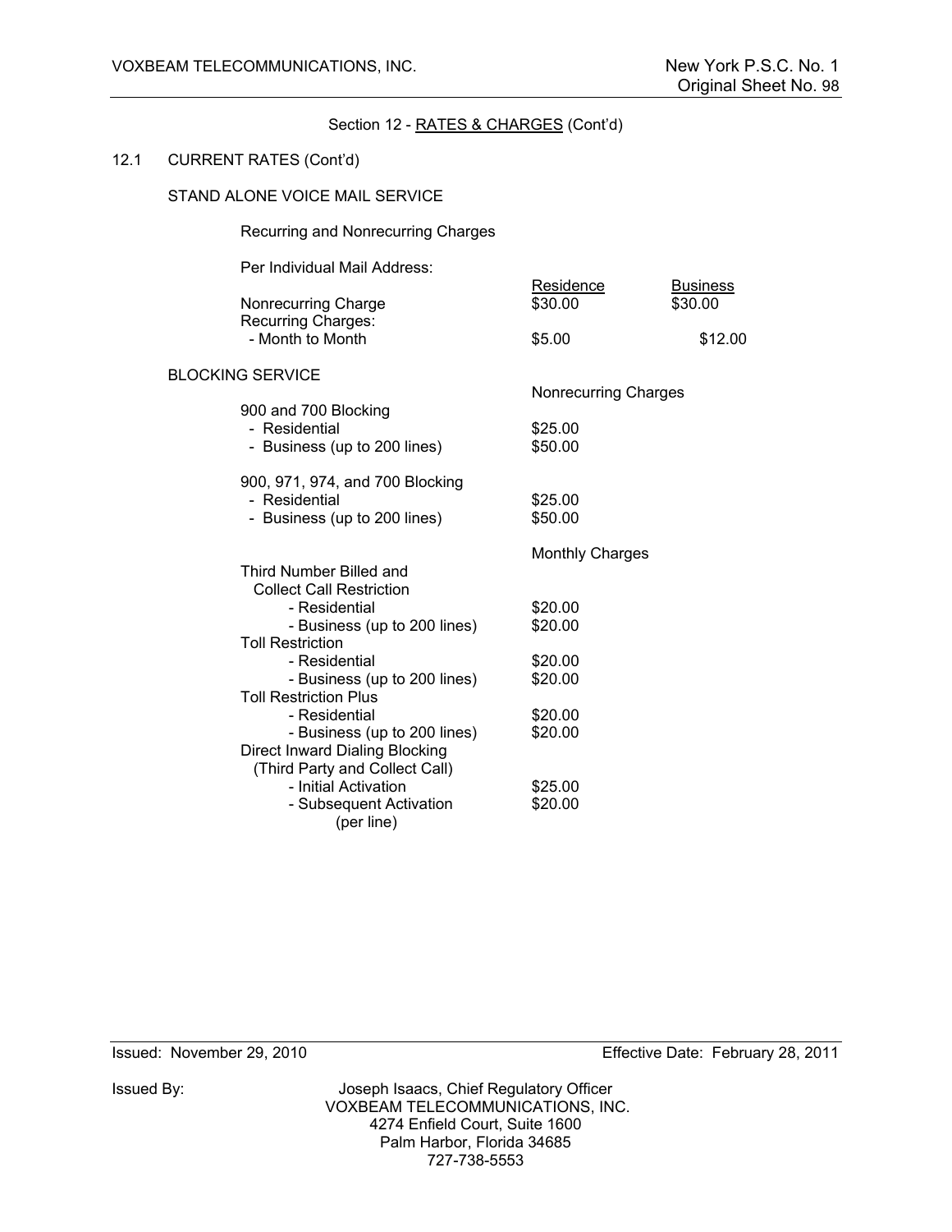## Section 12 - RATES & CHARGES (Cont'd)

### 12.1 CURRENT RATES (Cont'd)

#### STAND ALONE VOICE MAIL SERVICE

Recurring and Nonrecurring Charges

Per Individual Mail Address:

| | Residence | Business |
|---|---|---|
| Nonrecurring Charge | $30.00 | $30.00 |
| Recurring Charges: | | |
| - Month to Month | $5.00 | $12.00 |

#### BLOCKING SERVICE

| | Nonrecurring Charges |
|---|---|
| 900 and 700 Blocking | |
| - Residential | $25.00 |
| - Business (up to 200 lines) | $50.00 |
| 900, 971, 974, and 700 Blocking | |
| - Residential | $25.00 |
| - Business (up to 200 lines) | $50.00 |

| | Monthly Charges |
|---|---|
| Third Number Billed and Collect Call Restriction | |
| - Residential | $20.00 |
| - Business (up to 200 lines) | $20.00 |
| Toll Restriction | |
| - Residential | $20.00 |
| - Business (up to 200 lines) | $20.00 |
| Toll Restriction Plus | |
| - Residential | $20.00 |
| - Business (up to 200 lines) | $20.00 |
| Direct Inward Dialing Blocking (Third Party and Collect Call) | |
| - Initial Activation | $25.00 |
| - Subsequent Activation (per line) | $20.00 |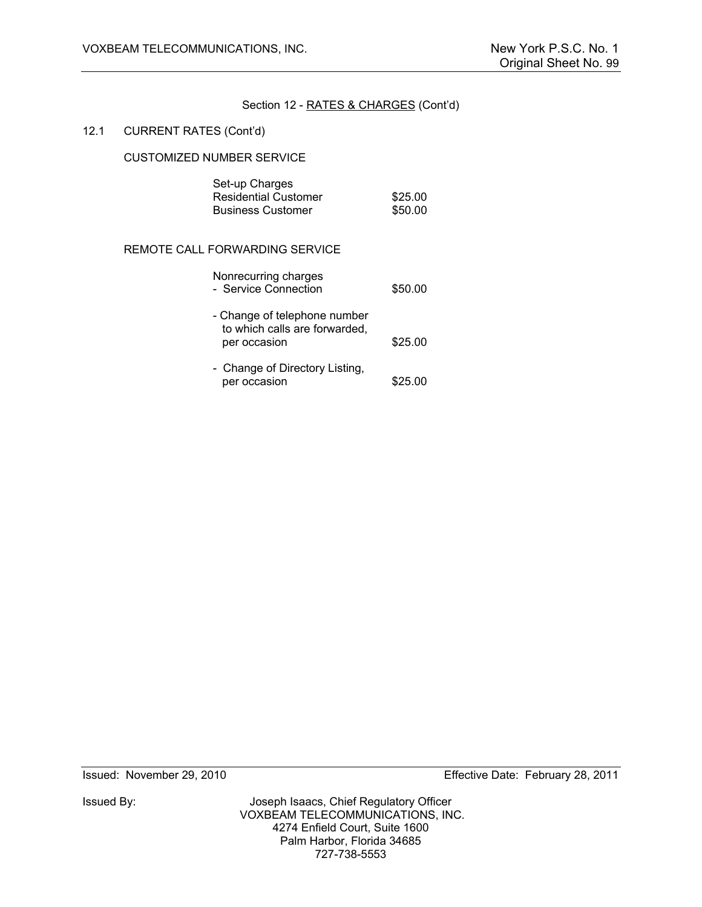Section 12 - RATES & CHARGES (Cont'd)

12.1 CURRENT RATES (Cont'd)

CUSTOMIZED NUMBER SERVICE

| Set-up Charges | |
|---|---|
| Residential Customer | $25.00 |
| Business Customer | $50.00 |

REMOTE CALL FORWARDING SERVICE

| Nonrecurring charges | |
|---|---|
| - Service Connection | $50.00 |
| - Change of telephone number to which calls are forwarded, per occasion | $25.00 |
| - Change of Directory Listing, per occasion | $25.00 |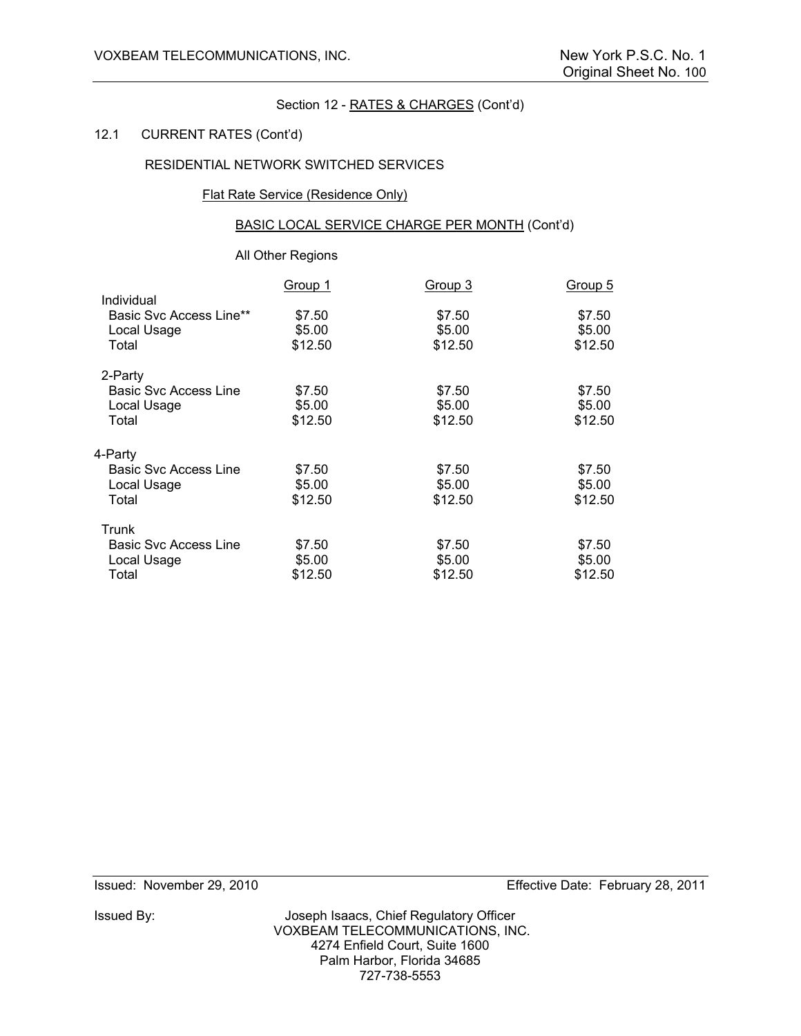Section 12 - RATES & CHARGES (Cont'd)

12.1 CURRENT RATES (Cont'd)

RESIDENTIAL NETWORK SWITCHED SERVICES

Flat Rate Service (Residence Only)

BASIC LOCAL SERVICE CHARGE PER MONTH (Cont'd)

All Other Regions

| | Group 1 | Group 3 | Group 5 |
|---|---|---|---|
| Individual | | | |
| Basic Svc Access Line** | $7.50 | $7.50 | $7.50 |
| Local Usage | $5.00 | $5.00 | $5.00 |
| Total | $12.50 | $12.50 | $12.50 |
| 2-Party | | | |
| Basic Svc Access Line | $7.50 | $7.50 | $7.50 |
| Local Usage | $5.00 | $5.00 | $5.00 |
| Total | $12.50 | $12.50 | $12.50 |
| 4-Party | | | |
| Basic Svc Access Line | $7.50 | $7.50 | $7.50 |
| Local Usage | $5.00 | $5.00 | $5.00 |
| Total | $12.50 | $12.50 | $12.50 |
| Trunk | | | |
| Basic Svc Access Line | $7.50 | $7.50 | $7.50 |
| Local Usage | $5.00 | $5.00 | $5.00 |
| Total | $12.50 | $12.50 | $12.50 |

Issued: November 29, 2010 Effective Date: February 28, 2011

Issued By: Joseph Isaacs, Chief Regulatory Officer
VOXBEAM TELECOMMUNICATIONS, INC.
4274 Enfield Court, Suite 1600
Palm Harbor, Florida 34685
727-738-5553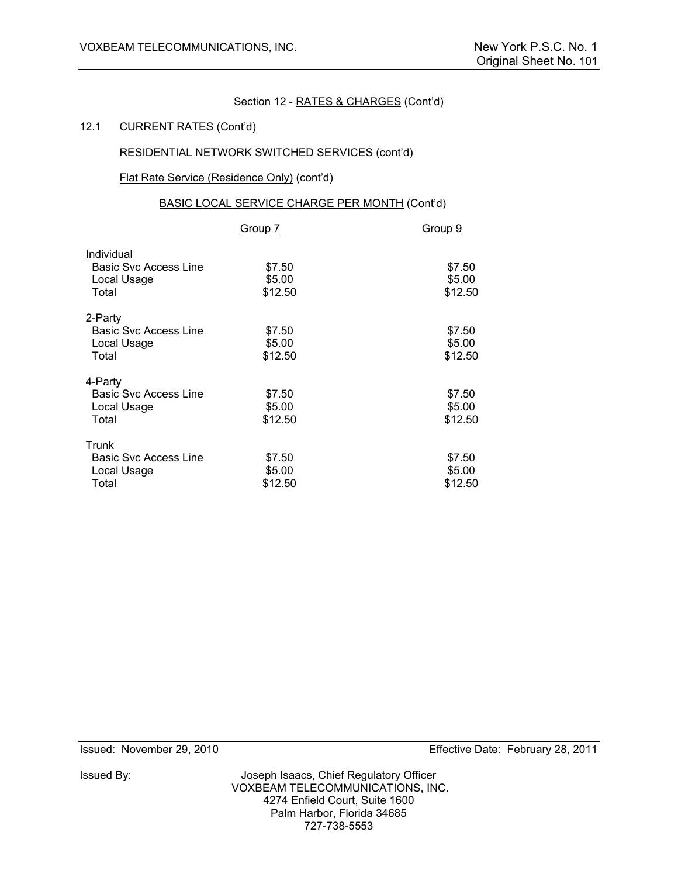Section 12 - RATES & CHARGES (Cont'd)

12.1 CURRENT RATES (Cont'd)

RESIDENTIAL NETWORK SWITCHED SERVICES (cont'd)

Flat Rate Service (Residence Only) (cont'd)

BASIC LOCAL SERVICE CHARGE PER MONTH (Cont'd)

| | Group 7 | Group 9 |
|---|---|---|
| Individual | | |
| Basic Svc Access Line | $7.50 | $7.50 |
| Local Usage | $5.00 | $5.00 |
| Total | $12.50 | $12.50 |
| 2-Party | | |
| Basic Svc Access Line | $7.50 | $7.50 |
| Local Usage | $5.00 | $5.00 |
| Total | $12.50 | $12.50 |
| 4-Party | | |
| Basic Svc Access Line | $7.50 | $7.50 |
| Local Usage | $5.00 | $5.00 |
| Total | $12.50 | $12.50 |
| Trunk | | |
| Basic Svc Access Line | $7.50 | $7.50 |
| Local Usage | $5.00 | $5.00 |
| Total | $12.50 | $12.50 |

Issued: November 29, 2010 Effective Date: February 28, 2011

Issued By: Joseph Isaacs, Chief Regulatory Officer
VOXBEAM TELECOMMUNICATIONS, INC.
4274 Enfield Court, Suite 1600
Palm Harbor, Florida 34685
727-738-5553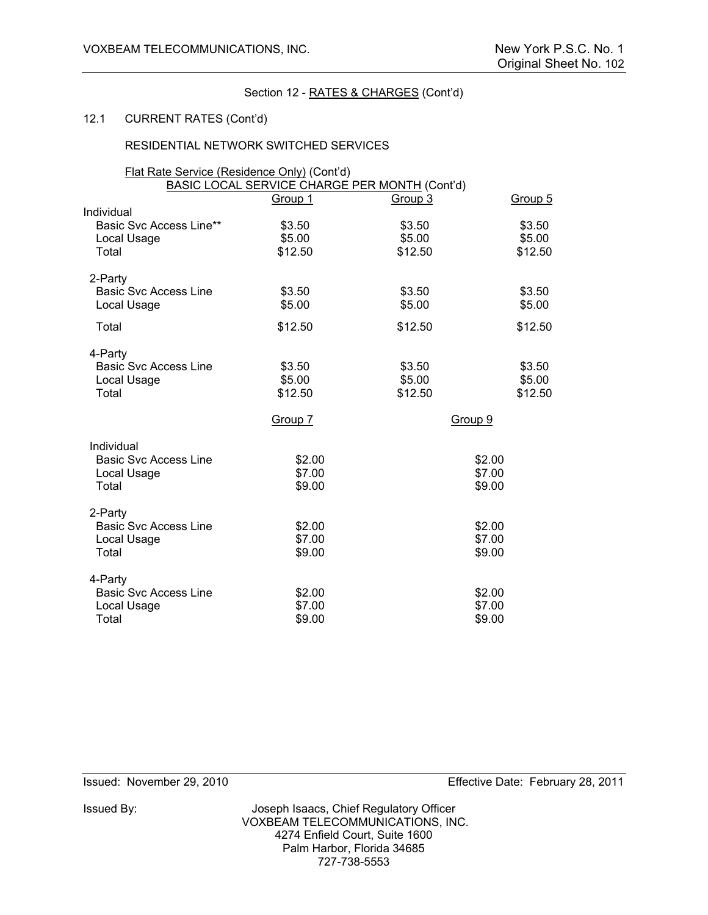Section 12 - RATES & CHARGES (Cont'd)

12.1 CURRENT RATES (Cont'd)

RESIDENTIAL NETWORK SWITCHED SERVICES

Flat Rate Service (Residence Only) (Cont'd)

BASIC LOCAL SERVICE CHARGE PER MONTH (Cont'd)

| | Group 1 | Group 3 | Group 5 |
|---|---|---|---|
| Individual | | | |
| Basic Svc Access Line** | $3.50 | $3.50 | $3.50 |
| Local Usage | $5.00 | $5.00 | $5.00 |
| Total | $12.50 | $12.50 | $12.50 |
| 2-Party | | | |
| Basic Svc Access Line | $3.50 | $3.50 | $3.50 |
| Local Usage | $5.00 | $5.00 | $5.00 |
| Total | $12.50 | $12.50 | $12.50 |
| 4-Party | | | |
| Basic Svc Access Line | $3.50 | $3.50 | $3.50 |
| Local Usage | $5.00 | $5.00 | $5.00 |
| Total | $12.50 | $12.50 | $12.50 |

| | Group 7 | Group 9 |
|---|---|---|
| Individual | | |
| Basic Svc Access Line | $2.00 | $2.00 |
| Local Usage | $7.00 | $7.00 |
| Total | $9.00 | $9.00 |
| 2-Party | | |
| Basic Svc Access Line | $2.00 | $2.00 |
| Local Usage | $7.00 | $7.00 |
| Total | $9.00 | $9.00 |
| 4-Party | | |
| Basic Svc Access Line | $2.00 | $2.00 |
| Local Usage | $7.00 | $7.00 |
| Total | $9.00 | $9.00 |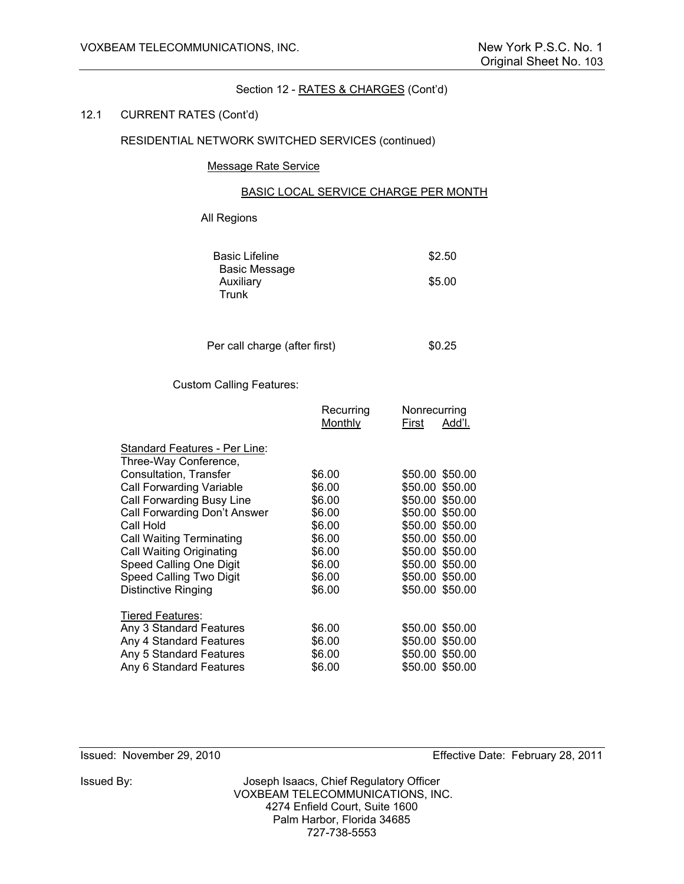Section 12 - RATES & CHARGES (Cont'd)

12.1 CURRENT RATES (Cont'd)

RESIDENTIAL NETWORK SWITCHED SERVICES (continued)

Message Rate Service

BASIC LOCAL SERVICE CHARGE PER MONTH

All Regions

| | |
|---|---|
| Basic Lifeline | $2.50 |
| Basic Message Auxiliary Trunk | $5.00 |
| Per call charge (after first) | $0.25 |

Custom Calling Features:

| | Recurring Monthly | Nonrecurring First | Nonrecurring Add'l. |
|---|---|---|---|
| **Standard Features - Per Line:** | | | |
| Three-Way Conference, Consultation, Transfer | $6.00 | $50.00 | $50.00 |
| Call Forwarding Variable | $6.00 | $50.00 | $50.00 |
| Call Forwarding Busy Line | $6.00 | $50.00 | $50.00 |
| Call Forwarding Don't Answer | $6.00 | $50.00 | $50.00 |
| Call Hold | $6.00 | $50.00 | $50.00 |
| Call Waiting Terminating | $6.00 | $50.00 | $50.00 |
| Call Waiting Originating | $6.00 | $50.00 | $50.00 |
| Speed Calling One Digit | $6.00 | $50.00 | $50.00 |
| Speed Calling Two Digit | $6.00 | $50.00 | $50.00 |
| Distinctive Ringing | $6.00 | $50.00 | $50.00 |
| **Tiered Features:** | | | |
| Any 3 Standard Features | $6.00 | $50.00 | $50.00 |
| Any 4 Standard Features | $6.00 | $50.00 | $50.00 |
| Any 5 Standard Features | $6.00 | $50.00 | $50.00 |
| Any 6 Standard Features | $6.00 | $50.00 | $50.00 |

Issued: November 29, 2010 Effective Date: February 28, 2011

Issued By: Joseph Isaacs, Chief Regulatory Officer
VOXBEAM TELECOMMUNICATIONS, INC.
4274 Enfield Court, Suite 1600
Palm Harbor, Florida 34685
727-738-5553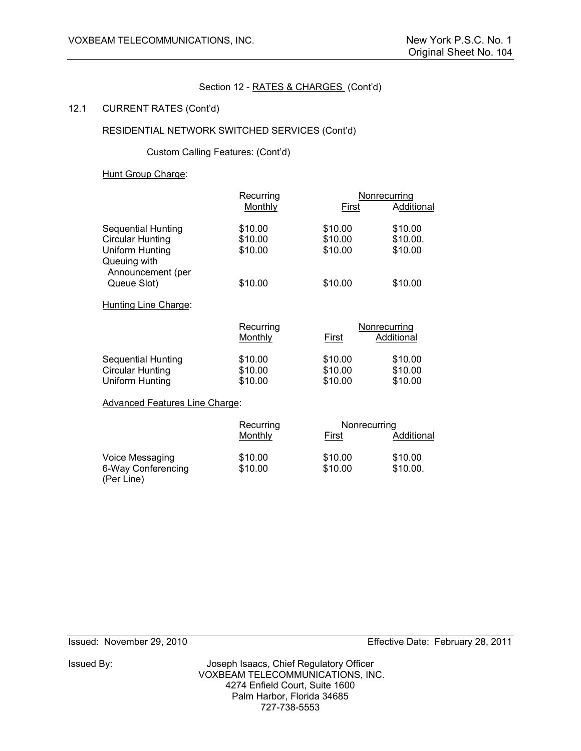Section 12 - RATES & CHARGES (Cont'd)

12.1 CURRENT RATES (Cont'd)

RESIDENTIAL NETWORK SWITCHED SERVICES (Cont'd)

Custom Calling Features: (Cont'd)

Hunt Group Charge:

| | Recurring | Nonrecurring | |
|---|---|---|---|
| | Monthly | First | Additional |
| Sequential Hunting | $10.00 | $10.00 | $10.00 |
| Circular Hunting | $10.00 | $10.00 | $10.00. |
| Uniform Hunting | $10.00 | $10.00 | $10.00 |
| Queuing with Announcement (per Queue Slot) | $10.00 | $10.00 | $10.00 |

Hunting Line Charge:

| | Recurring | Nonrecurring | |
|---|---|---|---|
| | Monthly | First | Additional |
| Sequential Hunting | $10.00 | $10.00 | $10.00 |
| Circular Hunting | $10.00 | $10.00 | $10.00 |
| Uniform Hunting | $10.00 | $10.00 | $10.00 |

Advanced Features Line Charge:

| | Recurring | Nonrecurring | |
|---|---|---|---|
| | Monthly | First | Additional |
| Voice Messaging | $10.00 | $10.00 | $10.00 |
| 6-Way Conferencing (Per Line) | $10.00 | $10.00 | $10.00. |

Issued: November 29, 2010 Effective Date: February 28, 2011

Issued By: Joseph Isaacs, Chief Regulatory Officer
VOXBEAM TELECOMMUNICATIONS, INC.
4274 Enfield Court, Suite 1600
Palm Harbor, Florida 34685
727-738-5553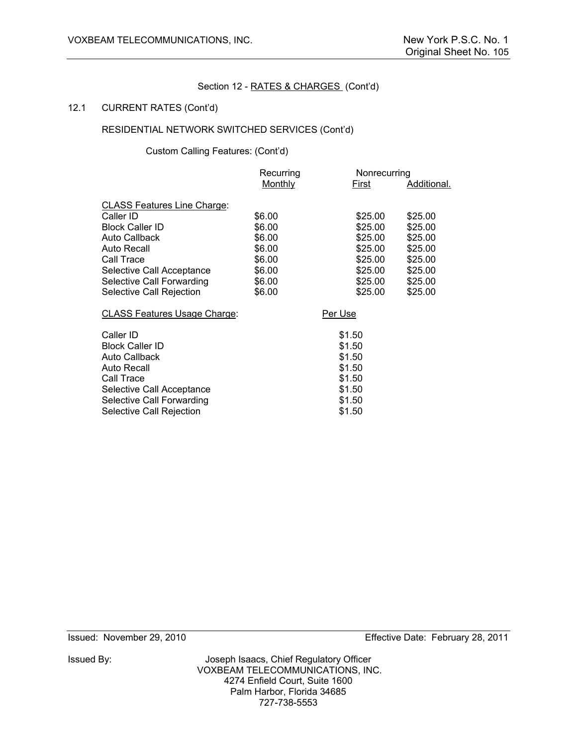Section 12 - RATES & CHARGES (Cont'd)

12.1 CURRENT RATES (Cont'd)

RESIDENTIAL NETWORK SWITCHED SERVICES (Cont'd)

Custom Calling Features: (Cont'd)

| | Recurring | Nonrecurring | |
|---|---|---|---|
| | Monthly | First | Additional. |
| CLASS Features Line Charge: | | | |
| Caller ID | $6.00 | $25.00 | $25.00 |
| Block Caller ID | $6.00 | $25.00 | $25.00 |
| Auto Callback | $6.00 | $25.00 | $25.00 |
| Auto Recall | $6.00 | $25.00 | $25.00 |
| Call Trace | $6.00 | $25.00 | $25.00 |
| Selective Call Acceptance | $6.00 | $25.00 | $25.00 |
| Selective Call Forwarding | $6.00 | $25.00 | $25.00 |
| Selective Call Rejection | $6.00 | $25.00 | $25.00 |

| CLASS Features Usage Charge: | Per Use |
|---|---|
| Caller ID | $1.50 |
| Block Caller ID | $1.50 |
| Auto Callback | $1.50 |
| Auto Recall | $1.50 |
| Call Trace | $1.50 |
| Selective Call Acceptance | $1.50 |
| Selective Call Forwarding | $1.50 |
| Selective Call Rejection | $1.50 |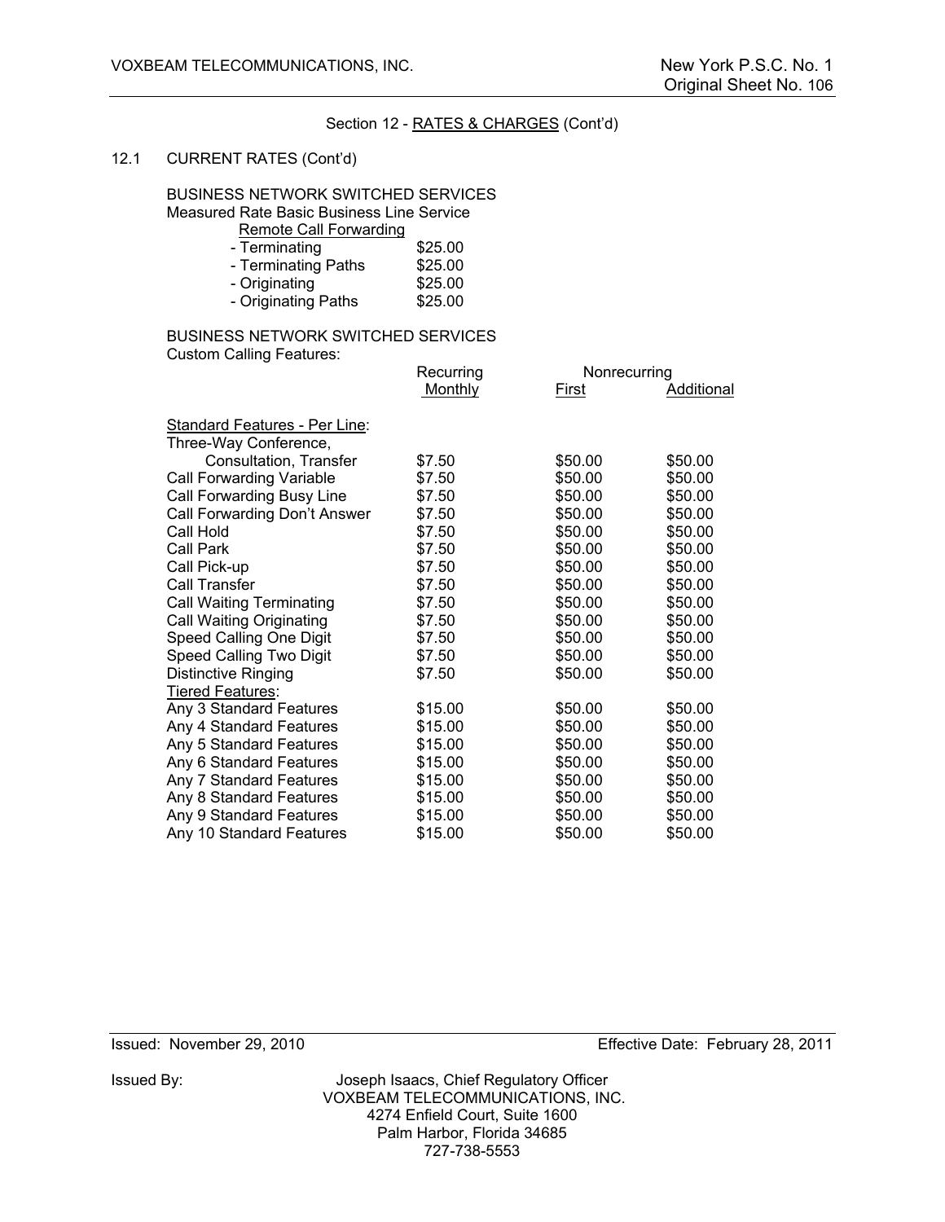Section 12 - RATES & CHARGES (Cont'd)

12.1 CURRENT RATES (Cont'd)

BUSINESS NETWORK SWITCHED SERVICES
Measured Rate Basic Business Line Service

Remote Call Forwarding

| | |
|---|---|
| - Terminating | $25.00 |
| - Terminating Paths | $25.00 |
| - Originating | $25.00 |
| - Originating Paths | $25.00 |

BUSINESS NETWORK SWITCHED SERVICES
Custom Calling Features:

| | Recurring | Nonrecurring | |
|---|---|---|---|
| | Monthly | First | Additional |
| Standard Features - Per Line: | | | |
| Three-Way Conference, Consultation, Transfer | $7.50 | $50.00 | $50.00 |
| Call Forwarding Variable | $7.50 | $50.00 | $50.00 |
| Call Forwarding Busy Line | $7.50 | $50.00 | $50.00 |
| Call Forwarding Don't Answer | $7.50 | $50.00 | $50.00 |
| Call Hold | $7.50 | $50.00 | $50.00 |
| Call Park | $7.50 | $50.00 | $50.00 |
| Call Pick-up | $7.50 | $50.00 | $50.00 |
| Call Transfer | $7.50 | $50.00 | $50.00 |
| Call Waiting Terminating | $7.50 | $50.00 | $50.00 |
| Call Waiting Originating | $7.50 | $50.00 | $50.00 |
| Speed Calling One Digit | $7.50 | $50.00 | $50.00 |
| Speed Calling Two Digit | $7.50 | $50.00 | $50.00 |
| Distinctive Ringing | $7.50 | $50.00 | $50.00 |
| Tiered Features: | | | |
| Any 3 Standard Features | $15.00 | $50.00 | $50.00 |
| Any 4 Standard Features | $15.00 | $50.00 | $50.00 |
| Any 5 Standard Features | $15.00 | $50.00 | $50.00 |
| Any 6 Standard Features | $15.00 | $50.00 | $50.00 |
| Any 7 Standard Features | $15.00 | $50.00 | $50.00 |
| Any 8 Standard Features | $15.00 | $50.00 | $50.00 |
| Any 9 Standard Features | $15.00 | $50.00 | $50.00 |
| Any 10 Standard Features | $15.00 | $50.00 | $50.00 |

Issued: November 29, 2010 Effective Date: February 28, 2011

Issued By: Joseph Isaacs, Chief Regulatory Officer
VOXBEAM TELECOMMUNICATIONS, INC.
4274 Enfield Court, Suite 1600
Palm Harbor, Florida 34685
727-738-5553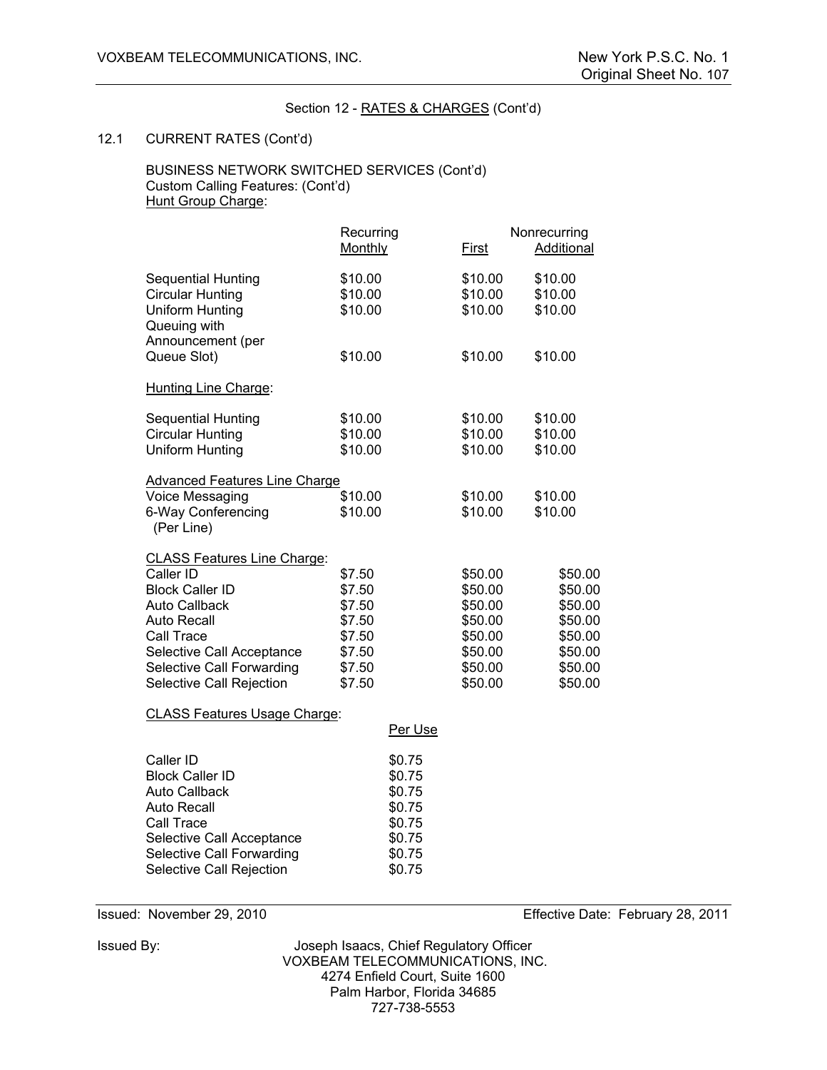Section 12 - RATES & CHARGES (Cont'd)

12.1 CURRENT RATES (Cont'd)

BUSINESS NETWORK SWITCHED SERVICES (Cont'd)
Custom Calling Features: (Cont'd)
Hunt Group Charge:

| | Recurring Monthly | Nonrecurring First | Nonrecurring Additional |
|---|---|---|---|
| Sequential Hunting | $10.00 | $10.00 | $10.00 |
| Circular Hunting | $10.00 | $10.00 | $10.00 |
| Uniform Hunting | $10.00 | $10.00 | $10.00 |
| Queuing with Announcement (per Queue Slot) | $10.00 | $10.00 | $10.00 |
| **Hunting Line Charge:** | | | |
| Sequential Hunting | $10.00 | $10.00 | $10.00 |
| Circular Hunting | $10.00 | $10.00 | $10.00 |
| Uniform Hunting | $10.00 | $10.00 | $10.00 |
| **Advanced Features Line Charge** | | | |
| Voice Messaging | $10.00 | $10.00 | $10.00 |
| 6-Way Conferencing (Per Line) | $10.00 | $10.00 | $10.00 |
| **CLASS Features Line Charge:** | | | |
| Caller ID | $7.50 | $50.00 | $50.00 |
| Block Caller ID | $7.50 | $50.00 | $50.00 |
| Auto Callback | $7.50 | $50.00 | $50.00 |
| Auto Recall | $7.50 | $50.00 | $50.00 |
| Call Trace | $7.50 | $50.00 | $50.00 |
| Selective Call Acceptance | $7.50 | $50.00 | $50.00 |
| Selective Call Forwarding | $7.50 | $50.00 | $50.00 |
| Selective Call Rejection | $7.50 | $50.00 | $50.00 |

CLASS Features Usage Charge:

| | Per Use |
|---|---|
| Caller ID | $0.75 |
| Block Caller ID | $0.75 |
| Auto Callback | $0.75 |
| Auto Recall | $0.75 |
| Call Trace | $0.75 |
| Selective Call Acceptance | $0.75 |
| Selective Call Forwarding | $0.75 |
| Selective Call Rejection | $0.75 |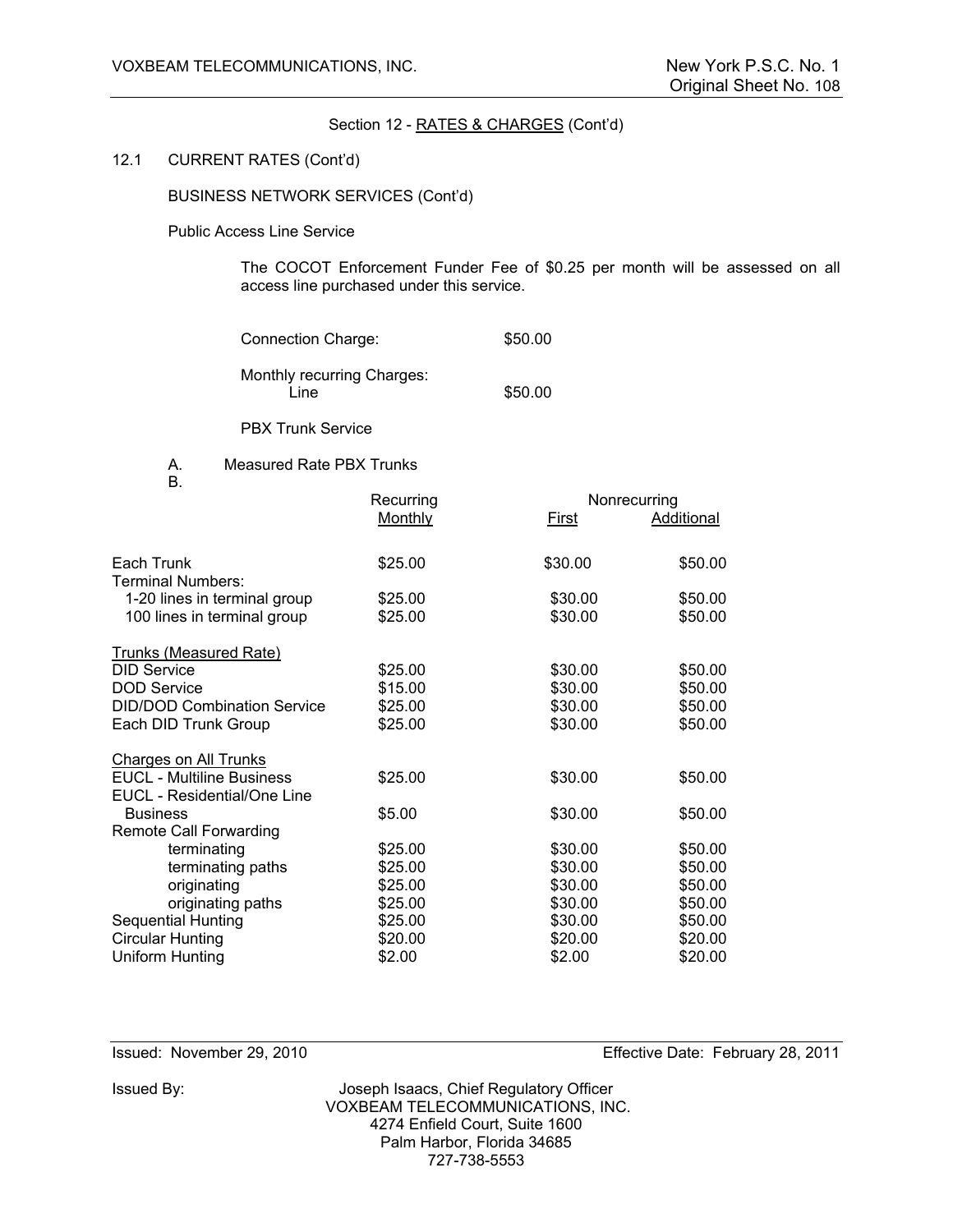Section 12 - RATES & CHARGES (Cont'd)

12.1 CURRENT RATES (Cont'd)

BUSINESS NETWORK SERVICES (Cont'd)

Public Access Line Service

The COCOT Enforcement Funder Fee of $0.25 per month will be assessed on all access line purchased under this service.

| | |
|---|---|
| Connection Charge: | $50.00 |
| Monthly recurring Charges: Line | $50.00 |

PBX Trunk Service

A. Measured Rate PBX Trunks

B.

| | Recurring Monthly | Nonrecurring First | Nonrecurring Additional |
|---|---|---|---|
| Each Trunk | $25.00 | $30.00 | $50.00 |
| Terminal Numbers: | | | |
| 1-20 lines in terminal group | $25.00 | $30.00 | $50.00 |
| 100 lines in terminal group | $25.00 | $30.00 | $50.00 |
| Trunks (Measured Rate) | | | |
| DID Service | $25.00 | $30.00 | $50.00 |
| DOD Service | $15.00 | $30.00 | $50.00 |
| DID/DOD Combination Service | $25.00 | $30.00 | $50.00 |
| Each DID Trunk Group | $25.00 | $30.00 | $50.00 |
| Charges on All Trunks | | | |
| EUCL - Multiline Business | $25.00 | $30.00 | $50.00 |
| EUCL - Residential/One Line Business | $5.00 | $30.00 | $50.00 |
| Remote Call Forwarding | | | |
| terminating | $25.00 | $30.00 | $50.00 |
| terminating paths | $25.00 | $30.00 | $50.00 |
| originating | $25.00 | $30.00 | $50.00 |
| originating paths | $25.00 | $30.00 | $50.00 |
| Sequential Hunting | $25.00 | $30.00 | $50.00 |
| Circular Hunting | $20.00 | $20.00 | $20.00 |
| Uniform Hunting | $2.00 | $2.00 | $20.00 |

Issued: November 29, 2010

Effective Date: February 28, 2011

Issued By: Joseph Isaacs, Chief Regulatory Officer
VOXBEAM TELECOMMUNICATIONS, INC.
4274 Enfield Court, Suite 1600
Palm Harbor, Florida 34685
727-738-5553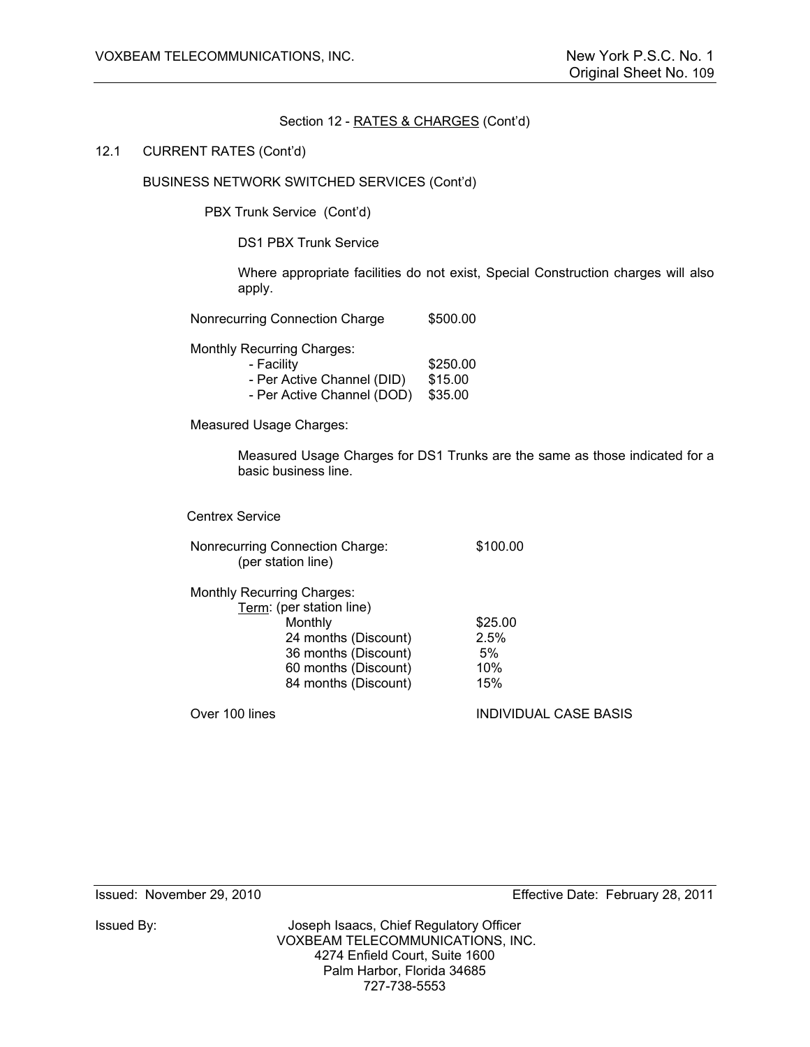Section 12 - RATES & CHARGES (Cont'd)

12.1 CURRENT RATES (Cont'd)

BUSINESS NETWORK SWITCHED SERVICES (Cont'd)

PBX Trunk Service (Cont'd)

DS1 PBX Trunk Service

Where appropriate facilities do not exist, Special Construction charges will also apply.

| | |
|---|---|
| Nonrecurring Connection Charge | $500.00 |

Monthly Recurring Charges:

| | |
|---|---|
| - Facility | $250.00 |
| - Per Active Channel (DID) | $15.00 |
| - Per Active Channel (DOD) | $35.00 |

Measured Usage Charges:

Measured Usage Charges for DS1 Trunks are the same as those indicated for a basic business line.

Centrex Service

| | |
|---|---|
| Nonrecurring Connection Charge: (per station line) | $100.00 |

Monthly Recurring Charges:

Term: (per station line)

| | |
|---|---|
| Monthly | $25.00 |
| 24 months (Discount) | 2.5% |
| 36 months (Discount) | 5% |
| 60 months (Discount) | 10% |
| 84 months (Discount) | 15% |

| | |
|---|---|
| Over 100 lines | INDIVIDUAL CASE BASIS |

Issued: November 29, 2010 Effective Date: February 28, 2011

Issued By: Joseph Isaacs, Chief Regulatory Officer
VOXBEAM TELECOMMUNICATIONS, INC.
4274 Enfield Court, Suite 1600
Palm Harbor, Florida 34685
727-738-5553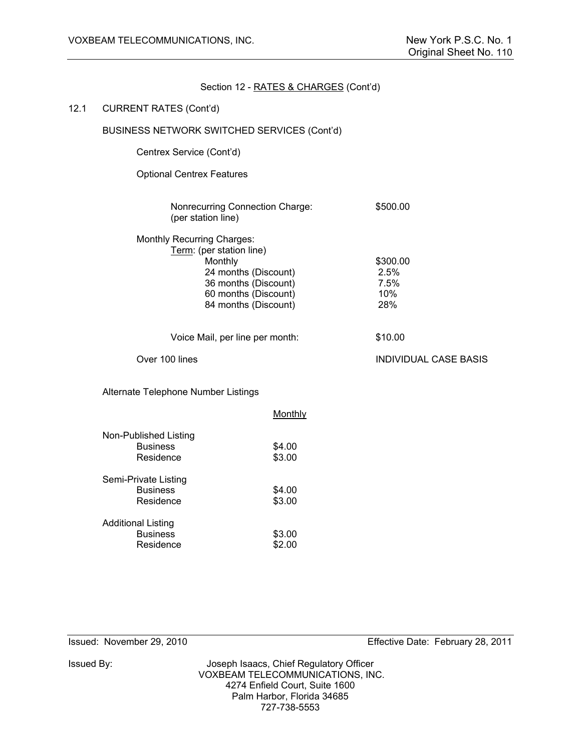Section 12 - RATES & CHARGES (Cont'd)

12.1 CURRENT RATES (Cont'd)

BUSINESS NETWORK SWITCHED SERVICES (Cont'd)

Centrex Service (Cont'd)

Optional Centrex Features

| | |
|---|---|
| Nonrecurring Connection Charge: (per station line) | $500.00 |
| Monthly Recurring Charges: | |
| Term: (per station line) | |
| Monthly | $300.00 |
| 24 months (Discount) | 2.5% |
| 36 months (Discount) | 7.5% |
| 60 months (Discount) | 10% |
| 84 months (Discount) | 28% |
| Voice Mail, per line per month: | $10.00 |
| Over 100 lines | INDIVIDUAL CASE BASIS |

Alternate Telephone Number Listings

| | Monthly |
|---|---|
| **Non-Published Listing** | |
| Business | $4.00 |
| Residence | $3.00 |
| **Semi-Private Listing** | |
| Business | $4.00 |
| Residence | $3.00 |
| **Additional Listing** | |
| Business | $3.00 |
| Residence | $2.00 |

Issued: November 29, 2010 Effective Date: February 28, 2011

Issued By: Joseph Isaacs, Chief Regulatory Officer
VOXBEAM TELECOMMUNICATIONS, INC.
4274 Enfield Court, Suite 1600
Palm Harbor, Florida 34685
727-738-5553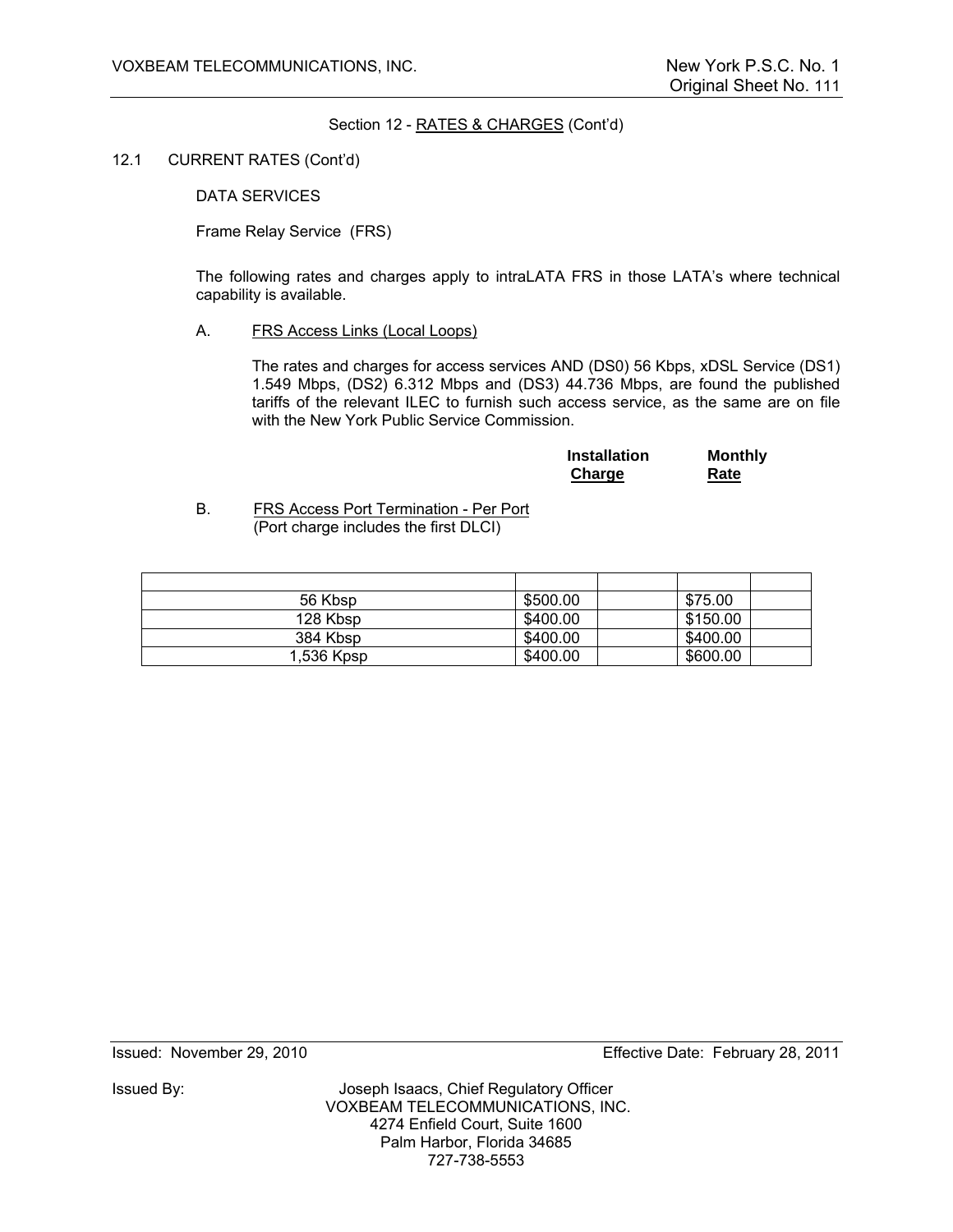Section 12 - RATES & CHARGES (Cont'd)

12.1 CURRENT RATES (Cont'd)

DATA SERVICES

Frame Relay Service (FRS)

The following rates and charges apply to intraLATA FRS in those LATA's where technical capability is available.

A. FRS Access Links (Local Loops)

The rates and charges for access services AND (DS0) 56 Kbps, xDSL Service (DS1) 1.549 Mbps, (DS2) 6.312 Mbps and (DS3) 44.736 Mbps, are found the published tariffs of the relevant ILEC to furnish such access service, as the same are on file with the New York Public Service Commission.

B. FRS Access Port Termination - Per Port
(Port charge includes the first DLCI)

| | **Installation Charge** | | **Monthly Rate** | |
|---|---|---|---|---|
| 56 Kbsp | $500.00 | | $75.00 | |
| 128 Kbsp | $400.00 | | $150.00 | |
| 384 Kbsp | $400.00 | | $400.00 | |
| 1,536 Kpsp | $400.00 | | $600.00 | |

Issued: November 29, 2010

Effective Date: February 28, 2011

Issued By: Joseph Isaacs, Chief Regulatory Officer
VOXBEAM TELECOMMUNICATIONS, INC.
4274 Enfield Court, Suite 1600
Palm Harbor, Florida 34685
727-738-5553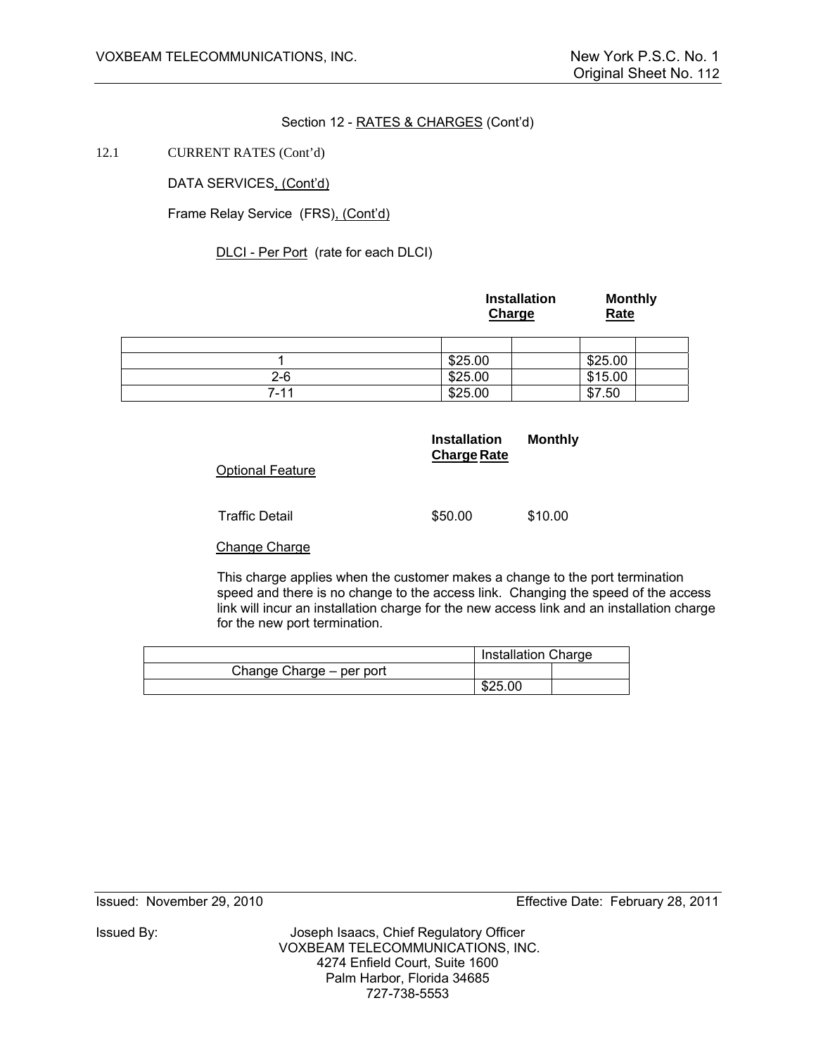Section 12 - RATES & CHARGES (Cont'd)

12.1 CURRENT RATES (Cont'd)

DATA SERVICES, (Cont'd)

Frame Relay Service (FRS), (Cont'd)

DLCI - Per Port (rate for each DLCI)

| | Installation Charge | | Monthly Rate | |
|---|---|---|---|---|
| | | | | |
| 1 | $25.00 | | $25.00 | |
| 2-6 | $25.00 | | $15.00 | |
| 7-11 | $25.00 | | $7.50 | |

| Optional Feature | Installation Charge | Monthly Rate |
|---|---|---|
| Traffic Detail | $50.00 | $10.00 |

Change Charge

This charge applies when the customer makes a change to the port termination speed and there is no change to the access link. Changing the speed of the access link will incur an installation charge for the new access link and an installation charge for the new port termination.

| | Installation Charge | |
|---|---|---|
| Change Charge – per port | | |
| | $25.00 | |

Issued: November 29, 2010

Effective Date: February 28, 2011

Issued By: Joseph Isaacs, Chief Regulatory Officer
VOXBEAM TELECOMMUNICATIONS, INC.
4274 Enfield Court, Suite 1600
Palm Harbor, Florida 34685
727-738-5553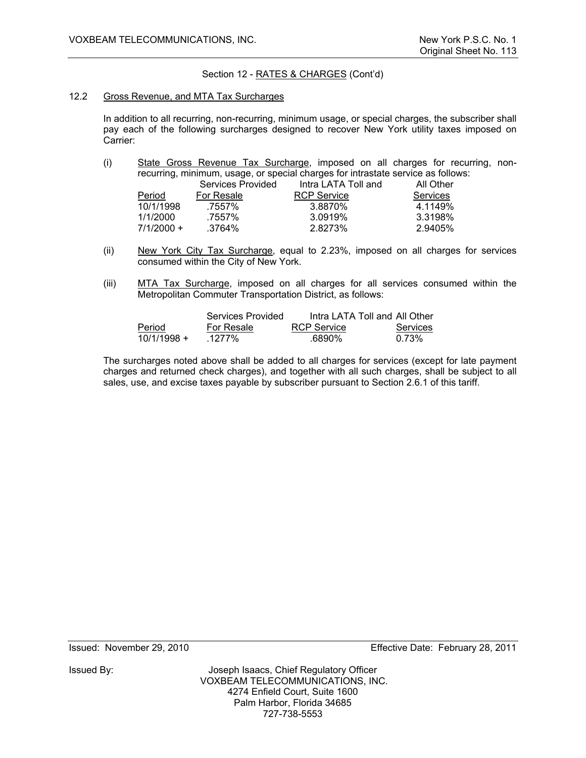Section 12 - RATES & CHARGES (Cont'd)

12.2 Gross Revenue, and MTA Tax Surcharges

In addition to all recurring, non-recurring, minimum usage, or special charges, the subscriber shall pay each of the following surcharges designed to recover New York utility taxes imposed on Carrier:

(i) State Gross Revenue Tax Surcharge, imposed on all charges for recurring, non-recurring, minimum, usage, or special charges for intrastate service as follows:

| Period | Services Provided For Resale | Intra LATA Toll and RCP Service | All Other Services |
|---|---|---|---|
| 10/1/1998 | .7557% | 3.8870% | 4.1149% |
| 1/1/2000 | .7557% | 3.0919% | 3.3198% |
| 7/1/2000 + | .3764% | 2.8273% | 2.9405% |

(ii) New York City Tax Surcharge, equal to 2.23%, imposed on all charges for services consumed within the City of New York.

(iii) MTA Tax Surcharge, imposed on all charges for all services consumed within the Metropolitan Commuter Transportation District, as follows:

| Period | Services Provided For Resale | Intra LATA Toll and RCP Service | All Other Services |
|---|---|---|---|
| 10/1/1998 + | .1277% | .6890% | 0.73% |

The surcharges noted above shall be added to all charges for services (except for late payment charges and returned check charges), and together with all such charges, shall be subject to all sales, use, and excise taxes payable by subscriber pursuant to Section 2.6.1 of this tariff.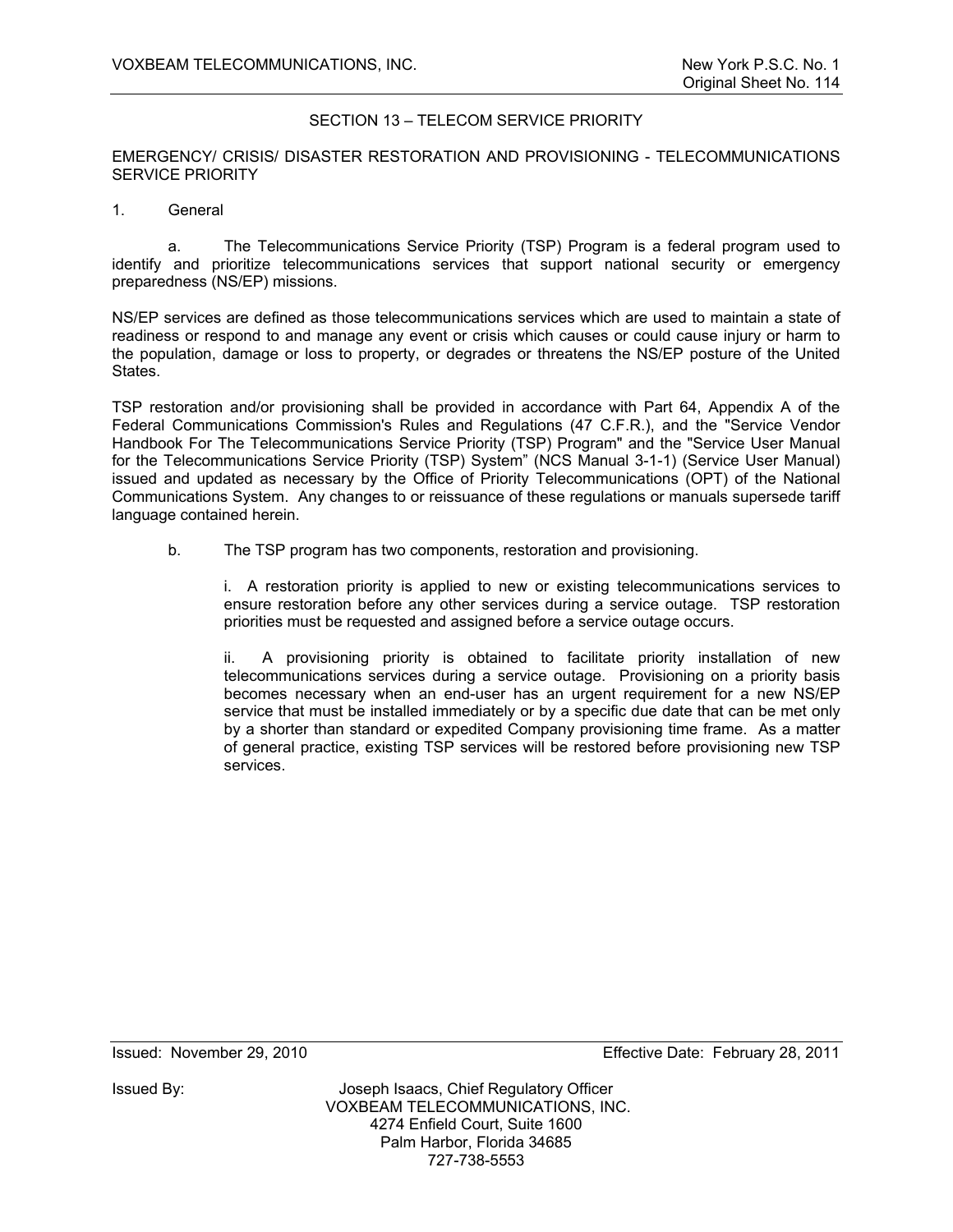## SECTION 13 – TELECOM SERVICE PRIORITY

EMERGENCY/ CRISIS/ DISASTER RESTORATION AND PROVISIONING - TELECOMMUNICATIONS SERVICE PRIORITY

1. General

a. The Telecommunications Service Priority (TSP) Program is a federal program used to identify and prioritize telecommunications services that support national security or emergency preparedness (NS/EP) missions.

NS/EP services are defined as those telecommunications services which are used to maintain a state of readiness or respond to and manage any event or crisis which causes or could cause injury or harm to the population, damage or loss to property, or degrades or threatens the NS/EP posture of the United States.

TSP restoration and/or provisioning shall be provided in accordance with Part 64, Appendix A of the Federal Communications Commission's Rules and Regulations (47 C.F.R.), and the "Service Vendor Handbook For The Telecommunications Service Priority (TSP) Program" and the "Service User Manual for the Telecommunications Service Priority (TSP) System" (NCS Manual 3-1-1) (Service User Manual) issued and updated as necessary by the Office of Priority Telecommunications (OPT) of the National Communications System. Any changes to or reissuance of these regulations or manuals supersede tariff language contained herein.

b. The TSP program has two components, restoration and provisioning.

i. A restoration priority is applied to new or existing telecommunications services to ensure restoration before any other services during a service outage. TSP restoration priorities must be requested and assigned before a service outage occurs.

ii. A provisioning priority is obtained to facilitate priority installation of new telecommunications services during a service outage. Provisioning on a priority basis becomes necessary when an end-user has an urgent requirement for a new NS/EP service that must be installed immediately or by a specific due date that can be met only by a shorter than standard or expedited Company provisioning time frame. As a matter of general practice, existing TSP services will be restored before provisioning new TSP services.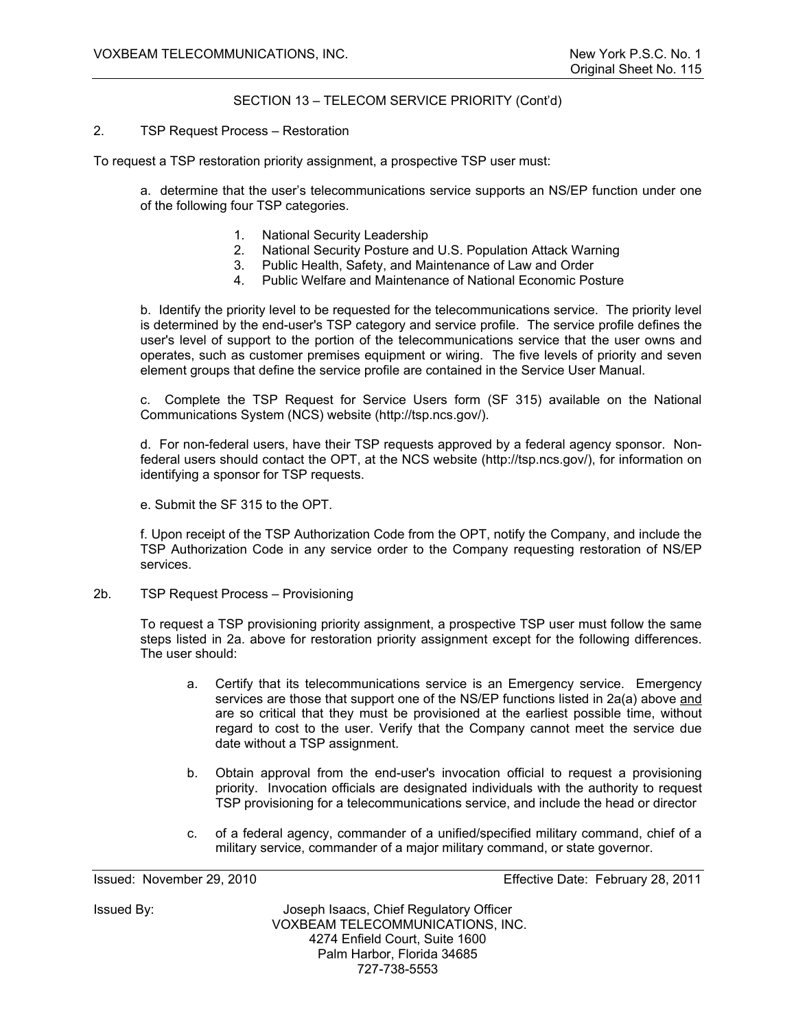## SECTION 13 – TELECOM SERVICE PRIORITY (Cont'd)

2. TSP Request Process – Restoration

To request a TSP restoration priority assignment, a prospective TSP user must:

a. determine that the user's telecommunications service supports an NS/EP function under one of the following four TSP categories.

1. National Security Leadership
2. National Security Posture and U.S. Population Attack Warning
3. Public Health, Safety, and Maintenance of Law and Order
4. Public Welfare and Maintenance of National Economic Posture

b. Identify the priority level to be requested for the telecommunications service. The priority level is determined by the end-user's TSP category and service profile. The service profile defines the user's level of support to the portion of the telecommunications service that the user owns and operates, such as customer premises equipment or wiring. The five levels of priority and seven element groups that define the service profile are contained in the Service User Manual.

c. Complete the TSP Request for Service Users form (SF 315) available on the National Communications System (NCS) website (http://tsp.ncs.gov/).

d. For non-federal users, have their TSP requests approved by a federal agency sponsor. Non-federal users should contact the OPT, at the NCS website (http://tsp.ncs.gov/), for information on identifying a sponsor for TSP requests.

e. Submit the SF 315 to the OPT.

f. Upon receipt of the TSP Authorization Code from the OPT, notify the Company, and include the TSP Authorization Code in any service order to the Company requesting restoration of NS/EP services.

2b. TSP Request Process – Provisioning

To request a TSP provisioning priority assignment, a prospective TSP user must follow the same steps listed in 2a. above for restoration priority assignment except for the following differences. The user should:

a. Certify that its telecommunications service is an Emergency service. Emergency services are those that support one of the NS/EP functions listed in 2a(a) above <u>and</u> are so critical that they must be provisioned at the earliest possible time, without regard to cost to the user. Verify that the Company cannot meet the service due date without a TSP assignment.

b. Obtain approval from the end-user's invocation official to request a provisioning priority. Invocation officials are designated individuals with the authority to request TSP provisioning for a telecommunications service, and include the head or director

c. of a federal agency, commander of a unified/specified military command, chief of a military service, commander of a major military command, or state governor.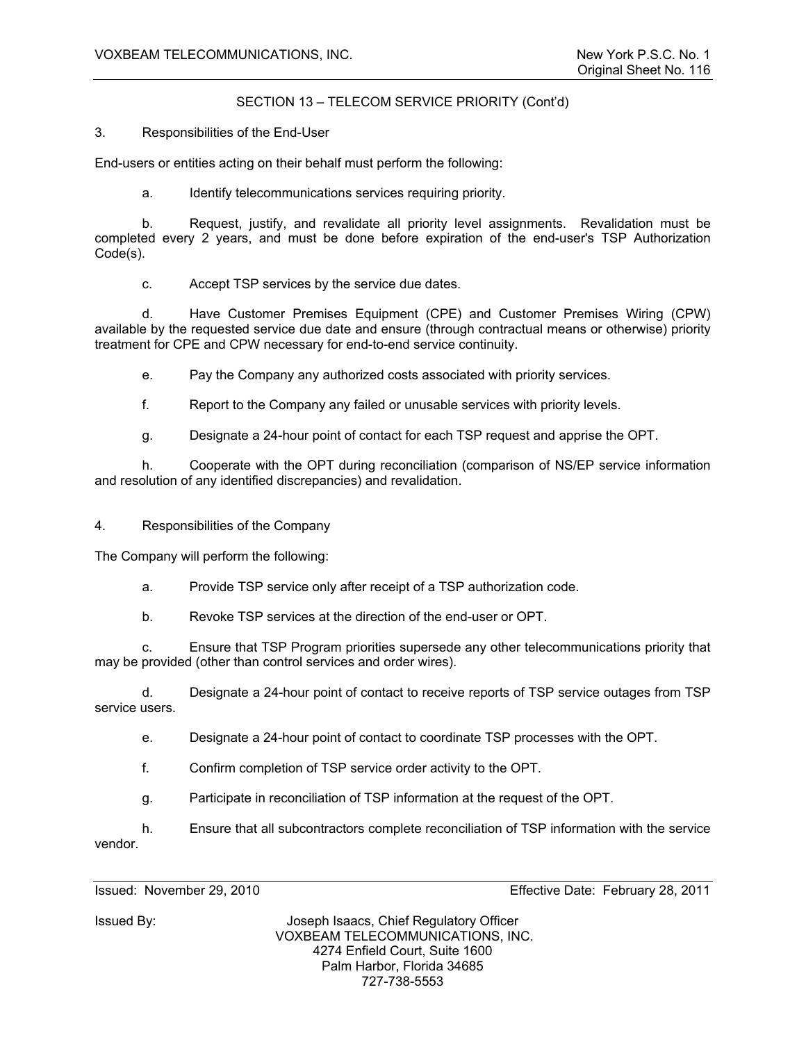## SECTION 13 – TELECOM SERVICE PRIORITY (Cont'd)

3. Responsibilities of the End-User

End-users or entities acting on their behalf must perform the following:

a. Identify telecommunications services requiring priority.

b. Request, justify, and revalidate all priority level assignments. Revalidation must be completed every 2 years, and must be done before expiration of the end-user's TSP Authorization Code(s).

c. Accept TSP services by the service due dates.

d. Have Customer Premises Equipment (CPE) and Customer Premises Wiring (CPW) available by the requested service due date and ensure (through contractual means or otherwise) priority treatment for CPE and CPW necessary for end-to-end service continuity.

e. Pay the Company any authorized costs associated with priority services.

f. Report to the Company any failed or unusable services with priority levels.

g. Designate a 24-hour point of contact for each TSP request and apprise the OPT.

h. Cooperate with the OPT during reconciliation (comparison of NS/EP service information and resolution of any identified discrepancies) and revalidation.

4. Responsibilities of the Company

The Company will perform the following:

a. Provide TSP service only after receipt of a TSP authorization code.

b. Revoke TSP services at the direction of the end-user or OPT.

c. Ensure that TSP Program priorities supersede any other telecommunications priority that may be provided (other than control services and order wires).

d. Designate a 24-hour point of contact to receive reports of TSP service outages from TSP service users.

e. Designate a 24-hour point of contact to coordinate TSP processes with the OPT.

f. Confirm completion of TSP service order activity to the OPT.

g. Participate in reconciliation of TSP information at the request of the OPT.

h. Ensure that all subcontractors complete reconciliation of TSP information with the service vendor.

Issued: November 29, 2010 Effective Date: February 28, 2011

Issued By: Joseph Isaacs, Chief Regulatory Officer
VOXBEAM TELECOMMUNICATIONS, INC.
4274 Enfield Court, Suite 1600
Palm Harbor, Florida 34685
727-738-5553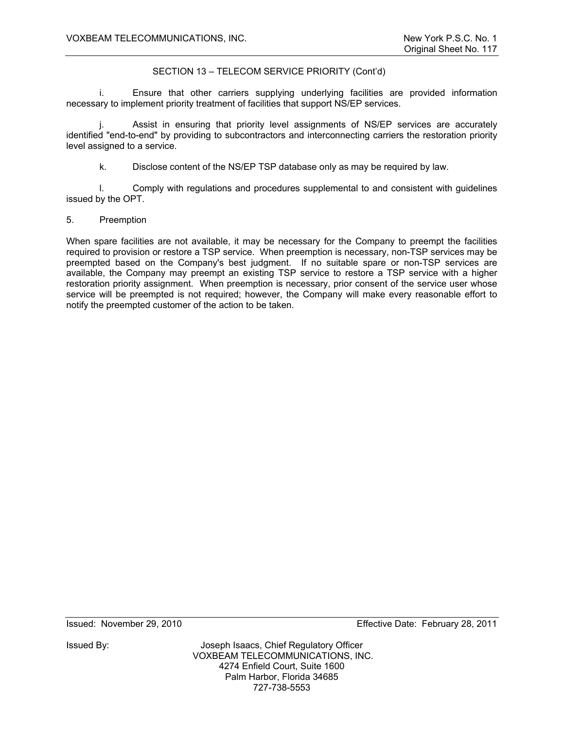SECTION 13 – TELECOM SERVICE PRIORITY (Cont'd)

i. Ensure that other carriers supplying underlying facilities are provided information necessary to implement priority treatment of facilities that support NS/EP services.

j. Assist in ensuring that priority level assignments of NS/EP services are accurately identified "end-to-end" by providing to subcontractors and interconnecting carriers the restoration priority level assigned to a service.

k. Disclose content of the NS/EP TSP database only as may be required by law.

l. Comply with regulations and procedures supplemental to and consistent with guidelines issued by the OPT.

5. Preemption

When spare facilities are not available, it may be necessary for the Company to preempt the facilities required to provision or restore a TSP service. When preemption is necessary, non-TSP services may be preempted based on the Company's best judgment. If no suitable spare or non-TSP services are available, the Company may preempt an existing TSP service to restore a TSP service with a higher restoration priority assignment. When preemption is necessary, prior consent of the service user whose service will be preempted is not required; however, the Company will make every reasonable effort to notify the preempted customer of the action to be taken.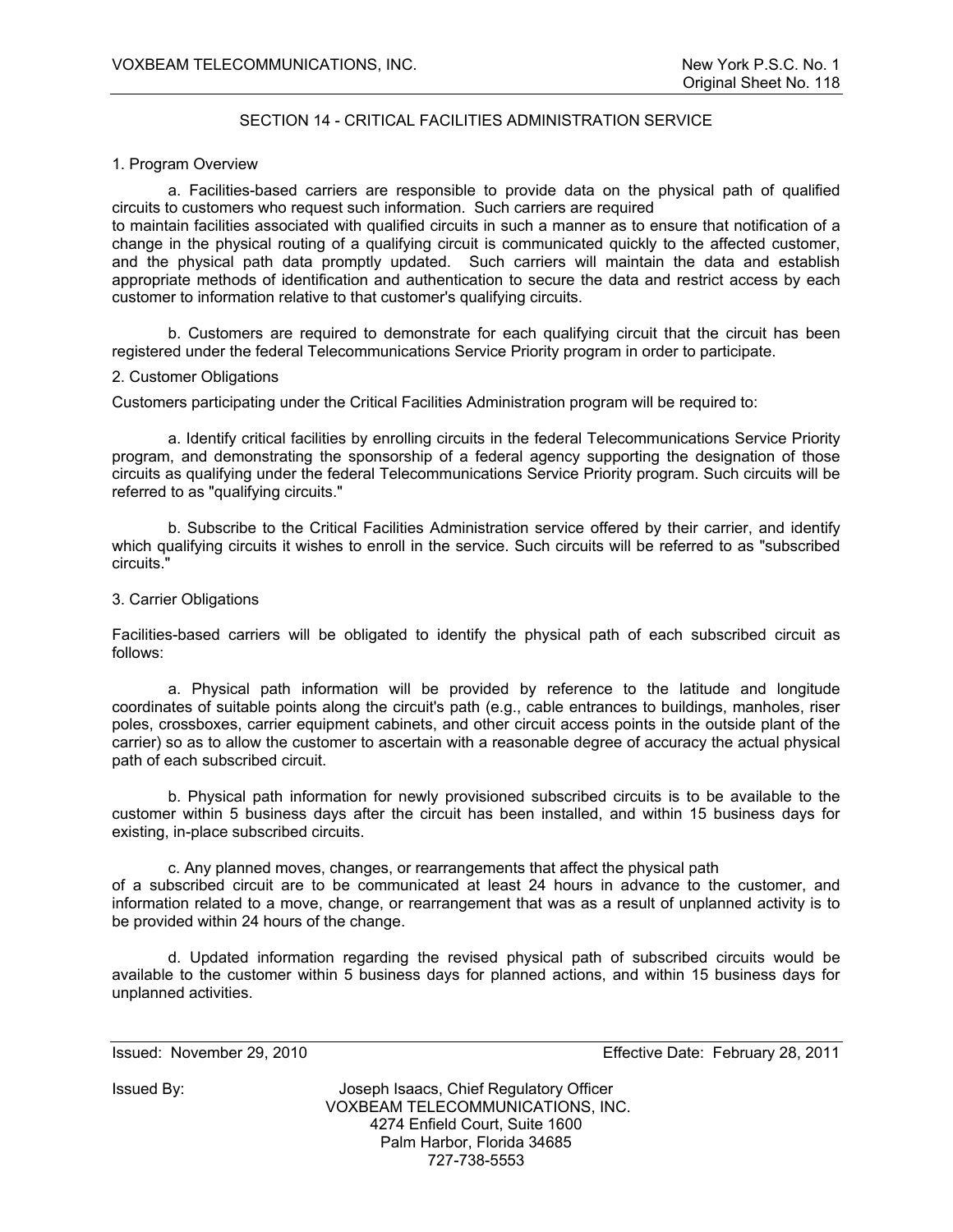## SECTION 14 - CRITICAL FACILITIES ADMINISTRATION SERVICE

1. Program Overview

a. Facilities-based carriers are responsible to provide data on the physical path of qualified circuits to customers who request such information. Such carriers are required to maintain facilities associated with qualified circuits in such a manner as to ensure that notification of a change in the physical routing of a qualifying circuit is communicated quickly to the affected customer, and the physical path data promptly updated. Such carriers will maintain the data and establish appropriate methods of identification and authentication to secure the data and restrict access by each customer to information relative to that customer's qualifying circuits.

b. Customers are required to demonstrate for each qualifying circuit that the circuit has been registered under the federal Telecommunications Service Priority program in order to participate.

2. Customer Obligations

Customers participating under the Critical Facilities Administration program will be required to:

a. Identify critical facilities by enrolling circuits in the federal Telecommunications Service Priority program, and demonstrating the sponsorship of a federal agency supporting the designation of those circuits as qualifying under the federal Telecommunications Service Priority program. Such circuits will be referred to as "qualifying circuits."

b. Subscribe to the Critical Facilities Administration service offered by their carrier, and identify which qualifying circuits it wishes to enroll in the service. Such circuits will be referred to as "subscribed circuits."

3. Carrier Obligations

Facilities-based carriers will be obligated to identify the physical path of each subscribed circuit as follows:

a. Physical path information will be provided by reference to the latitude and longitude coordinates of suitable points along the circuit's path (e.g., cable entrances to buildings, manholes, riser poles, crossboxes, carrier equipment cabinets, and other circuit access points in the outside plant of the carrier) so as to allow the customer to ascertain with a reasonable degree of accuracy the actual physical path of each subscribed circuit.

b. Physical path information for newly provisioned subscribed circuits is to be available to the customer within 5 business days after the circuit has been installed, and within 15 business days for existing, in-place subscribed circuits.

c. Any planned moves, changes, or rearrangements that affect the physical path of a subscribed circuit are to be communicated at least 24 hours in advance to the customer, and information related to a move, change, or rearrangement that was as a result of unplanned activity is to be provided within 24 hours of the change.

d. Updated information regarding the revised physical path of subscribed circuits would be available to the customer within 5 business days for planned actions, and within 15 business days for unplanned activities.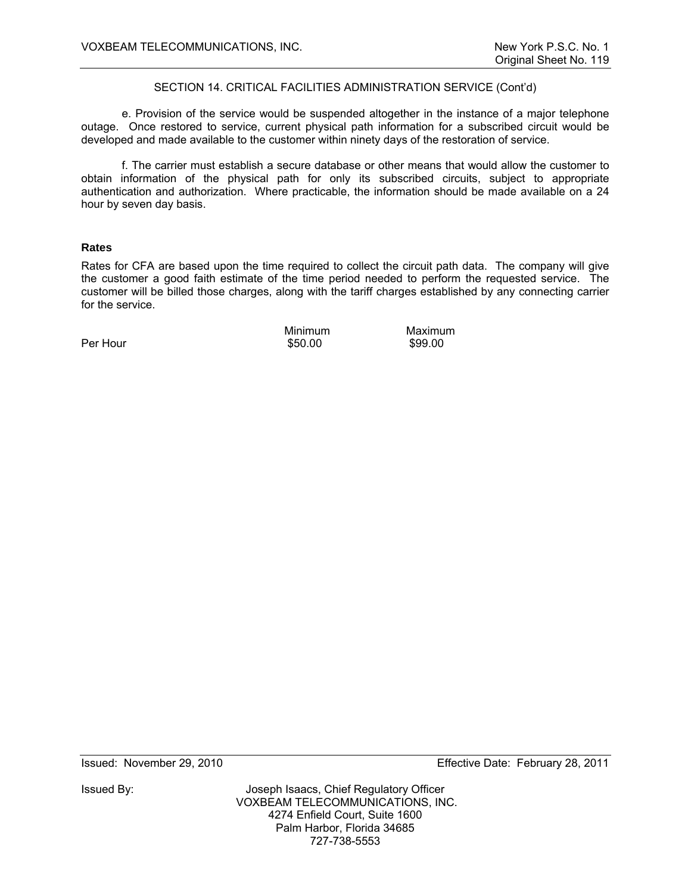SECTION 14. CRITICAL FACILITIES ADMINISTRATION SERVICE (Cont'd)

e. Provision of the service would be suspended altogether in the instance of a major telephone outage. Once restored to service, current physical path information for a subscribed circuit would be developed and made available to the customer within ninety days of the restoration of service.

f. The carrier must establish a secure database or other means that would allow the customer to obtain information of the physical path for only its subscribed circuits, subject to appropriate authentication and authorization. Where practicable, the information should be made available on a 24 hour by seven day basis.

**Rates**

Rates for CFA are based upon the time required to collect the circuit path data. The company will give the customer a good faith estimate of the time period needed to perform the requested service. The customer will be billed those charges, along with the tariff charges established by any connecting carrier for the service.

| | Minimum | Maximum |
|---|---|---|
| Per Hour | $50.00 | $99.00 |

Issued: November 29, 2010

Effective Date: February 28, 2011

Issued By: Joseph Isaacs, Chief Regulatory Officer
VOXBEAM TELECOMMUNICATIONS, INC.
4274 Enfield Court, Suite 1600
Palm Harbor, Florida 34685
727-738-5553